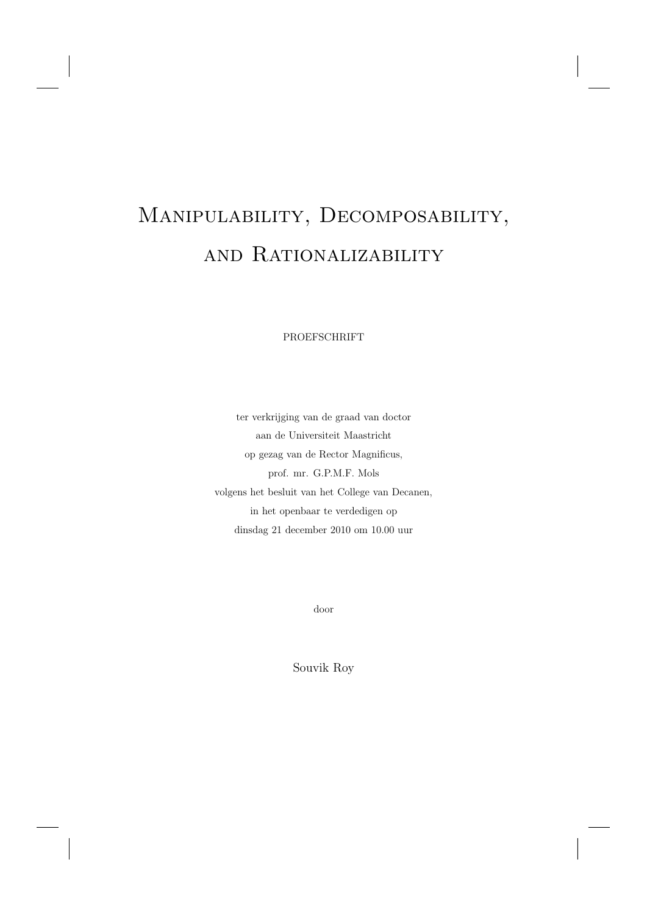# Manipulability, Decomposability, and Rationalizability

PROEFSCHRIFT

ter verkrijging van de graad van doctor
aan de Universiteit Maastricht
op gezag van de Rector Magnificus,
prof. mr. G.P.M.F. Mols
volgens het besluit van het College van Decanen,
in het openbaar te verdedigen op
dinsdag 21 december 2010 om 10.00 uur

door

Souvik Roy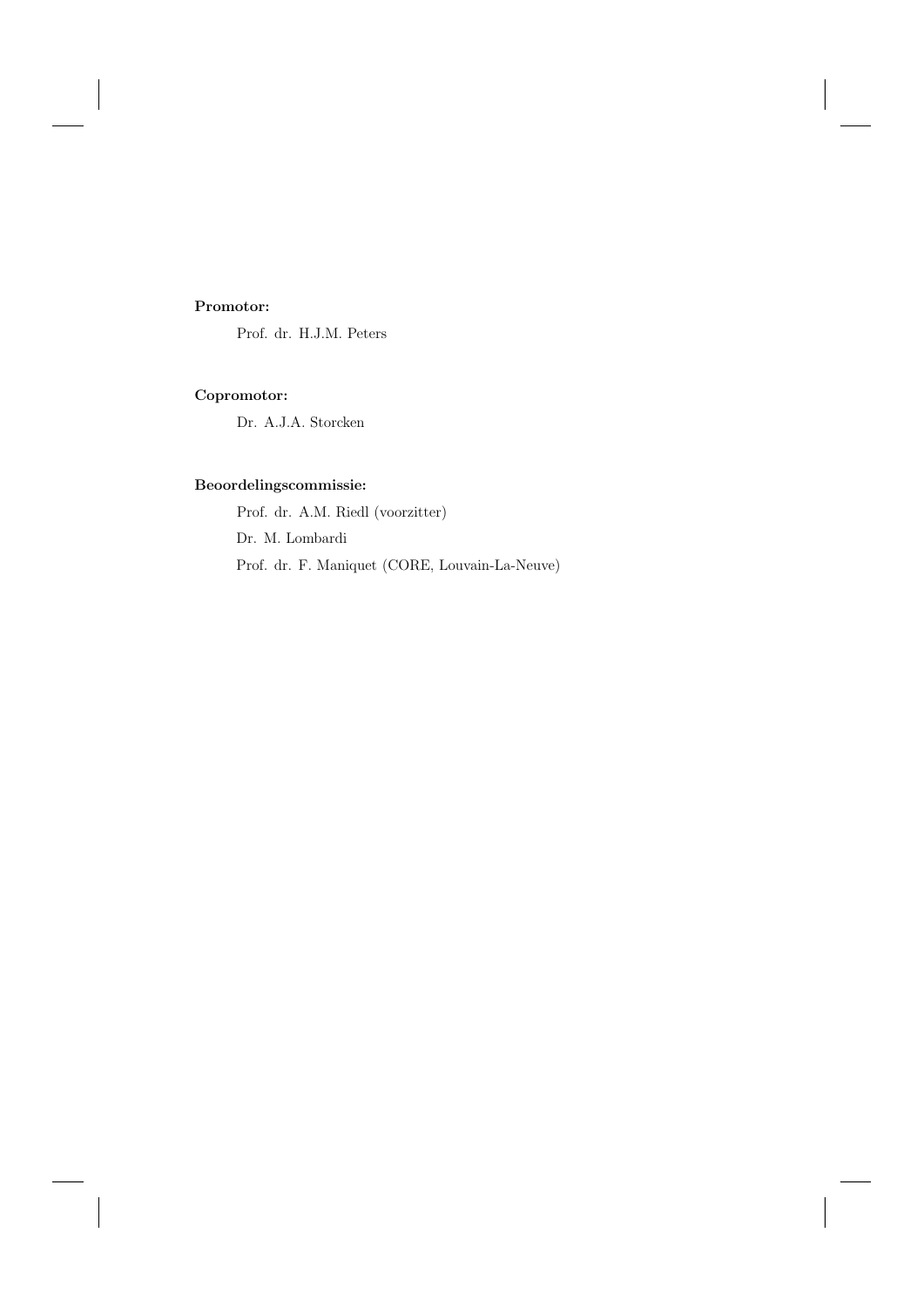**Promotor:**

Prof. dr. H.J.M. Peters

**Copromotor:**

Dr. A.J.A. Storcken

**Beoordelingscommissie:**

Prof. dr. A.M. Riedl (voorzitter)

Dr. M. Lombardi

Prof. dr. F. Maniquet (CORE, Louvain-La-Neuve)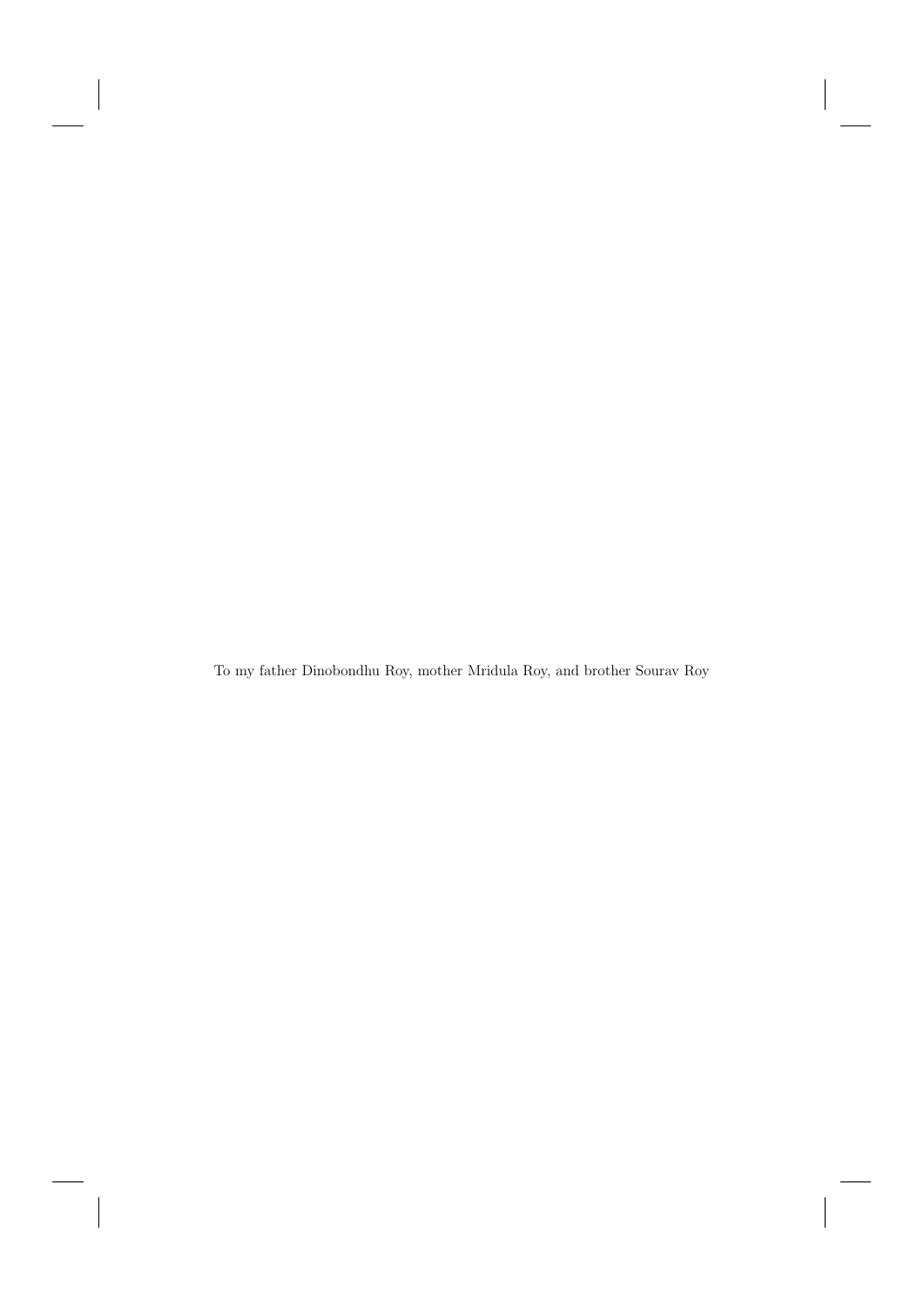To my father Dinobondhu Roy, mother Mridula Roy, and brother Sourav Roy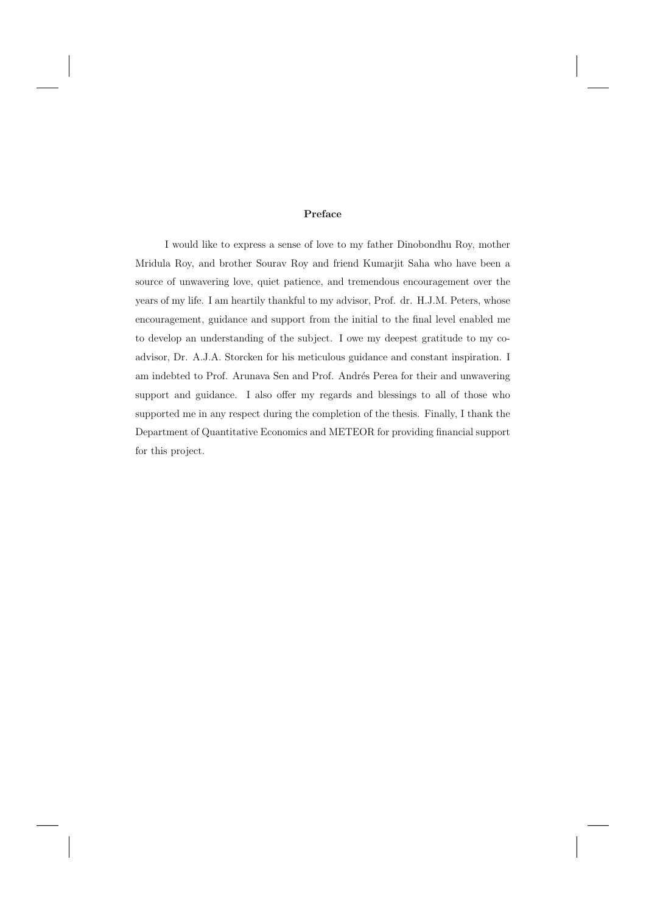# Preface

I would like to express a sense of love to my father Dinobondhu Roy, mother Mridula Roy, and brother Sourav Roy and friend Kumarjit Saha who have been a source of unwavering love, quiet patience, and tremendous encouragement over the years of my life. I am heartily thankful to my advisor, Prof. dr. H.J.M. Peters, whose encouragement, guidance and support from the initial to the final level enabled me to develop an understanding of the subject. I owe my deepest gratitude to my co-advisor, Dr. A.J.A. Storcken for his meticulous guidance and constant inspiration. I am indebted to Prof. Arunava Sen and Prof. Andrés Perea for their and unwavering support and guidance. I also offer my regards and blessings to all of those who supported me in any respect during the completion of the thesis. Finally, I thank the Department of Quantitative Economics and METEOR for providing financial support for this project.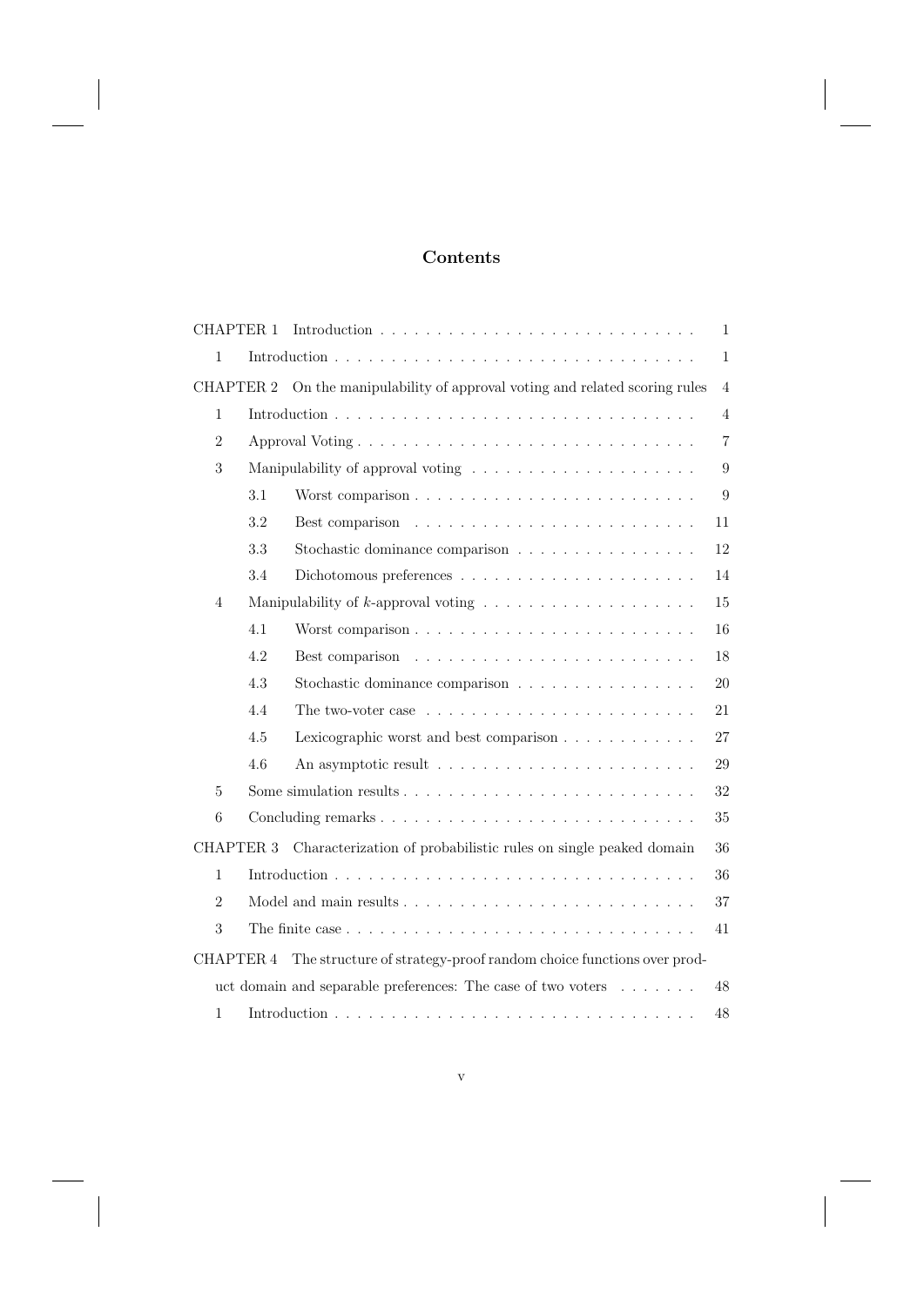# Contents

| | | |
|---|---|---|
| CHAPTER 1 Introduction | | 1 |
| 1 | Introduction | 1 |
| CHAPTER 2 On the manipulability of approval voting and related scoring rules | | 4 |
| 1 | Introduction | 4 |
| 2 | Approval Voting | 7 |
| 3 | Manipulability of approval voting | 9 |
| | 3.1 Worst comparison | 9 |
| | 3.2 Best comparison | 11 |
| | 3.3 Stochastic dominance comparison | 12 |
| | 3.4 Dichotomous preferences | 14 |
| 4 | Manipulability of $k$-approval voting | 15 |
| | 4.1 Worst comparison | 16 |
| | 4.2 Best comparison | 18 |
| | 4.3 Stochastic dominance comparison | 20 |
| | 4.4 The two-voter case | 21 |
| | 4.5 Lexicographic worst and best comparison | 27 |
| | 4.6 An asymptotic result | 29 |
| 5 | Some simulation results | 32 |
| 6 | Concluding remarks | 35 |
| CHAPTER 3 Characterization of probabilistic rules on single peaked domain | | 36 |
| 1 | Introduction | 36 |
| 2 | Model and main results | 37 |
| 3 | The finite case | 41 |
| CHAPTER 4 The structure of strategy-proof random choice functions over product domain and separable preferences: The case of two voters | | 48 |
| 1 | Introduction | 48 |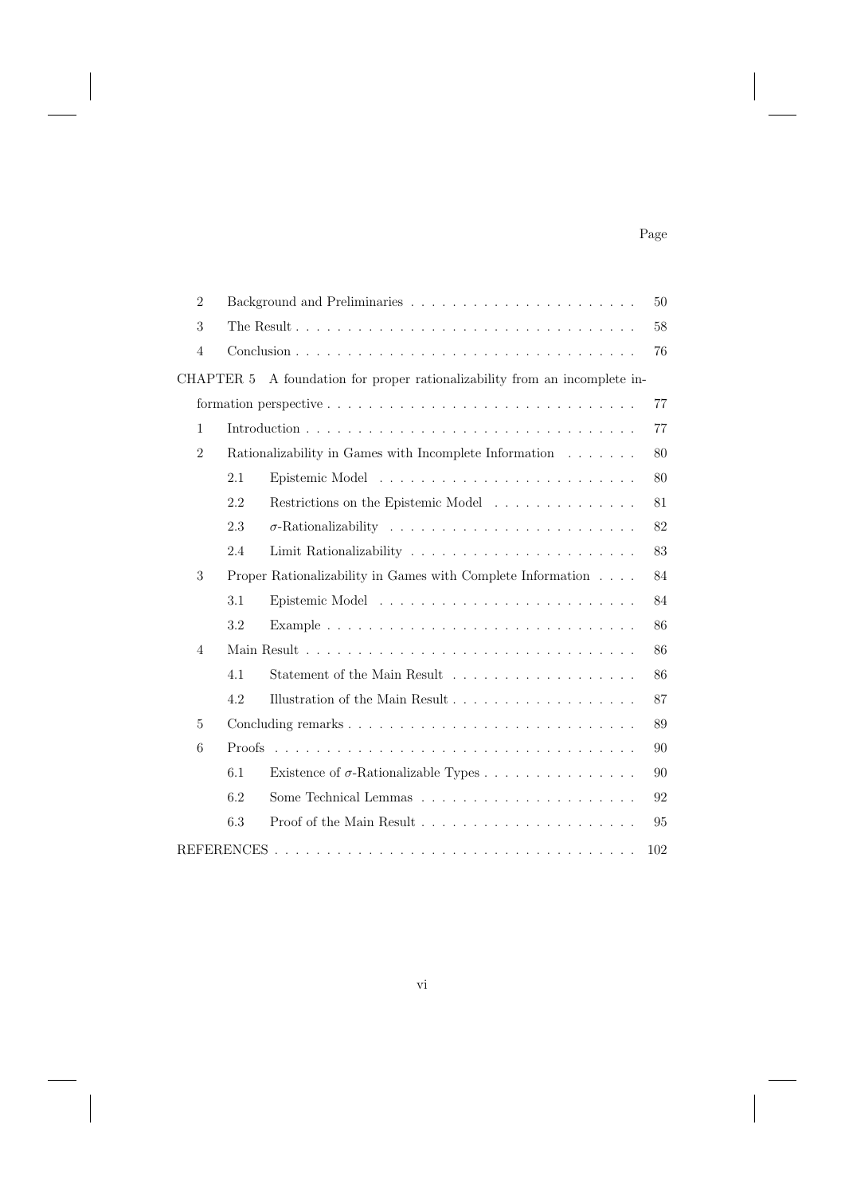Page

| | | | |
|---|---|---|---|
| 2 | Background and Preliminaries | | 50 |
| 3 | The Result | | 58 |
| 4 | Conclusion | | 76 |
| CHAPTER 5 | A foundation for proper rationalizability from an incomplete information perspective | | 77 |
| 1 | Introduction | | 77 |
| 2 | Rationalizability in Games with Incomplete Information | | 80 |
| | 2.1 | Epistemic Model | 80 |
| | 2.2 | Restrictions on the Epistemic Model | 81 |
| | 2.3 | $\sigma$-Rationalizability | 82 |
| | 2.4 | Limit Rationalizability | 83 |
| 3 | Proper Rationalizability in Games with Complete Information | | 84 |
| | 3.1 | Epistemic Model | 84 |
| | 3.2 | Example | 86 |
| 4 | Main Result | | 86 |
| | 4.1 | Statement of the Main Result | 86 |
| | 4.2 | Illustration of the Main Result | 87 |
| 5 | Concluding remarks | | 89 |
| 6 | Proofs | | 90 |
| | 6.1 | Existence of $\sigma$-Rationalizable Types | 90 |
| | 6.2 | Some Technical Lemmas | 92 |
| | 6.3 | Proof of the Main Result | 95 |
| REFERENCES | | | 102 |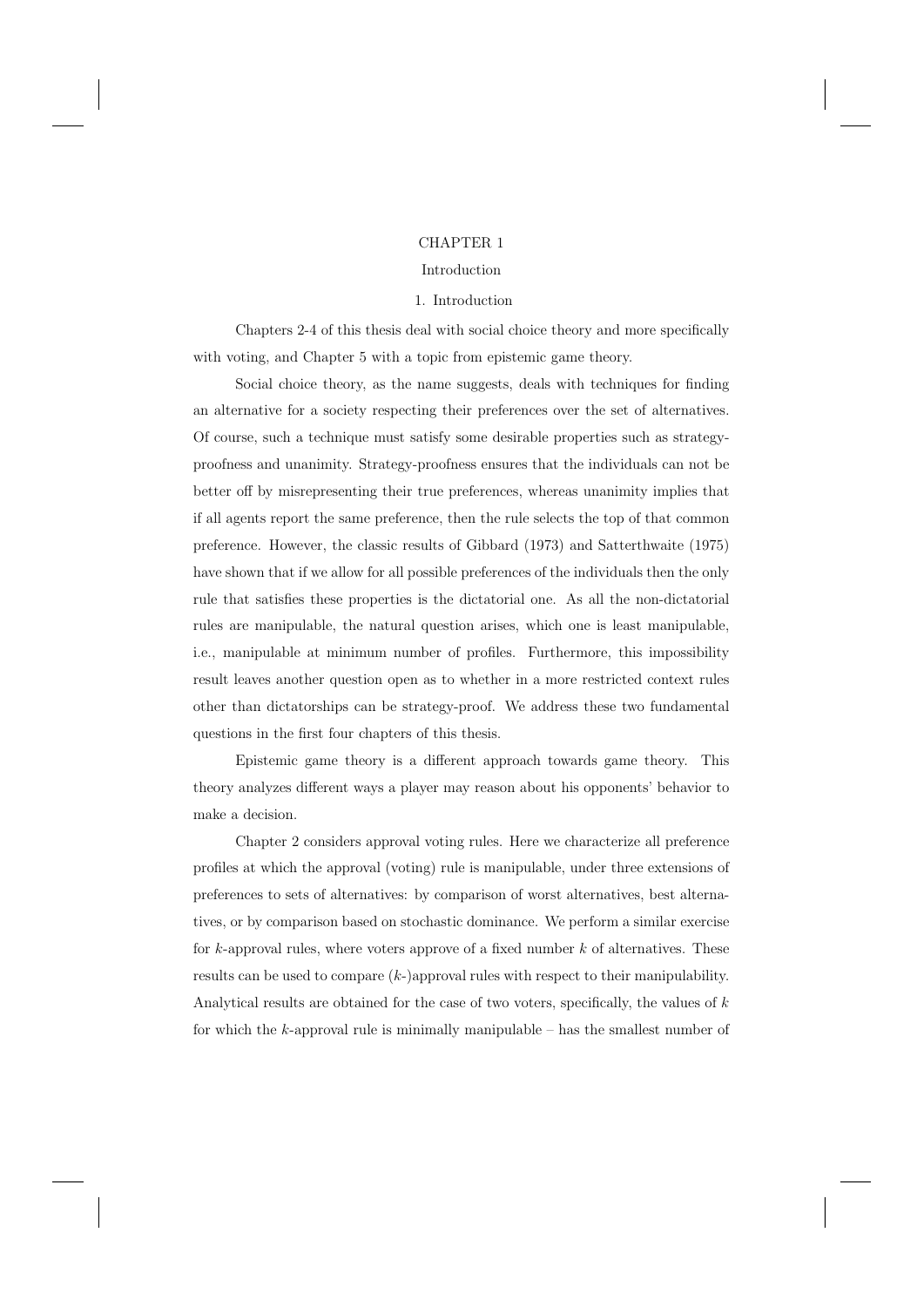# CHAPTER 1

## Introduction

### 1. Introduction

Chapters 2-4 of this thesis deal with social choice theory and more specifically with voting, and Chapter 5 with a topic from epistemic game theory.

Social choice theory, as the name suggests, deals with techniques for finding an alternative for a society respecting their preferences over the set of alternatives. Of course, such a technique must satisfy some desirable properties such as strategy-proofness and unanimity. Strategy-proofness ensures that the individuals can not be better off by misrepresenting their true preferences, whereas unanimity implies that if all agents report the same preference, then the rule selects the top of that common preference. However, the classic results of Gibbard (1973) and Satterthwaite (1975) have shown that if we allow for all possible preferences of the individuals then the only rule that satisfies these properties is the dictatorial one. As all the non-dictatorial rules are manipulable, the natural question arises, which one is least manipulable, i.e., manipulable at minimum number of profiles. Furthermore, this impossibility result leaves another question open as to whether in a more restricted context rules other than dictatorships can be strategy-proof. We address these two fundamental questions in the first four chapters of this thesis.

Epistemic game theory is a different approach towards game theory. This theory analyzes different ways a player may reason about his opponents' behavior to make a decision.

Chapter 2 considers approval voting rules. Here we characterize all preference profiles at which the approval (voting) rule is manipulable, under three extensions of preferences to sets of alternatives: by comparison of worst alternatives, best alternatives, or by comparison based on stochastic dominance. We perform a similar exercise for $k$-approval rules, where voters approve of a fixed number $k$ of alternatives. These results can be used to compare ($k$-)approval rules with respect to their manipulability. Analytical results are obtained for the case of two voters, specifically, the values of $k$ for which the $k$-approval rule is minimally manipulable – has the smallest number of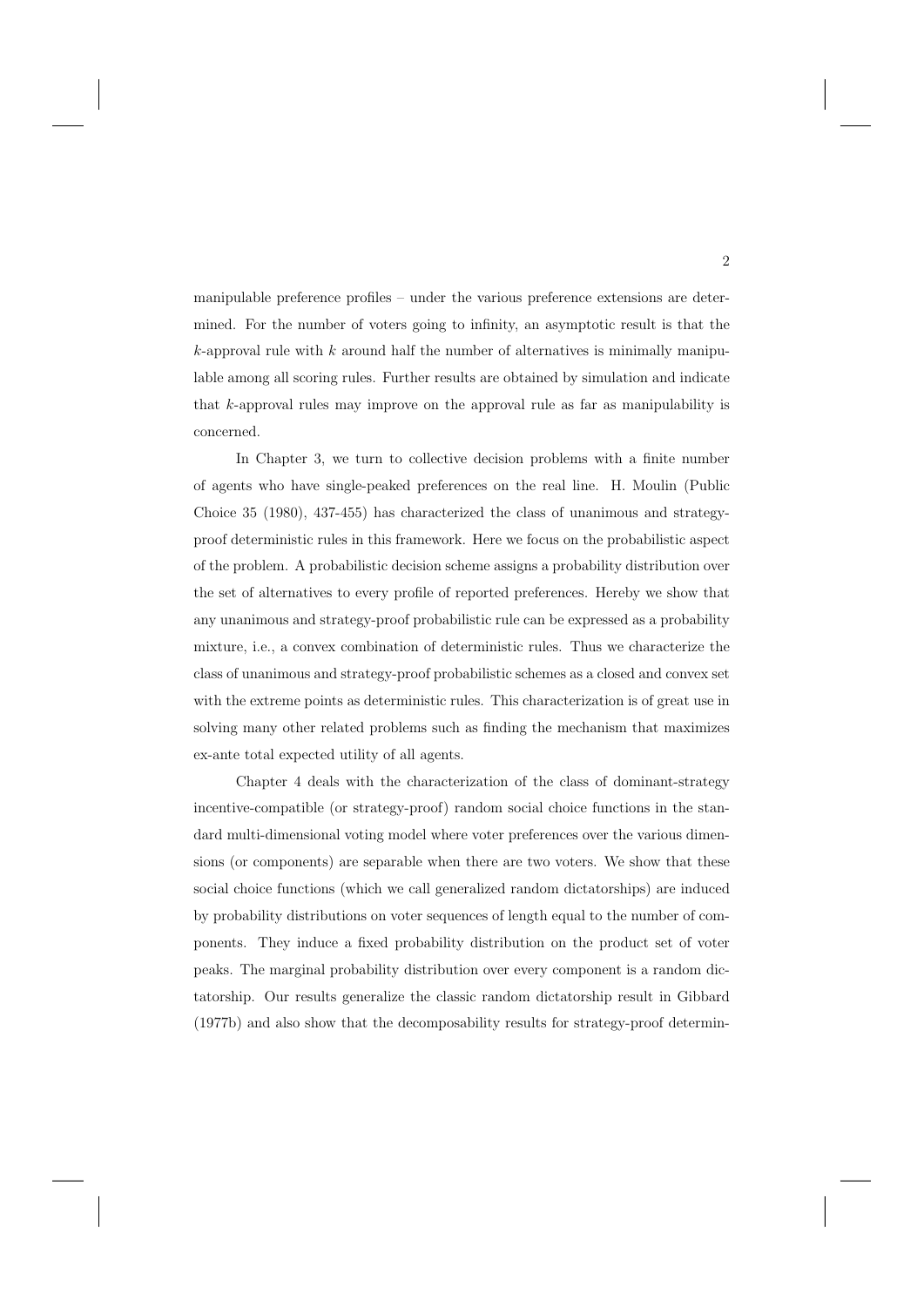manipulable preference profiles – under the various preference extensions are determined. For the number of voters going to infinity, an asymptotic result is that the $k$-approval rule with $k$ around half the number of alternatives is minimally manipulable among all scoring rules. Further results are obtained by simulation and indicate that $k$-approval rules may improve on the approval rule as far as manipulability is concerned.

In Chapter 3, we turn to collective decision problems with a finite number of agents who have single-peaked preferences on the real line. H. Moulin (Public Choice 35 (1980), 437-455) has characterized the class of unanimous and strategy-proof deterministic rules in this framework. Here we focus on the probabilistic aspect of the problem. A probabilistic decision scheme assigns a probability distribution over the set of alternatives to every profile of reported preferences. Hereby we show that any unanimous and strategy-proof probabilistic rule can be expressed as a probability mixture, i.e., a convex combination of deterministic rules. Thus we characterize the class of unanimous and strategy-proof probabilistic schemes as a closed and convex set with the extreme points as deterministic rules. This characterization is of great use in solving many other related problems such as finding the mechanism that maximizes ex-ante total expected utility of all agents.

Chapter 4 deals with the characterization of the class of dominant-strategy incentive-compatible (or strategy-proof) random social choice functions in the standard multi-dimensional voting model where voter preferences over the various dimensions (or components) are separable when there are two voters. We show that these social choice functions (which we call generalized random dictatorships) are induced by probability distributions on voter sequences of length equal to the number of components. They induce a fixed probability distribution on the product set of voter peaks. The marginal probability distribution over every component is a random dictatorship. Our results generalize the classic random dictatorship result in Gibbard (1977b) and also show that the decomposability results for strategy-proof determin-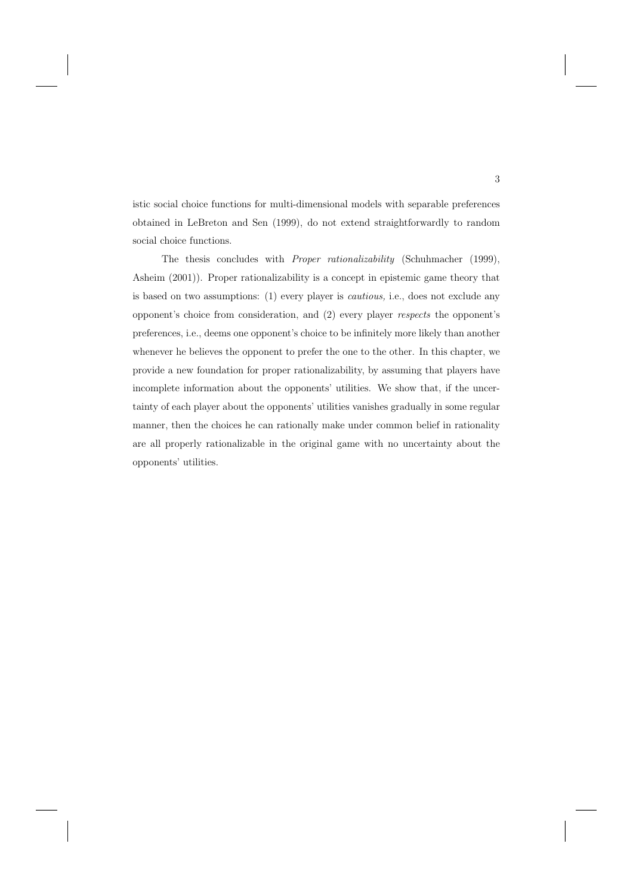istic social choice functions for multi-dimensional models with separable preferences obtained in LeBreton and Sen (1999), do not extend straightforwardly to random social choice functions.

The thesis concludes with *Proper rationalizability* (Schuhmacher (1999), Asheim (2001)). Proper rationalizability is a concept in epistemic game theory that is based on two assumptions: (1) every player is *cautious,* i.e., does not exclude any opponent's choice from consideration, and (2) every player *respects* the opponent's preferences, i.e., deems one opponent's choice to be infinitely more likely than another whenever he believes the opponent to prefer the one to the other. In this chapter, we provide a new foundation for proper rationalizability, by assuming that players have incomplete information about the opponents' utilities. We show that, if the uncertainty of each player about the opponents' utilities vanishes gradually in some regular manner, then the choices he can rationally make under common belief in rationality are all properly rationalizable in the original game with no uncertainty about the opponents' utilities.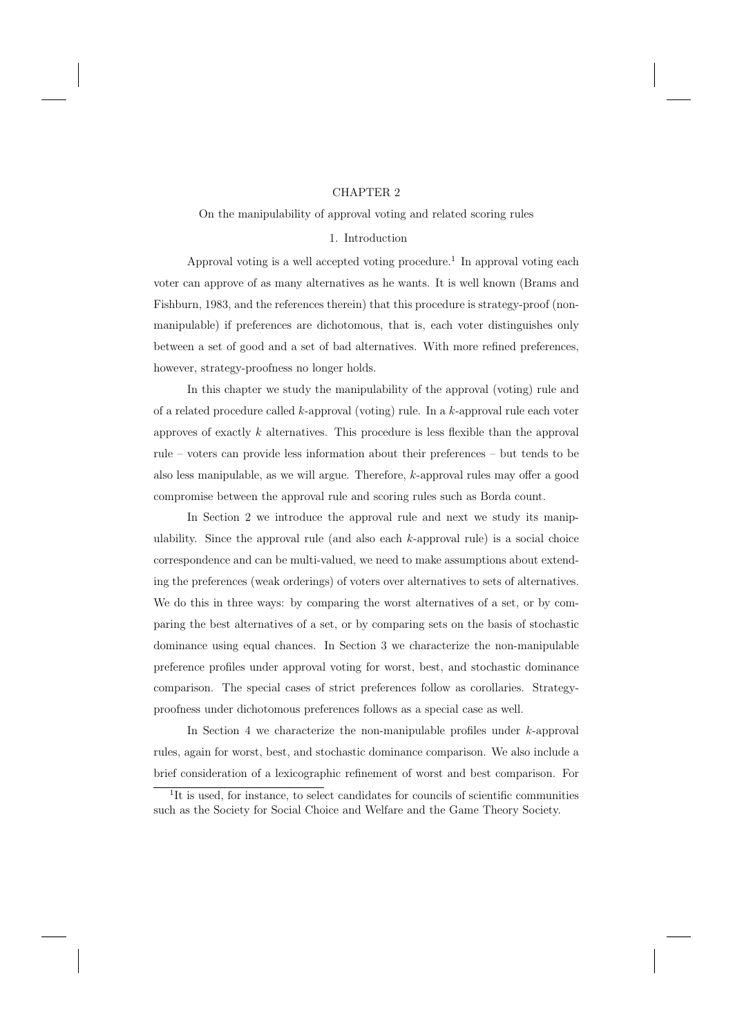# CHAPTER 2

## On the manipulability of approval voting and related scoring rules

### 1. Introduction

Approval voting is a well accepted voting procedure.[1] In approval voting each voter can approve of as many alternatives as he wants. It is well known (Brams and Fishburn, 1983, and the references therein) that this procedure is strategy-proof (non-manipulable) if preferences are dichotomous, that is, each voter distinguishes only between a set of good and a set of bad alternatives. With more refined preferences, however, strategy-proofness no longer holds.

In this chapter we study the manipulability of the approval (voting) rule and of a related procedure called $k$-approval (voting) rule. In a $k$-approval rule each voter approves of exactly $k$ alternatives. This procedure is less flexible than the approval rule – voters can provide less information about their preferences – but tends to be also less manipulable, as we will argue. Therefore, $k$-approval rules may offer a good compromise between the approval rule and scoring rules such as Borda count.

In Section 2 we introduce the approval rule and next we study its manipulability. Since the approval rule (and also each $k$-approval rule) is a social choice correspondence and can be multi-valued, we need to make assumptions about extending the preferences (weak orderings) of voters over alternatives to sets of alternatives. We do this in three ways: by comparing the worst alternatives of a set, or by comparing the best alternatives of a set, or by comparing sets on the basis of stochastic dominance using equal chances. In Section 3 we characterize the non-manipulable preference profiles under approval voting for worst, best, and stochastic dominance comparison. The special cases of strict preferences follow as corollaries. Strategy-proofness under dichotomous preferences follows as a special case as well.

In Section 4 we characterize the non-manipulable profiles under $k$-approval rules, again for worst, best, and stochastic dominance comparison. We also include a brief consideration of a lexicographic refinement of worst and best comparison. For

[1] It is used, for instance, to select candidates for councils of scientific communities such as the Society for Social Choice and Welfare and the Game Theory Society.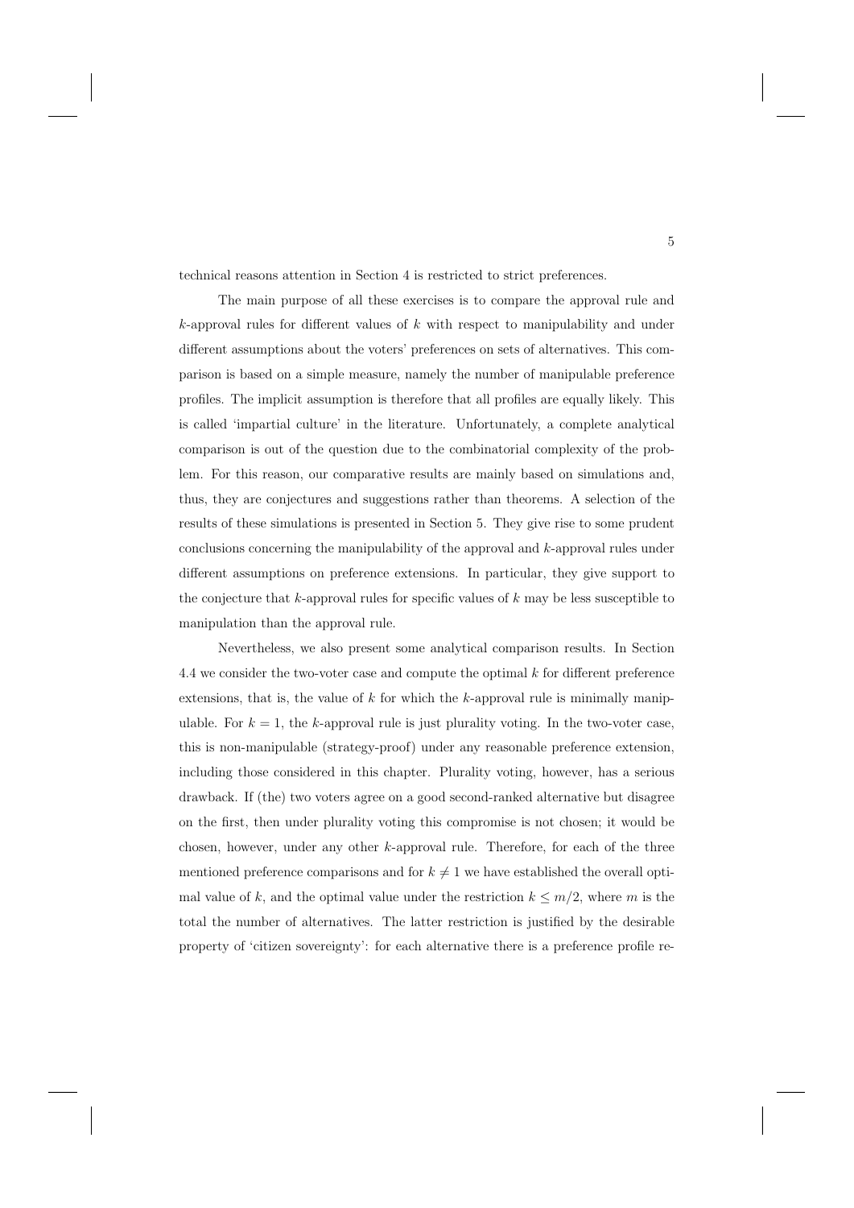technical reasons attention in Section 4 is restricted to strict preferences.

The main purpose of all these exercises is to compare the approval rule and $k$-approval rules for different values of $k$ with respect to manipulability and under different assumptions about the voters' preferences on sets of alternatives. This comparison is based on a simple measure, namely the number of manipulable preference profiles. The implicit assumption is therefore that all profiles are equally likely. This is called 'impartial culture' in the literature. Unfortunately, a complete analytical comparison is out of the question due to the combinatorial complexity of the problem. For this reason, our comparative results are mainly based on simulations and, thus, they are conjectures and suggestions rather than theorems. A selection of the results of these simulations is presented in Section 5. They give rise to some prudent conclusions concerning the manipulability of the approval and $k$-approval rules under different assumptions on preference extensions. In particular, they give support to the conjecture that $k$-approval rules for specific values of $k$ may be less susceptible to manipulation than the approval rule.

Nevertheless, we also present some analytical comparison results. In Section 4.4 we consider the two-voter case and compute the optimal $k$ for different preference extensions, that is, the value of $k$ for which the $k$-approval rule is minimally manipulable. For $k = 1$, the $k$-approval rule is just plurality voting. In the two-voter case, this is non-manipulable (strategy-proof) under any reasonable preference extension, including those considered in this chapter. Plurality voting, however, has a serious drawback. If (the) two voters agree on a good second-ranked alternative but disagree on the first, then under plurality voting this compromise is not chosen; it would be chosen, however, under any other $k$-approval rule. Therefore, for each of the three mentioned preference comparisons and for $k \neq 1$ we have established the overall optimal value of $k$, and the optimal value under the restriction $k \leq m/2$, where $m$ is the total the number of alternatives. The latter restriction is justified by the desirable property of 'citizen sovereignty': for each alternative there is a preference profile re-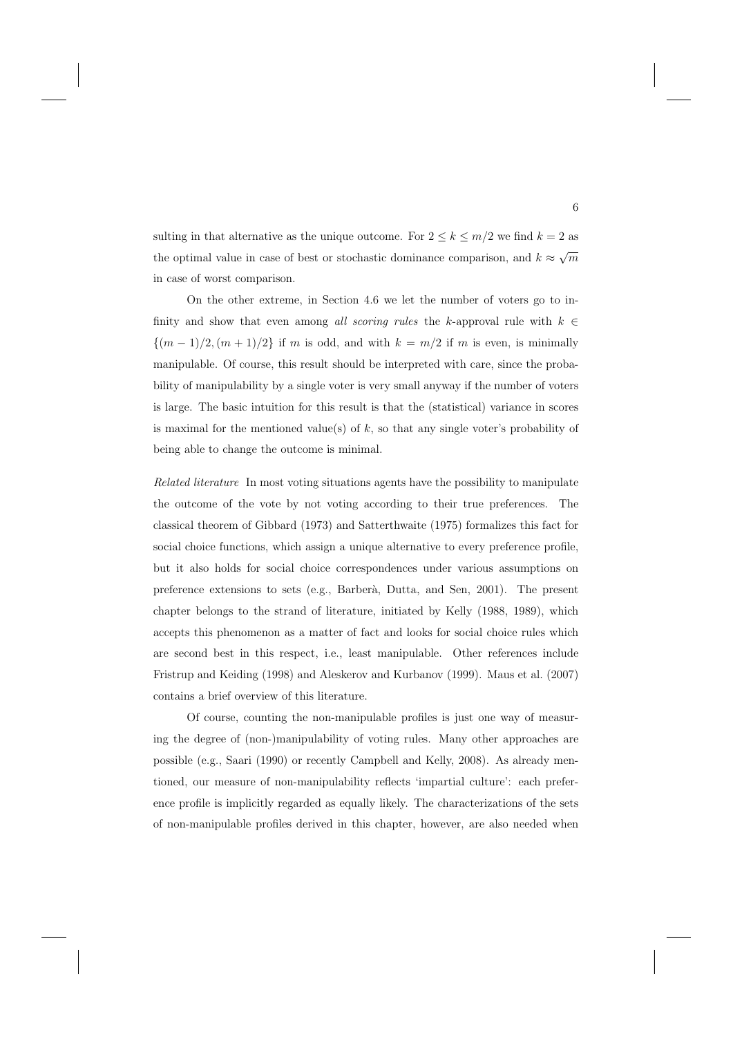sulting in that alternative as the unique outcome. For $2 \leq k \leq m/2$ we find $k = 2$ as the optimal value in case of best or stochastic dominance comparison, and $k \approx \sqrt{m}$ in case of worst comparison.

On the other extreme, in Section 4.6 we let the number of voters go to infinity and show that even among *all scoring rules* the $k$-approval rule with $k \in \{(m-1)/2, (m+1)/2\}$ if $m$ is odd, and with $k = m/2$ if $m$ is even, is minimally manipulable. Of course, this result should be interpreted with care, since the probability of manipulability by a single voter is very small anyway if the number of voters is large. The basic intuition for this result is that the (statistical) variance in scores is maximal for the mentioned value(s) of $k$, so that any single voter's probability of being able to change the outcome is minimal.

*Related literature* In most voting situations agents have the possibility to manipulate the outcome of the vote by not voting according to their true preferences. The classical theorem of Gibbard (1973) and Satterthwaite (1975) formalizes this fact for social choice functions, which assign a unique alternative to every preference profile, but it also holds for social choice correspondences under various assumptions on preference extensions to sets (e.g., Barberà, Dutta, and Sen, 2001). The present chapter belongs to the strand of literature, initiated by Kelly (1988, 1989), which accepts this phenomenon as a matter of fact and looks for social choice rules which are second best in this respect, i.e., least manipulable. Other references include Fristrup and Keiding (1998) and Aleskerov and Kurbanov (1999). Maus et al. (2007) contains a brief overview of this literature.

Of course, counting the non-manipulable profiles is just one way of measuring the degree of (non-)manipulability of voting rules. Many other approaches are possible (e.g., Saari (1990) or recently Campbell and Kelly, 2008). As already mentioned, our measure of non-manipulability reflects 'impartial culture': each preference profile is implicitly regarded as equally likely. The characterizations of the sets of non-manipulable profiles derived in this chapter, however, are also needed when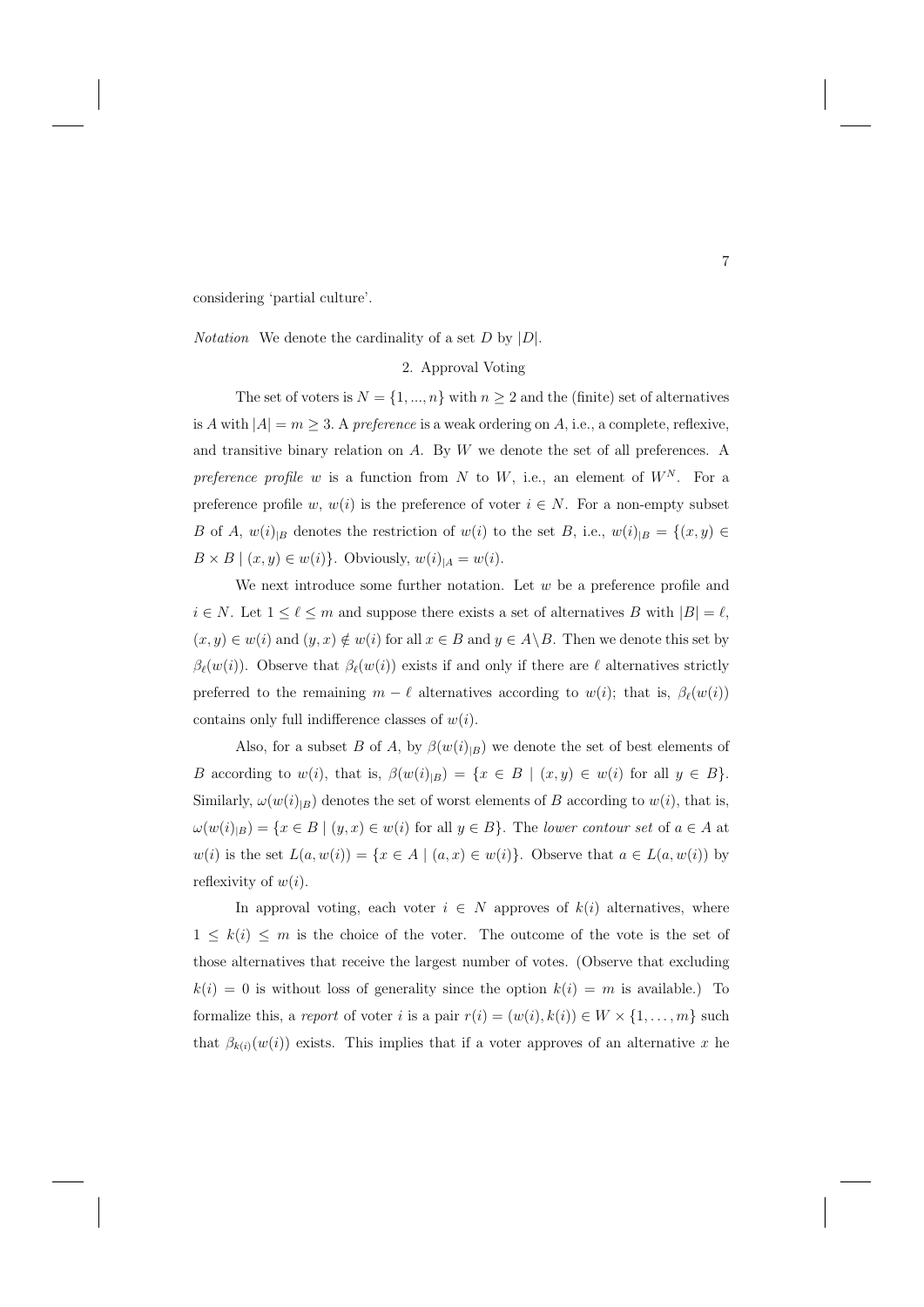considering 'partial culture'.

*Notation* We denote the cardinality of a set $D$ by $|D|$.

## 2. Approval Voting

The set of voters is $N = \{1, ..., n\}$ with $n \geq 2$ and the (finite) set of alternatives is $A$ with $|A| = m \geq 3$. A *preference* is a weak ordering on $A$, i.e., a complete, reflexive, and transitive binary relation on $A$. By $W$ we denote the set of all preferences. A *preference profile* $w$ is a function from $N$ to $W$, i.e., an element of $W^N$. For a preference profile $w$, $w(i)$ is the preference of voter $i \in N$. For a non-empty subset $B$ of $A$, $w(i)_{|B}$ denotes the restriction of $w(i)$ to the set $B$, i.e., $w(i)_{|B} = \{(x, y) \in B \times B \mid (x, y) \in w(i)\}$. Obviously, $w(i)_{|A} = w(i)$.

We next introduce some further notation. Let $w$ be a preference profile and $i \in N$. Let $1 \leq \ell \leq m$ and suppose there exists a set of alternatives $B$ with $|B| = \ell$, $(x, y) \in w(i)$ and $(y, x) \notin w(i)$ for all $x \in B$ and $y \in A \backslash B$. Then we denote this set by $\beta_\ell(w(i))$. Observe that $\beta_\ell(w(i))$ exists if and only if there are $\ell$ alternatives strictly preferred to the remaining $m - \ell$ alternatives according to $w(i)$; that is, $\beta_\ell(w(i))$ contains only full indifference classes of $w(i)$.

Also, for a subset $B$ of $A$, by $\beta(w(i)_{|B})$ we denote the set of best elements of $B$ according to $w(i)$, that is, $\beta(w(i)_{|B}) = \{x \in B \mid (x, y) \in w(i) \text{ for all } y \in B\}$. Similarly, $\omega(w(i)_{|B})$ denotes the set of worst elements of $B$ according to $w(i)$, that is, $\omega(w(i)_{|B}) = \{x \in B \mid (y, x) \in w(i) \text{ for all } y \in B\}$. The *lower contour set* of $a \in A$ at $w(i)$ is the set $L(a, w(i)) = \{x \in A \mid (a, x) \in w(i)\}$. Observe that $a \in L(a, w(i))$ by reflexivity of $w(i)$.

In approval voting, each voter $i \in N$ approves of $k(i)$ alternatives, where $1 \leq k(i) \leq m$ is the choice of the voter. The outcome of the vote is the set of those alternatives that receive the largest number of votes. (Observe that excluding $k(i) = 0$ is without loss of generality since the option $k(i) = m$ is available.) To formalize this, a *report* of voter $i$ is a pair $r(i) = (w(i), k(i)) \in W \times \{1, \ldots, m\}$ such that $\beta_{k(i)}(w(i))$ exists. This implies that if a voter approves of an alternative $x$ he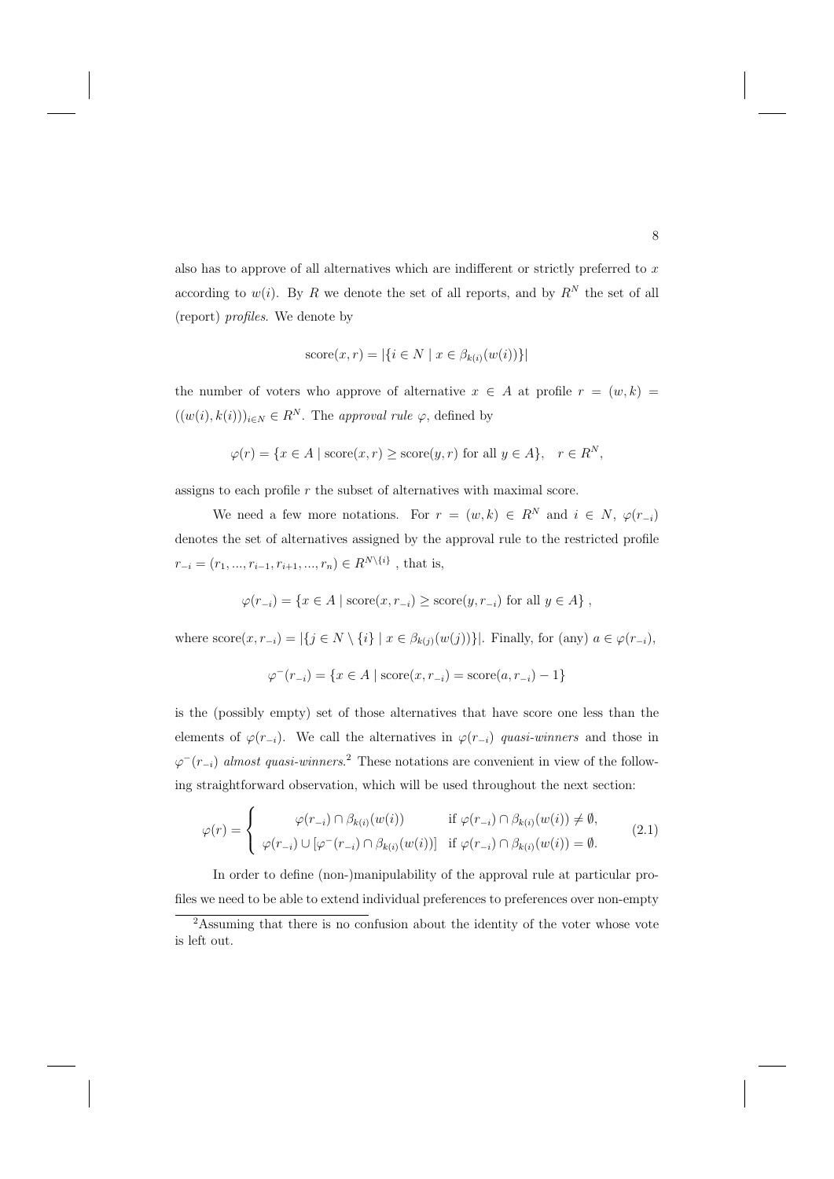also has to approve of all alternatives which are indifferent or strictly preferred to $x$ according to $w(i)$. By $R$ we denote the set of all reports, and by $R^N$ the set of all (report) *profiles*. We denote by

$$\text{score}(x, r) = |\{i \in N \mid x \in \beta_{k(i)}(w(i))\}|$$

the number of voters who approve of alternative $x \in A$ at profile $r = (w, k) = ((w(i), k(i)))_{i \in N} \in R^N$. The *approval rule* $\varphi$, defined by

$$\varphi(r) = \{x \in A \mid \text{score}(x, r) \geq \text{score}(y, r) \text{ for all } y \in A\}, \quad r \in R^N,$$

assigns to each profile $r$ the subset of alternatives with maximal score.

We need a few more notations. For $r = (w, k) \in R^N$ and $i \in N$, $\varphi(r_{-i})$ denotes the set of alternatives assigned by the approval rule to the restricted profile $r_{-i} = (r_1, ..., r_{i-1}, r_{i+1}, ..., r_n) \in R^{N \setminus \{i\}}$ , that is,

$$\varphi(r_{-i}) = \{x \in A \mid \text{score}(x, r_{-i}) \geq \text{score}(y, r_{-i}) \text{ for all } y \in A\} ,$$

where $\text{score}(x, r_{-i}) = |\{j \in N \setminus \{i\} \mid x \in \beta_{k(j)}(w(j))\}|$. Finally, for (any) $a \in \varphi(r_{-i})$,

$$\varphi^{-}(r_{-i}) = \{x \in A \mid \text{score}(x, r_{-i}) = \text{score}(a, r_{-i}) - 1\}$$

is the (possibly empty) set of those alternatives that have score one less than the elements of $\varphi(r_{-i})$. We call the alternatives in $\varphi(r_{-i})$ *quasi-winners* and those in $\varphi^{-}(r_{-i})$ *almost quasi-winners*.[2] These notations are convenient in view of the following straightforward observation, which will be used throughout the next section:

$$\varphi(r) = \begin{cases} \varphi(r_{-i}) \cap \beta_{k(i)}(w(i)) & \text{if } \varphi(r_{-i}) \cap \beta_{k(i)}(w(i)) \neq \emptyset, \\ \varphi(r_{-i}) \cup [\varphi^{-}(r_{-i}) \cap \beta_{k(i)}(w(i))] & \text{if } \varphi(r_{-i}) \cap \beta_{k(i)}(w(i)) = \emptyset. \end{cases} \tag{2.1}$$

In order to define (non-)manipulability of the approval rule at particular profiles we need to be able to extend individual preferences to preferences over non-empty

[2] Assuming that there is no confusion about the identity of the voter whose vote is left out.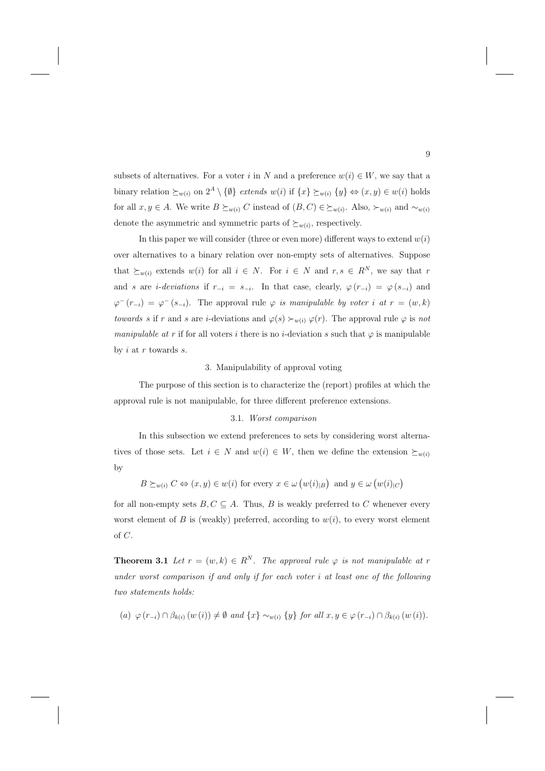subsets of alternatives. For a voter $i$ in $N$ and a preference $w(i) \in W$, we say that a binary relation $\succeq_{w(i)}$ on $2^A \setminus \{\emptyset\}$ *extends* $w(i)$ if $\{x\} \succeq_{w(i)} \{y\} \Leftrightarrow (x, y) \in w(i)$ holds for all $x, y \in A$. We write $B \succeq_{w(i)} C$ instead of $(B, C) \in \succeq_{w(i)}$. Also, $\succ_{w(i)}$ and $\sim_{w(i)}$ denote the asymmetric and symmetric parts of $\succeq_{w(i)}$, respectively.

In this paper we will consider (three or even more) different ways to extend $w(i)$ over alternatives to a binary relation over non-empty sets of alternatives. Suppose that $\succeq_{w(i)}$ extends $w(i)$ for all $i \in N$. For $i \in N$ and $r, s \in R^N$, we say that $r$ and $s$ are *i-deviations* if $r_{-i} = s_{-i}$. In that case, clearly, $\varphi(r_{-i}) = \varphi(s_{-i})$ and $\varphi^-(r_{-i}) = \varphi^-(s_{-i})$. The approval rule $\varphi$ *is manipulable by voter $i$ at $r = (w, k)$ towards $s$* if $r$ and $s$ are $i$-deviations and $\varphi(s) \succ_{w(i)} \varphi(r)$. The approval rule $\varphi$ is *not manipulable at $r$* if for all voters $i$ there is no $i$-deviation $s$ such that $\varphi$ is manipulable by $i$ at $r$ towards $s$.

## 3. Manipulability of approval voting

The purpose of this section is to characterize the (report) profiles at which the approval rule is not manipulable, for three different preference extensions.

### 3.1. *Worst comparison*

In this subsection we extend preferences to sets by considering worst alternatives of those sets. Let $i \in N$ and $w(i) \in W$, then we define the extension $\succeq_{w(i)}$ by

$$B \succeq_{w(i)} C \Leftrightarrow (x, y) \in w(i) \text{ for every } x \in \omega\left(w(i)_{|B}\right) \text{ and } y \in \omega\left(w(i)_{|C}\right)$$

for all non-empty sets $B, C \subseteq A$. Thus, $B$ is weakly preferred to $C$ whenever every worst element of $B$ is (weakly) preferred, according to $w(i)$, to every worst element of $C$.

**Theorem 3.1** *Let $r = (w, k) \in R^N$. The approval rule $\varphi$ is not manipulable at $r$ under worst comparison if and only if for each voter $i$ at least one of the following two statements holds:*

*(a)* $\varphi(r_{-i}) \cap \beta_{k(i)}(w(i)) \neq \emptyset$ *and* $\{x\} \sim_{w(i)} \{y\}$ *for all* $x, y \in \varphi(r_{-i}) \cap \beta_{k(i)}(w(i))$.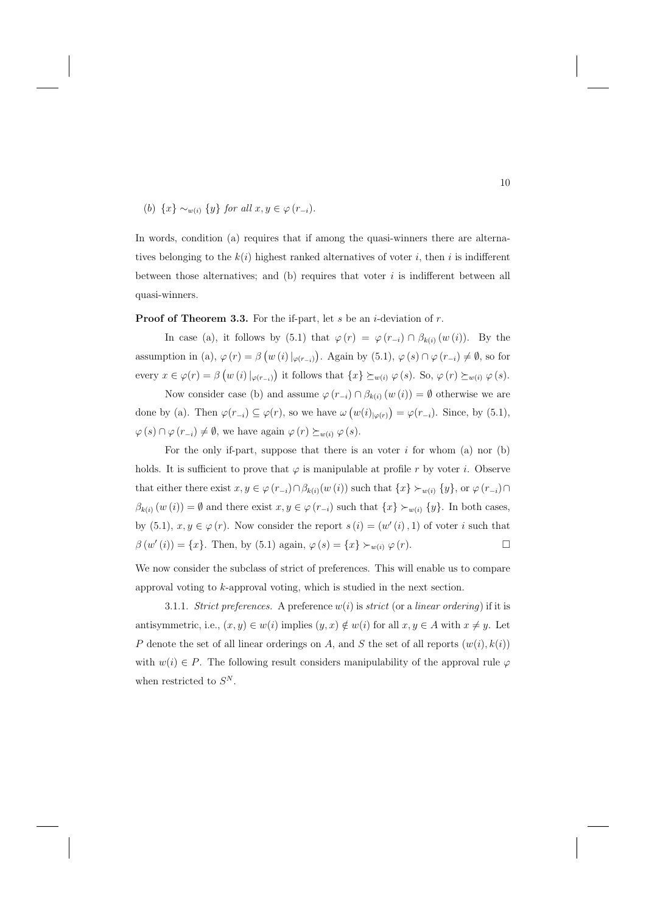(b) $\{x\} \sim_{w(i)} \{y\}$ *for all* $x, y \in \varphi(r_{-i})$.

In words, condition (a) requires that if among the quasi-winners there are alternatives belonging to the $k(i)$ highest ranked alternatives of voter $i$, then $i$ is indifferent between those alternatives; and (b) requires that voter $i$ is indifferent between all quasi-winners.

**Proof of Theorem 3.3.** For the if-part, let $s$ be an $i$-deviation of $r$.

In case (a), it follows by (5.1) that $\varphi(r) = \varphi(r_{-i}) \cap \beta_{k(i)}(w(i))$. By the assumption in (a), $\varphi(r) = \beta\left(w(i)|_{\varphi(r_{-i})}\right)$. Again by (5.1), $\varphi(s) \cap \varphi(r_{-i}) \neq \emptyset$, so for every $x \in \varphi(r) = \beta\left(w(i)|_{\varphi(r_{-i})}\right)$ it follows that $\{x\} \succeq_{w(i)} \varphi(s)$. So, $\varphi(r) \succeq_{w(i)} \varphi(s)$.

Now consider case (b) and assume $\varphi(r_{-i}) \cap \beta_{k(i)}(w(i)) = \emptyset$ otherwise we are done by (a). Then $\varphi(r_{-i}) \subseteq \varphi(r)$, so we have $\omega\left(w(i)_{|\varphi(r)}\right) = \varphi(r_{-i})$. Since, by (5.1), $\varphi(s) \cap \varphi(r_{-i}) \neq \emptyset$, we have again $\varphi(r) \succeq_{w(i)} \varphi(s)$.

For the only if-part, suppose that there is an voter $i$ for whom (a) nor (b) holds. It is sufficient to prove that $\varphi$ is manipulable at profile $r$ by voter $i$. Observe that either there exist $x, y \in \varphi(r_{-i}) \cap \beta_{k(i)}(w(i))$ such that $\{x\} \succ_{w(i)} \{y\}$, or $\varphi(r_{-i}) \cap \beta_{k(i)}(w(i)) = \emptyset$ and there exist $x, y \in \varphi(r_{-i})$ such that $\{x\} \succ_{w(i)} \{y\}$. In both cases, by (5.1), $x, y \in \varphi(r)$. Now consider the report $s(i) = (w'(i), 1)$ of voter $i$ such that $\beta(w'(i)) = \{x\}$. Then, by (5.1) again, $\varphi(s) = \{x\} \succ_{w(i)} \varphi(r)$. $\square$

We now consider the subclass of strict of preferences. This will enable us to compare approval voting to $k$-approval voting, which is studied in the next section.

3.1.1. *Strict preferences.* A preference $w(i)$ is *strict* (or a *linear ordering*) if it is antisymmetric, i.e., $(x, y) \in w(i)$ implies $(y, x) \notin w(i)$ for all $x, y \in A$ with $x \neq y$. Let $P$ denote the set of all linear orderings on $A$, and $S$ the set of all reports $(w(i), k(i))$ with $w(i) \in P$. The following result considers manipulability of the approval rule $\varphi$ when restricted to $S^N$.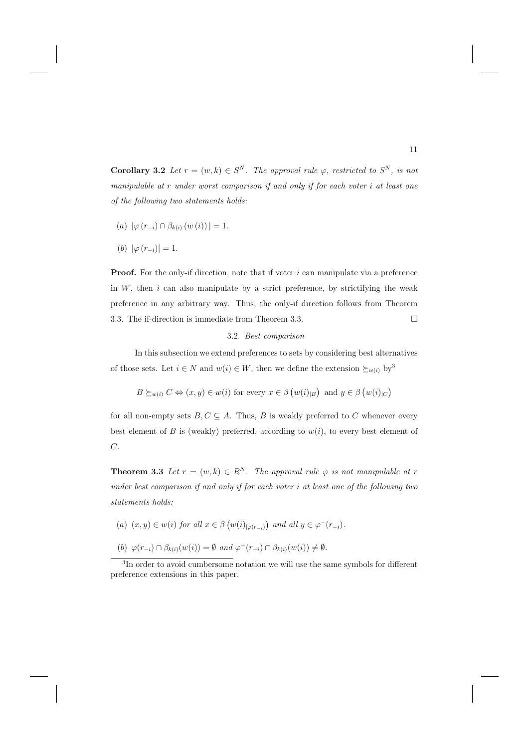**Corollary 3.2** *Let $r = (w, k) \in S^N$. The approval rule $\varphi$, restricted to $S^N$, is not manipulable at $r$ under worst comparison if and only if for each voter $i$ at least one of the following two statements holds:*

(a) $|\varphi(r_{-i}) \cap \beta_{k(i)}(w(i))| = 1$.

(b) $|\varphi(r_{-i})| = 1$.

**Proof.** For the only-if direction, note that if voter $i$ can manipulate via a preference in $W$, then $i$ can also manipulate by a strict preference, by strictifying the weak preference in any arbitrary way. Thus, the only-if direction follows from Theorem 3.3. The if-direction is immediate from Theorem 3.3. $\square$

### 3.2. *Best comparison*

In this subsection we extend preferences to sets by considering best alternatives of those sets. Let $i \in N$ and $w(i) \in W$, then we define the extension $\succeq_{w(i)}$ by[3]

$$B \succeq_{w(i)} C \Leftrightarrow (x, y) \in w(i) \text{ for every } x \in \beta\left(w(i)_{|B}\right) \text{ and } y \in \beta\left(w(i)_{|C}\right)$$

for all non-empty sets $B, C \subseteq A$. Thus, $B$ is weakly preferred to $C$ whenever every best element of $B$ is (weakly) preferred, according to $w(i)$, to every best element of $C$.

**Theorem 3.3** *Let $r = (w, k) \in R^N$. The approval rule $\varphi$ is not manipulable at $r$ under best comparison if and only if for each voter $i$ at least one of the following two statements holds:*

(a) $(x, y) \in w(i)$ *for all* $x \in \beta\left(w(i)_{|\varphi(r_{-i})}\right)$ *and all* $y \in \varphi^{-}(r_{-i})$.

(b) $\varphi(r_{-i}) \cap \beta_{k(i)}(w(i)) = \emptyset$ *and* $\varphi^{-}(r_{-i}) \cap \beta_{k(i)}(w(i)) \neq \emptyset$.

[3] In order to avoid cumbersome notation we will use the same symbols for different preference extensions in this paper.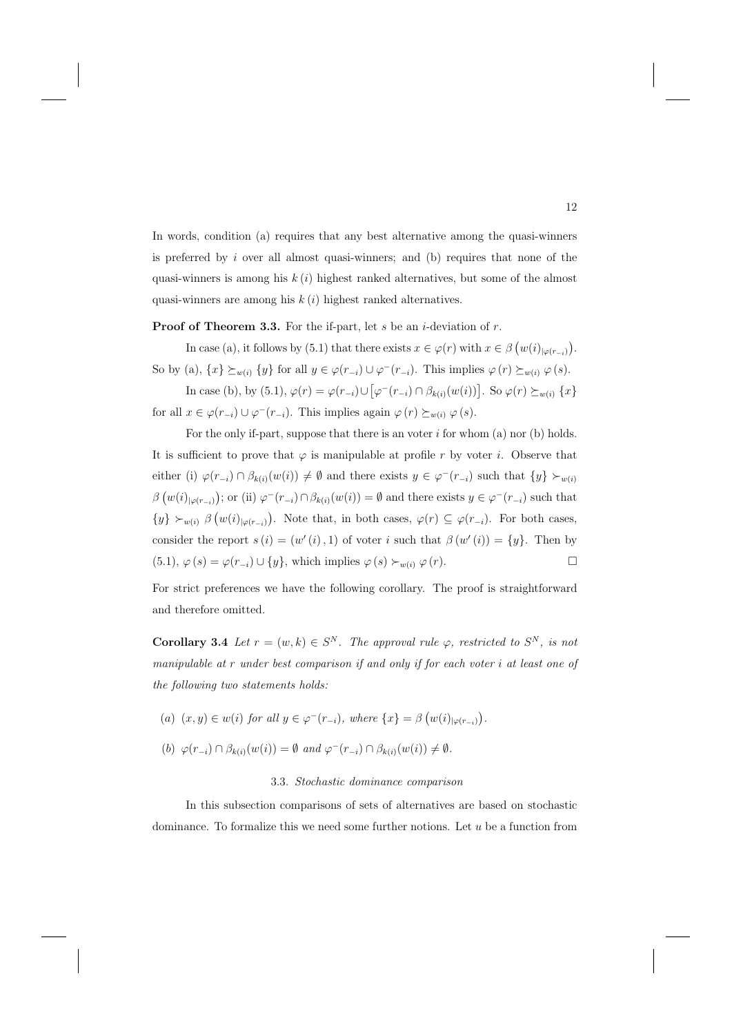In words, condition (a) requires that any best alternative among the quasi-winners is preferred by $i$ over all almost quasi-winners; and (b) requires that none of the quasi-winners is among his $k(i)$ highest ranked alternatives, but some of the almost quasi-winners are among his $k(i)$ highest ranked alternatives.

**Proof of Theorem 3.3.** For the if-part, let $s$ be an $i$-deviation of $r$.

In case (a), it follows by (5.1) that there exists $x \in \varphi(r)$ with $x \in \beta\left(w(i)_{|\varphi(r_{-i})}\right)$. So by (a), $\{x\} \succeq_{w(i)} \{y\}$ for all $y \in \varphi(r_{-i}) \cup \varphi^{-}(r_{-i})$. This implies $\varphi(r) \succeq_{w(i)} \varphi(s)$.

In case (b), by (5.1), $\varphi(r) = \varphi(r_{-i}) \cup \left[\varphi^{-}(r_{-i}) \cap \beta_{k(i)}(w(i))\right]$. So $\varphi(r) \succeq_{w(i)} \{x\}$ for all $x \in \varphi(r_{-i}) \cup \varphi^{-}(r_{-i})$. This implies again $\varphi(r) \succeq_{w(i)} \varphi(s)$.

For the only if-part, suppose that there is an voter $i$ for whom (a) nor (b) holds. It is sufficient to prove that $\varphi$ is manipulable at profile $r$ by voter $i$. Observe that either (i) $\varphi(r_{-i}) \cap \beta_{k(i)}(w(i)) \neq \emptyset$ and there exists $y \in \varphi^{-}(r_{-i})$ such that $\{y\} \succ_{w(i)} \beta\left(w(i)_{|\varphi(r_{-i})}\right)$; or (ii) $\varphi^{-}(r_{-i}) \cap \beta_{k(i)}(w(i)) = \emptyset$ and there exists $y \in \varphi^{-}(r_{-i})$ such that $\{y\} \succ_{w(i)} \beta\left(w(i)_{|\varphi(r_{-i})}\right)$. Note that, in both cases, $\varphi(r) \subseteq \varphi(r_{-i})$. For both cases, consider the report $s(i) = (w'(i), 1)$ of voter $i$ such that $\beta(w'(i)) = \{y\}$. Then by (5.1), $\varphi(s) = \varphi(r_{-i}) \cup \{y\}$, which implies $\varphi(s) \succ_{w(i)} \varphi(r)$. $\square$

For strict preferences we have the following corollary. The proof is straightforward and therefore omitted.

**Corollary 3.4** *Let $r = (w, k) \in S^N$. The approval rule $\varphi$, restricted to $S^N$, is not manipulable at $r$ under best comparison if and only if for each voter $i$ at least one of the following two statements holds:*

(a) $(x, y) \in w(i)$ *for all* $y \in \varphi^{-}(r_{-i})$, *where* $\{x\} = \beta\left(w(i)_{|\varphi(r_{-i})}\right)$.

(b) $\varphi(r_{-i}) \cap \beta_{k(i)}(w(i)) = \emptyset$ *and* $\varphi^{-}(r_{-i}) \cap \beta_{k(i)}(w(i)) \neq \emptyset$.

### 3.3. *Stochastic dominance comparison*

In this subsection comparisons of sets of alternatives are based on stochastic dominance. To formalize this we need some further notions. Let $u$ be a function from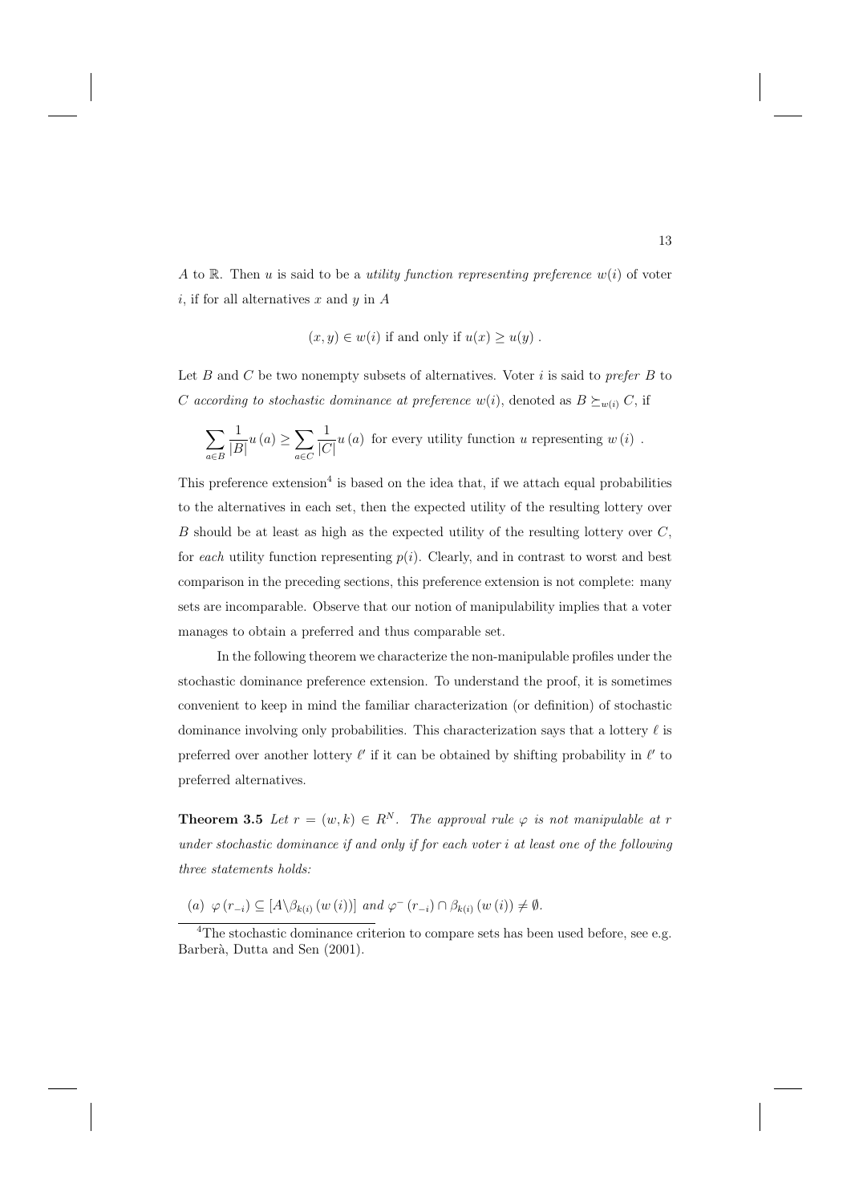$A$ to $\mathbb{R}$. Then $u$ is said to be a *utility function representing preference $w(i)$* of voter $i$, if for all alternatives $x$ and $y$ in $A$

$$(x, y) \in w(i) \text{ if and only if } u(x) \geq u(y) .$$

Let $B$ and $C$ be two nonempty subsets of alternatives. Voter $i$ is said to *prefer $B$ to $C$ according to stochastic dominance at preference $w(i)$*, denoted as $B \succeq_{w(i)} C$, if

$$\sum_{a \in B} \frac{1}{|B|} u(a) \geq \sum_{a \in C} \frac{1}{|C|} u(a) \text{ for every utility function } u \text{ representing } w(i) .$$

This preference extension[4] is based on the idea that, if we attach equal probabilities to the alternatives in each set, then the expected utility of the resulting lottery over $B$ should be at least as high as the expected utility of the resulting lottery over $C$, for *each* utility function representing $p(i)$. Clearly, and in contrast to worst and best comparison in the preceding sections, this preference extension is not complete: many sets are incomparable. Observe that our notion of manipulability implies that a voter manages to obtain a preferred and thus comparable set.

In the following theorem we characterize the non-manipulable profiles under the stochastic dominance preference extension. To understand the proof, it is sometimes convenient to keep in mind the familiar characterization (or definition) of stochastic dominance involving only probabilities. This characterization says that a lottery $\ell$ is preferred over another lottery $\ell'$ if it can be obtained by shifting probability in $\ell'$ to preferred alternatives.

**Theorem 3.5** *Let $r = (w, k) \in R^N$. The approval rule $\varphi$ is not manipulable at $r$ under stochastic dominance if and only if for each voter $i$ at least one of the following three statements holds:*

(a) $\varphi(r_{-i}) \subseteq [A \backslash \beta_{k(i)}(w(i))]$ *and* $\varphi^{-}(r_{-i}) \cap \beta_{k(i)}(w(i)) \neq \emptyset$.

[4] The stochastic dominance criterion to compare sets has been used before, see e.g. Barberà, Dutta and Sen (2001).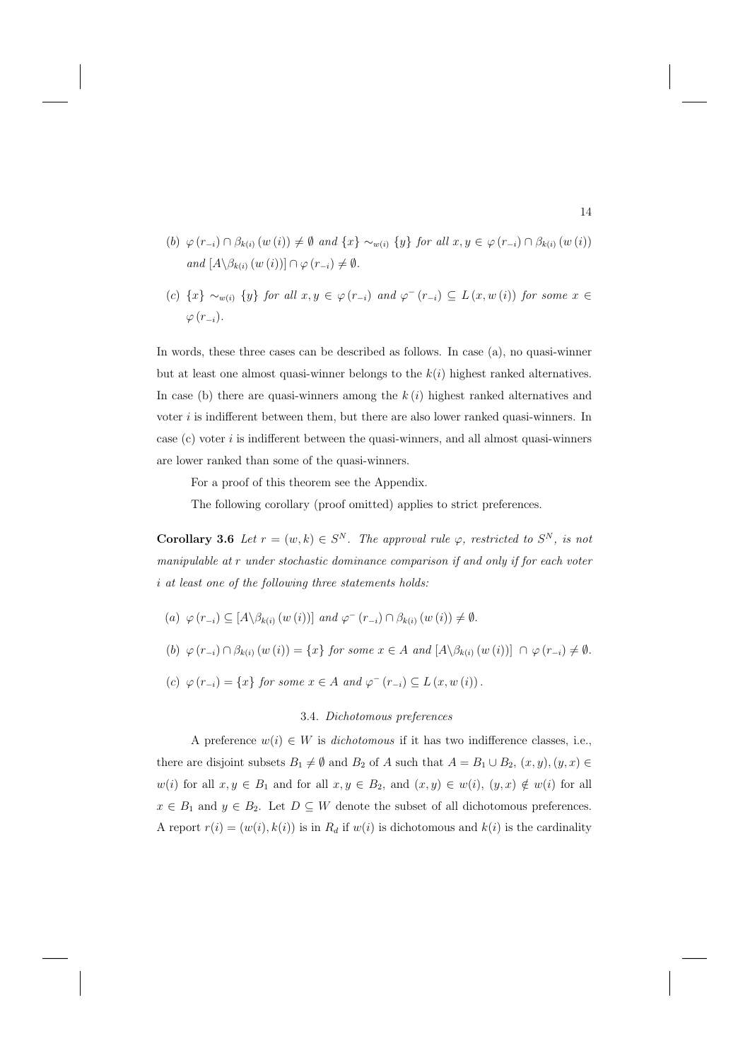(b) $\varphi(r_{-i}) \cap \beta_{k(i)}(w(i)) \neq \emptyset$ *and* $\{x\} \sim_{w(i)} \{y\}$ *for all* $x, y \in \varphi(r_{-i}) \cap \beta_{k(i)}(w(i))$ *and* $[A \backslash \beta_{k(i)}(w(i))] \cap \varphi(r_{-i}) \neq \emptyset$.

(c) $\{x\} \sim_{w(i)} \{y\}$ *for all* $x, y \in \varphi(r_{-i})$ *and* $\varphi^{-}(r_{-i}) \subseteq L(x, w(i))$ *for some* $x \in \varphi(r_{-i})$.

In words, these three cases can be described as follows. In case (a), no quasi-winner but at least one almost quasi-winner belongs to the $k(i)$ highest ranked alternatives. In case (b) there are quasi-winners among the $k(i)$ highest ranked alternatives and voter $i$ is indifferent between them, but there are also lower ranked quasi-winners. In case (c) voter $i$ is indifferent between the quasi-winners, and all almost quasi-winners are lower ranked than some of the quasi-winners.

For a proof of this theorem see the Appendix.

The following corollary (proof omitted) applies to strict preferences.

**Corollary 3.6** *Let* $r = (w, k) \in S^N$. *The approval rule* $\varphi$, *restricted to* $S^N$, *is not manipulable at* $r$ *under stochastic dominance comparison if and only if for each voter* $i$ *at least one of the following three statements holds:*

(a) $\varphi(r_{-i}) \subseteq [A \backslash \beta_{k(i)}(w(i))]$ *and* $\varphi^{-}(r_{-i}) \cap \beta_{k(i)}(w(i)) \neq \emptyset$.

(b) $\varphi(r_{-i}) \cap \beta_{k(i)}(w(i)) = \{x\}$ *for some* $x \in A$ *and* $[A \backslash \beta_{k(i)}(w(i))] \cap \varphi(r_{-i}) \neq \emptyset$.

(c) $\varphi(r_{-i}) = \{x\}$ *for some* $x \in A$ *and* $\varphi^{-}(r_{-i}) \subseteq L(x, w(i))$.

### 3.4. *Dichotomous preferences*

A preference $w(i) \in W$ is *dichotomous* if it has two indifference classes, i.e., there are disjoint subsets $B_1 \neq \emptyset$ and $B_2$ of $A$ such that $A = B_1 \cup B_2$, $(x, y), (y, x) \in w(i)$ for all $x, y \in B_1$ and for all $x, y \in B_2$, and $(x, y) \in w(i)$, $(y, x) \notin w(i)$ for all $x \in B_1$ and $y \in B_2$. Let $D \subseteq W$ denote the subset of all dichotomous preferences. A report $r(i) = (w(i), k(i))$ is in $R_d$ if $w(i)$ is dichotomous and $k(i)$ is the cardinality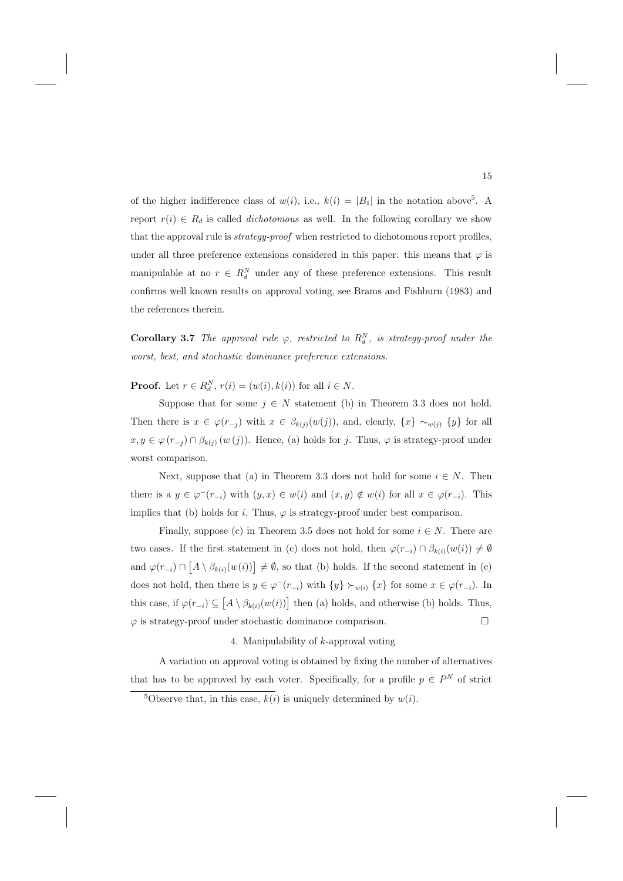of the higher indifference class of $w(i)$, i.e., $k(i) = |B_1|$ in the notation above[5]. A report $r(i) \in R_d$ is called *dichotomous* as well. In the following corollary we show that the approval rule is *strategy-proof* when restricted to dichotomous report profiles, under all three preference extensions considered in this paper: this means that $\varphi$ is manipulable at no $r \in R_d^N$ under any of these preference extensions. This result confirms well known results on approval voting, see Brams and Fishburn (1983) and the references therein.

**Corollary 3.7** *The approval rule $\varphi$, restricted to $R_d^N$, is strategy-proof under the worst, best, and stochastic dominance preference extensions.*

**Proof.** Let $r \in R_d^N$, $r(i) = (w(i), k(i))$ for all $i \in N$.

Suppose that for some $j \in N$ statement (b) in Theorem 3.3 does not hold. Then there is $x \in \varphi(r_{-j})$ with $x \in \beta_{k(j)}(w(j))$, and, clearly, $\{x\} \sim_{w(j)} \{y\}$ for all $x, y \in \varphi(r_{-j}) \cap \beta_{k(j)}(w(j))$. Hence, (a) holds for $j$. Thus, $\varphi$ is strategy-proof under worst comparison.

Next, suppose that (a) in Theorem 3.3 does not hold for some $i \in N$. Then there is a $y \in \varphi^{-}(r_{-i})$ with $(y, x) \in w(i)$ and $(x, y) \notin w(i)$ for all $x \in \varphi(r_{-i})$. This implies that (b) holds for $i$. Thus, $\varphi$ is strategy-proof under best comparison.

Finally, suppose (c) in Theorem 3.5 does not hold for some $i \in N$. There are two cases. If the first statement in (c) does not hold, then $\varphi(r_{-i}) \cap \beta_{k(i)}(w(i)) \neq \emptyset$ and $\varphi(r_{-i}) \cap \left[A \setminus \beta_{k(i)}(w(i))\right] \neq \emptyset$, so that (b) holds. If the second statement in (c) does not hold, then there is $y \in \varphi^{-}(r_{-i})$ with $\{y\} \succ_{w(i)} \{x\}$ for some $x \in \varphi(r_{-i})$. In this case, if $\varphi(r_{-i}) \subseteq \left[A \setminus \beta_{k(i)}(w(i))\right]$ then (a) holds, and otherwise (b) holds. Thus, $\varphi$ is strategy-proof under stochastic dominance comparison. $\Box$

## 4. Manipulability of $k$-approval voting

A variation on approval voting is obtained by fixing the number of alternatives that has to be approved by each voter. Specifically, for a profile $p \in P^N$ of strict

[5] Observe that, in this case, $k(i)$ is uniquely determined by $w(i)$.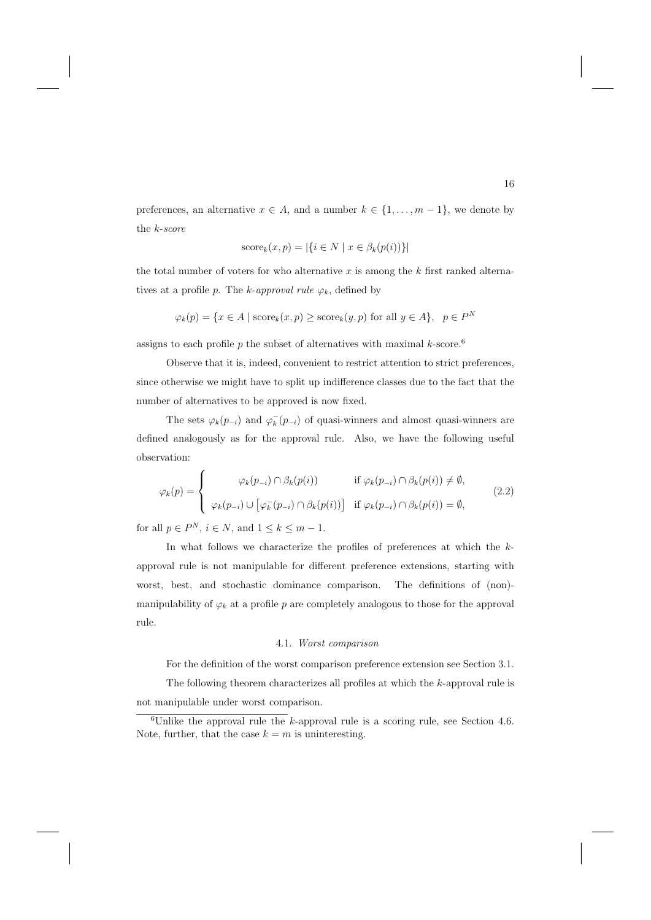preferences, an alternative $x \in A$, and a number $k \in \{1, \ldots, m-1\}$, we denote by the *k-score*

$$\text{score}_k(x, p) = |\{i \in N \mid x \in \beta_k(p(i))\}|$$

the total number of voters for who alternative $x$ is among the $k$ first ranked alternatives at a profile $p$. The *k-approval rule* $\varphi_k$, defined by

$$\varphi_k(p) = \{x \in A \mid \text{score}_k(x, p) \geq \text{score}_k(y, p) \text{ for all } y \in A\}, \quad p \in P^N$$

assigns to each profile $p$ the subset of alternatives with maximal $k$-score.[6]

Observe that it is, indeed, convenient to restrict attention to strict preferences, since otherwise we might have to split up indifference classes due to the fact that the number of alternatives to be approved is now fixed.

The sets $\varphi_k(p_{-i})$ and $\varphi_k^-(p_{-i})$ of quasi-winners and almost quasi-winners are defined analogously as for the approval rule. Also, we have the following useful observation:

$$\varphi_k(p) = \begin{cases} \varphi_k(p_{-i}) \cap \beta_k(p(i)) & \text{if } \varphi_k(p_{-i}) \cap \beta_k(p(i)) \neq \emptyset, \\ \varphi_k(p_{-i}) \cup \left[\varphi_k^-(p_{-i}) \cap \beta_k(p(i))\right] & \text{if } \varphi_k(p_{-i}) \cap \beta_k(p(i)) = \emptyset, \end{cases} \tag{2.2}$$

for all $p \in P^N$, $i \in N$, and $1 \leq k \leq m-1$.

In what follows we characterize the profiles of preferences at which the $k$-approval rule is not manipulable for different preference extensions, starting with worst, best, and stochastic dominance comparison. The definitions of (non)-manipulability of $\varphi_k$ at a profile $p$ are completely analogous to those for the approval rule.

### 4.1. *Worst comparison*

For the definition of the worst comparison preference extension see Section 3.1.

The following theorem characterizes all profiles at which the $k$-approval rule is not manipulable under worst comparison.

[6] Unlike the approval rule the $k$-approval rule is a scoring rule, see Section 4.6. Note, further, that the case $k = m$ is uninteresting.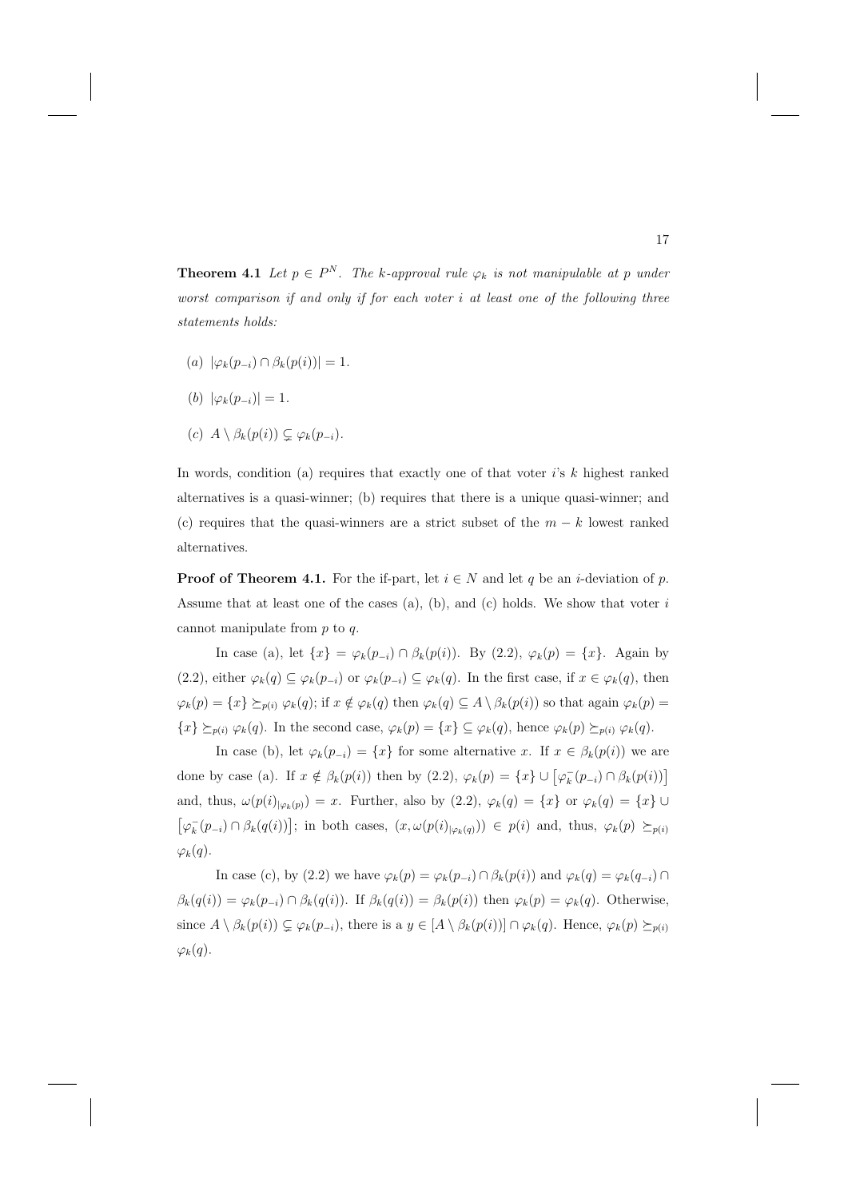**Theorem 4.1** *Let $p \in P^N$. The $k$-approval rule $\varphi_k$ is not manipulable at $p$ under worst comparison if and only if for each voter $i$ at least one of the following three statements holds:*

(*a*) $|\varphi_k(p_{-i}) \cap \beta_k(p(i))| = 1$.

(*b*) $|\varphi_k(p_{-i})| = 1$.

(*c*) $A \setminus \beta_k(p(i)) \subsetneq \varphi_k(p_{-i})$.

In words, condition (a) requires that exactly one of that voter $i$'s $k$ highest ranked alternatives is a quasi-winner; (b) requires that there is a unique quasi-winner; and (c) requires that the quasi-winners are a strict subset of the $m - k$ lowest ranked alternatives.

**Proof of Theorem 4.1.** For the if-part, let $i \in N$ and let $q$ be an $i$-deviation of $p$. Assume that at least one of the cases (a), (b), and (c) holds. We show that voter $i$ cannot manipulate from $p$ to $q$.

In case (a), let $\{x\} = \varphi_k(p_{-i}) \cap \beta_k(p(i))$. By (2.2), $\varphi_k(p) = \{x\}$. Again by (2.2), either $\varphi_k(q) \subseteq \varphi_k(p_{-i})$ or $\varphi_k(p_{-i}) \subseteq \varphi_k(q)$. In the first case, if $x \in \varphi_k(q)$, then $\varphi_k(p) = \{x\} \succeq_{p(i)} \varphi_k(q)$; if $x \notin \varphi_k(q)$ then $\varphi_k(q) \subseteq A \setminus \beta_k(p(i))$ so that again $\varphi_k(p) = \{x\} \succeq_{p(i)} \varphi_k(q)$. In the second case, $\varphi_k(p) = \{x\} \subseteq \varphi_k(q)$, hence $\varphi_k(p) \succeq_{p(i)} \varphi_k(q)$.

In case (b), let $\varphi_k(p_{-i}) = \{x\}$ for some alternative $x$. If $x \in \beta_k(p(i))$ we are done by case (a). If $x \notin \beta_k(p(i))$ then by (2.2), $\varphi_k(p) = \{x\} \cup \left[\varphi_k^-(p_{-i}) \cap \beta_k(p(i))\right]$ and, thus, $\omega(p(i)_{|\varphi_k(p)}) = x$. Further, also by (2.2), $\varphi_k(q) = \{x\}$ or $\varphi_k(q) = \{x\} \cup \left[\varphi_k^-(p_{-i}) \cap \beta_k(q(i))\right]$; in both cases, $(x, \omega(p(i)_{|\varphi_k(q)})) \in p(i)$ and, thus, $\varphi_k(p) \succeq_{p(i)} \varphi_k(q)$.

In case (c), by (2.2) we have $\varphi_k(p) = \varphi_k(p_{-i}) \cap \beta_k(p(i))$ and $\varphi_k(q) = \varphi_k(q_{-i}) \cap \beta_k(q(i)) = \varphi_k(p_{-i}) \cap \beta_k(q(i))$. If $\beta_k(q(i)) = \beta_k(p(i))$ then $\varphi_k(p) = \varphi_k(q)$. Otherwise, since $A \setminus \beta_k(p(i)) \subsetneq \varphi_k(p_{-i})$, there is a $y \in [A \setminus \beta_k(p(i))] \cap \varphi_k(q)$. Hence, $\varphi_k(p) \succeq_{p(i)} \varphi_k(q)$.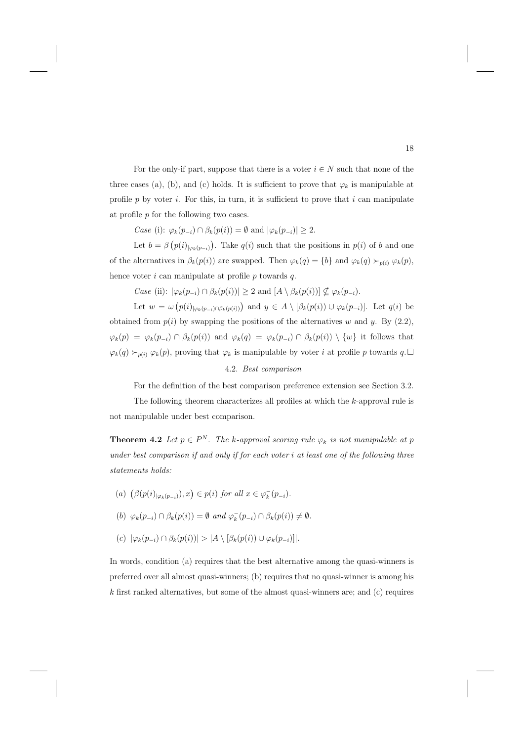For the only-if part, suppose that there is a voter $i \in N$ such that none of the three cases (a), (b), and (c) holds. It is sufficient to prove that $\varphi_k$ is manipulable at profile $p$ by voter $i$. For this, in turn, it is sufficient to prove that $i$ can manipulate at profile $p$ for the following two cases.

*Case* (i): $\varphi_k(p_{-i}) \cap \beta_k(p(i)) = \emptyset$ and $|\varphi_k(p_{-i})| \geq 2$.

Let $b = \beta\left(p(i)_{|\varphi_k(p_{-i})}\right)$. Take $q(i)$ such that the positions in $p(i)$ of $b$ and one of the alternatives in $\beta_k(p(i))$ are swapped. Then $\varphi_k(q) = \{b\}$ and $\varphi_k(q) \succ_{p(i)} \varphi_k(p)$, hence voter $i$ can manipulate at profile $p$ towards $q$.

*Case* (ii): $|\varphi_k(p_{-i}) \cap \beta_k(p(i))| \geq 2$ and $[A \setminus \beta_k(p(i))] \nsubseteq \varphi_k(p_{-i})$.

Let $w = \omega\left(p(i)_{|\varphi_k(p_{-i}) \cap \beta_k(p(i))}\right)$ and $y \in A \setminus [\beta_k(p(i)) \cup \varphi_k(p_{-i})]$. Let $q(i)$ be obtained from $p(i)$ by swapping the positions of the alternatives $w$ and $y$. By (2.2), $\varphi_k(p) = \varphi_k(p_{-i}) \cap \beta_k(p(i))$ and $\varphi_k(q) = \varphi_k(p_{-i}) \cap \beta_k(p(i)) \setminus \{w\}$ it follows that $\varphi_k(q) \succ_{p(i)} \varphi_k(p)$, proving that $\varphi_k$ is manipulable by voter $i$ at profile $p$ towards $q$. $\square$

### 4.2. *Best comparison*

For the definition of the best comparison preference extension see Section 3.2.

The following theorem characterizes all profiles at which the $k$-approval rule is not manipulable under best comparison.

**Theorem 4.2** *Let $p \in P^N$. The $k$-approval scoring rule $\varphi_k$ is not manipulable at $p$ under best comparison if and only if for each voter $i$ at least one of the following three statements holds:*

*(a)* $\left(\beta(p(i)_{|\varphi_k(p_{-i})}), x\right) \in p(i)$ *for all* $x \in \varphi_k^-(p_{-i})$.

*(b)* $\varphi_k(p_{-i}) \cap \beta_k(p(i)) = \emptyset$ *and* $\varphi_k^-(p_{-i}) \cap \beta_k(p(i)) \neq \emptyset$.

*(c)* $|\varphi_k(p_{-i}) \cap \beta_k(p(i))| > |A \setminus [\beta_k(p(i)) \cup \varphi_k(p_{-i})]|$.

In words, condition (a) requires that the best alternative among the quasi-winners is preferred over all almost quasi-winners; (b) requires that no quasi-winner is among his $k$ first ranked alternatives, but some of the almost quasi-winners are; and (c) requires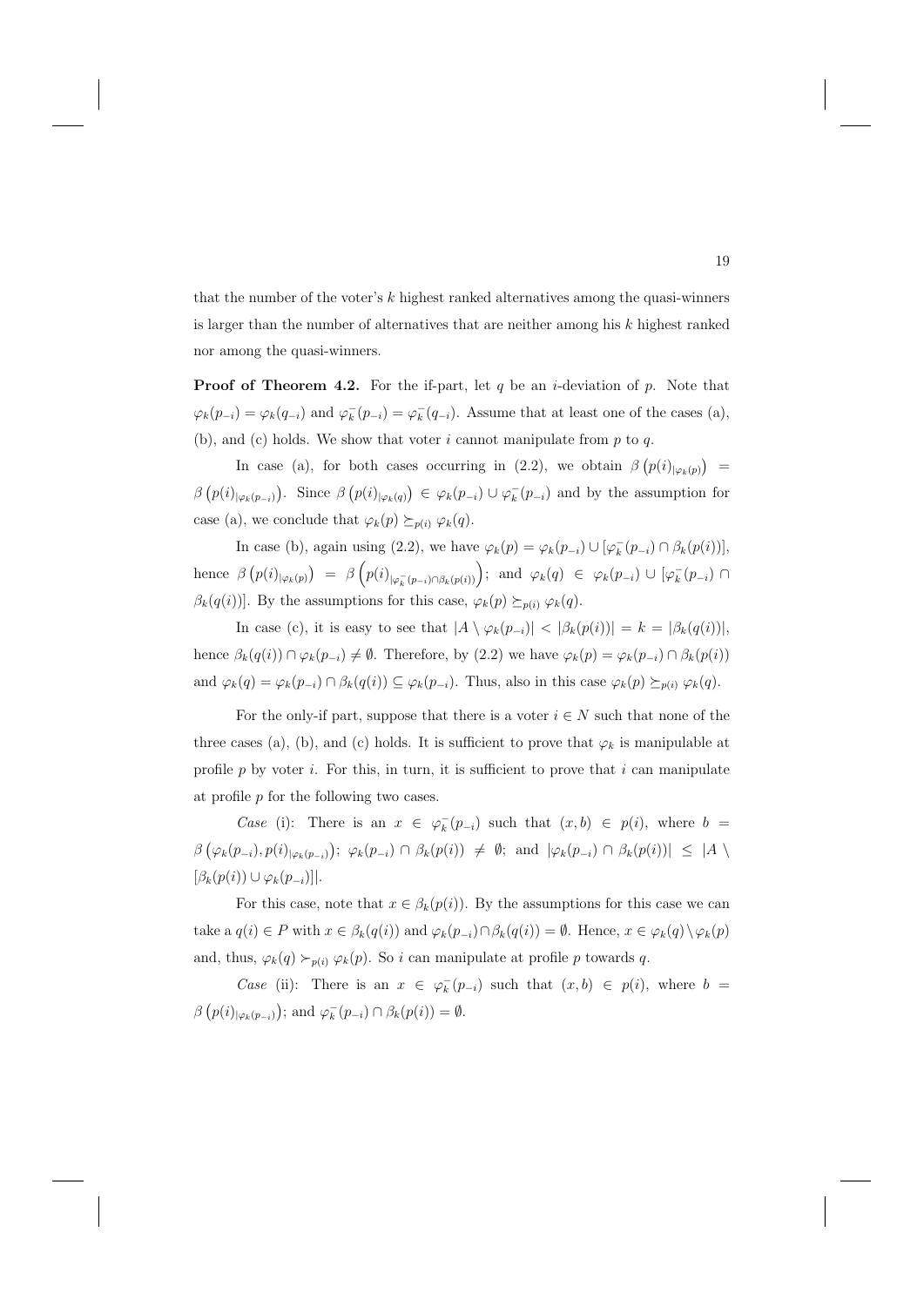that the number of the voter's $k$ highest ranked alternatives among the quasi-winners is larger than the number of alternatives that are neither among his $k$ highest ranked nor among the quasi-winners.

**Proof of Theorem 4.2.** For the if-part, let $q$ be an $i$-deviation of $p$. Note that $\varphi_k(p_{-i}) = \varphi_k(q_{-i})$ and $\varphi_k^-(p_{-i}) = \varphi_k^-(q_{-i})$. Assume that at least one of the cases (a), (b), and (c) holds. We show that voter $i$ cannot manipulate from $p$ to $q$.

In case (a), for both cases occurring in (2.2), we obtain $\beta\left(p(i)_{|\varphi_k(p)}\right) = \beta\left(p(i)_{|\varphi_k(p_{-i})}\right)$. Since $\beta\left(p(i)_{|\varphi_k(q)}\right) \in \varphi_k(p_{-i}) \cup \varphi_k^-(p_{-i})$ and by the assumption for case (a), we conclude that $\varphi_k(p) \succeq_{p(i)} \varphi_k(q)$.

In case (b), again using (2.2), we have $\varphi_k(p) = \varphi_k(p_{-i}) \cup [\varphi_k^-(p_{-i}) \cap \beta_k(p(i))]$, hence $\beta\left(p(i)_{|\varphi_k(p)}\right) = \beta\left(p(i)_{|\varphi_k^-(p_{-i}) \cap \beta_k(p(i))}\right)$; and $\varphi_k(q) \in \varphi_k(p_{-i}) \cup [\varphi_k^-(p_{-i}) \cap \beta_k(q(i))]$. By the assumptions for this case, $\varphi_k(p) \succeq_{p(i)} \varphi_k(q)$.

In case (c), it is easy to see that $|A \setminus \varphi_k(p_{-i})| < |\beta_k(p(i))| = k = |\beta_k(q(i))|$, hence $\beta_k(q(i)) \cap \varphi_k(p_{-i}) \neq \emptyset$. Therefore, by (2.2) we have $\varphi_k(p) = \varphi_k(p_{-i}) \cap \beta_k(p(i))$ and $\varphi_k(q) = \varphi_k(p_{-i}) \cap \beta_k(q(i)) \subseteq \varphi_k(p_{-i})$. Thus, also in this case $\varphi_k(p) \succeq_{p(i)} \varphi_k(q)$.

For the only-if part, suppose that there is a voter $i \in N$ such that none of the three cases (a), (b), and (c) holds. It is sufficient to prove that $\varphi_k$ is manipulable at profile $p$ by voter $i$. For this, in turn, it is sufficient to prove that $i$ can manipulate at profile $p$ for the following two cases.

*Case* (i): There is an $x \in \varphi_k^-(p_{-i})$ such that $(x, b) \in p(i)$, where $b = \beta\left(\varphi_k(p_{-i}), p(i)_{|\varphi_k(p_{-i})}\right)$; $\varphi_k(p_{-i}) \cap \beta_k(p(i)) \neq \emptyset$; and $|\varphi_k(p_{-i}) \cap \beta_k(p(i))| \leq |A \setminus [\beta_k(p(i)) \cup \varphi_k(p_{-i})]|$.

For this case, note that $x \in \beta_k(p(i))$. By the assumptions for this case we can take a $q(i) \in P$ with $x \in \beta_k(q(i))$ and $\varphi_k(p_{-i}) \cap \beta_k(q(i)) = \emptyset$. Hence, $x \in \varphi_k(q) \setminus \varphi_k(p)$ and, thus, $\varphi_k(q) \succ_{p(i)} \varphi_k(p)$. So $i$ can manipulate at profile $p$ towards $q$.

*Case* (ii): There is an $x \in \varphi_k^-(p_{-i})$ such that $(x, b) \in p(i)$, where $b = \beta\left(p(i)_{|\varphi_k(p_{-i})}\right)$; and $\varphi_k^-(p_{-i}) \cap \beta_k(p(i)) = \emptyset$.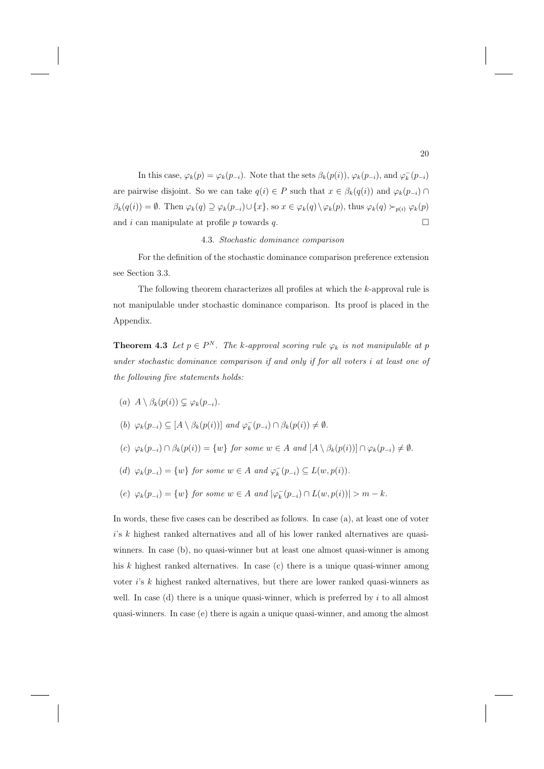In this case, $\varphi_k(p) = \varphi_k(p_{-i})$. Note that the sets $\beta_k(p(i))$, $\varphi_k(p_{-i})$, and $\varphi_k^-(p_{-i})$ are pairwise disjoint. So we can take $q(i) \in P$ such that $x \in \beta_k(q(i))$ and $\varphi_k(p_{-i}) \cap \beta_k(q(i)) = \emptyset$. Then $\varphi_k(q) \supseteq \varphi_k(p_{-i}) \cup \{x\}$, so $x \in \varphi_k(q) \setminus \varphi_k(p)$, thus $\varphi_k(q) \succ_{p(i)} \varphi_k(p)$ and $i$ can manipulate at profile $p$ towards $q$. □

### 4.3. *Stochastic dominance comparison*

For the definition of the stochastic dominance comparison preference extension see Section 3.3.

The following theorem characterizes all profiles at which the $k$-approval rule is not manipulable under stochastic dominance comparison. Its proof is placed in the Appendix.

**Theorem 4.3** *Let $p \in P^N$. The $k$-approval scoring rule $\varphi_k$ is not manipulable at $p$ under stochastic dominance comparison if and only if for all voters $i$ at least one of the following five statements holds:*

(a) $A \setminus \beta_k(p(i)) \subsetneq \varphi_k(p_{-i})$.

(b) $\varphi_k(p_{-i}) \subseteq [A \setminus \beta_k(p(i))]$ *and* $\varphi_k^-(p_{-i}) \cap \beta_k(p(i)) \neq \emptyset$.

(c) $\varphi_k(p_{-i}) \cap \beta_k(p(i)) = \{w\}$ *for some* $w \in A$ *and* $[A \setminus \beta_k(p(i))] \cap \varphi_k(p_{-i}) \neq \emptyset$.

(d) $\varphi_k(p_{-i}) = \{w\}$ *for some* $w \in A$ *and* $\varphi_k^-(p_{-i}) \subseteq L(w, p(i))$.

(e) $\varphi_k(p_{-i}) = \{w\}$ *for some* $w \in A$ *and* $|\varphi_k^-(p_{-i}) \cap L(w, p(i))| > m - k$.

In words, these five cases can be described as follows. In case (a), at least one of voter $i$'s $k$ highest ranked alternatives and all of his lower ranked alternatives are quasi-winners. In case (b), no quasi-winner but at least one almost quasi-winner is among his $k$ highest ranked alternatives. In case (c) there is a unique quasi-winner among voter $i$'s $k$ highest ranked alternatives, but there are lower ranked quasi-winners as well. In case (d) there is a unique quasi-winner, which is preferred by $i$ to all almost quasi-winners. In case (e) there is again a unique quasi-winner, and among the almost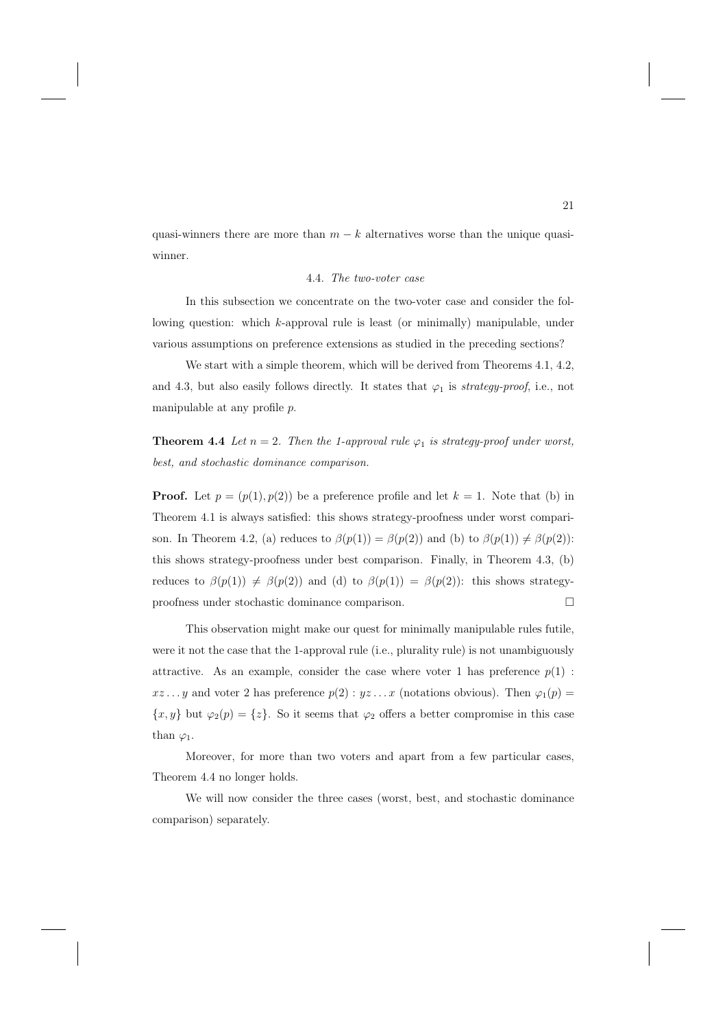quasi-winners there are more than $m - k$ alternatives worse than the unique quasi-winner.

### 4.4. *The two-voter case*

In this subsection we concentrate on the two-voter case and consider the following question: which $k$-approval rule is least (or minimally) manipulable, under various assumptions on preference extensions as studied in the preceding sections?

We start with a simple theorem, which will be derived from Theorems 4.1, 4.2, and 4.3, but also easily follows directly. It states that $\varphi_1$ is *strategy-proof*, i.e., not manipulable at any profile $p$.

**Theorem 4.4** *Let $n = 2$. Then the 1-approval rule $\varphi_1$ is strategy-proof under worst, best, and stochastic dominance comparison.*

**Proof.** Let $p = (p(1), p(2))$ be a preference profile and let $k = 1$. Note that (b) in Theorem 4.1 is always satisfied: this shows strategy-proofness under worst comparison. In Theorem 4.2, (a) reduces to $\beta(p(1)) = \beta(p(2))$ and (b) to $\beta(p(1)) \neq \beta(p(2))$: this shows strategy-proofness under best comparison. Finally, in Theorem 4.3, (b) reduces to $\beta(p(1)) \neq \beta(p(2))$ and (d) to $\beta(p(1)) = \beta(p(2))$: this shows strategy-proofness under stochastic dominance comparison. $\square$

This observation might make our quest for minimally manipulable rules futile, were it not the case that the 1-approval rule (i.e., plurality rule) is not unambiguously attractive. As an example, consider the case where voter 1 has preference $p(1) : xz \ldots y$ and voter 2 has preference $p(2) : yz \ldots x$ (notations obvious). Then $\varphi_1(p) = \{x, y\}$ but $\varphi_2(p) = \{z\}$. So it seems that $\varphi_2$ offers a better compromise in this case than $\varphi_1$.

Moreover, for more than two voters and apart from a few particular cases, Theorem 4.4 no longer holds.

We will now consider the three cases (worst, best, and stochastic dominance comparison) separately.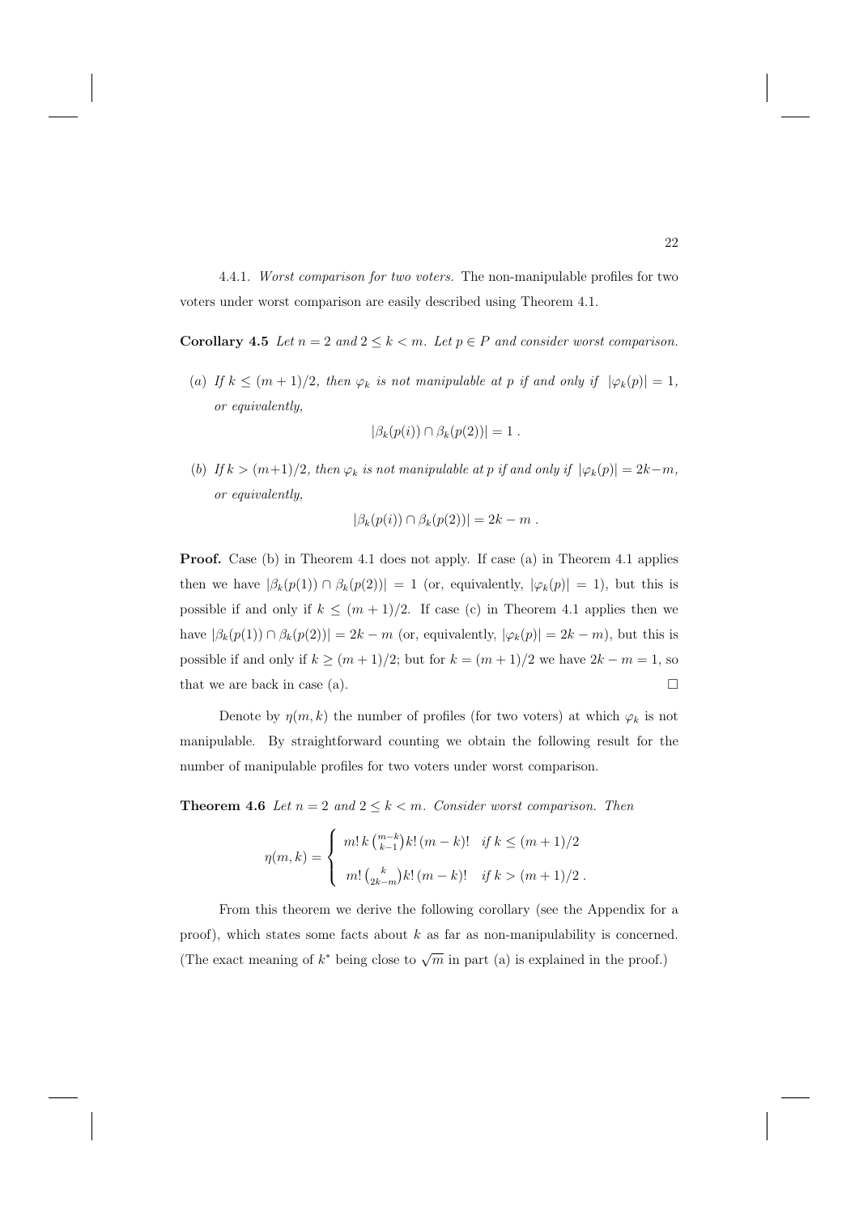4.4.1. *Worst comparison for two voters.* The non-manipulable profiles for two voters under worst comparison are easily described using Theorem 4.1.

**Corollary 4.5** *Let $n = 2$ and $2 \leq k < m$. Let $p \in P$ and consider worst comparison.*

(*a*) *If $k \leq (m+1)/2$, then $\varphi_k$ is not manipulable at $p$ if and only if $|\varphi_k(p)| = 1$, or equivalently,*

$$|\beta_k(p(i)) \cap \beta_k(p(2))| = 1 \ .$$

(*b*) *If $k > (m+1)/2$, then $\varphi_k$ is not manipulable at $p$ if and only if $|\varphi_k(p)| = 2k-m$, or equivalently,*

$$|\beta_k(p(i)) \cap \beta_k(p(2))| = 2k - m \ .$$

**Proof.** Case (b) in Theorem 4.1 does not apply. If case (a) in Theorem 4.1 applies then we have $|\beta_k(p(1)) \cap \beta_k(p(2))| = 1$ (or, equivalently, $|\varphi_k(p)| = 1$), but this is possible if and only if $k \leq (m+1)/2$. If case (c) in Theorem 4.1 applies then we have $|\beta_k(p(1)) \cap \beta_k(p(2))| = 2k - m$ (or, equivalently, $|\varphi_k(p)| = 2k - m$), but this is possible if and only if $k \geq (m+1)/2$; but for $k = (m+1)/2$ we have $2k - m = 1$, so that we are back in case (a). $\square$

Denote by $\eta(m, k)$ the number of profiles (for two voters) at which $\varphi_k$ is not manipulable. By straightforward counting we obtain the following result for the number of manipulable profiles for two voters under worst comparison.

**Theorem 4.6** *Let $n = 2$ and $2 \leq k < m$. Consider worst comparison. Then*

$$\eta(m, k) = \begin{cases} m! \, k \binom{m-k}{k-1} k! \, (m-k)! & \text{if } k \leq (m+1)/2 \\ m! \binom{k}{2k-m} k! \, (m-k)! & \text{if } k > (m+1)/2 \, . \end{cases}$$

From this theorem we derive the following corollary (see the Appendix for a proof), which states some facts about $k$ as far as non-manipulability is concerned. (The exact meaning of $k^*$ being close to $\sqrt{m}$ in part (a) is explained in the proof.)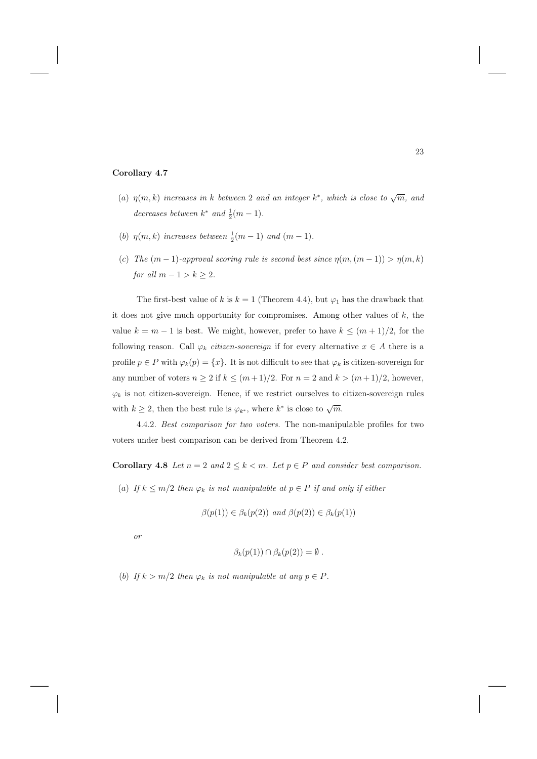**Corollary 4.7**

(a) $\eta(m,k)$ *increases in* $k$ *between* 2 *and an integer* $k^*$*, which is close to* $\sqrt{m}$*, and decreases between* $k^*$ *and* $\frac{1}{2}(m-1)$.

(b) $\eta(m,k)$ *increases between* $\frac{1}{2}(m-1)$ *and* $(m-1)$.

(c) *The* $(m-1)$*-approval scoring rule is second best since* $\eta(m,(m-1)) > \eta(m,k)$ *for all* $m-1 > k \geq 2$.

The first-best value of $k$ is $k=1$ (Theorem 4.4), but $\varphi_1$ has the drawback that it does not give much opportunity for compromises. Among other values of $k$, the value $k = m-1$ is best. We might, however, prefer to have $k \leq (m+1)/2$, for the following reason. Call $\varphi_k$ *citizen-sovereign* if for every alternative $x \in A$ there is a profile $p \in P$ with $\varphi_k(p) = \{x\}$. It is not difficult to see that $\varphi_k$ is citizen-sovereign for any number of voters $n \geq 2$ if $k \leq (m+1)/2$. For $n=2$ and $k > (m+1)/2$, however, $\varphi_k$ is not citizen-sovereign. Hence, if we restrict ourselves to citizen-sovereign rules with $k \geq 2$, then the best rule is $\varphi_{k^*}$, where $k^*$ is close to $\sqrt{m}$.

4.4.2. *Best comparison for two voters.* The non-manipulable profiles for two voters under best comparison can be derived from Theorem 4.2.

**Corollary 4.8** *Let* $n=2$ *and* $2 \leq k < m$*. Let* $p \in P$ *and consider best comparison.*

(a) *If* $k \leq m/2$ *then* $\varphi_k$ *is not manipulable at* $p \in P$ *if and only if either*

$$\beta(p(1)) \in \beta_k(p(2)) \text{ and } \beta(p(2)) \in \beta_k(p(1))$$

*or*

$$\beta_k(p(1)) \cap \beta_k(p(2)) = \emptyset\ .$$

(b) *If* $k > m/2$ *then* $\varphi_k$ *is not manipulable at any* $p \in P$.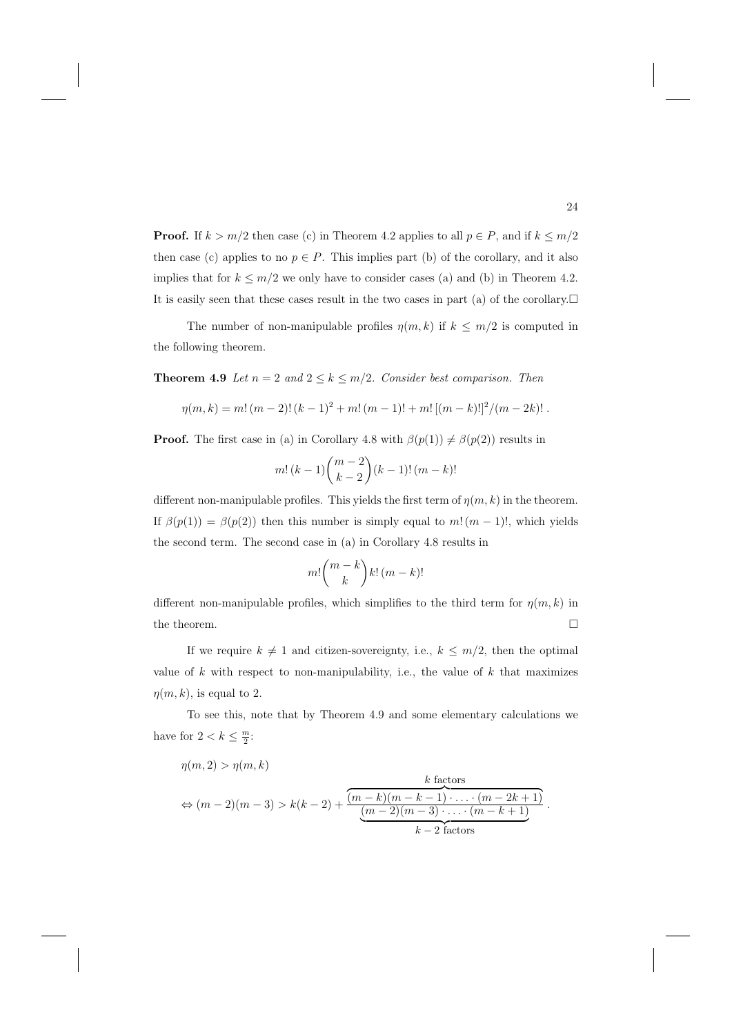**Proof.** If $k > m/2$ then case (c) in Theorem 4.2 applies to all $p \in P$, and if $k \leq m/2$ then case (c) applies to no $p \in P$. This implies part (b) of the corollary, and it also implies that for $k \leq m/2$ we only have to consider cases (a) and (b) in Theorem 4.2. It is easily seen that these cases result in the two cases in part (a) of the corollary.□

The number of non-manipulable profiles $\eta(m, k)$ if $k \leq m/2$ is computed in the following theorem.

**Theorem 4.9** *Let $n = 2$ and $2 \leq k \leq m/2$. Consider best comparison. Then*

$$\eta(m, k) = m!\,(m-2)!\,(k-1)^2 + m!\,(m-1)! + m!\,[(m-k)!]^2/(m-2k)!\,.$$

**Proof.** The first case in (a) in Corollary 4.8 with $\beta(p(1)) \neq \beta(p(2))$ results in

$$m!\,(k-1)\binom{m-2}{k-2}(k-1)!\,(m-k)!$$

different non-manipulable profiles. This yields the first term of $\eta(m, k)$ in the theorem. If $\beta(p(1)) = \beta(p(2))$ then this number is simply equal to $m!\,(m-1)!$, which yields the second term. The second case in (a) in Corollary 4.8 results in

$$m!\binom{m-k}{k}k!\,(m-k)!$$

different non-manipulable profiles, which simplifies to the third term for $\eta(m, k)$ in the theorem. □

If we require $k \neq 1$ and citizen-sovereignty, i.e., $k \leq m/2$, then the optimal value of $k$ with respect to non-manipulability, i.e., the value of $k$ that maximizes $\eta(m, k)$, is equal to 2.

To see this, note that by Theorem 4.9 and some elementary calculations we have for $2 < k \leq \frac{m}{2}$:

$$\begin{aligned}
&\eta(m, 2) > \eta(m, k) \\
&\Leftrightarrow (m-2)(m-3) > k(k-2) + \frac{\overbrace{(m-k)(m-k-1)\cdot\ldots\cdot(m-2k+1)}^{k \text{ factors}}}{\underbrace{(m-2)(m-3)\cdot\ldots\cdot(m-k+1)}_{k-2 \text{ factors}}}\,.
\end{aligned}$$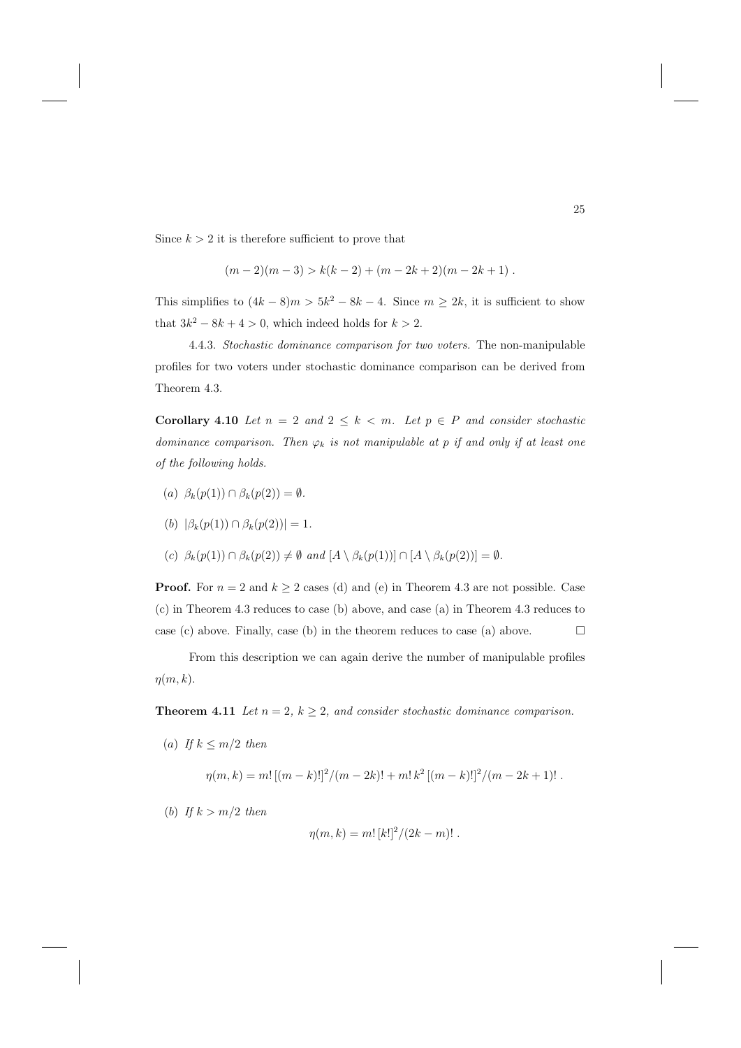Since $k > 2$ it is therefore sufficient to prove that

$$(m-2)(m-3) > k(k-2) + (m-2k+2)(m-2k+1)\ .$$

This simplifies to $(4k-8)m > 5k^2 - 8k - 4$. Since $m \geq 2k$, it is sufficient to show that $3k^2 - 8k + 4 > 0$, which indeed holds for $k > 2$.

4.4.3. *Stochastic dominance comparison for two voters.* The non-manipulable profiles for two voters under stochastic dominance comparison can be derived from Theorem 4.3.

**Corollary 4.10** *Let $n = 2$ and $2 \leq k < m$. Let $p \in P$ and consider stochastic dominance comparison. Then $\varphi_k$ is not manipulable at $p$ if and only if at least one of the following holds.*

(*a*) $\beta_k(p(1)) \cap \beta_k(p(2)) = \emptyset$.

(*b*) $|\beta_k(p(1)) \cap \beta_k(p(2))| = 1$.

(*c*) $\beta_k(p(1)) \cap \beta_k(p(2)) \neq \emptyset$ *and* $[A \setminus \beta_k(p(1))] \cap [A \setminus \beta_k(p(2))] = \emptyset$.

**Proof.** For $n = 2$ and $k \geq 2$ cases (d) and (e) in Theorem 4.3 are not possible. Case (c) in Theorem 4.3 reduces to case (b) above, and case (a) in Theorem 4.3 reduces to case (c) above. Finally, case (b) in the theorem reduces to case (a) above. $\square$

From this description we can again derive the number of manipulable profiles $\eta(m, k)$.

**Theorem 4.11** *Let $n = 2$, $k \geq 2$, and consider stochastic dominance comparison.*

(*a*) *If $k \leq m/2$ then*

$$\eta(m,k) = m!\,[(m-k)!]^2/(m-2k)! + m!\,k^2\,[(m-k)!]^2/(m-2k+1)!\ .$$

(*b*) *If $k > m/2$ then*

$$\eta(m,k) = m!\,[k!]^2/(2k-m)!\ .$$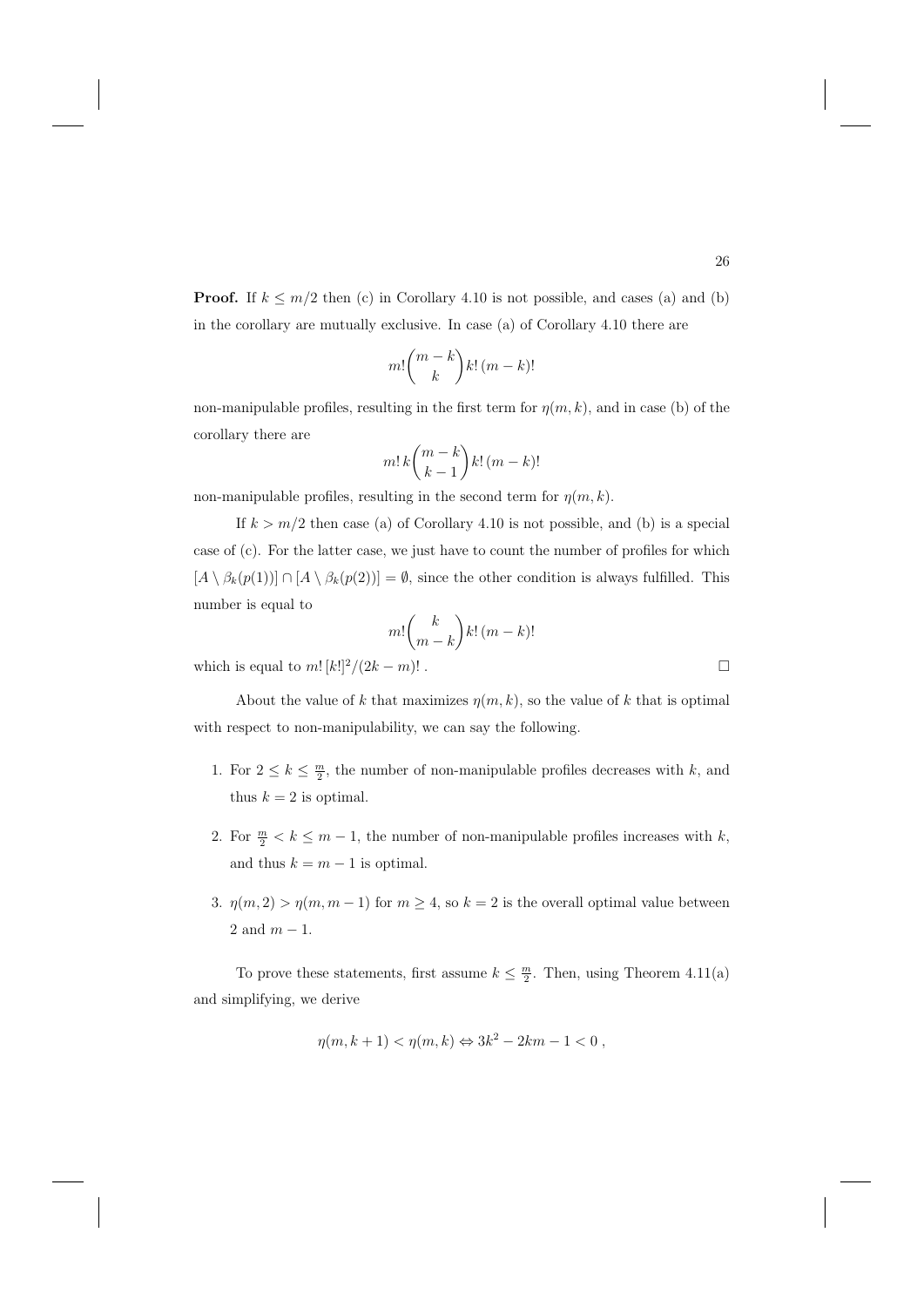**Proof.** If $k \leq m/2$ then (c) in Corollary 4.10 is not possible, and cases (a) and (b) in the corollary are mutually exclusive. In case (a) of Corollary 4.10 there are

$$m! \binom{m-k}{k} k! \, (m-k)!$$

non-manipulable profiles, resulting in the first term for $\eta(m,k)$, and in case (b) of the corollary there are

$$m! \, k \binom{m-k}{k-1} k! \, (m-k)!$$

non-manipulable profiles, resulting in the second term for $\eta(m,k)$.

If $k > m/2$ then case (a) of Corollary 4.10 is not possible, and (b) is a special case of (c). For the latter case, we just have to count the number of profiles for which $[A \setminus \beta_k(p(1))] \cap [A \setminus \beta_k(p(2))] = \emptyset$, since the other condition is always fulfilled. This number is equal to

$$m! \binom{k}{m-k} k! \, (m-k)!$$

which is equal to $m! \, [k!]^2/(2k-m)!$ . □

About the value of $k$ that maximizes $\eta(m,k)$, so the value of $k$ that is optimal with respect to non-manipulability, we can say the following.

1. For $2 \leq k \leq \frac{m}{2}$, the number of non-manipulable profiles decreases with $k$, and thus $k = 2$ is optimal.

2. For $\frac{m}{2} < k \leq m-1$, the number of non-manipulable profiles increases with $k$, and thus $k = m-1$ is optimal.

3. $\eta(m,2) > \eta(m,m-1)$ for $m \geq 4$, so $k = 2$ is the overall optimal value between 2 and $m-1$.

To prove these statements, first assume $k \leq \frac{m}{2}$. Then, using Theorem 4.11(a) and simplifying, we derive

$$\eta(m,k+1) < \eta(m,k) \Leftrightarrow 3k^2 - 2km - 1 < 0 \, ,$$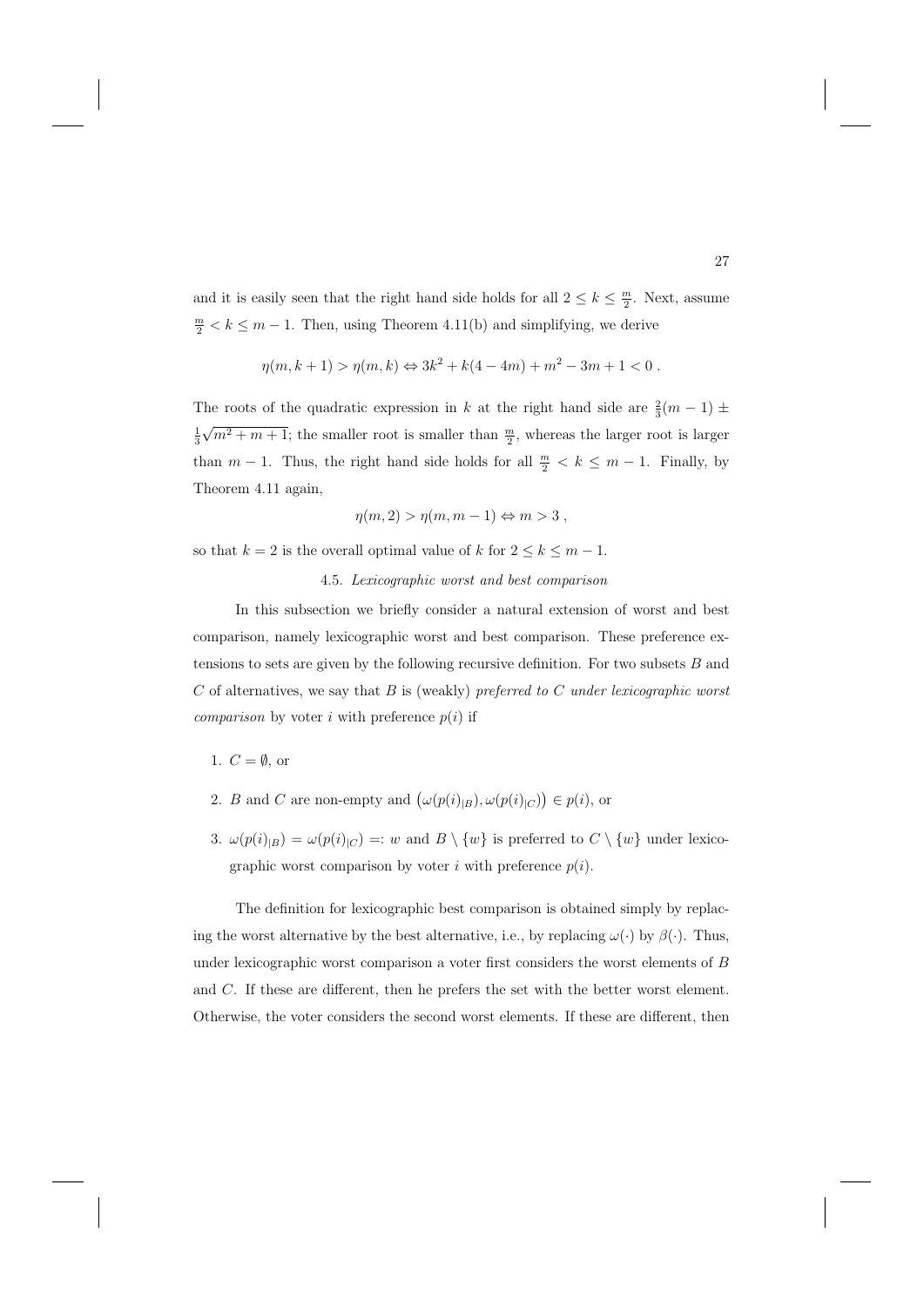and it is easily seen that the right hand side holds for all $2 \leq k \leq \frac{m}{2}$. Next, assume $\frac{m}{2} < k \leq m-1$. Then, using Theorem 4.11(b) and simplifying, we derive

$$\eta(m, k+1) > \eta(m, k) \Leftrightarrow 3k^2 + k(4-4m) + m^2 - 3m + 1 < 0 \ .$$

The roots of the quadratic expression in $k$ at the right hand side are $\frac{2}{3}(m-1) \pm \frac{1}{3}\sqrt{m^2+m+1}$; the smaller root is smaller than $\frac{m}{2}$, whereas the larger root is larger than $m-1$. Thus, the right hand side holds for all $\frac{m}{2} < k \leq m-1$. Finally, by Theorem 4.11 again,

$$\eta(m, 2) > \eta(m, m-1) \Leftrightarrow m > 3 \ ,$$

so that $k = 2$ is the overall optimal value of $k$ for $2 \leq k \leq m-1$.

### 4.5. *Lexicographic worst and best comparison*

In this subsection we briefly consider a natural extension of worst and best comparison, namely lexicographic worst and best comparison. These preference extensions to sets are given by the following recursive definition. For two subsets $B$ and $C$ of alternatives, we say that $B$ is (weakly) *preferred to* $C$ *under lexicographic worst comparison* by voter $i$ with preference $p(i)$ if

1. $C = \emptyset$, or
2. $B$ and $C$ are non-empty and $\big(\omega(p(i)_{|B}), \omega(p(i)_{|C})\big) \in p(i)$, or
3. $\omega(p(i)_{|B}) = \omega(p(i)_{|C}) =: w$ and $B \setminus \{w\}$ is preferred to $C \setminus \{w\}$ under lexicographic worst comparison by voter $i$ with preference $p(i)$.

The definition for lexicographic best comparison is obtained simply by replacing the worst alternative by the best alternative, i.e., by replacing $\omega(\cdot)$ by $\beta(\cdot)$. Thus, under lexicographic worst comparison a voter first considers the worst elements of $B$ and $C$. If these are different, then he prefers the set with the better worst element. Otherwise, the voter considers the second worst elements. If these are different, then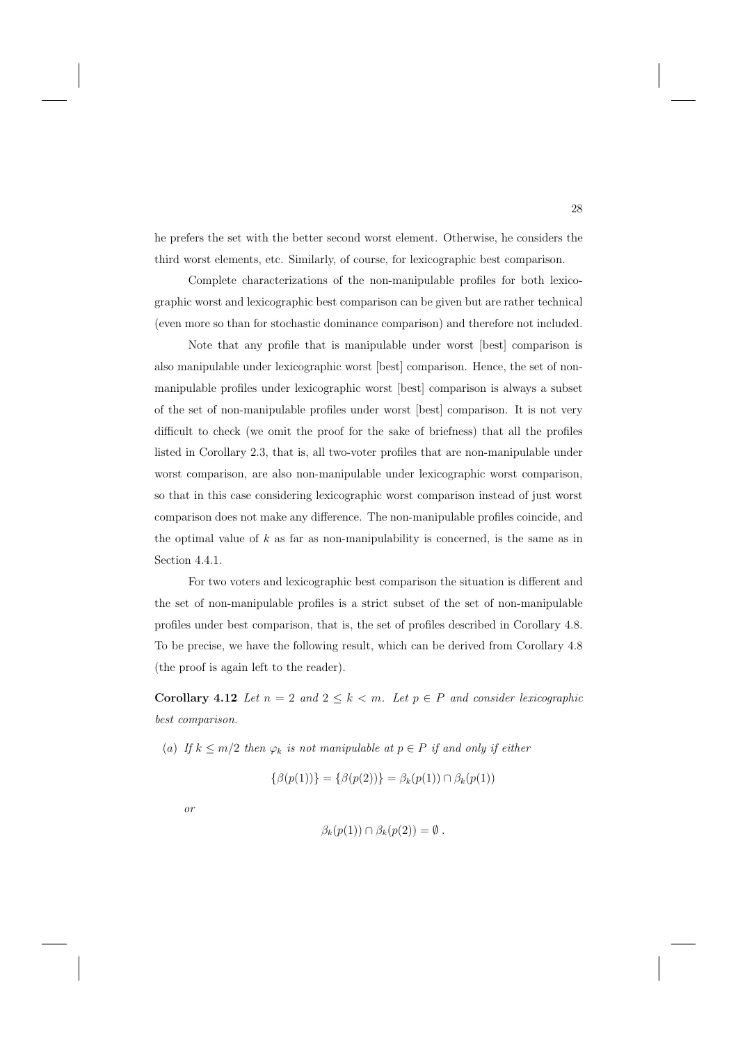he prefers the set with the better second worst element. Otherwise, he considers the third worst elements, etc. Similarly, of course, for lexicographic best comparison.

Complete characterizations of the non-manipulable profiles for both lexicographic worst and lexicographic best comparison can be given but are rather technical (even more so than for stochastic dominance comparison) and therefore not included.

Note that any profile that is manipulable under worst [best] comparison is also manipulable under lexicographic worst [best] comparison. Hence, the set of non-manipulable profiles under lexicographic worst [best] comparison is always a subset of the set of non-manipulable profiles under worst [best] comparison. It is not very difficult to check (we omit the proof for the sake of briefness) that all the profiles listed in Corollary 2.3, that is, all two-voter profiles that are non-manipulable under worst comparison, are also non-manipulable under lexicographic worst comparison, so that in this case considering lexicographic worst comparison instead of just worst comparison does not make any difference. The non-manipulable profiles coincide, and the optimal value of $k$ as far as non-manipulability is concerned, is the same as in Section 4.4.1.

For two voters and lexicographic best comparison the situation is different and the set of non-manipulable profiles is a strict subset of the set of non-manipulable profiles under best comparison, that is, the set of profiles described in Corollary 4.8. To be precise, we have the following result, which can be derived from Corollary 4.8 (the proof is again left to the reader).

**Corollary 4.12** *Let $n = 2$ and $2 \leq k < m$. Let $p \in P$ and consider lexicographic best comparison.*

*(a) If $k \leq m/2$ then $\varphi_k$ is not manipulable at $p \in P$ if and only if either*

$$\{\beta(p(1))\} = \{\beta(p(2))\} = \beta_k(p(1)) \cap \beta_k(p(1))$$

*or*

$$\beta_k(p(1)) \cap \beta_k(p(2)) = \emptyset \, .$$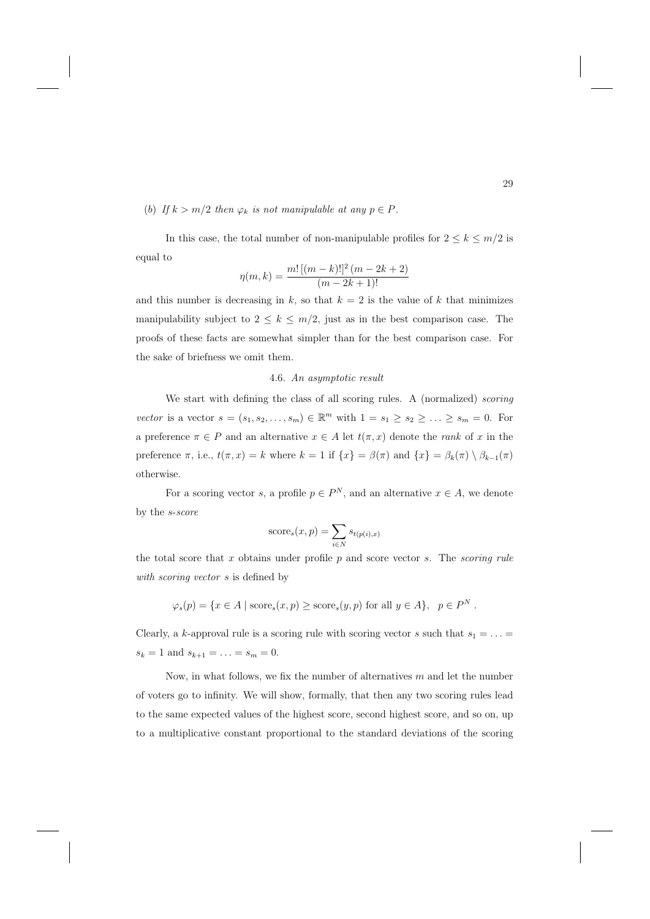(b) *If $k > m/2$ then $\varphi_k$ is not manipulable at any $p \in P$.*

In this case, the total number of non-manipulable profiles for $2 \le k \le m/2$ is equal to

$$\eta(m,k) = \frac{m!\,[(m-k)!]^2\,(m-2k+2)}{(m-2k+1)!}$$

and this number is decreasing in $k$, so that $k = 2$ is the value of $k$ that minimizes manipulability subject to $2 \le k \le m/2$, just as in the best comparison case. The proofs of these facts are somewhat simpler than for the best comparison case. For the sake of briefness we omit them.

### 4.6. *An asymptotic result*

We start with defining the class of all scoring rules. A (normalized) *scoring vector* is a vector $s = (s_1, s_2, \ldots, s_m) \in \mathbb{R}^m$ with $1 = s_1 \ge s_2 \ge \ldots \ge s_m = 0$. For a preference $\pi \in P$ and an alternative $x \in A$ let $t(\pi, x)$ denote the *rank* of $x$ in the preference $\pi$, i.e., $t(\pi, x) = k$ where $k = 1$ if $\{x\} = \beta(\pi)$ and $\{x\} = \beta_k(\pi) \setminus \beta_{k-1}(\pi)$ otherwise.

For a scoring vector $s$, a profile $p \in P^N$, and an alternative $x \in A$, we denote by the *s-score*

$$\mathrm{score}_s(x,p) = \sum_{i \in N} s_{t(p(i),x)}$$

the total score that $x$ obtains under profile $p$ and score vector $s$. The *scoring rule with scoring vector $s$* is defined by

$$\varphi_s(p) = \{x \in A \mid \mathrm{score}_s(x,p) \ge \mathrm{score}_s(y,p) \text{ for all } y \in A\}, \quad p \in P^N\,.$$

Clearly, a $k$-approval rule is a scoring rule with scoring vector $s$ such that $s_1 = \ldots = s_k = 1$ and $s_{k+1} = \ldots = s_m = 0$.

Now, in what follows, we fix the number of alternatives $m$ and let the number of voters go to infinity. We will show, formally, that then any two scoring rules lead to the same expected values of the highest score, second highest score, and so on, up to a multiplicative constant proportional to the standard deviations of the scoring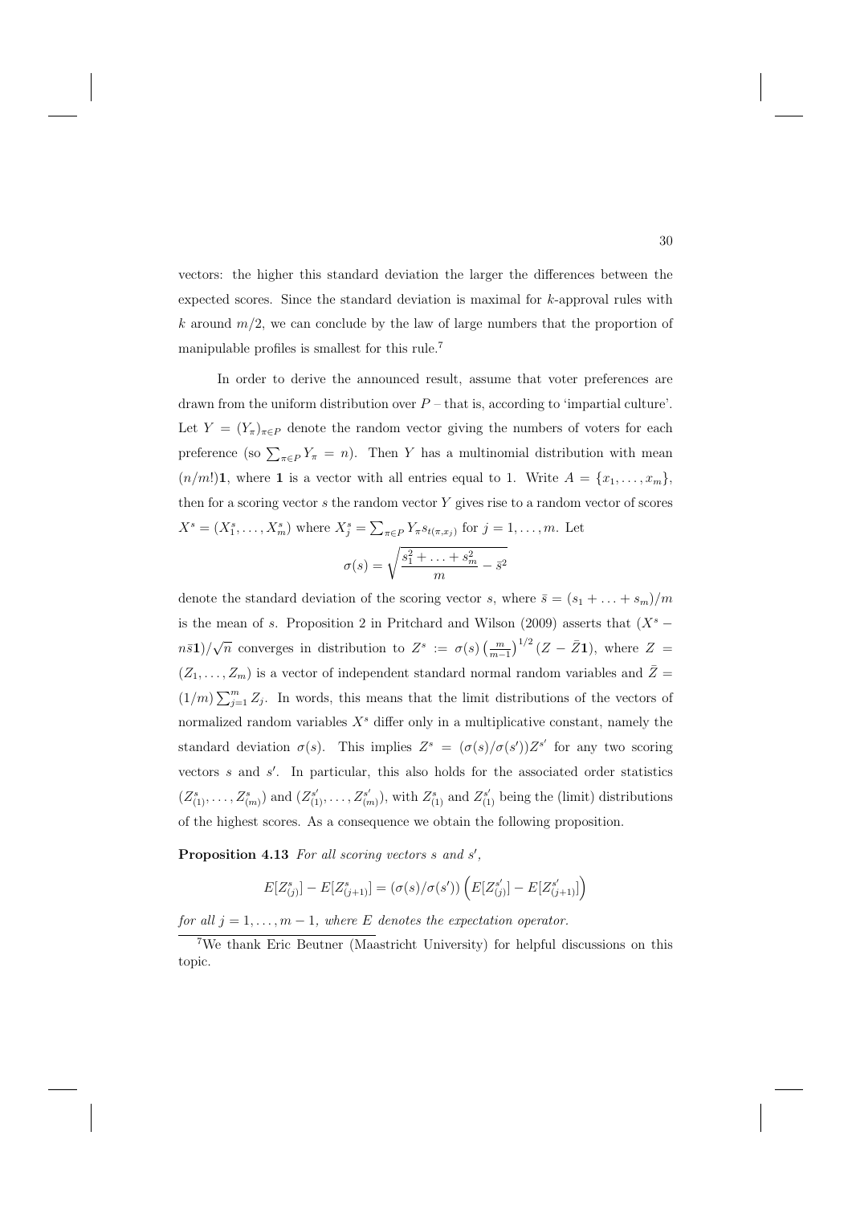vectors: the higher this standard deviation the larger the differences between the expected scores. Since the standard deviation is maximal for $k$-approval rules with $k$ around $m/2$, we can conclude by the law of large numbers that the proportion of manipulable profiles is smallest for this rule.[7]

In order to derive the announced result, assume that voter preferences are drawn from the uniform distribution over $P$ – that is, according to 'impartial culture'. Let $Y = (Y_\pi)_{\pi \in P}$ denote the random vector giving the numbers of voters for each preference (so $\sum_{\pi \in P} Y_\pi = n$). Then $Y$ has a multinomial distribution with mean $(n/m!)\mathbf{1}$, where $\mathbf{1}$ is a vector with all entries equal to 1. Write $A = \{x_1, \ldots, x_m\}$, then for a scoring vector $s$ the random vector $Y$ gives rise to a random vector of scores $X^s = (X_1^s, \ldots, X_m^s)$ where $X_j^s = \sum_{\pi \in P} Y_\pi s_{t(\pi, x_j)}$ for $j = 1, \ldots, m$. Let

$$\sigma(s) = \sqrt{\frac{s_1^2 + \ldots + s_m^2}{m} - \bar{s}^2}$$

denote the standard deviation of the scoring vector $s$, where $\bar{s} = (s_1 + \ldots + s_m)/m$ is the mean of $s$. Proposition 2 in Pritchard and Wilson (2009) asserts that $(X^s - n\bar{s}\mathbf{1})/\sqrt{n}$ converges in distribution to $Z^s := \sigma(s)\left(\frac{m}{m-1}\right)^{1/2}(Z - \bar{Z}\mathbf{1})$, where $Z = (Z_1, \ldots, Z_m)$ is a vector of independent standard normal random variables and $\bar{Z} = (1/m)\sum_{j=1}^m Z_j$. In words, this means that the limit distributions of the vectors of normalized random variables $X^s$ differ only in a multiplicative constant, namely the standard deviation $\sigma(s)$. This implies $Z^s = (\sigma(s)/\sigma(s'))Z^{s'}$ for any two scoring vectors $s$ and $s'$. In particular, this also holds for the associated order statistics $(Z_{(1)}^s, \ldots, Z_{(m)}^s)$ and $(Z_{(1)}^{s'}, \ldots, Z_{(m)}^{s'})$, with $Z_{(1)}^s$ and $Z_{(1)}^{s'}$ being the (limit) distributions of the highest scores. As a consequence we obtain the following proposition.

**Proposition 4.13** *For all scoring vectors $s$ and $s'$,*

$$E[Z_{(j)}^s] - E[Z_{(j+1)}^s] = (\sigma(s)/\sigma(s'))\left(E[Z_{(j)}^{s'}] - E[Z_{(j+1)}^{s'}]\right)$$

*for all $j = 1, \ldots, m-1$, where $E$ denotes the expectation operator.*

[7] We thank Eric Beutner (Maastricht University) for helpful discussions on this topic.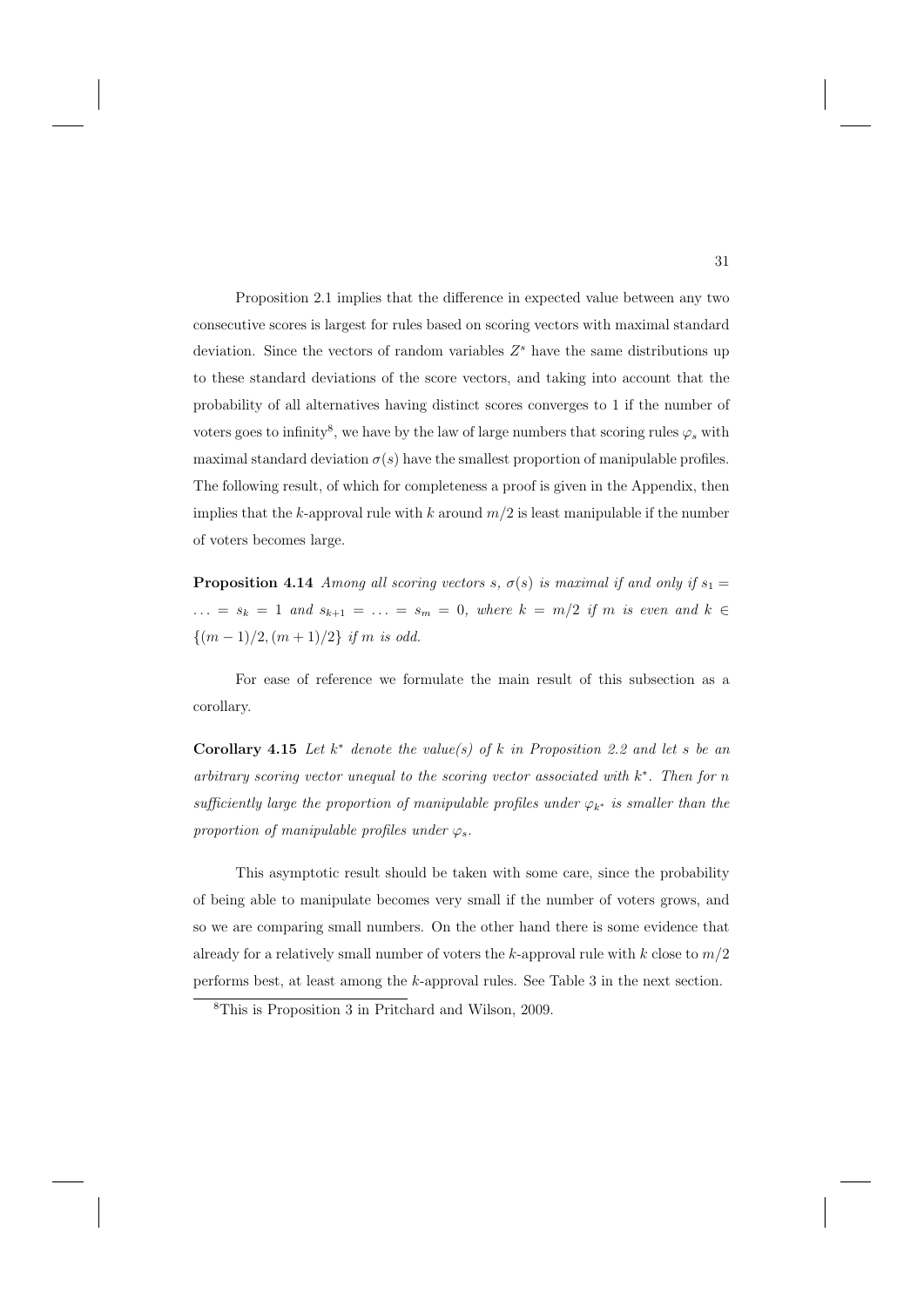Proposition 2.1 implies that the difference in expected value between any two consecutive scores is largest for rules based on scoring vectors with maximal standard deviation. Since the vectors of random variables $Z^s$ have the same distributions up to these standard deviations of the score vectors, and taking into account that the probability of all alternatives having distinct scores converges to 1 if the number of voters goes to infinity[8], we have by the law of large numbers that scoring rules $\varphi_s$ with maximal standard deviation $\sigma(s)$ have the smallest proportion of manipulable profiles. The following result, of which for completeness a proof is given in the Appendix, then implies that the $k$-approval rule with $k$ around $m/2$ is least manipulable if the number of voters becomes large.

**Proposition 4.14** *Among all scoring vectors $s$, $\sigma(s)$ is maximal if and only if $s_1 = \ldots = s_k = 1$ and $s_{k+1} = \ldots = s_m = 0$, where $k = m/2$ if $m$ is even and $k \in \{(m-1)/2, (m+1)/2\}$ if $m$ is odd.*

For ease of reference we formulate the main result of this subsection as a corollary.

**Corollary 4.15** *Let $k^*$ denote the value(s) of $k$ in Proposition 2.2 and let $s$ be an arbitrary scoring vector unequal to the scoring vector associated with $k^*$. Then for $n$ sufficiently large the proportion of manipulable profiles under $\varphi_{k^*}$ is smaller than the proportion of manipulable profiles under $\varphi_s$.*

This asymptotic result should be taken with some care, since the probability of being able to manipulate becomes very small if the number of voters grows, and so we are comparing small numbers. On the other hand there is some evidence that already for a relatively small number of voters the $k$-approval rule with $k$ close to $m/2$ performs best, at least among the $k$-approval rules. See Table 3 in the next section.

[8] This is Proposition 3 in Pritchard and Wilson, 2009.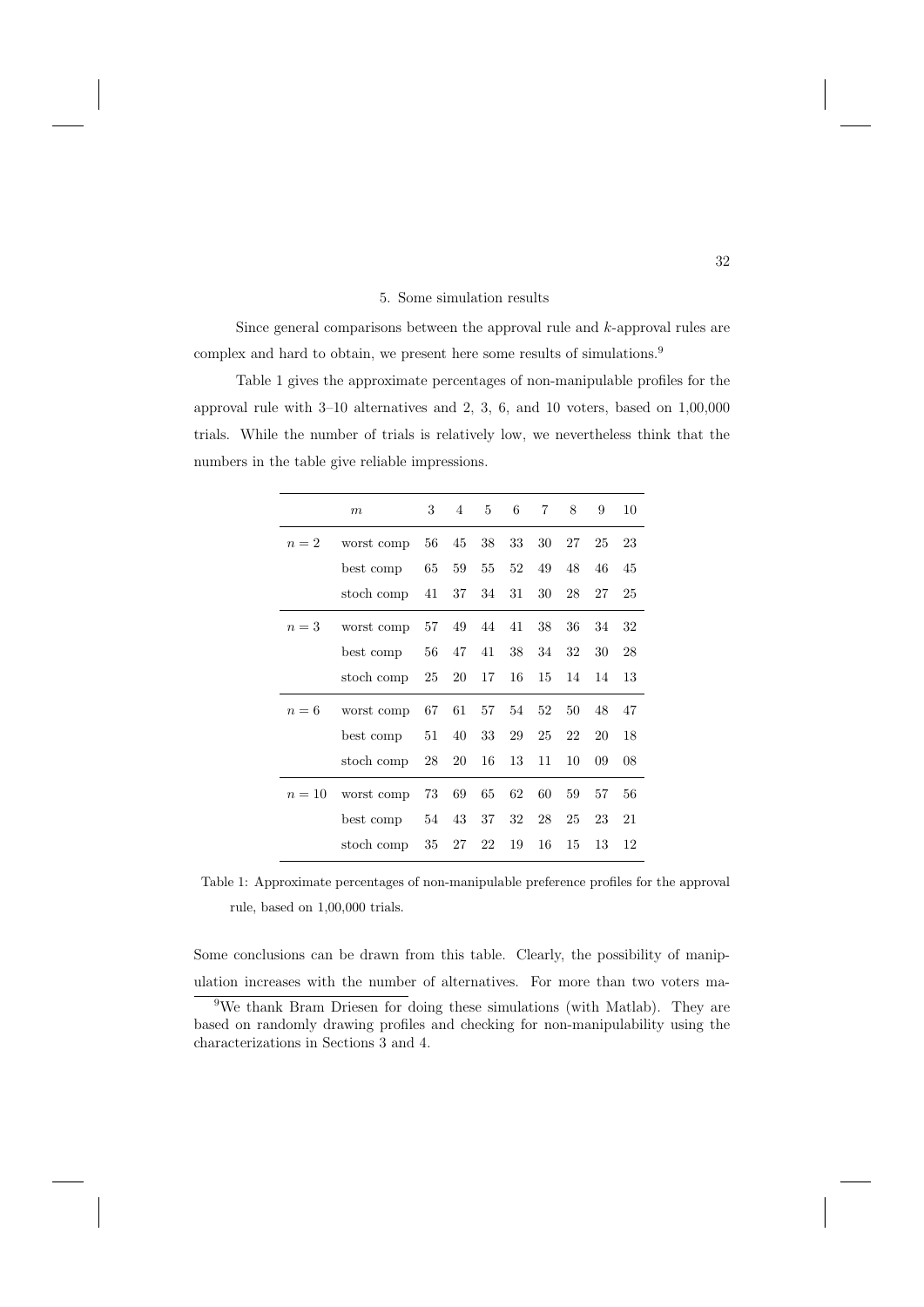## 5. Some simulation results

Since general comparisons between the approval rule and $k$-approval rules are complex and hard to obtain, we present here some results of simulations.[9]

Table 1 gives the approximate percentages of non-manipulable profiles for the approval rule with 3–10 alternatives and 2, 3, 6, and 10 voters, based on 1,00,000 trials. While the number of trials is relatively low, we nevertheless think that the numbers in the table give reliable impressions.

| | $m$ | 3 | 4 | 5 | 6 | 7 | 8 | 9 | 10 |
|---|---|---|---|---|---|---|---|---|---|
| $n = 2$ | worst comp | 56 | 45 | 38 | 33 | 30 | 27 | 25 | 23 |
| | best comp | 65 | 59 | 55 | 52 | 49 | 48 | 46 | 45 |
| | stoch comp | 41 | 37 | 34 | 31 | 30 | 28 | 27 | 25 |
| $n = 3$ | worst comp | 57 | 49 | 44 | 41 | 38 | 36 | 34 | 32 |
| | best comp | 56 | 47 | 41 | 38 | 34 | 32 | 30 | 28 |
| | stoch comp | 25 | 20 | 17 | 16 | 15 | 14 | 14 | 13 |
| $n = 6$ | worst comp | 67 | 61 | 57 | 54 | 52 | 50 | 48 | 47 |
| | best comp | 51 | 40 | 33 | 29 | 25 | 22 | 20 | 18 |
| | stoch comp | 28 | 20 | 16 | 13 | 11 | 10 | 09 | 08 |
| $n = 10$ | worst comp | 73 | 69 | 65 | 62 | 60 | 59 | 57 | 56 |
| | best comp | 54 | 43 | 37 | 32 | 28 | 25 | 23 | 21 |
| | stoch comp | 35 | 27 | 22 | 19 | 16 | 15 | 13 | 12 |

Table 1: Approximate percentages of non-manipulable preference profiles for the approval rule, based on 1,00,000 trials.

Some conclusions can be drawn from this table. Clearly, the possibility of manipulation increases with the number of alternatives. For more than two voters ma-

[9] We thank Bram Driesen for doing these simulations (with Matlab). They are based on randomly drawing profiles and checking for non-manipulability using the characterizations in Sections 3 and 4.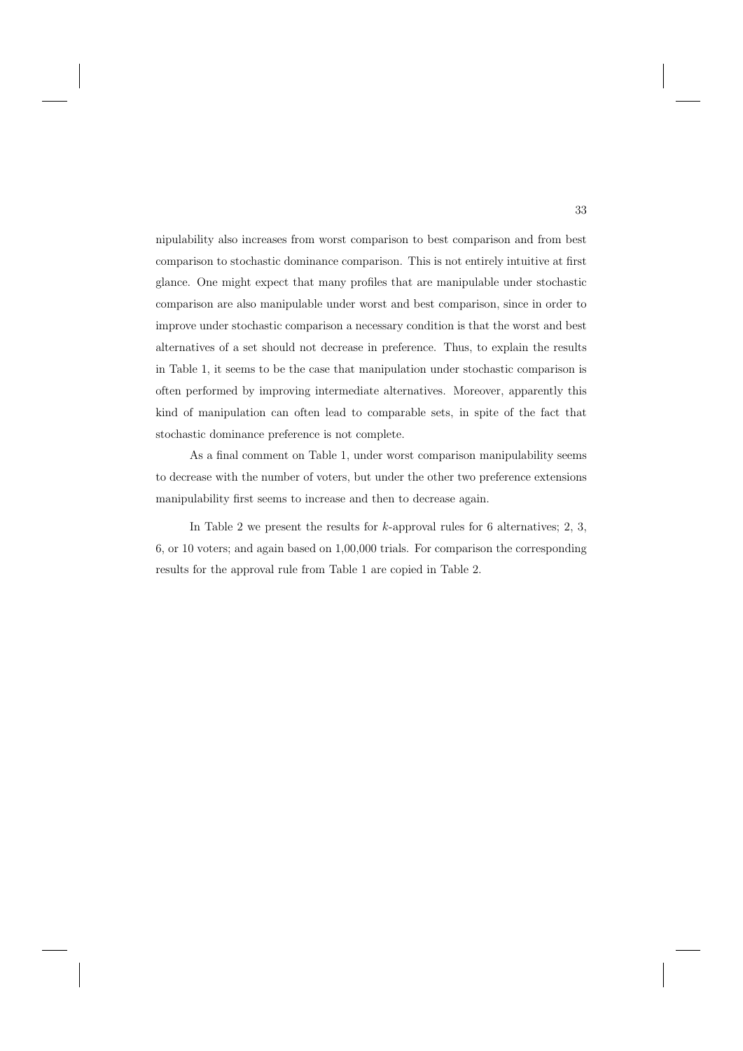nipulability also increases from worst comparison to best comparison and from best comparison to stochastic dominance comparison. This is not entirely intuitive at first glance. One might expect that many profiles that are manipulable under stochastic comparison are also manipulable under worst and best comparison, since in order to improve under stochastic comparison a necessary condition is that the worst and best alternatives of a set should not decrease in preference. Thus, to explain the results in Table 1, it seems to be the case that manipulation under stochastic comparison is often performed by improving intermediate alternatives. Moreover, apparently this kind of manipulation can often lead to comparable sets, in spite of the fact that stochastic dominance preference is not complete.

As a final comment on Table 1, under worst comparison manipulability seems to decrease with the number of voters, but under the other two preference extensions manipulability first seems to increase and then to decrease again.

In Table 2 we present the results for $k$-approval rules for 6 alternatives; 2, 3, 6, or 10 voters; and again based on 1,00,000 trials. For comparison the corresponding results for the approval rule from Table 1 are copied in Table 2.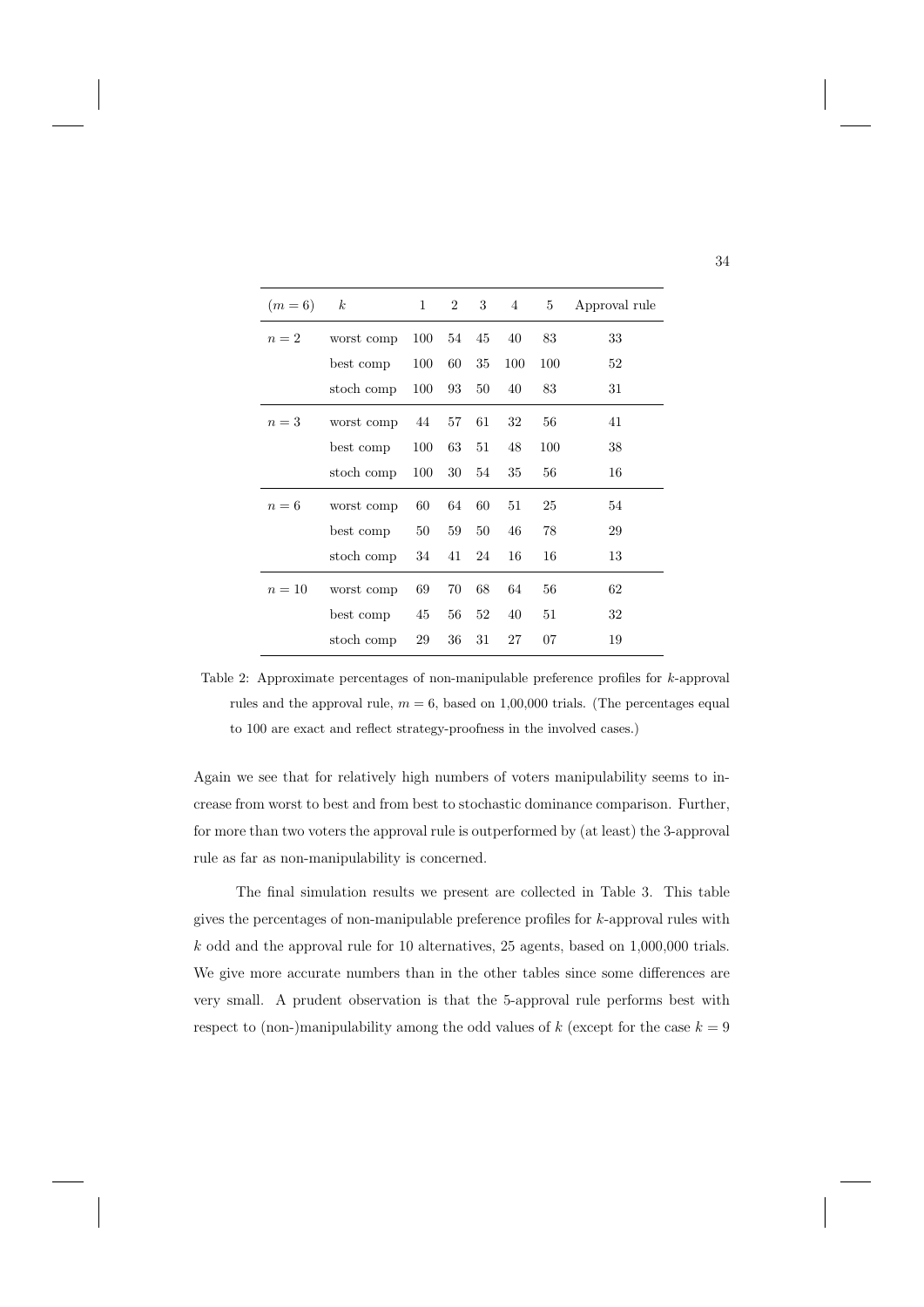| $(m=6)$ | $k$ | 1 | 2 | 3 | 4 | 5 | Approval rule |
|---|---|---|---|---|---|---|---|
| $n=2$ | worst comp | 100 | 54 | 45 | 40 | 83 | 33 |
| | best comp | 100 | 60 | 35 | 100 | 100 | 52 |
| | stoch comp | 100 | 93 | 50 | 40 | 83 | 31 |
| $n=3$ | worst comp | 44 | 57 | 61 | 32 | 56 | 41 |
| | best comp | 100 | 63 | 51 | 48 | 100 | 38 |
| | stoch comp | 100 | 30 | 54 | 35 | 56 | 16 |
| $n=6$ | worst comp | 60 | 64 | 60 | 51 | 25 | 54 |
| | best comp | 50 | 59 | 50 | 46 | 78 | 29 |
| | stoch comp | 34 | 41 | 24 | 16 | 16 | 13 |
| $n=10$ | worst comp | 69 | 70 | 68 | 64 | 56 | 62 |
| | best comp | 45 | 56 | 52 | 40 | 51 | 32 |
| | stoch comp | 29 | 36 | 31 | 27 | 07 | 19 |

Table 2: Approximate percentages of non-manipulable preference profiles for $k$-approval rules and the approval rule, $m=6$, based on 1,00,000 trials. (The percentages equal to 100 are exact and reflect strategy-proofness in the involved cases.)

Again we see that for relatively high numbers of voters manipulability seems to increase from worst to best and from best to stochastic dominance comparison. Further, for more than two voters the approval rule is outperformed by (at least) the 3-approval rule as far as non-manipulability is concerned.

The final simulation results we present are collected in Table 3. This table gives the percentages of non-manipulable preference profiles for $k$-approval rules with $k$ odd and the approval rule for 10 alternatives, 25 agents, based on 1,000,000 trials. We give more accurate numbers than in the other tables since some differences are very small. A prudent observation is that the 5-approval rule performs best with respect to (non-)manipulability among the odd values of $k$ (except for the case $k=9$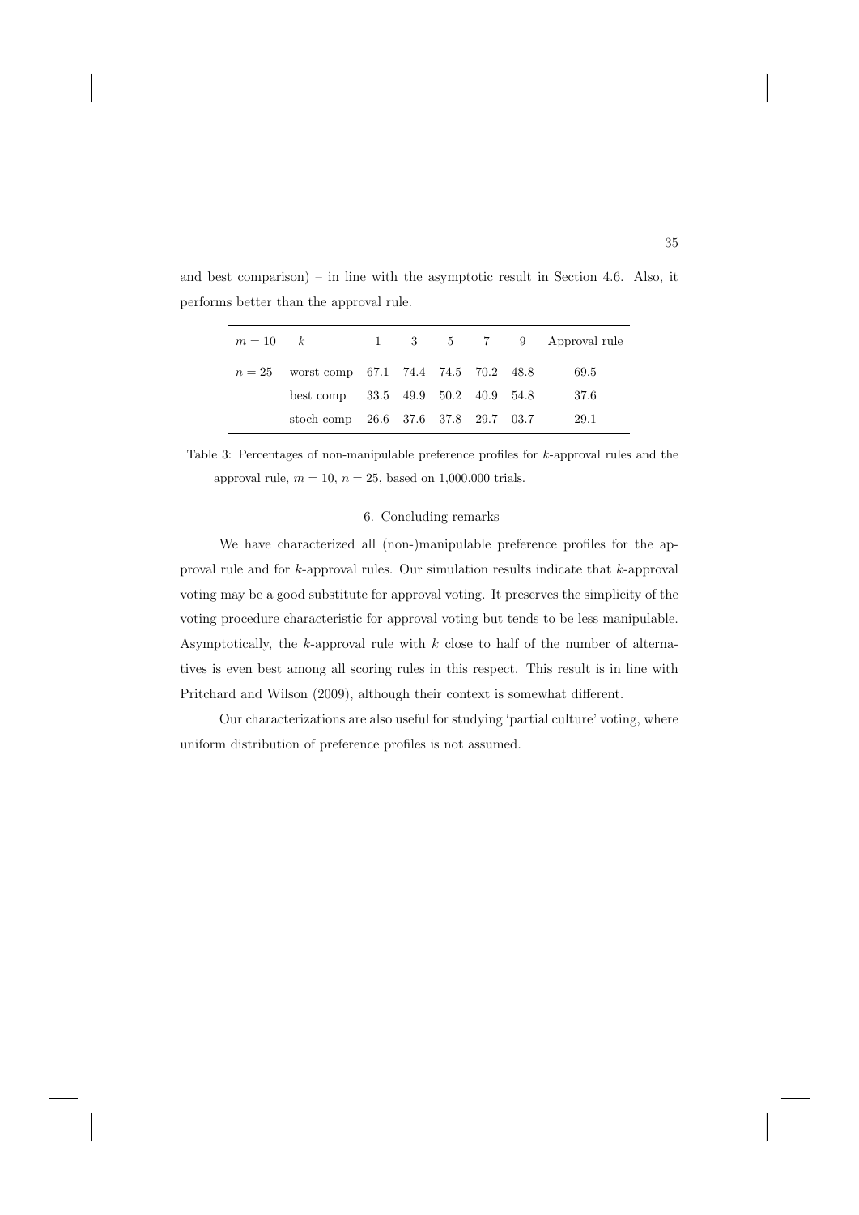and best comparison) – in line with the asymptotic result in Section 4.6. Also, it performs better than the approval rule.

| $m = 10$ | $k$ | 1 | 3 | 5 | 7 | 9 | Approval rule |
|---|---|---|---|---|---|---|---|
| $n = 25$ | worst comp | 67.1 | 74.4 | 74.5 | 70.2 | 48.8 | 69.5 |
| | best comp | 33.5 | 49.9 | 50.2 | 40.9 | 54.8 | 37.6 |
| | stoch comp | 26.6 | 37.6 | 37.8 | 29.7 | 03.7 | 29.1 |

Table 3: Percentages of non-manipulable preference profiles for $k$-approval rules and the approval rule, $m = 10$, $n = 25$, based on 1,000,000 trials.

## 6. Concluding remarks

We have characterized all (non-)manipulable preference profiles for the approval rule and for $k$-approval rules. Our simulation results indicate that $k$-approval voting may be a good substitute for approval voting. It preserves the simplicity of the voting procedure characteristic for approval voting but tends to be less manipulable. Asymptotically, the $k$-approval rule with $k$ close to half of the number of alternatives is even best among all scoring rules in this respect. This result is in line with Pritchard and Wilson (2009), although their context is somewhat different.

Our characterizations are also useful for studying 'partial culture' voting, where uniform distribution of preference profiles is not assumed.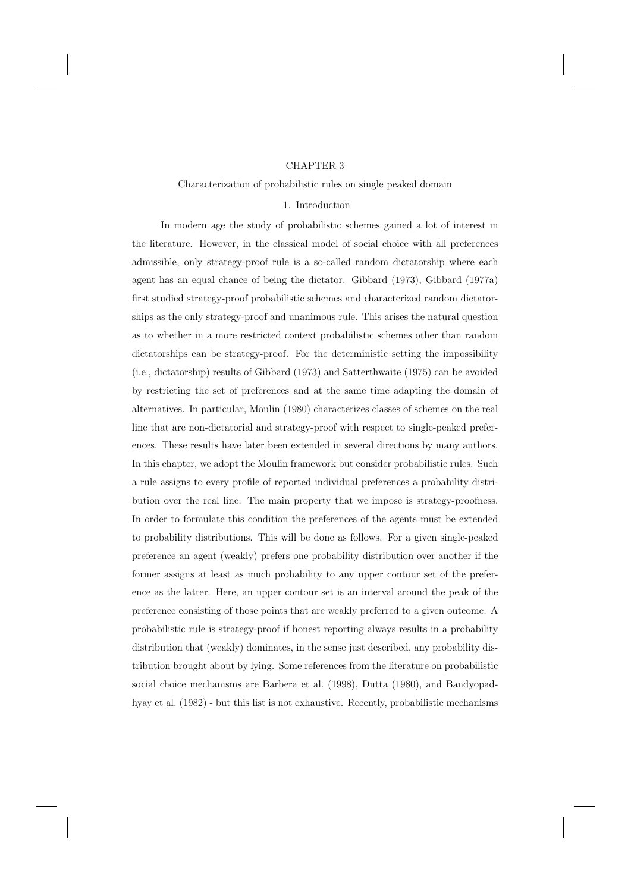# CHAPTER 3

## Characterization of probabilistic rules on single peaked domain

### 1. Introduction

In modern age the study of probabilistic schemes gained a lot of interest in the literature. However, in the classical model of social choice with all preferences admissible, only strategy-proof rule is a so-called random dictatorship where each agent has an equal chance of being the dictator. Gibbard (1973), Gibbard (1977a) first studied strategy-proof probabilistic schemes and characterized random dictatorships as the only strategy-proof and unanimous rule. This arises the natural question as to whether in a more restricted context probabilistic schemes other than random dictatorships can be strategy-proof. For the deterministic setting the impossibility (i.e., dictatorship) results of Gibbard (1973) and Satterthwaite (1975) can be avoided by restricting the set of preferences and at the same time adapting the domain of alternatives. In particular, Moulin (1980) characterizes classes of schemes on the real line that are non-dictatorial and strategy-proof with respect to single-peaked preferences. These results have later been extended in several directions by many authors. In this chapter, we adopt the Moulin framework but consider probabilistic rules. Such a rule assigns to every profile of reported individual preferences a probability distribution over the real line. The main property that we impose is strategy-proofness. In order to formulate this condition the preferences of the agents must be extended to probability distributions. This will be done as follows. For a given single-peaked preference an agent (weakly) prefers one probability distribution over another if the former assigns at least as much probability to any upper contour set of the preference as the latter. Here, an upper contour set is an interval around the peak of the preference consisting of those points that are weakly preferred to a given outcome. A probabilistic rule is strategy-proof if honest reporting always results in a probability distribution that (weakly) dominates, in the sense just described, any probability distribution brought about by lying. Some references from the literature on probabilistic social choice mechanisms are Barbera et al. (1998), Dutta (1980), and Bandyopadhyay et al. (1982) - but this list is not exhaustive. Recently, probabilistic mechanisms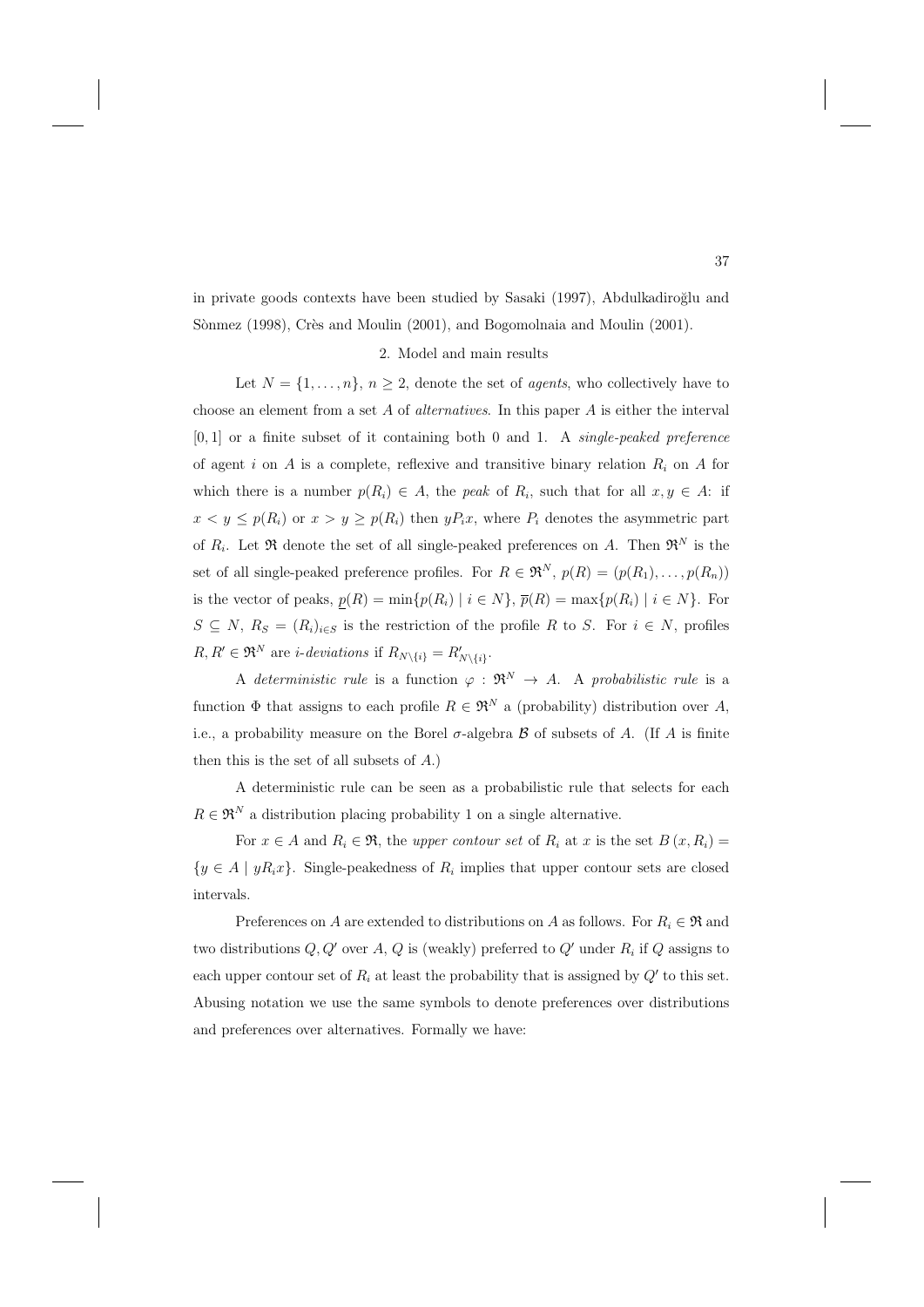in private goods contexts have been studied by Sasaki (1997), Abdulkadiroğlu and Sònmez (1998), Crès and Moulin (2001), and Bogomolnaia and Moulin (2001).

## 2. Model and main results

Let $N = \{1, \ldots, n\}$, $n \geq 2$, denote the set of *agents*, who collectively have to choose an element from a set $A$ of *alternatives*. In this paper $A$ is either the interval $[0, 1]$ or a finite subset of it containing both 0 and 1. A *single-peaked preference* of agent $i$ on $A$ is a complete, reflexive and transitive binary relation $R_i$ on $A$ for which there is a number $p(R_i) \in A$, the *peak* of $R_i$, such that for all $x, y \in A$: if $x < y \leq p(R_i)$ or $x > y \geq p(R_i)$ then $yP_ix$, where $P_i$ denotes the asymmetric part of $R_i$. Let $\mathfrak{R}$ denote the set of all single-peaked preferences on $A$. Then $\mathfrak{R}^N$ is the set of all single-peaked preference profiles. For $R \in \mathfrak{R}^N$, $p(R) = (p(R_1), \ldots, p(R_n))$ is the vector of peaks, $\underline{p}(R) = \min\{p(R_i) \mid i \in N\}$, $\overline{p}(R) = \max\{p(R_i) \mid i \in N\}$. For $S \subseteq N$, $R_S = (R_i)_{i \in S}$ is the restriction of the profile $R$ to $S$. For $i \in N$, profiles $R, R' \in \mathfrak{R}^N$ are *i-deviations* if $R_{N \setminus \{i\}} = R'_{N \setminus \{i\}}$.

A *deterministic rule* is a function $\varphi : \mathfrak{R}^N \rightarrow A$. A *probabilistic rule* is a function $\Phi$ that assigns to each profile $R \in \mathfrak{R}^N$ a (probability) distribution over $A$, i.e., a probability measure on the Borel $\sigma$-algebra $\mathcal{B}$ of subsets of $A$. (If $A$ is finite then this is the set of all subsets of $A$.)

A deterministic rule can be seen as a probabilistic rule that selects for each $R \in \mathfrak{R}^N$ a distribution placing probability 1 on a single alternative.

For $x \in A$ and $R_i \in \mathfrak{R}$, the *upper contour set* of $R_i$ at $x$ is the set $B(x, R_i) = \{y \in A \mid yR_ix\}$. Single-peakedness of $R_i$ implies that upper contour sets are closed intervals.

Preferences on $A$ are extended to distributions on $A$ as follows. For $R_i \in \mathfrak{R}$ and two distributions $Q, Q'$ over $A$, $Q$ is (weakly) preferred to $Q'$ under $R_i$ if $Q$ assigns to each upper contour set of $R_i$ at least the probability that is assigned by $Q'$ to this set. Abusing notation we use the same symbols to denote preferences over distributions and preferences over alternatives. Formally we have: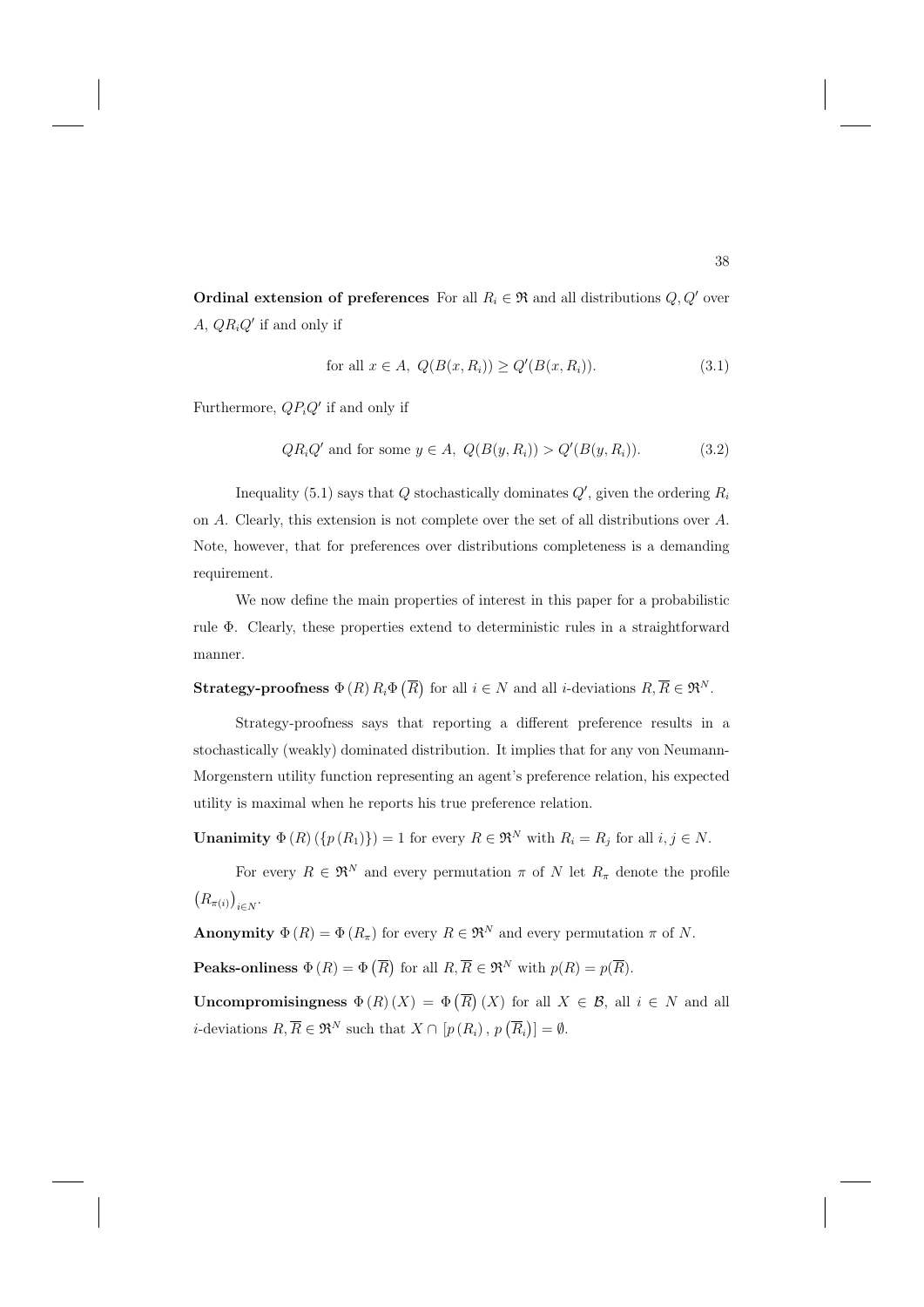**Ordinal extension of preferences** For all $R_i \in \mathfrak{R}$ and all distributions $Q, Q'$ over $A$, $QR_iQ'$ if and only if

$$\text{for all } x \in A,\ Q(B(x, R_i)) \geq Q'(B(x, R_i)). \tag{3.1}$$

Furthermore, $QP_iQ'$ if and only if

$$QR_iQ' \text{ and for some } y \in A,\ Q(B(y, R_i)) > Q'(B(y, R_i)). \tag{3.2}$$

Inequality (5.1) says that $Q$ stochastically dominates $Q'$, given the ordering $R_i$ on $A$. Clearly, this extension is not complete over the set of all distributions over $A$. Note, however, that for preferences over distributions completeness is a demanding requirement.

We now define the main properties of interest in this paper for a probabilistic rule $\Phi$. Clearly, these properties extend to deterministic rules in a straightforward manner.

**Strategy-proofness** $\Phi(R) R_i \Phi(\overline{R})$ for all $i \in N$ and all $i$-deviations $R, \overline{R} \in \mathfrak{R}^N$.

Strategy-proofness says that reporting a different preference results in a stochastically (weakly) dominated distribution. It implies that for any von Neumann-Morgenstern utility function representing an agent's preference relation, his expected utility is maximal when he reports his true preference relation.

**Unanimity** $\Phi(R)(\{p(R_1)\}) = 1$ for every $R \in \mathfrak{R}^N$ with $R_i = R_j$ for all $i, j \in N$.

For every $R \in \mathfrak{R}^N$ and every permutation $\pi$ of $N$ let $R_\pi$ denote the profile $(R_{\pi(i)})_{i \in N}$.

**Anonymity** $\Phi(R) = \Phi(R_\pi)$ for every $R \in \mathfrak{R}^N$ and every permutation $\pi$ of $N$.

**Peaks-onliness** $\Phi(R) = \Phi(\overline{R})$ for all $R, \overline{R} \in \mathfrak{R}^N$ with $p(R) = p(\overline{R})$.

**Uncompromisingness** $\Phi(R)(X) = \Phi(\overline{R})(X)$ for all $X \in \mathcal{B}$, all $i \in N$ and all $i$-deviations $R, \overline{R} \in \mathfrak{R}^N$ such that $X \cap [p(R_i), p(\overline{R}_i)] = \emptyset$.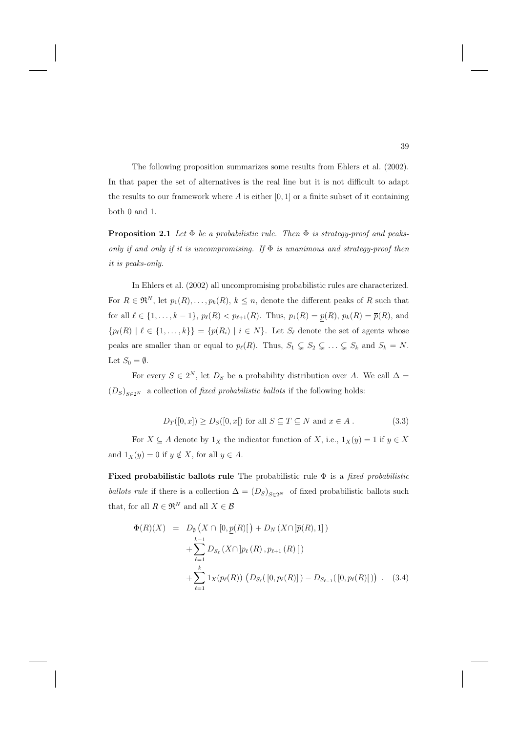The following proposition summarizes some results from Ehlers et al. (2002). In that paper the set of alternatives is the real line but it is not difficult to adapt the results to our framework where $A$ is either $[0,1]$ or a finite subset of it containing both 0 and 1.

**Proposition 2.1** *Let $\Phi$ be a probabilistic rule. Then $\Phi$ is strategy-proof and peaks-only if and only if it is uncompromising. If $\Phi$ is unanimous and strategy-proof then it is peaks-only.*

In Ehlers et al. (2002) all uncompromising probabilistic rules are characterized. For $R \in \mathfrak{R}^N$, let $p_1(R), \ldots, p_k(R)$, $k \leq n$, denote the different peaks of $R$ such that for all $\ell \in \{1, \ldots, k-1\}$, $p_\ell(R) < p_{\ell+1}(R)$. Thus, $p_1(R) = \underline{p}(R)$, $p_k(R) = \overline{p}(R)$, and $\{p_\ell(R) \mid \ell \in \{1, \ldots, k\}\} = \{p(R_i) \mid i \in N\}$. Let $S_\ell$ denote the set of agents whose peaks are smaller than or equal to $p_\ell(R)$. Thus, $S_1 \subsetneq S_2 \subsetneq \ldots \subsetneq S_k$ and $S_k = N$. Let $S_0 = \emptyset$.

For every $S \in 2^N$, let $D_S$ be a probability distribution over $A$. We call $\Delta = (D_S)_{S \in 2^N}$ a collection of *fixed probabilistic ballots* if the following holds:

$$D_T([0,x]) \geq D_S([0,x[) \text{ for all } S \subseteq T \subseteq N \text{ and } x \in A\,. \tag{3.3}$$

For $X \subseteq A$ denote by $1_X$ the indicator function of $X$, i.e., $1_X(y) = 1$ if $y \in X$ and $1_X(y) = 0$ if $y \notin X$, for all $y \in A$.

**Fixed probabilistic ballots rule** The probabilistic rule $\Phi$ is a *fixed probabilistic ballots rule* if there is a collection $\Delta = (D_S)_{S \in 2^N}$ of fixed probabilistic ballots such that, for all $R \in \mathfrak{R}^N$ and all $X \in \mathcal{B}$

$$\begin{aligned}
\Phi(R)(X) &= D_\emptyset\left(X \cap [0, \underline{p}(R)[\right) + D_N\left(X \cap ]\overline{p}(R), 1]\right) \\
&\quad + \sum_{\ell=1}^{k-1} D_{S_\ell}\left(X \cap ]p_\ell(R), p_{\ell+1}(R)[\right) \\
&\quad + \sum_{\ell=1}^{k} 1_X(p_\ell(R)) \left(D_{S_\ell}([0, p_\ell(R)]) - D_{S_{\ell-1}}([0, p_\ell(R)[)\right)\,.
\end{aligned} \tag{3.4}$$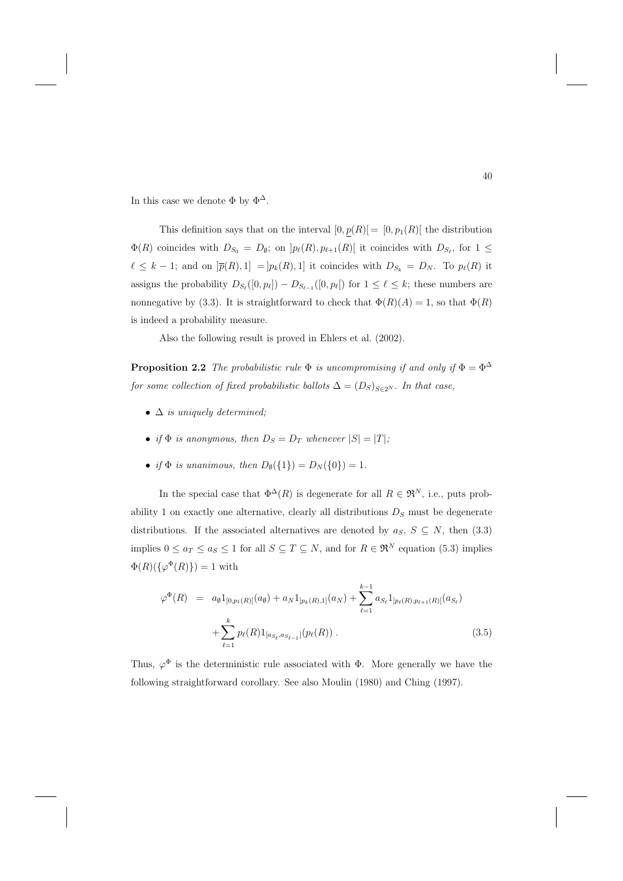In this case we denote $\Phi$ by $\Phi^{\Delta}$.

This definition says that on the interval $[0, \underline{p}(R)[= [0, p_1(R)[$ the distribution $\Phi(R)$ coincides with $D_{S_0} = D_{\emptyset}$; on $]p_\ell(R), p_{\ell+1}(R)[$ it coincides with $D_{S_\ell}$, for $1 \leq \ell \leq k-1$; and on $]\overline{p}(R), 1] = ]p_k(R), 1]$ it coincides with $D_{S_k} = D_N$. To $p_\ell(R)$ it assigns the probability $D_{S_\ell}([0, p_\ell]) - D_{S_{\ell-1}}([0, p_\ell[)$ for $1 \leq \ell \leq k$; these numbers are nonnegative by (3.3). It is straightforward to check that $\Phi(R)(A) = 1$, so that $\Phi(R)$ is indeed a probability measure.

Also the following result is proved in Ehlers et al. (2002).

**Proposition 2.2** *The probabilistic rule $\Phi$ is uncompromising if and only if $\Phi = \Phi^{\Delta}$ for some collection of fixed probabilistic ballots $\Delta = (D_S)_{S \in 2^N}$. In that case,*

- *$\Delta$ is uniquely determined;*
- *if $\Phi$ is anonymous, then $D_S = D_T$ whenever $|S| = |T|$;*
- *if $\Phi$ is unanimous, then $D_{\emptyset}(\{1\}) = D_N(\{0\}) = 1$.*

In the special case that $\Phi^{\Delta}(R)$ is degenerate for all $R \in \mathfrak{R}^N$, i.e., puts probability 1 on exactly one alternative, clearly all distributions $D_S$ must be degenerate distributions. If the associated alternatives are denoted by $a_S$, $S \subseteq N$, then (3.3) implies $0 \leq a_T \leq a_S \leq 1$ for all $S \subseteq T \subseteq N$, and for $R \in \mathfrak{R}^N$ equation (5.3) implies $\Phi(R)(\{\varphi^{\Phi}(R)\}) = 1$ with

$$\varphi^{\Phi}(R) = a_{\emptyset} 1_{[0, p_1(R)[}(a_{\emptyset}) + a_N 1_{]p_k(R), 1]}(a_N) + \sum_{\ell=1}^{k-1} a_{S_\ell} 1_{]p_\ell(R), p_{\ell+1}(R)[}(a_{S_\ell}) + \sum_{\ell=1}^{k} p_\ell(R) 1_{[a_{S_\ell}, a_{S_{\ell-1}}]}(p_\ell(R)) \,. \tag{3.5}$$

Thus, $\varphi^{\Phi}$ is the deterministic rule associated with $\Phi$. More generally we have the following straightforward corollary. See also Moulin (1980) and Ching (1997).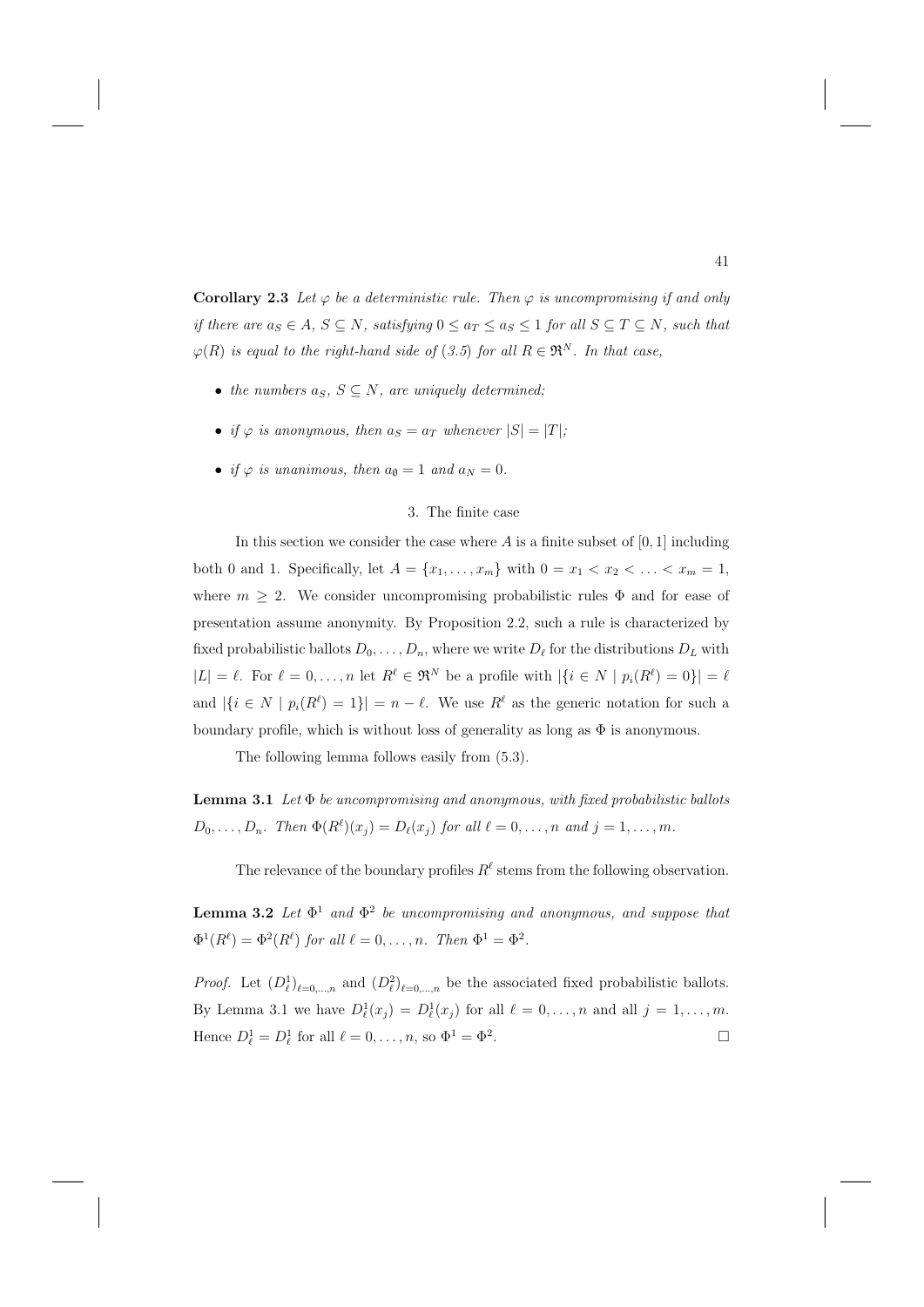**Corollary 2.3** *Let $\varphi$ be a deterministic rule. Then $\varphi$ is uncompromising if and only if there are $a_S \in A$, $S \subseteq N$, satisfying $0 \leq a_T \leq a_S \leq 1$ for all $S \subseteq T \subseteq N$, such that $\varphi(R)$ is equal to the right-hand side of (3.5) for all $R \in \mathfrak{R}^N$. In that case,*

- *the numbers $a_S$, $S \subseteq N$, are uniquely determined;*
- *if $\varphi$ is anonymous, then $a_S = a_T$ whenever $|S| = |T|$;*
- *if $\varphi$ is unanimous, then $a_\emptyset = 1$ and $a_N = 0$.*

## 3. The finite case

In this section we consider the case where $A$ is a finite subset of $[0, 1]$ including both 0 and 1. Specifically, let $A = \{x_1, \ldots, x_m\}$ with $0 = x_1 < x_2 < \ldots < x_m = 1$, where $m \geq 2$. We consider uncompromising probabilistic rules $\Phi$ and for ease of presentation assume anonymity. By Proposition 2.2, such a rule is characterized by fixed probabilistic ballots $D_0, \ldots, D_n$, where we write $D_\ell$ for the distributions $D_L$ with $|L| = \ell$. For $\ell = 0, \ldots, n$ let $R^\ell \in \mathfrak{R}^N$ be a profile with $|\{i \in N \mid p_i(R^\ell) = 0\}| = \ell$ and $|\{i \in N \mid p_i(R^\ell) = 1\}| = n - \ell$. We use $R^\ell$ as the generic notation for such a boundary profile, which is without loss of generality as long as $\Phi$ is anonymous.

The following lemma follows easily from (5.3).

**Lemma 3.1** *Let $\Phi$ be uncompromising and anonymous, with fixed probabilistic ballots $D_0, \ldots, D_n$. Then $\Phi(R^\ell)(x_j) = D_\ell(x_j)$ for all $\ell = 0, \ldots, n$ and $j = 1, \ldots, m$.*

The relevance of the boundary profiles $R^\ell$ stems from the following observation.

**Lemma 3.2** *Let $\Phi^1$ and $\Phi^2$ be uncompromising and anonymous, and suppose that $\Phi^1(R^\ell) = \Phi^2(R^\ell)$ for all $\ell = 0, \ldots, n$. Then $\Phi^1 = \Phi^2$.*

*Proof.* Let $(D^1_\ell)_{\ell=0,\ldots,n}$ and $(D^2_\ell)_{\ell=0,\ldots,n}$ be the associated fixed probabilistic ballots. By Lemma 3.1 we have $D^1_\ell(x_j) = D^1_\ell(x_j)$ for all $\ell = 0, \ldots, n$ and all $j = 1, \ldots, m$. Hence $D^1_\ell = D^1_\ell$ for all $\ell = 0, \ldots, n$, so $\Phi^1 = \Phi^2$. $\square$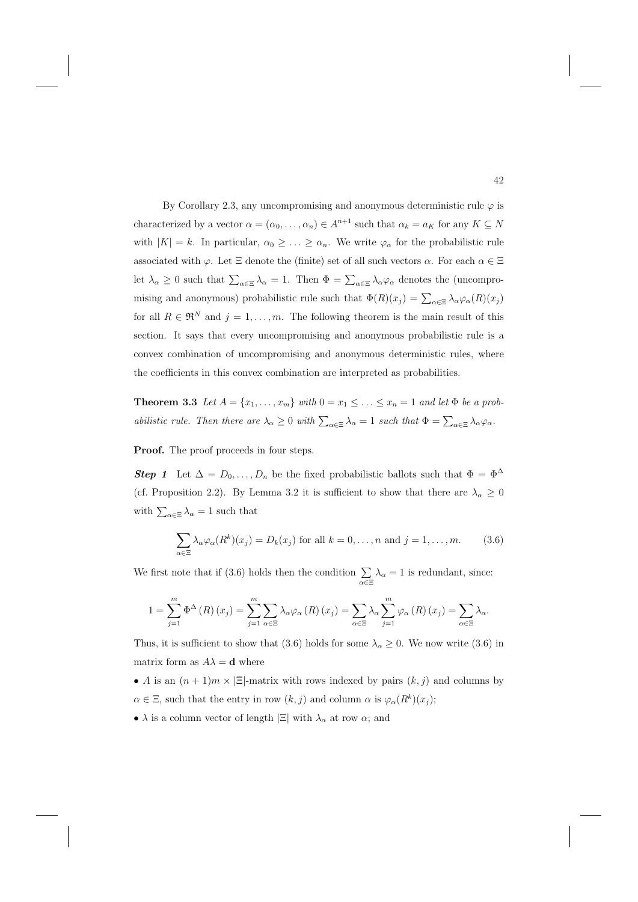By Corollary 2.3, any uncompromising and anonymous deterministic rule $\varphi$ is characterized by a vector $\alpha = (\alpha_0, \ldots, \alpha_n) \in A^{n+1}$ such that $\alpha_k = a_K$ for any $K \subseteq N$ with $|K| = k$. In particular, $\alpha_0 \geq \ldots \geq \alpha_n$. We write $\varphi_\alpha$ for the probabilistic rule associated with $\varphi$. Let $\Xi$ denote the (finite) set of all such vectors $\alpha$. For each $\alpha \in \Xi$ let $\lambda_\alpha \geq 0$ such that $\sum_{\alpha \in \Xi} \lambda_\alpha = 1$. Then $\Phi = \sum_{\alpha \in \Xi} \lambda_\alpha \varphi_\alpha$ denotes the (uncompromising and anonymous) probabilistic rule such that $\Phi(R)(x_j) = \sum_{\alpha \in \Xi} \lambda_\alpha \varphi_\alpha(R)(x_j)$ for all $R \in \mathfrak{R}^N$ and $j = 1, \ldots, m$. The following theorem is the main result of this section. It says that every uncompromising and anonymous probabilistic rule is a convex combination of uncompromising and anonymous deterministic rules, where the coefficients in this convex combination are interpreted as probabilities.

**Theorem 3.3** *Let $A = \{x_1, \ldots, x_m\}$ with $0 = x_1 \leq \ldots \leq x_n = 1$ and let $\Phi$ be a probabilistic rule. Then there are $\lambda_\alpha \geq 0$ with $\sum_{\alpha \in \Xi} \lambda_\alpha = 1$ such that $\Phi = \sum_{\alpha \in \Xi} \lambda_\alpha \varphi_\alpha$.*

**Proof.** The proof proceeds in four steps.

***Step 1*** Let $\Delta = D_0, \ldots, D_n$ be the fixed probabilistic ballots such that $\Phi = \Phi^\Delta$ (cf. Proposition 2.2). By Lemma 3.2 it is sufficient to show that there are $\lambda_\alpha \geq 0$ with $\sum_{\alpha \in \Xi} \lambda_\alpha = 1$ such that

$$\sum_{\alpha \in \Xi} \lambda_\alpha \varphi_\alpha(R^k)(x_j) = D_k(x_j) \text{ for all } k = 0, \ldots, n \text{ and } j = 1, \ldots, m. \tag{3.6}$$

We first note that if (3.6) holds then the condition $\sum_{\alpha \in \Xi} \lambda_\alpha = 1$ is redundant, since:

$$1 = \sum_{j=1}^{m} \Phi^\Delta(R)(x_j) = \sum_{j=1}^{m} \sum_{\alpha \in \Xi} \lambda_\alpha \varphi_\alpha(R)(x_j) = \sum_{\alpha \in \Xi} \lambda_\alpha \sum_{j=1}^{m} \varphi_\alpha(R)(x_j) = \sum_{\alpha \in \Xi} \lambda_\alpha.$$

Thus, it is sufficient to show that (3.6) holds for some $\lambda_\alpha \geq 0$. We now write (3.6) in matrix form as $A\lambda = \mathbf{d}$ where

- $A$ is an $(n+1)m \times |\Xi|$-matrix with rows indexed by pairs $(k, j)$ and columns by $\alpha \in \Xi$, such that the entry in row $(k, j)$ and column $\alpha$ is $\varphi_\alpha(R^k)(x_j)$;
- $\lambda$ is a column vector of length $|\Xi|$ with $\lambda_\alpha$ at row $\alpha$; and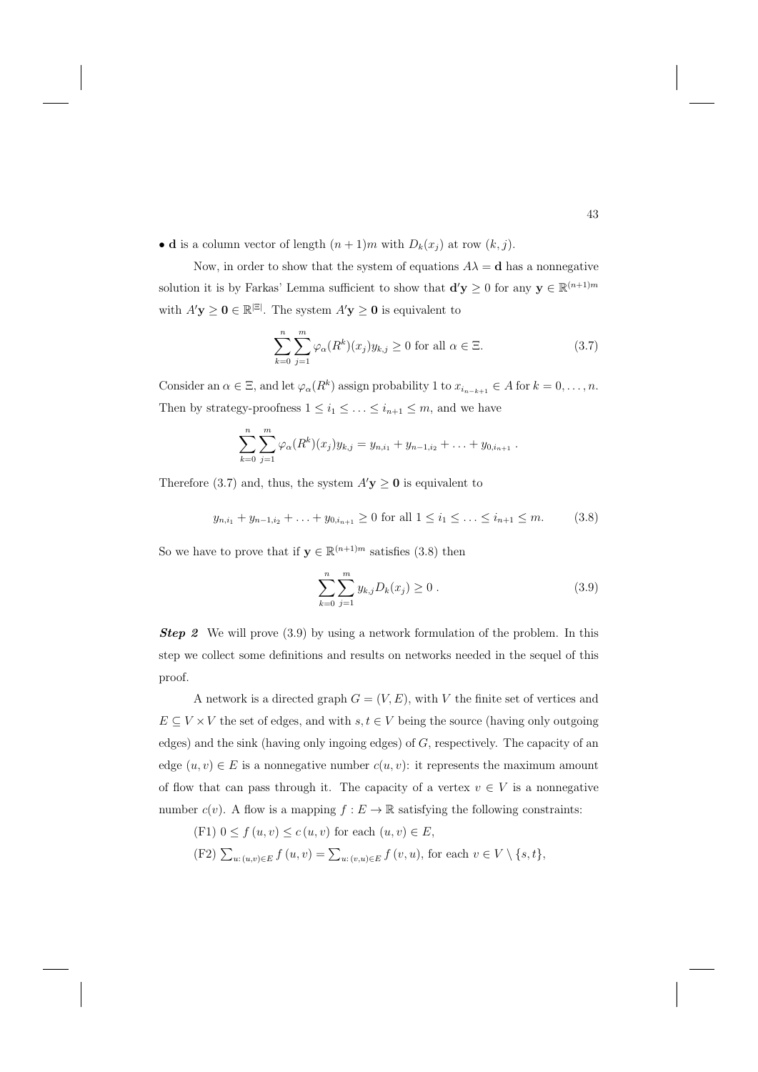- $\mathbf{d}$ is a column vector of length $(n+1)m$ with $D_k(x_j)$ at row $(k,j)$.

Now, in order to show that the system of equations $A\lambda = \mathbf{d}$ has a nonnegative solution it is by Farkas' Lemma sufficient to show that $\mathbf{d}'\mathbf{y} \geq 0$ for any $\mathbf{y} \in \mathbb{R}^{(n+1)m}$ with $A'\mathbf{y} \geq \mathbf{0} \in \mathbb{R}^{|\Xi|}$. The system $A'\mathbf{y} \geq \mathbf{0}$ is equivalent to

$$\sum_{k=0}^{n} \sum_{j=1}^{m} \varphi_\alpha(R^k)(x_j) y_{k,j} \geq 0 \text{ for all } \alpha \in \Xi. \tag{3.7}$$

Consider an $\alpha \in \Xi$, and let $\varphi_\alpha(R^k)$ assign probability 1 to $x_{i_{n-k+1}} \in A$ for $k = 0, \ldots, n$. Then by strategy-proofness $1 \leq i_1 \leq \ldots \leq i_{n+1} \leq m$, and we have

$$\sum_{k=0}^{n} \sum_{j=1}^{m} \varphi_\alpha(R^k)(x_j) y_{k,j} = y_{n,i_1} + y_{n-1,i_2} + \ldots + y_{0,i_{n+1}} .$$

Therefore (3.7) and, thus, the system $A'\mathbf{y} \geq \mathbf{0}$ is equivalent to

$$y_{n,i_1} + y_{n-1,i_2} + \ldots + y_{0,i_{n+1}} \geq 0 \text{ for all } 1 \leq i_1 \leq \ldots \leq i_{n+1} \leq m. \tag{3.8}$$

So we have to prove that if $\mathbf{y} \in \mathbb{R}^{(n+1)m}$ satisfies (3.8) then

$$\sum_{k=0}^{n} \sum_{j=1}^{m} y_{k,j} D_k(x_j) \geq 0 . \tag{3.9}$$

***Step 2*** We will prove (3.9) by using a network formulation of the problem. In this step we collect some definitions and results on networks needed in the sequel of this proof.

A network is a directed graph $G = (V, E)$, with $V$ the finite set of vertices and $E \subseteq V \times V$ the set of edges, and with $s, t \in V$ being the source (having only outgoing edges) and the sink (having only ingoing edges) of $G$, respectively. The capacity of an edge $(u, v) \in E$ is a nonnegative number $c(u, v)$: it represents the maximum amount of flow that can pass through it. The capacity of a vertex $v \in V$ is a nonnegative number $c(v)$. A flow is a mapping $f : E \to \mathbb{R}$ satisfying the following constraints:

(F1) $0 \leq f(u, v) \leq c(u, v)$ for each $(u, v) \in E$,

(F2) $\sum_{u:\,(u,v)\in E} f(u, v) = \sum_{u:\,(v,u)\in E} f(v, u)$, for each $v \in V \setminus \{s, t\}$,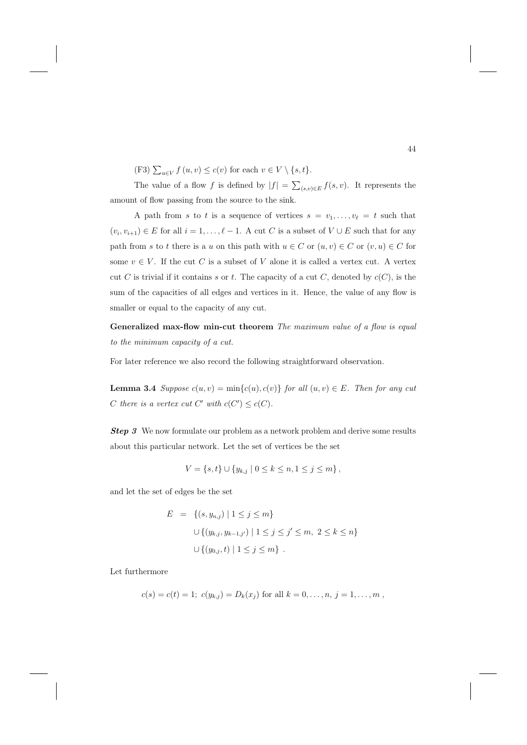(F3) $\sum_{u \in V} f(u, v) \leq c(v)$ for each $v \in V \setminus \{s, t\}$.

The value of a flow $f$ is defined by $|f| = \sum_{(s,v) \in E} f(s, v)$. It represents the amount of flow passing from the source to the sink.

A path from $s$ to $t$ is a sequence of vertices $s = v_1, \ldots, v_\ell = t$ such that $(v_i, v_{i+1}) \in E$ for all $i = 1, \ldots, \ell - 1$. A cut $C$ is a subset of $V \cup E$ such that for any path from $s$ to $t$ there is a $u$ on this path with $u \in C$ or $(u, v) \in C$ or $(v, u) \in C$ for some $v \in V$. If the cut $C$ is a subset of $V$ alone it is called a vertex cut. A vertex cut $C$ is trivial if it contains $s$ or $t$. The capacity of a cut $C$, denoted by $c(C)$, is the sum of the capacities of all edges and vertices in it. Hence, the value of any flow is smaller or equal to the capacity of any cut.

**Generalized max-flow min-cut theorem** *The maximum value of a flow is equal to the minimum capacity of a cut.*

For later reference we also record the following straightforward observation.

**Lemma 3.4** *Suppose $c(u, v) = \min\{c(u), c(v)\}$ for all $(u, v) \in E$. Then for any cut $C$ there is a vertex cut $C'$ with $c(C') \leq c(C)$.*

***Step 3*** We now formulate our problem as a network problem and derive some results about this particular network. Let the set of vertices be the set

$$V = \{s, t\} \cup \{y_{k,j} \mid 0 \leq k \leq n, 1 \leq j \leq m\},$$

and let the set of edges be the set

$$\begin{aligned} E &= \{(s, y_{n,j}) \mid 1 \leq j \leq m\} \\ &\quad \cup \{(y_{k,j}, y_{k-1,j'}) \mid 1 \leq j \leq j' \leq m,\ 2 \leq k \leq n\} \\ &\quad \cup \{(y_{0,j}, t) \mid 1 \leq j \leq m\}\ . \end{aligned}$$

Let furthermore

$$c(s) = c(t) = 1;\ c(y_{k,j}) = D_k(x_j) \text{ for all } k = 0, \ldots, n,\ j = 1, \ldots, m\ ,$$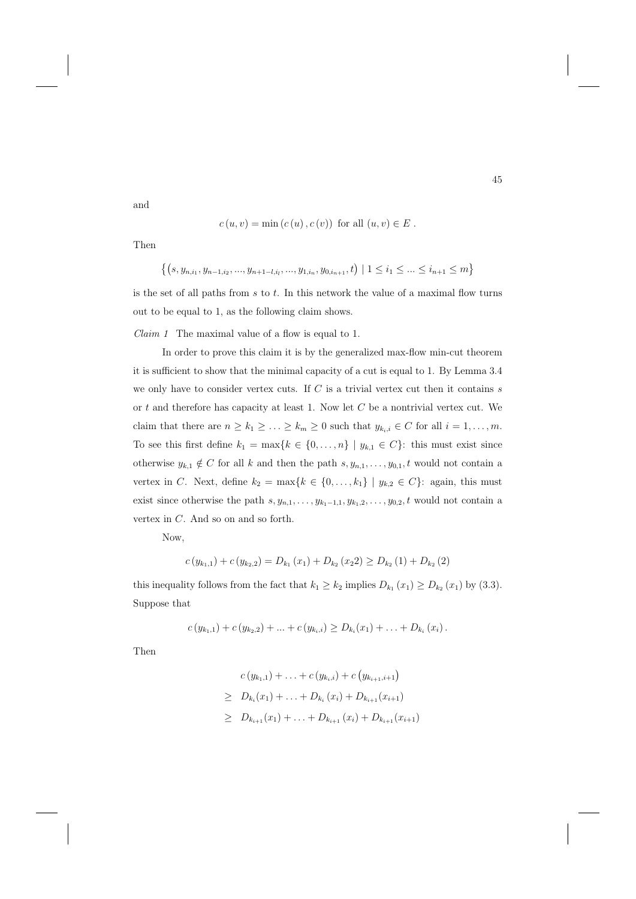and

$$c(u,v) = \min(c(u), c(v)) \text{ for all } (u,v) \in E.$$

Then

$$\left\{ \left(s, y_{n,i_1}, y_{n-1,i_2}, ..., y_{n+1-l,i_l}, ..., y_{1,i_n}, y_{0,i_{n+1}}, t\right) \mid 1 \leq i_1 \leq ... \leq i_{n+1} \leq m \right\}$$

is the set of all paths from $s$ to $t$. In this network the value of a maximal flow turns out to be equal to 1, as the following claim shows.

*Claim 1* The maximal value of a flow is equal to 1.

In order to prove this claim it is by the generalized max-flow min-cut theorem it is sufficient to show that the minimal capacity of a cut is equal to 1. By Lemma 3.4 we only have to consider vertex cuts. If $C$ is a trivial vertex cut then it contains $s$ or $t$ and therefore has capacity at least 1. Now let $C$ be a nontrivial vertex cut. We claim that there are $n \geq k_1 \geq \ldots \geq k_m \geq 0$ such that $y_{k_i,i} \in C$ for all $i = 1, \ldots, m$. To see this first define $k_1 = \max\{k \in \{0, \ldots, n\} \mid y_{k,1} \in C\}$: this must exist since otherwise $y_{k,1} \notin C$ for all $k$ and then the path $s, y_{n,1}, \ldots, y_{0,1}, t$ would not contain a vertex in $C$. Next, define $k_2 = \max\{k \in \{0, \ldots, k_1\} \mid y_{k,2} \in C\}$: again, this must exist since otherwise the path $s, y_{n,1}, \ldots, y_{k_1-1,1}, y_{k_1,2}, \ldots, y_{0,2}, t$ would not contain a vertex in $C$. And so on and so forth.

Now,

$$c(y_{k_1,1}) + c(y_{k_2,2}) = D_{k_1}(x_1) + D_{k_2}(x_2 2) \geq D_{k_2}(1) + D_{k_2}(2)$$

this inequality follows from the fact that $k_1 \geq k_2$ implies $D_{k_1}(x_1) \geq D_{k_2}(x_1)$ by (3.3). Suppose that

$$c(y_{k_1,1}) + c(y_{k_2,2}) + ... + c(y_{k_i,i}) \geq D_{k_i}(x_1) + \ldots + D_{k_i}(x_i).$$

Then

$$\begin{aligned}
& c(y_{k_1,1}) + \ldots + c(y_{k_i,i}) + c\left(y_{k_{i+1},i+1}\right) \\
\geq \; & D_{k_i}(x_1) + \ldots + D_{k_i}(x_i) + D_{k_{i+1}}(x_{i+1}) \\
\geq \; & D_{k_{i+1}}(x_1) + \ldots + D_{k_{i+1}}(x_i) + D_{k_{i+1}}(x_{i+1})
\end{aligned}$$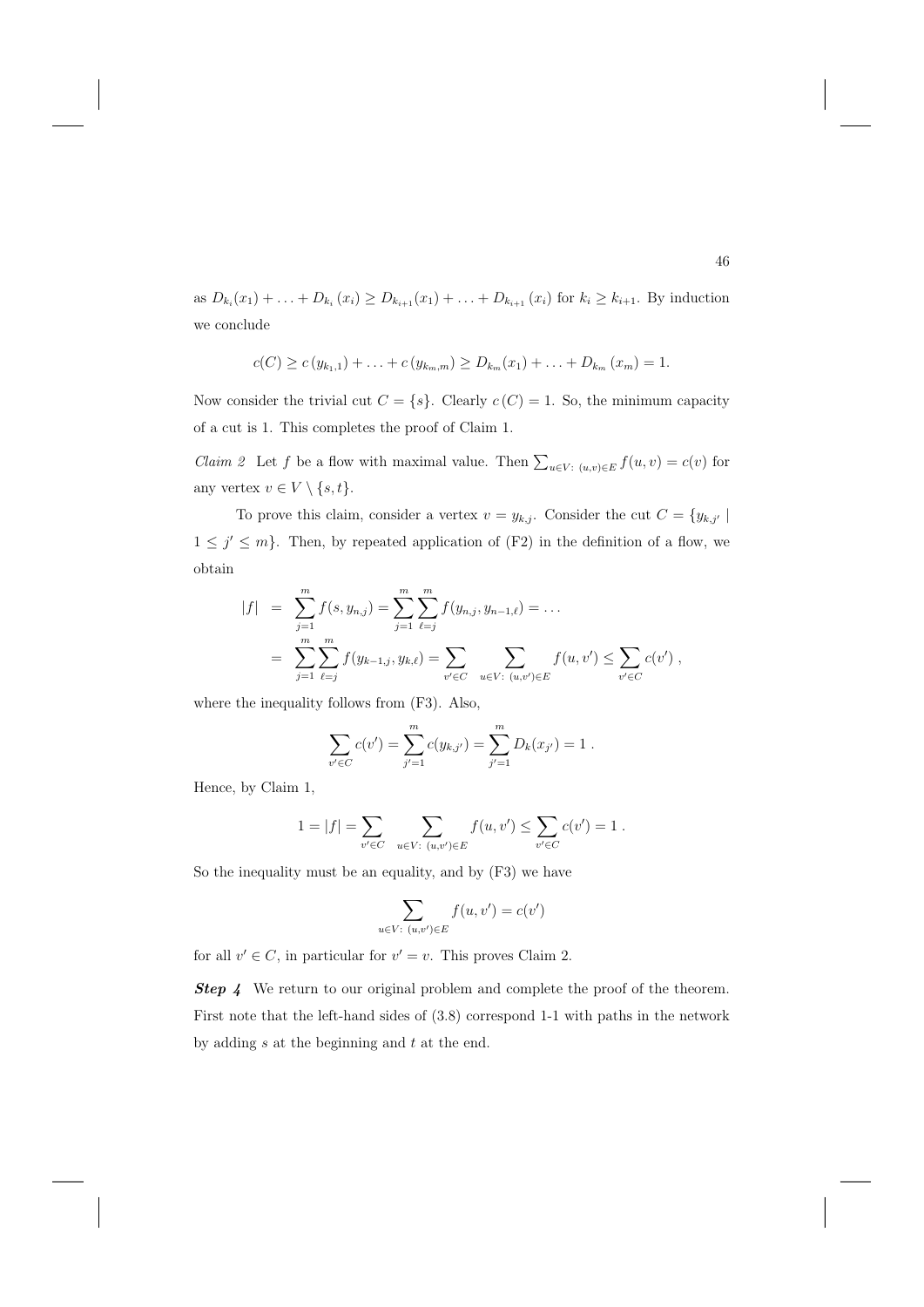as $D_{k_i}(x_1) + \ldots + D_{k_i}(x_i) \geq D_{k_{i+1}}(x_1) + \ldots + D_{k_{i+1}}(x_i)$ for $k_i \geq k_{i+1}$. By induction we conclude

$$c(C) \geq c(y_{k_1,1}) + \ldots + c(y_{k_m,m}) \geq D_{k_m}(x_1) + \ldots + D_{k_m}(x_m) = 1.$$

Now consider the trivial cut $C = \{s\}$. Clearly $c(C) = 1$. So, the minimum capacity of a cut is 1. This completes the proof of Claim 1.

*Claim 2* Let $f$ be a flow with maximal value. Then $\sum_{u \in V:\ (u,v) \in E} f(u,v) = c(v)$ for any vertex $v \in V \setminus \{s,t\}$.

To prove this claim, consider a vertex $v = y_{k,j}$. Consider the cut $C = \{y_{k,j'} \mid 1 \leq j' \leq m\}$. Then, by repeated application of (F2) in the definition of a flow, we obtain

$$\begin{aligned} |f| &= \sum_{j=1}^{m} f(s, y_{n,j}) = \sum_{j=1}^{m} \sum_{\ell=j}^{m} f(y_{n,j}, y_{n-1,\ell}) = \ldots \\ &= \sum_{j=1}^{m} \sum_{\ell=j}^{m} f(y_{k-1,j}, y_{k,\ell}) = \sum_{v' \in C} \sum_{u \in V:\ (u,v') \in E} f(u,v') \leq \sum_{v' \in C} c(v')\ , \end{aligned}$$

where the inequality follows from (F3). Also,

$$\sum_{v' \in C} c(v') = \sum_{j'=1}^{m} c(y_{k,j'}) = \sum_{j'=1}^{m} D_k(x_{j'}) = 1\ .$$

Hence, by Claim 1,

$$1 = |f| = \sum_{v' \in C} \sum_{u \in V:\ (u,v') \in E} f(u,v') \leq \sum_{v' \in C} c(v') = 1\ .$$

So the inequality must be an equality, and by (F3) we have

$$\sum_{u \in V:\ (u,v') \in E} f(u,v') = c(v')$$

for all $v' \in C$, in particular for $v' = v$. This proves Claim 2.

***Step 4*** We return to our original problem and complete the proof of the theorem. First note that the left-hand sides of (3.8) correspond 1-1 with paths in the network by adding $s$ at the beginning and $t$ at the end.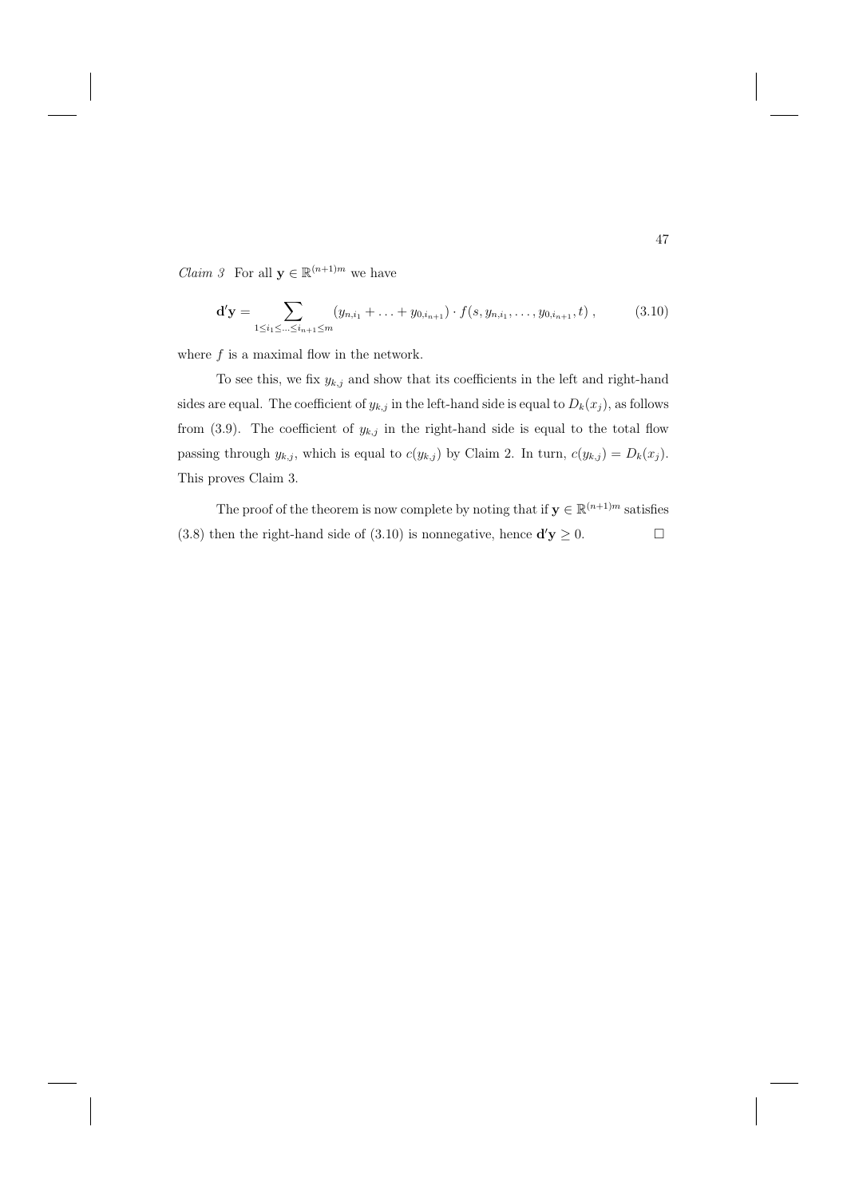*Claim 3* For all $\mathbf{y} \in \mathbb{R}^{(n+1)m}$ we have

$$\mathbf{d}'\mathbf{y} = \sum_{1 \le i_1 \le \ldots \le i_{n+1} \le m} (y_{n,i_1} + \ldots + y_{0,i_{n+1}}) \cdot f(s, y_{n,i_1}, \ldots, y_{0,i_{n+1}}, t) \,, \tag{3.10}$$

where $f$ is a maximal flow in the network.

To see this, we fix $y_{k,j}$ and show that its coefficients in the left and right-hand sides are equal. The coefficient of $y_{k,j}$ in the left-hand side is equal to $D_k(x_j)$, as follows from (3.9). The coefficient of $y_{k,j}$ in the right-hand side is equal to the total flow passing through $y_{k,j}$, which is equal to $c(y_{k,j})$ by Claim 2. In turn, $c(y_{k,j}) = D_k(x_j)$. This proves Claim 3.

The proof of the theorem is now complete by noting that if $\mathbf{y} \in \mathbb{R}^{(n+1)m}$ satisfies (3.8) then the right-hand side of (3.10) is nonnegative, hence $\mathbf{d}'\mathbf{y} \ge 0$. $\square$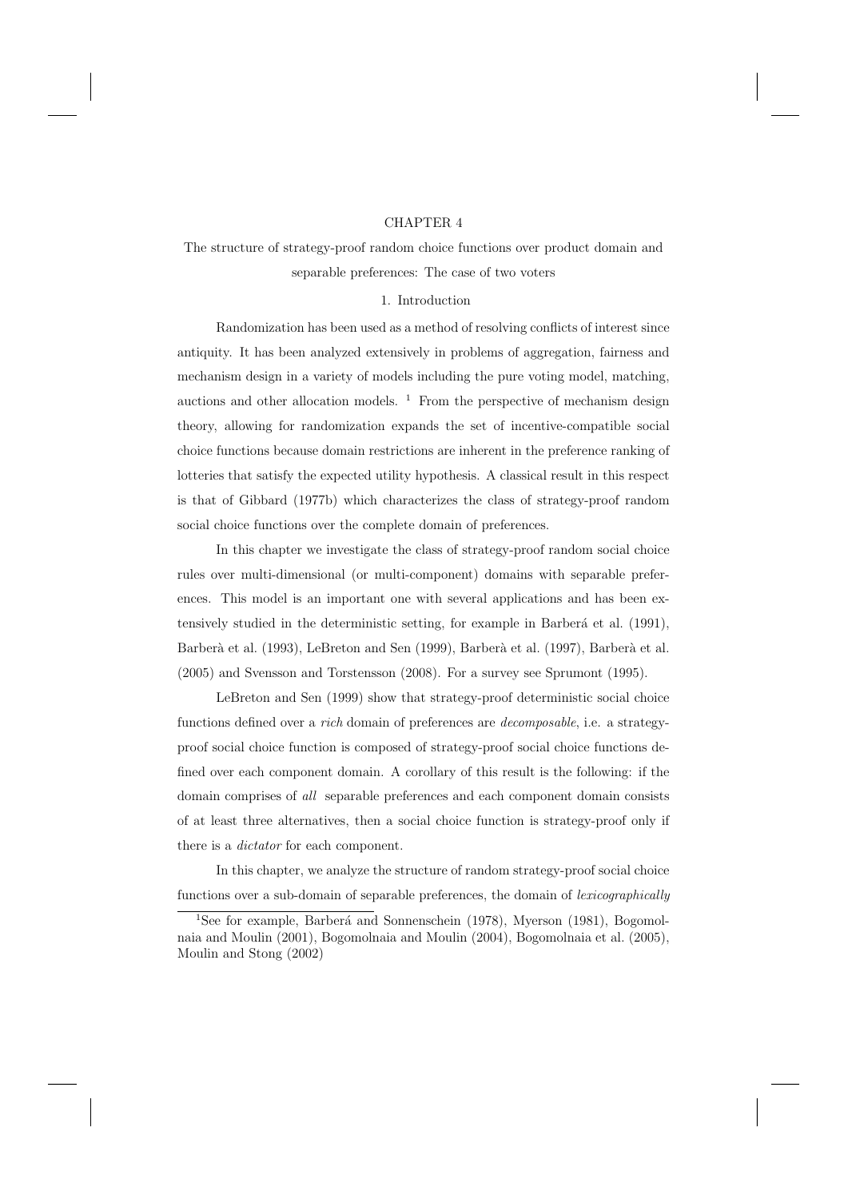# CHAPTER 4

## The structure of strategy-proof random choice functions over product domain and separable preferences: The case of two voters

### 1. Introduction

Randomization has been used as a method of resolving conflicts of interest since antiquity. It has been analyzed extensively in problems of aggregation, fairness and mechanism design in a variety of models including the pure voting model, matching, auctions and other allocation models. [1] From the perspective of mechanism design theory, allowing for randomization expands the set of incentive-compatible social choice functions because domain restrictions are inherent in the preference ranking of lotteries that satisfy the expected utility hypothesis. A classical result in this respect is that of Gibbard (1977b) which characterizes the class of strategy-proof random social choice functions over the complete domain of preferences.

In this chapter we investigate the class of strategy-proof random social choice rules over multi-dimensional (or multi-component) domains with separable preferences. This model is an important one with several applications and has been extensively studied in the deterministic setting, for example in Barberá et al. (1991), Barberà et al. (1993), LeBreton and Sen (1999), Barberà et al. (1997), Barberà et al. (2005) and Svensson and Torstensson (2008). For a survey see Sprumont (1995).

LeBreton and Sen (1999) show that strategy-proof deterministic social choice functions defined over a *rich* domain of preferences are *decomposable*, i.e. a strategy-proof social choice function is composed of strategy-proof social choice functions defined over each component domain. A corollary of this result is the following: if the domain comprises of *all* separable preferences and each component domain consists of at least three alternatives, then a social choice function is strategy-proof only if there is a *dictator* for each component.

In this chapter, we analyze the structure of random strategy-proof social choice functions over a sub-domain of separable preferences, the domain of *lexicographically*

[1] See for example, Barberá and Sonnenschein (1978), Myerson (1981), Bogomolnaia and Moulin (2001), Bogomolnaia and Moulin (2004), Bogomolnaia et al. (2005), Moulin and Stong (2002)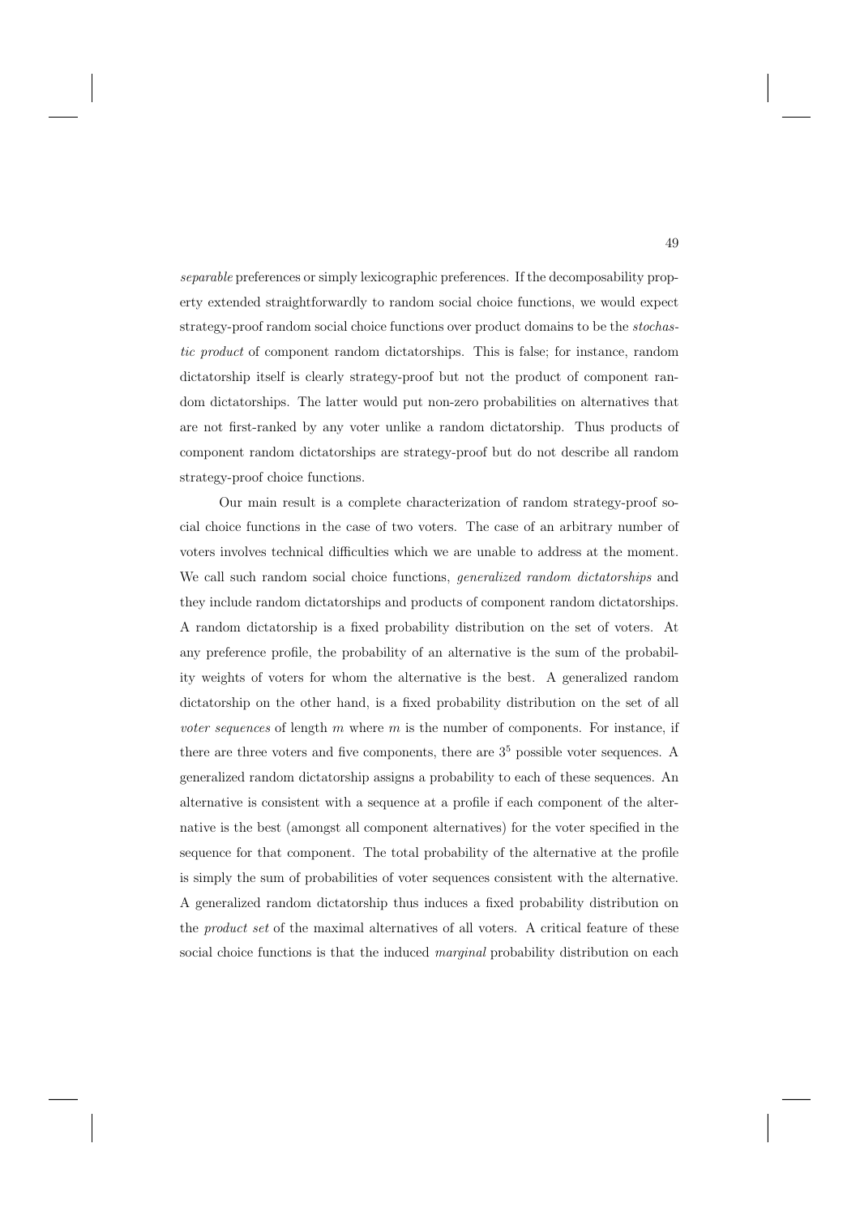*separable* preferences or simply lexicographic preferences. If the decomposability property extended straightforwardly to random social choice functions, we would expect strategy-proof random social choice functions over product domains to be the *stochastic product* of component random dictatorships. This is false; for instance, random dictatorship itself is clearly strategy-proof but not the product of component random dictatorships. The latter would put non-zero probabilities on alternatives that are not first-ranked by any voter unlike a random dictatorship. Thus products of component random dictatorships are strategy-proof but do not describe all random strategy-proof choice functions.

Our main result is a complete characterization of random strategy-proof social choice functions in the case of two voters. The case of an arbitrary number of voters involves technical difficulties which we are unable to address at the moment. We call such random social choice functions, *generalized random dictatorships* and they include random dictatorships and products of component random dictatorships. A random dictatorship is a fixed probability distribution on the set of voters. At any preference profile, the probability of an alternative is the sum of the probability weights of voters for whom the alternative is the best. A generalized random dictatorship on the other hand, is a fixed probability distribution on the set of all *voter sequences* of length $m$ where $m$ is the number of components. For instance, if there are three voters and five components, there are $3^5$ possible voter sequences. A generalized random dictatorship assigns a probability to each of these sequences. An alternative is consistent with a sequence at a profile if each component of the alternative is the best (amongst all component alternatives) for the voter specified in the sequence for that component. The total probability of the alternative at the profile is simply the sum of probabilities of voter sequences consistent with the alternative. A generalized random dictatorship thus induces a fixed probability distribution on the *product set* of the maximal alternatives of all voters. A critical feature of these social choice functions is that the induced *marginal* probability distribution on each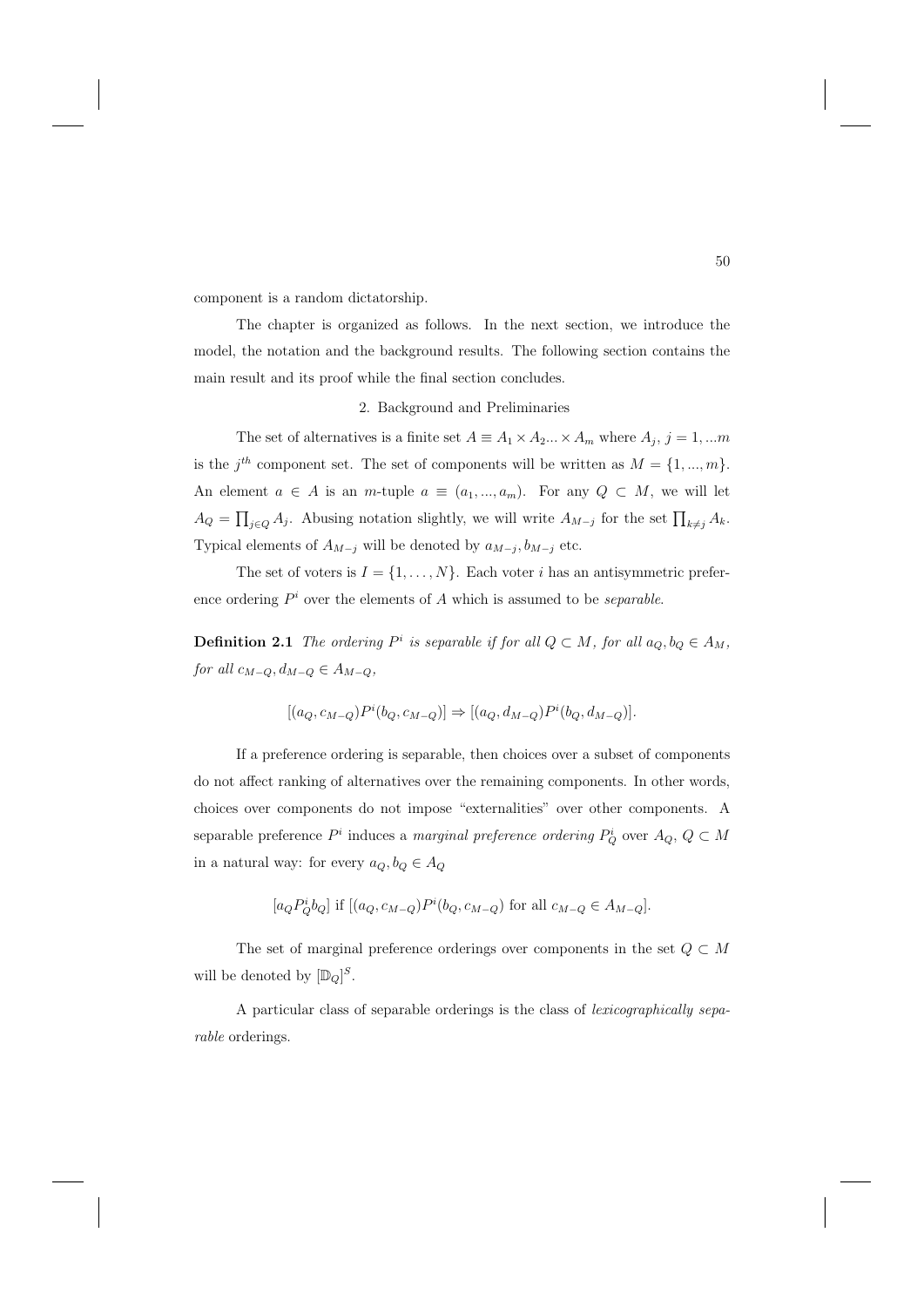component is a random dictatorship.

The chapter is organized as follows. In the next section, we introduce the model, the notation and the background results. The following section contains the main result and its proof while the final section concludes.

## 2. Background and Preliminaries

The set of alternatives is a finite set $A \equiv A_1 \times A_2 ... \times A_m$ where $A_j$, $j = 1, ...m$ is the $j^{th}$ component set. The set of components will be written as $M = \{1, ..., m\}$. An element $a \in A$ is an $m$-tuple $a \equiv (a_1, ..., a_m)$. For any $Q \subset M$, we will let $A_Q = \prod_{j \in Q} A_j$. Abusing notation slightly, we will write $A_{M-j}$ for the set $\prod_{k \neq j} A_k$. Typical elements of $A_{M-j}$ will be denoted by $a_{M-j}, b_{M-j}$ etc.

The set of voters is $I = \{1, \ldots, N\}$. Each voter $i$ has an antisymmetric preference ordering $P^i$ over the elements of $A$ which is assumed to be *separable*.

**Definition 2.1** *The ordering $P^i$ is separable if for all $Q \subset M$, for all $a_Q, b_Q \in A_M$, for all $c_{M-Q}, d_{M-Q} \in A_{M-Q}$,*

$$[(a_Q, c_{M-Q})P^i(b_Q, c_{M-Q})] \Rightarrow [(a_Q, d_{M-Q})P^i(b_Q, d_{M-Q})].$$

If a preference ordering is separable, then choices over a subset of components do not affect ranking of alternatives over the remaining components. In other words, choices over components do not impose "externalities" over other components. A separable preference $P^i$ induces a *marginal preference ordering* $P^i_Q$ over $A_Q$, $Q \subset M$ in a natural way: for every $a_Q, b_Q \in A_Q$

$$[a_Q P^i_Q b_Q] \text{ if } [(a_Q, c_{M-Q})P^i(b_Q, c_{M-Q}) \text{ for all } c_{M-Q} \in A_{M-Q}].$$

The set of marginal preference orderings over components in the set $Q \subset M$ will be denoted by $[\mathbb{D}_Q]^S$.

A particular class of separable orderings is the class of *lexicographically separable* orderings.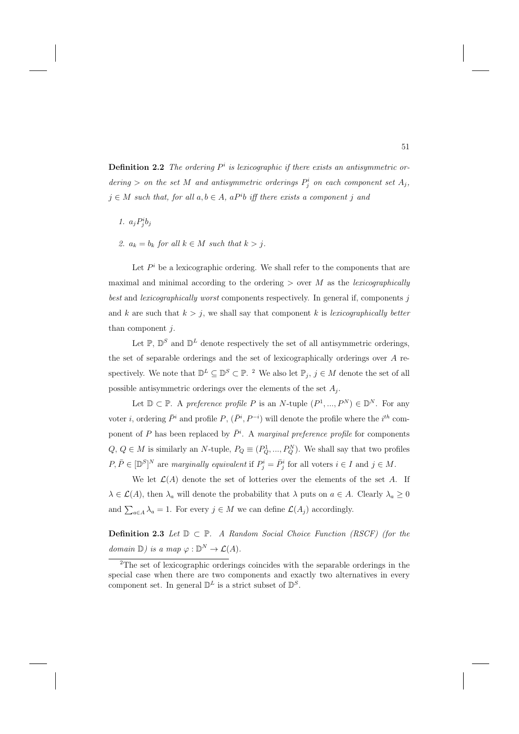**Definition 2.2** *The ordering $P^i$ is lexicographic if there exists an antisymmetric ordering $>$ on the set $M$ and antisymmetric orderings $P^i_j$ on each component set $A_j$, $j \in M$ such that, for all $a, b \in A$, $aP^ib$ iff there exists a component $j$ and*

1. $a_j P^i_j b_j$
2. $a_k = b_k$ *for all* $k \in M$ *such that* $k > j$.

Let $P^i$ be a lexicographic ordering. We shall refer to the components that are maximal and minimal according to the ordering $>$ over $M$ as the *lexicographically best* and *lexicographically worst* components respectively. In general if, components $j$ and $k$ are such that $k > j$, we shall say that component $k$ is *lexicographically better* than component $j$.

Let $\mathbb{P}$, $\mathbb{D}^S$ and $\mathbb{D}^L$ denote respectively the set of all antisymmetric orderings, the set of separable orderings and the set of lexicographically orderings over $A$ respectively. We note that $\mathbb{D}^L \subseteq \mathbb{D}^S \subset \mathbb{P}$. [2] We also let $\mathbb{P}_j$, $j \in M$ denote the set of all possible antisymmetric orderings over the elements of the set $A_j$.

Let $\mathbb{D} \subset \mathbb{P}$. A *preference profile* $P$ is an $N$-tuple $(P^1, ..., P^N) \in \mathbb{D}^N$. For any voter $i$, ordering $\bar{P}^i$ and profile $P$, $(\bar{P}^i, P^{-i})$ will denote the profile where the $i^{th}$ component of $P$ has been replaced by $\bar{P}^i$. A *marginal preference profile* for components $Q$, $Q \in M$ is similarly an $N$-tuple, $P_Q \equiv (P^1_Q, ..., P^N_Q)$. We shall say that two profiles $P, \bar{P} \in [\mathbb{D}^S]^N$ are *marginally equivalent* if $P^i_j = \bar{P}^i_j$ for all voters $i \in I$ and $j \in M$.

We let $\mathcal{L}(A)$ denote the set of lotteries over the elements of the set $A$. If $\lambda \in \mathcal{L}(A)$, then $\lambda_a$ will denote the probability that $\lambda$ puts on $a \in A$. Clearly $\lambda_a \geq 0$ and $\sum_{a \in A} \lambda_a = 1$. For every $j \in M$ we can define $\mathcal{L}(A_j)$ accordingly.

**Definition 2.3** *Let $\mathbb{D} \subset \mathbb{P}$. A Random Social Choice Function (RSCF) (for the domain $\mathbb{D}$) is a map $\varphi : \mathbb{D}^N \to \mathcal{L}(A)$.*

[2] The set of lexicographic orderings coincides with the separable orderings in the special case when there are two components and exactly two alternatives in every component set. In general $\mathbb{D}^L$ is a strict subset of $\mathbb{D}^S$.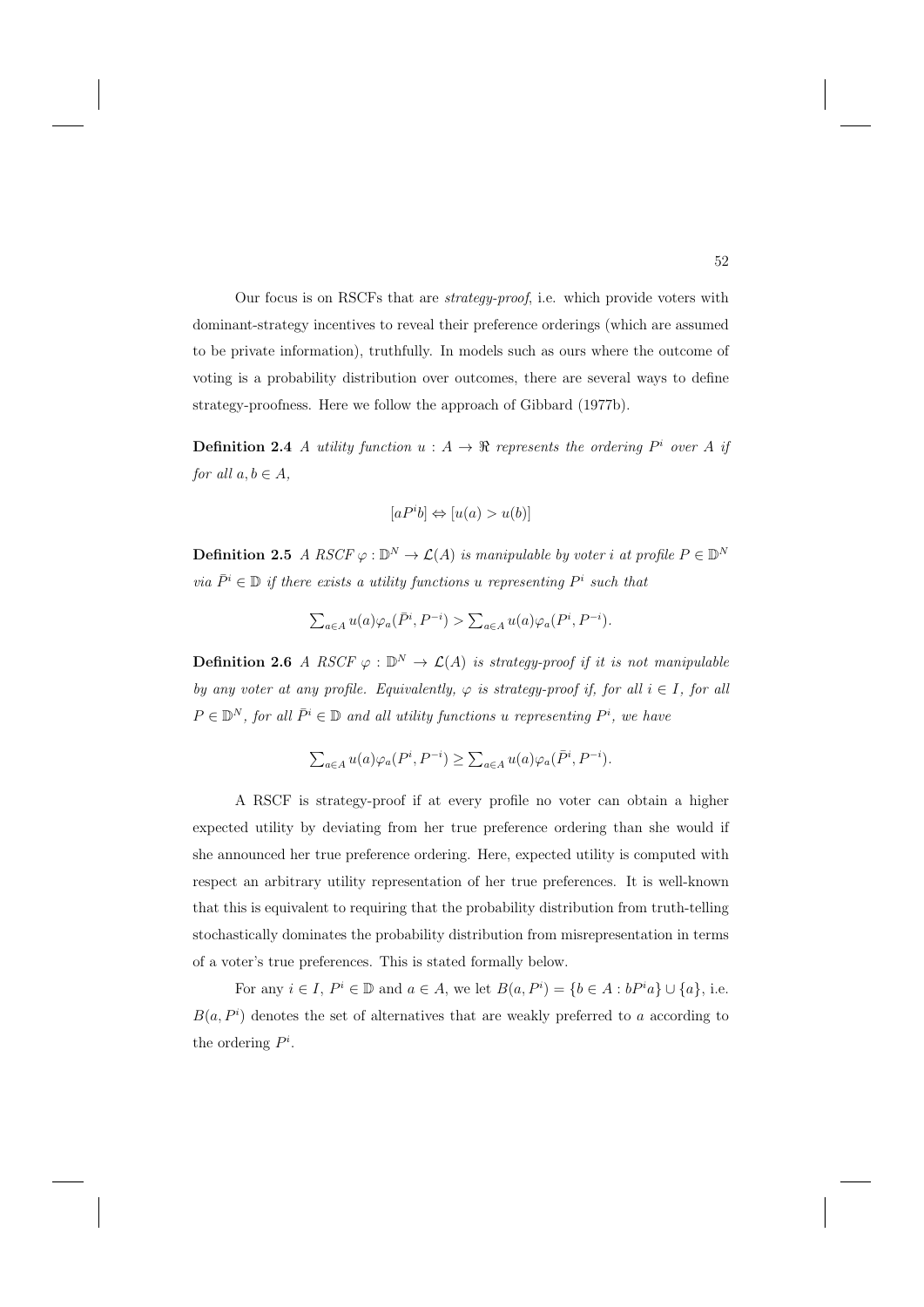Our focus is on RSCFs that are *strategy-proof*, i.e. which provide voters with dominant-strategy incentives to reveal their preference orderings (which are assumed to be private information), truthfully. In models such as ours where the outcome of voting is a probability distribution over outcomes, there are several ways to define strategy-proofness. Here we follow the approach of Gibbard (1977b).

**Definition 2.4** *A utility function $u : A \to \Re$ represents the ordering $P^i$ over $A$ if for all $a, b \in A$,*

$$[aP^ib] \Leftrightarrow [u(a) > u(b)]$$

**Definition 2.5** *A RSCF $\varphi : \mathbb{D}^N \to \mathcal{L}(A)$ is manipulable by voter $i$ at profile $P \in \mathbb{D}^N$ via $\bar{P}^i \in \mathbb{D}$ if there exists a utility functions $u$ representing $P^i$ such that*

$$\textstyle\sum_{a\in A} u(a)\varphi_a(\bar{P}^i, P^{-i}) > \sum_{a\in A} u(a)\varphi_a(P^i, P^{-i}).$$

**Definition 2.6** *A RSCF $\varphi : \mathbb{D}^N \to \mathcal{L}(A)$ is strategy-proof if it is not manipulable by any voter at any profile. Equivalently, $\varphi$ is strategy-proof if, for all $i \in I$, for all $P \in \mathbb{D}^N$, for all $\bar{P}^i \in \mathbb{D}$ and all utility functions $u$ representing $P^i$, we have*

$$\textstyle\sum_{a\in A} u(a)\varphi_a(P^i, P^{-i}) \geq \sum_{a\in A} u(a)\varphi_a(\bar{P}^i, P^{-i}).$$

A RSCF is strategy-proof if at every profile no voter can obtain a higher expected utility by deviating from her true preference ordering than she would if she announced her true preference ordering. Here, expected utility is computed with respect an arbitrary utility representation of her true preferences. It is well-known that this is equivalent to requiring that the probability distribution from truth-telling stochastically dominates the probability distribution from misrepresentation in terms of a voter's true preferences. This is stated formally below.

For any $i \in I$, $P^i \in \mathbb{D}$ and $a \in A$, we let $B(a, P^i) = \{b \in A : bP^ia\} \cup \{a\}$, i.e. $B(a, P^i)$ denotes the set of alternatives that are weakly preferred to $a$ according to the ordering $P^i$.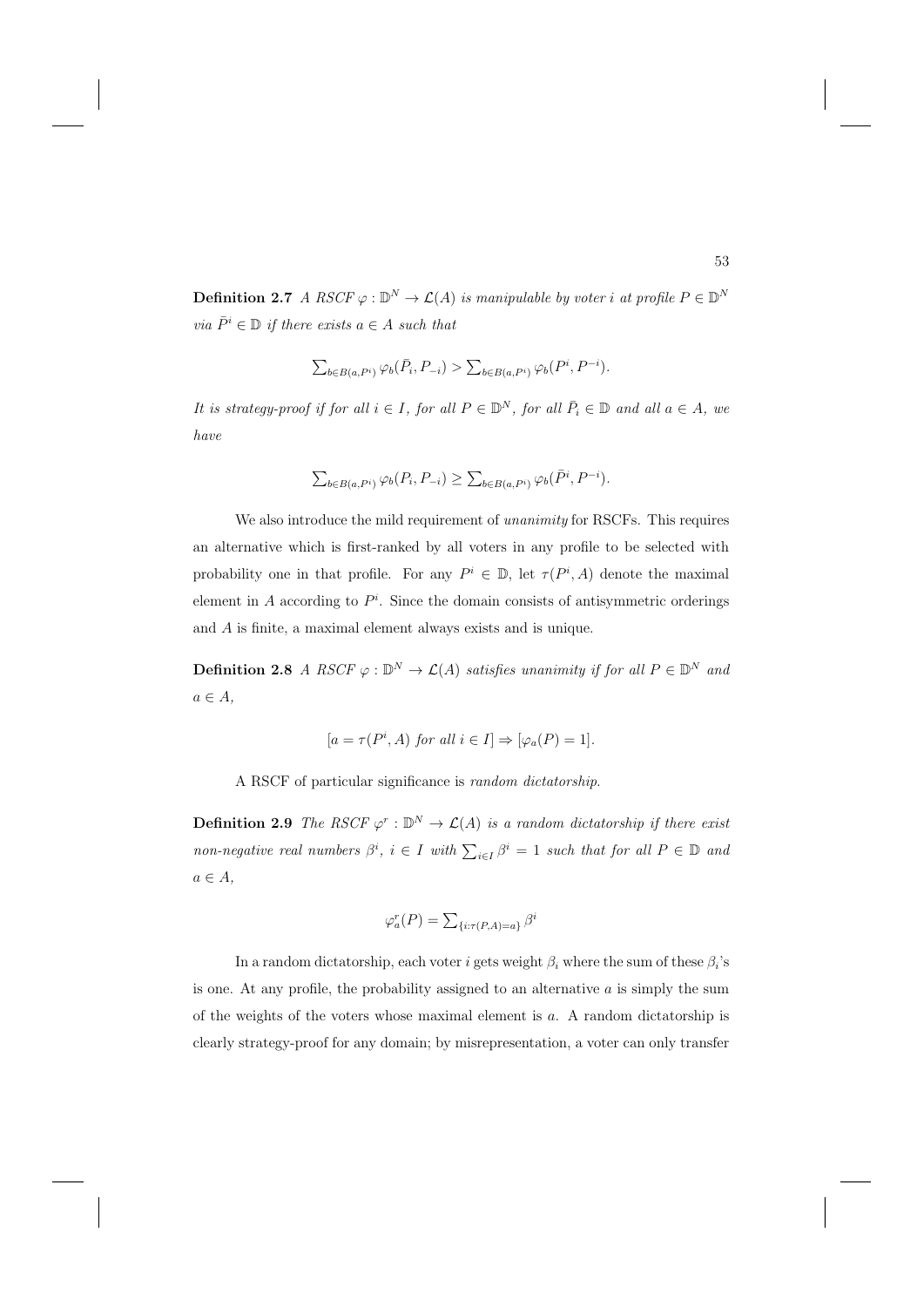**Definition 2.7** *A RSCF $\varphi : \mathbb{D}^N \to \mathcal{L}(A)$ is manipulable by voter $i$ at profile $P \in \mathbb{D}^N$ via $\bar{P}^i \in \mathbb{D}$ if there exists $a \in A$ such that*

$$\textstyle\sum_{b \in B(a,P^i)} \varphi_b(\bar{P}_i, P_{-i}) > \sum_{b \in B(a,P^i)} \varphi_b(P^i, P^{-i}).$$

*It is strategy-proof if for all $i \in I$, for all $P \in \mathbb{D}^N$, for all $\bar{P}_i \in \mathbb{D}$ and all $a \in A$, we have*

$$\textstyle\sum_{b \in B(a,P^i)} \varphi_b(P_i, P_{-i}) \geq \sum_{b \in B(a,P^i)} \varphi_b(\bar{P}^i, P^{-i}).$$

We also introduce the mild requirement of *unanimity* for RSCFs. This requires an alternative which is first-ranked by all voters in any profile to be selected with probability one in that profile. For any $P^i \in \mathbb{D}$, let $\tau(P^i, A)$ denote the maximal element in $A$ according to $P^i$. Since the domain consists of antisymmetric orderings and $A$ is finite, a maximal element always exists and is unique.

**Definition 2.8** *A RSCF $\varphi : \mathbb{D}^N \to \mathcal{L}(A)$ satisfies unanimity if for all $P \in \mathbb{D}^N$ and $a \in A$,*

$$[a = \tau(P^i, A) \text{ for all } i \in I] \Rightarrow [\varphi_a(P) = 1].$$

A RSCF of particular significance is *random dictatorship.*

**Definition 2.9** *The RSCF $\varphi^r : \mathbb{D}^N \to \mathcal{L}(A)$ is a random dictatorship if there exist non-negative real numbers $\beta^i$, $i \in I$ with $\sum_{i \in I} \beta^i = 1$ such that for all $P \in \mathbb{D}$ and $a \in A$,*

$$\varphi^r_a(P) = \textstyle\sum_{\{i : \tau(P,A) = a\}} \beta^i$$

In a random dictatorship, each voter $i$ gets weight $\beta_i$ where the sum of these $\beta_i$'s is one. At any profile, the probability assigned to an alternative $a$ is simply the sum of the weights of the voters whose maximal element is $a$. A random dictatorship is clearly strategy-proof for any domain; by misrepresentation, a voter can only transfer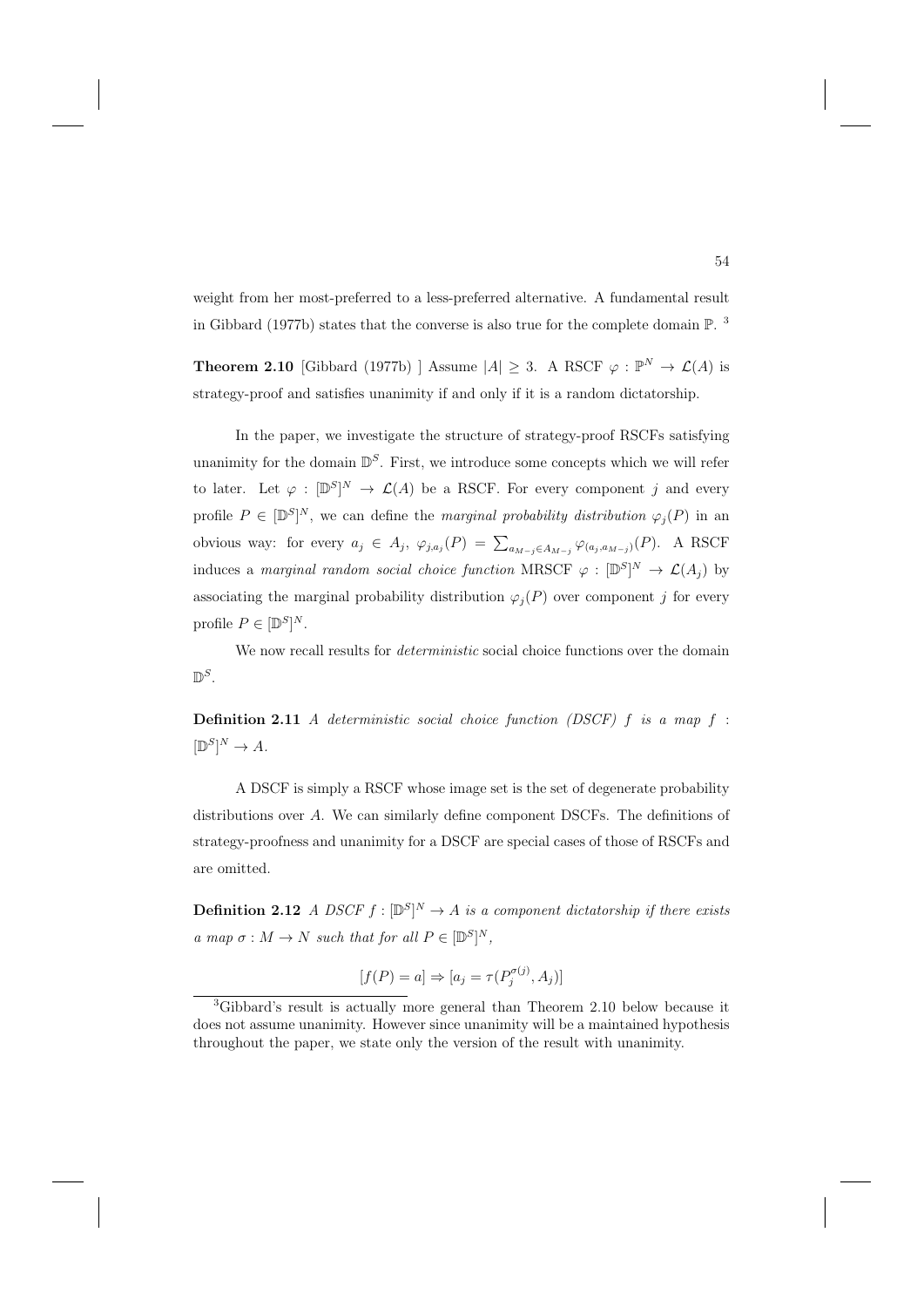weight from her most-preferred to a less-preferred alternative. A fundamental result in Gibbard (1977b) states that the converse is also true for the complete domain $\mathbb{P}$. [3]

**Theorem 2.10** [Gibbard (1977b) ] Assume $|A| \geq 3$. A RSCF $\varphi : \mathbb{P}^N \to \mathcal{L}(A)$ is strategy-proof and satisfies unanimity if and only if it is a random dictatorship.

In the paper, we investigate the structure of strategy-proof RSCFs satisfying unanimity for the domain $\mathbb{D}^S$. First, we introduce some concepts which we will refer to later. Let $\varphi : [\mathbb{D}^S]^N \to \mathcal{L}(A)$ be a RSCF. For every component $j$ and every profile $P \in [\mathbb{D}^S]^N$, we can define the *marginal probability distribution* $\varphi_j(P)$ in an obvious way: for every $a_j \in A_j$, $\varphi_{j,a_j}(P) = \sum_{a_{M-j} \in A_{M-j}} \varphi_{(a_j, a_{M-j})}(P)$. A RSCF induces a *marginal random social choice function* MRSCF $\varphi : [\mathbb{D}^S]^N \to \mathcal{L}(A_j)$ by associating the marginal probability distribution $\varphi_j(P)$ over component $j$ for every profile $P \in [\mathbb{D}^S]^N$.

We now recall results for *deterministic* social choice functions over the domain $\mathbb{D}^S$.

**Definition 2.11** *A deterministic social choice function (DSCF) $f$ is a map $f$ : $[\mathbb{D}^S]^N \to A$.*

A DSCF is simply a RSCF whose image set is the set of degenerate probability distributions over $A$. We can similarly define component DSCFs. The definitions of strategy-proofness and unanimity for a DSCF are special cases of those of RSCFs and are omitted.

**Definition 2.12** *A DSCF $f : [\mathbb{D}^S]^N \to A$ is a component dictatorship if there exists a map $\sigma : M \to N$ such that for all $P \in [\mathbb{D}^S]^N$,*

$$[f(P) = a] \Rightarrow [a_j = \tau(P_j^{\sigma(j)}, A_j)]$$

[3] Gibbard's result is actually more general than Theorem 2.10 below because it does not assume unanimity. However since unanimity will be a maintained hypothesis throughout the paper, we state only the version of the result with unanimity.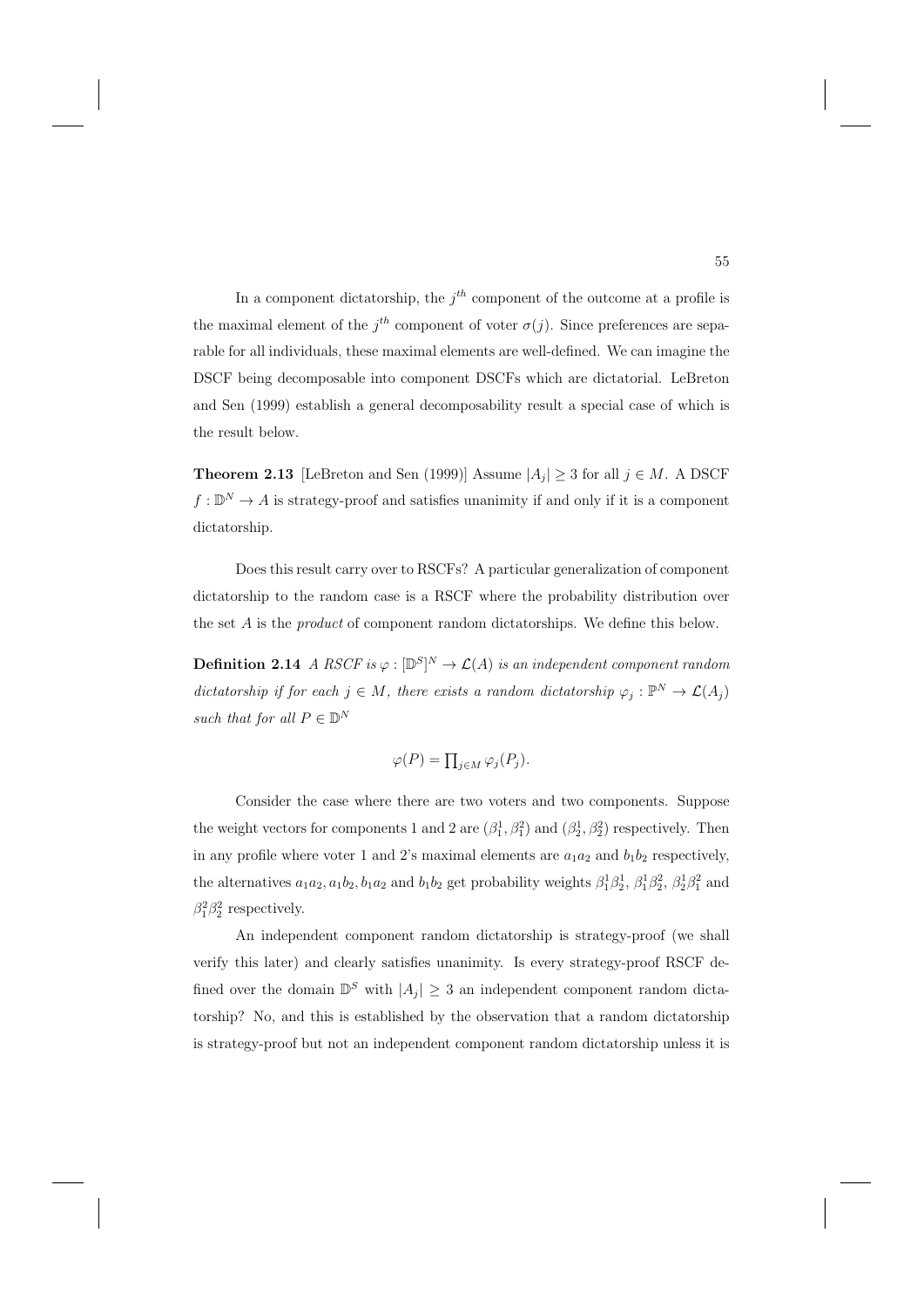In a component dictatorship, the $j^{th}$ component of the outcome at a profile is the maximal element of the $j^{th}$ component of voter $\sigma(j)$. Since preferences are separable for all individuals, these maximal elements are well-defined. We can imagine the DSCF being decomposable into component DSCFs which are dictatorial. LeBreton and Sen (1999) establish a general decomposability result a special case of which is the result below.

**Theorem 2.13** [LeBreton and Sen (1999)] Assume $|A_j| \geq 3$ for all $j \in M$. A DSCF $f : \mathbb{D}^N \to A$ is strategy-proof and satisfies unanimity if and only if it is a component dictatorship.

Does this result carry over to RSCFs? A particular generalization of component dictatorship to the random case is a RSCF where the probability distribution over the set $A$ is the *product* of component random dictatorships. We define this below.

**Definition 2.14** *A RSCF is $\varphi : [\mathbb{D}^S]^N \to \mathcal{L}(A)$ is an independent component random dictatorship if for each $j \in M$, there exists a random dictatorship $\varphi_j : \mathbb{P}^N \to \mathcal{L}(A_j)$ such that for all $P \in \mathbb{D}^N$*

$$\varphi(P) = \prod_{j \in M} \varphi_j(P_j).$$

Consider the case where there are two voters and two components. Suppose the weight vectors for components 1 and 2 are $(\beta_1^1, \beta_1^2)$ and $(\beta_2^1, \beta_2^2)$ respectively. Then in any profile where voter 1 and 2's maximal elements are $a_1a_2$ and $b_1b_2$ respectively, the alternatives $a_1a_2, a_1b_2, b_1a_2$ and $b_1b_2$ get probability weights $\beta_1^1\beta_2^1$, $\beta_1^1\beta_2^2$, $\beta_2^1\beta_1^2$ and $\beta_1^2\beta_2^2$ respectively.

An independent component random dictatorship is strategy-proof (we shall verify this later) and clearly satisfies unanimity. Is every strategy-proof RSCF defined over the domain $\mathbb{D}^S$ with $|A_j| \geq 3$ an independent component random dictatorship? No, and this is established by the observation that a random dictatorship is strategy-proof but not an independent component random dictatorship unless it is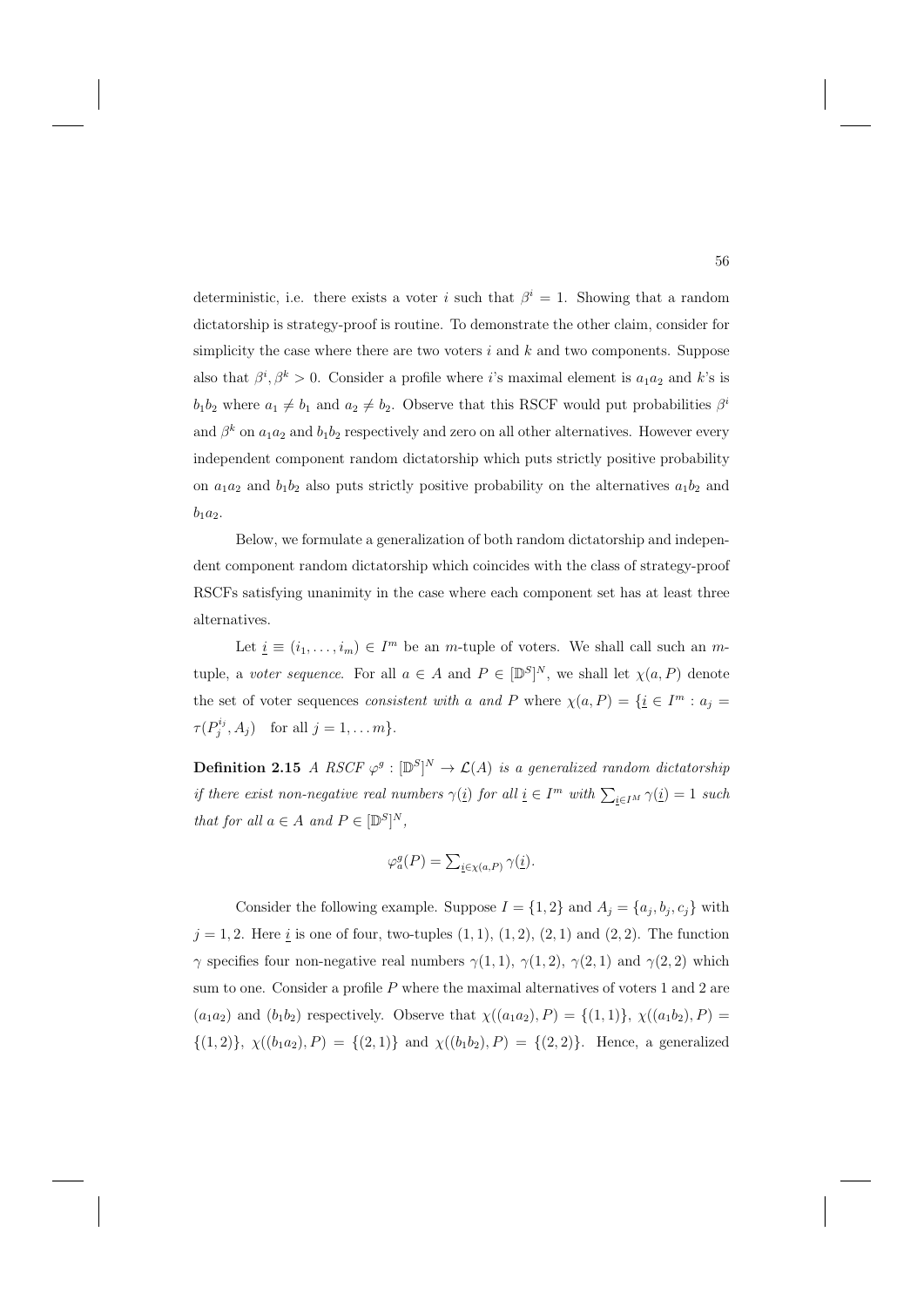deterministic, i.e. there exists a voter $i$ such that $\beta^i = 1$. Showing that a random dictatorship is strategy-proof is routine. To demonstrate the other claim, consider for simplicity the case where there are two voters $i$ and $k$ and two components. Suppose also that $\beta^i, \beta^k > 0$. Consider a profile where $i$'s maximal element is $a_1a_2$ and $k$'s is $b_1b_2$ where $a_1 \neq b_1$ and $a_2 \neq b_2$. Observe that this RSCF would put probabilities $\beta^i$ and $\beta^k$ on $a_1a_2$ and $b_1b_2$ respectively and zero on all other alternatives. However every independent component random dictatorship which puts strictly positive probability on $a_1a_2$ and $b_1b_2$ also puts strictly positive probability on the alternatives $a_1b_2$ and $b_1a_2$.

Below, we formulate a generalization of both random dictatorship and independent component random dictatorship which coincides with the class of strategy-proof RSCFs satisfying unanimity in the case where each component set has at least three alternatives.

Let $\underline{i} \equiv (i_1, \ldots, i_m) \in I^m$ be an $m$-tuple of voters. We shall call such an $m$-tuple, a *voter sequence*. For all $a \in A$ and $P \in [\mathbb{D}^S]^N$, we shall let $\chi(a, P)$ denote the set of voter sequences *consistent with a and P* where $\chi(a, P) = \{\underline{i} \in I^m : a_j = \tau(P_j^{i_j}, A_j) \quad \text{for all } j = 1, \ldots m\}$.

**Definition 2.15** *A RSCF $\varphi^g : [\mathbb{D}^S]^N \rightarrow \mathcal{L}(A)$ is a generalized random dictatorship if there exist non-negative real numbers $\gamma(\underline{i})$ for all $\underline{i} \in I^m$ with $\sum_{\underline{i} \in I^M} \gamma(\underline{i}) = 1$ such that for all $a \in A$ and $P \in [\mathbb{D}^S]^N$,*

$$\varphi_a^g(P) = \textstyle\sum_{\underline{i} \in \chi(a,P)} \gamma(\underline{i}).$$

Consider the following example. Suppose $I = \{1, 2\}$ and $A_j = \{a_j, b_j, c_j\}$ with $j = 1, 2$. Here $\underline{i}$ is one of four, two-tuples $(1, 1)$, $(1, 2)$, $(2, 1)$ and $(2, 2)$. The function $\gamma$ specifies four non-negative real numbers $\gamma(1, 1)$, $\gamma(1, 2)$, $\gamma(2, 1)$ and $\gamma(2, 2)$ which sum to one. Consider a profile $P$ where the maximal alternatives of voters 1 and 2 are $(a_1a_2)$ and $(b_1b_2)$ respectively. Observe that $\chi((a_1a_2), P) = \{(1, 1)\}$, $\chi((a_1b_2), P) = \{(1, 2)\}$, $\chi((b_1a_2), P) = \{(2, 1)\}$ and $\chi((b_1b_2), P) = \{(2, 2)\}$. Hence, a generalized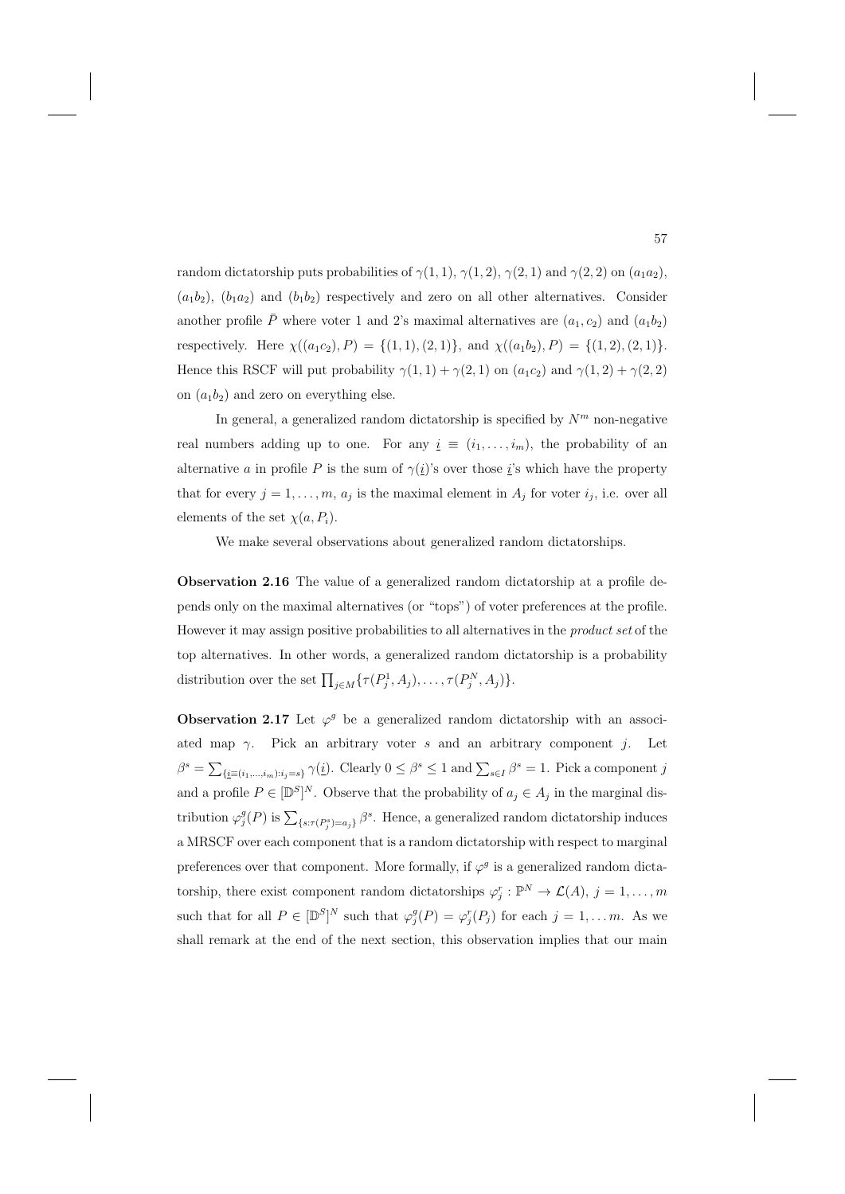random dictatorship puts probabilities of $\gamma(1,1)$, $\gamma(1,2)$, $\gamma(2,1)$ and $\gamma(2,2)$ on $(a_1a_2)$, $(a_1b_2)$, $(b_1a_2)$ and $(b_1b_2)$ respectively and zero on all other alternatives. Consider another profile $\bar{P}$ where voter 1 and 2's maximal alternatives are $(a_1, c_2)$ and $(a_1b_2)$ respectively. Here $\chi((a_1c_2), P) = \{(1,1),(2,1)\}$, and $\chi((a_1b_2), P) = \{(1,2),(2,1)\}$. Hence this RSCF will put probability $\gamma(1,1) + \gamma(2,1)$ on $(a_1c_2)$ and $\gamma(1,2) + \gamma(2,2)$ on $(a_1b_2)$ and zero on everything else.

In general, a generalized random dictatorship is specified by $N^m$ non-negative real numbers adding up to one. For any $\underline{i} \equiv (i_1, \ldots, i_m)$, the probability of an alternative $a$ in profile $P$ is the sum of $\gamma(\underline{i})$'s over those $\underline{i}$'s which have the property that for every $j = 1, \ldots, m$, $a_j$ is the maximal element in $A_j$ for voter $i_j$, i.e. over all elements of the set $\chi(a, P_i)$.

We make several observations about generalized random dictatorships.

**Observation 2.16** The value of a generalized random dictatorship at a profile depends only on the maximal alternatives (or "tops") of voter preferences at the profile. However it may assign positive probabilities to all alternatives in the *product set* of the top alternatives. In other words, a generalized random dictatorship is a probability distribution over the set $\prod_{j \in M}\{\tau(P_j^1, A_j), \ldots, \tau(P_j^N, A_j)\}$.

**Observation 2.17** Let $\varphi^g$ be a generalized random dictatorship with an associated map $\gamma$. Pick an arbitrary voter $s$ and an arbitrary component $j$. Let $\beta^s = \sum_{\{\underline{i} \equiv (i_1, \ldots, i_m) : i_j = s\}} \gamma(\underline{i})$. Clearly $0 \leq \beta^s \leq 1$ and $\sum_{s \in I} \beta^s = 1$. Pick a component $j$ and a profile $P \in [\mathbb{D}^S]^N$. Observe that the probability of $a_j \in A_j$ in the marginal distribution $\varphi_j^g(P)$ is $\sum_{\{s : \tau(P_j^s) = a_j\}} \beta^s$. Hence, a generalized random dictatorship induces a MRSCF over each component that is a random dictatorship with respect to marginal preferences over that component. More formally, if $\varphi^g$ is a generalized random dictatorship, there exist component random dictatorships $\varphi_j^r : \mathbb{P}^N \to \mathcal{L}(A)$, $j = 1, \ldots, m$ such that for all $P \in [\mathbb{D}^S]^N$ such that $\varphi_j^g(P) = \varphi_j^r(P_j)$ for each $j = 1, \ldots m$. As we shall remark at the end of the next section, this observation implies that our main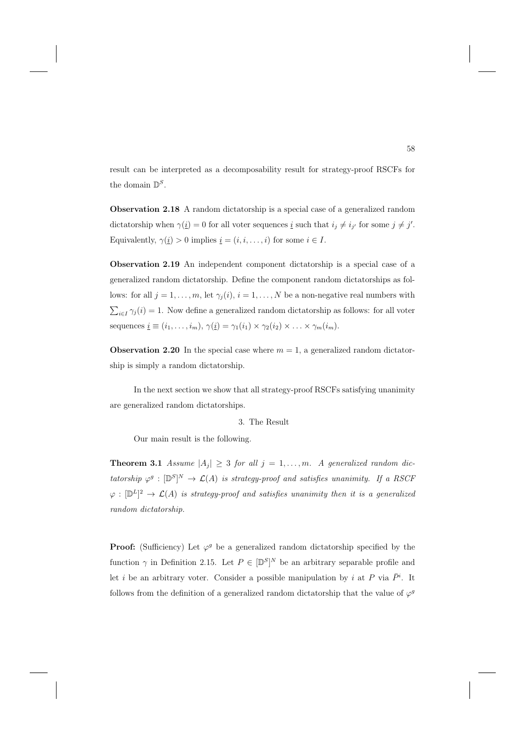result can be interpreted as a decomposability result for strategy-proof RSCFs for the domain $\mathbb{D}^S$.

**Observation 2.18** A random dictatorship is a special case of a generalized random dictatorship when $\gamma(\underline{i}) = 0$ for all voter sequences $\underline{i}$ such that $i_j \neq i_{j'}$ for some $j \neq j'$. Equivalently, $\gamma(\underline{i}) > 0$ implies $\underline{i} = (i, i, \ldots, i)$ for some $i \in I$.

**Observation 2.19** An independent component dictatorship is a special case of a generalized random dictatorship. Define the component random dictatorships as follows: for all $j = 1, \ldots, m$, let $\gamma_j(i)$, $i = 1, \ldots, N$ be a non-negative real numbers with $\sum_{i \in I} \gamma_j(i) = 1$. Now define a generalized random dictatorship as follows: for all voter sequences $\underline{i} \equiv (i_1, \ldots, i_m)$, $\gamma(\underline{i}) = \gamma_1(i_1) \times \gamma_2(i_2) \times \ldots \times \gamma_m(i_m)$.

**Observation 2.20** In the special case where $m = 1$, a generalized random dictatorship is simply a random dictatorship.

In the next section we show that all strategy-proof RSCFs satisfying unanimity are generalized random dictatorships.

## 3. The Result

Our main result is the following.

**Theorem 3.1** *Assume $|A_j| \geq 3$ for all $j = 1, \ldots, m$. A generalized random dictatorship $\varphi^g : [\mathbb{D}^S]^N \to \mathcal{L}(A)$ is strategy-proof and satisfies unanimity. If a RSCF $\varphi : [\mathbb{D}^L]^2 \to \mathcal{L}(A)$ is strategy-proof and satisfies unanimity then it is a generalized random dictatorship.*

**Proof:** (Sufficiency) Let $\varphi^g$ be a generalized random dictatorship specified by the function $\gamma$ in Definition 2.15. Let $P \in [\mathbb{D}^S]^N$ be an arbitrary separable profile and let $i$ be an arbitrary voter. Consider a possible manipulation by $i$ at $P$ via $\bar{P}^i$. It follows from the definition of a generalized random dictatorship that the value of $\varphi^g$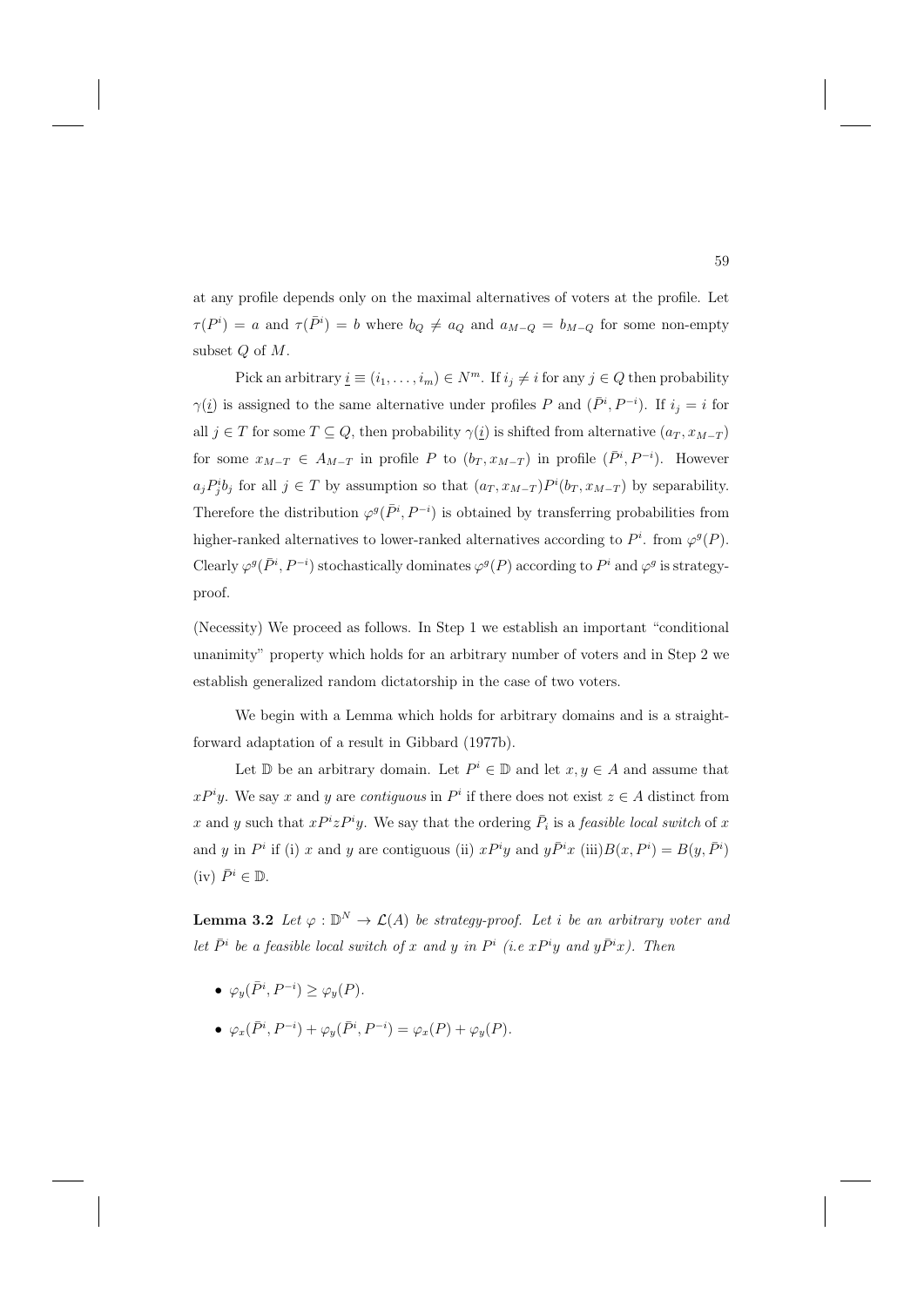at any profile depends only on the maximal alternatives of voters at the profile. Let $\tau(P^i) = a$ and $\tau(\bar{P}^i) = b$ where $b_Q \neq a_Q$ and $a_{M-Q} = b_{M-Q}$ for some non-empty subset $Q$ of $M$.

Pick an arbitrary $\underline{i} \equiv (i_1, \ldots, i_m) \in N^m$. If $i_j \neq i$ for any $j \in Q$ then probability $\gamma(\underline{i})$ is assigned to the same alternative under profiles $P$ and $(\bar{P}^i, P^{-i})$. If $i_j = i$ for all $j \in T$ for some $T \subseteq Q$, then probability $\gamma(\underline{i})$ is shifted from alternative $(a_T, x_{M-T})$ for some $x_{M-T} \in A_{M-T}$ in profile $P$ to $(b_T, x_{M-T})$ in profile $(\bar{P}^i, P^{-i})$. However $a_j P^i_j b_j$ for all $j \in T$ by assumption so that $(a_T, x_{M-T}) P^i (b_T, x_{M-T})$ by separability. Therefore the distribution $\varphi^g(\bar{P}^i, P^{-i})$ is obtained by transferring probabilities from higher-ranked alternatives to lower-ranked alternatives according to $P^i$. from $\varphi^g(P)$. Clearly $\varphi^g(\bar{P}^i, P^{-i})$ stochastically dominates $\varphi^g(P)$ according to $P^i$ and $\varphi^g$ is strategy-proof.

(Necessity) We proceed as follows. In Step 1 we establish an important "conditional unanimity" property which holds for an arbitrary number of voters and in Step 2 we establish generalized random dictatorship in the case of two voters.

We begin with a Lemma which holds for arbitrary domains and is a straightforward adaptation of a result in Gibbard (1977b).

Let $\mathbb{D}$ be an arbitrary domain. Let $P^i \in \mathbb{D}$ and let $x, y \in A$ and assume that $xP^iy$. We say $x$ and $y$ are *contiguous* in $P^i$ if there does not exist $z \in A$ distinct from $x$ and $y$ such that $xP^izP^iy$. We say that the ordering $\bar{P}_i$ is a *feasible local switch* of $x$ and $y$ in $P^i$ if (i) $x$ and $y$ are contiguous (ii) $xP^iy$ and $y\bar{P}^ix$ (iii)$B(x, P^i) = B(y, \bar{P}^i)$ (iv) $\bar{P}^i \in \mathbb{D}$.

**Lemma 3.2** *Let $\varphi : \mathbb{D}^N \to \mathcal{L}(A)$ be strategy-proof. Let $i$ be an arbitrary voter and let $\bar{P}^i$ be a feasible local switch of $x$ and $y$ in $P^i$ (i.e $xP^iy$ and $y\bar{P}^ix$). Then*

- $\varphi_y(\bar{P}^i, P^{-i}) \geq \varphi_y(P)$.
- $\varphi_x(\bar{P}^i, P^{-i}) + \varphi_y(\bar{P}^i, P^{-i}) = \varphi_x(P) + \varphi_y(P)$.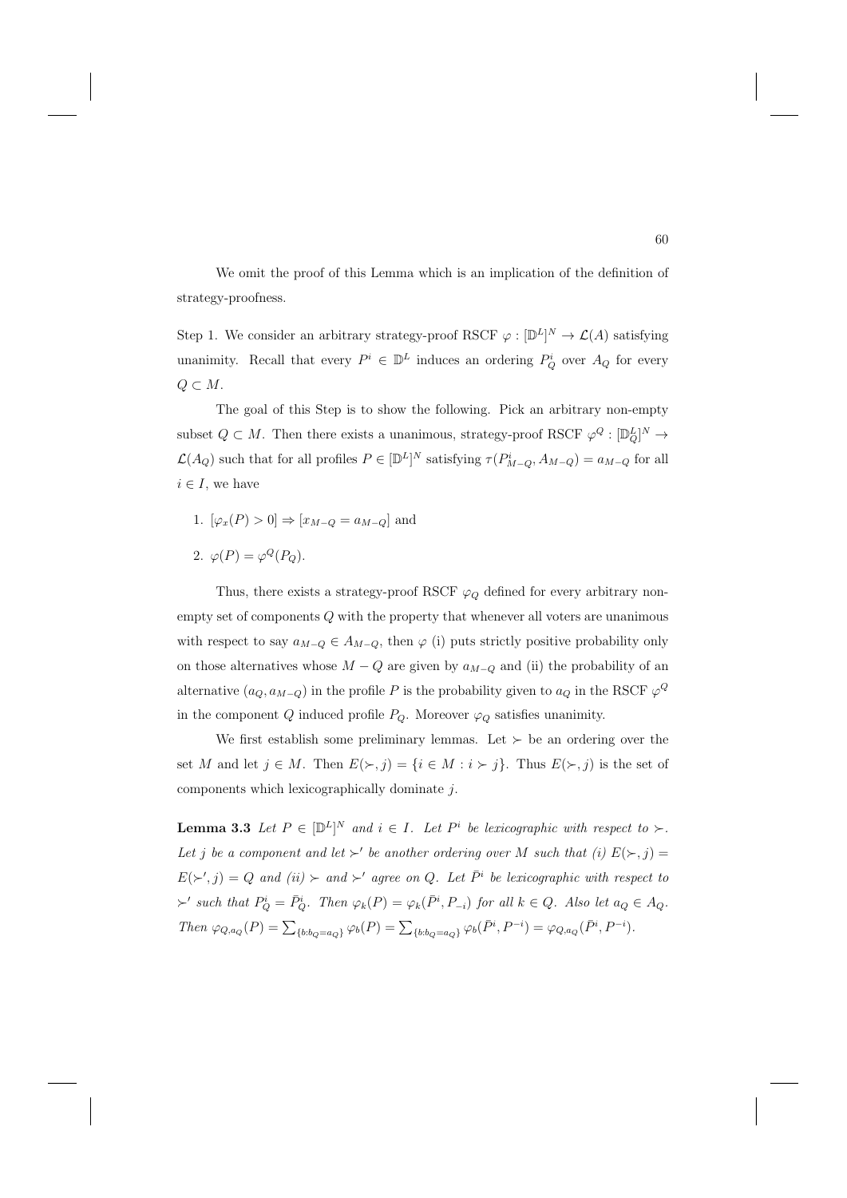We omit the proof of this Lemma which is an implication of the definition of strategy-proofness.

Step 1. We consider an arbitrary strategy-proof RSCF $\varphi : [\mathbb{D}^L]^N \to \mathcal{L}(A)$ satisfying unanimity. Recall that every $P^i \in \mathbb{D}^L$ induces an ordering $P^i_Q$ over $A_Q$ for every $Q \subset M$.

The goal of this Step is to show the following. Pick an arbitrary non-empty subset $Q \subset M$. Then there exists a unanimous, strategy-proof RSCF $\varphi^Q : [\mathbb{D}^L_Q]^N \to \mathcal{L}(A_Q)$ such that for all profiles $P \in [\mathbb{D}^L]^N$ satisfying $\tau(P^i_{M-Q}, A_{M-Q}) = a_{M-Q}$ for all $i \in I$, we have

1. $[\varphi_x(P) > 0] \Rightarrow [x_{M-Q} = a_{M-Q}]$ and
2. $\varphi(P) = \varphi^Q(P_Q)$.

Thus, there exists a strategy-proof RSCF $\varphi_Q$ defined for every arbitrary non-empty set of components $Q$ with the property that whenever all voters are unanimous with respect to say $a_{M-Q} \in A_{M-Q}$, then $\varphi$ (i) puts strictly positive probability only on those alternatives whose $M - Q$ are given by $a_{M-Q}$ and (ii) the probability of an alternative $(a_Q, a_{M-Q})$ in the profile $P$ is the probability given to $a_Q$ in the RSCF $\varphi^Q$ in the component $Q$ induced profile $P_Q$. Moreover $\varphi_Q$ satisfies unanimity.

We first establish some preliminary lemmas. Let $\succ$ be an ordering over the set $M$ and let $j \in M$. Then $E(\succ, j) = \{i \in M : i \succ j\}$. Thus $E(\succ, j)$ is the set of components which lexicographically dominate $j$.

**Lemma 3.3** *Let $P \in [\mathbb{D}^L]^N$ and $i \in I$. Let $P^i$ be lexicographic with respect to $\succ$. Let $j$ be a component and let $\succ'$ be another ordering over $M$ such that (i) $E(\succ, j) = E(\succ', j) = Q$ and (ii) $\succ$ and $\succ'$ agree on $Q$. Let $\bar{P}^i$ be lexicographic with respect to $\succ'$ such that $P^i_Q = \bar{P}^i_Q$. Then $\varphi_k(P) = \varphi_k(\bar{P}^i, P_{-i})$ for all $k \in Q$. Also let $a_Q \in A_Q$. Then $\varphi_{Q,a_Q}(P) = \sum_{\{b: b_Q = a_Q\}} \varphi_b(P) = \sum_{\{b: b_Q = a_Q\}} \varphi_b(\bar{P}^i, P^{-i}) = \varphi_{Q,a_Q}(\bar{P}^i, P^{-i})$.*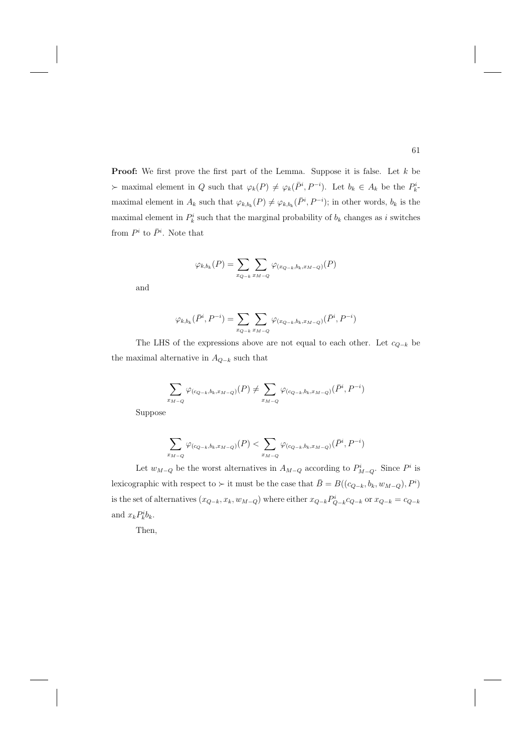**Proof:** We first prove the first part of the Lemma. Suppose it is false. Let $k$ be $\succ$ maximal element in $Q$ such that $\varphi_k(P) \neq \varphi_k(\bar{P}^i, P^{-i})$. Let $b_k \in A_k$ be the $P^i_k$-maximal element in $A_k$ such that $\varphi_{k,b_k}(P) \neq \varphi_{k,b_k}(\bar{P}^i, P^{-i})$; in other words, $b_k$ is the maximal element in $P^i_k$ such that the marginal probability of $b_k$ changes as $i$ switches from $P^i$ to $\bar{P}^i$. Note that

$$\varphi_{k,b_k}(P) = \sum_{x_{Q-k}} \sum_{x_{M-Q}} \varphi_{(x_{Q-k}, b_k, x_{M-Q})}(P)$$

and

$$\varphi_{k,b_k}(\bar{P}^i, P^{-i}) = \sum_{x_{Q-k}} \sum_{x_{M-Q}} \varphi_{(x_{Q-k}, b_k, x_{M-Q})}(\bar{P}^i, P^{-i})$$

The LHS of the expressions above are not equal to each other. Let $c_{Q-k}$ be the maximal alternative in $A_{Q-k}$ such that

$$\sum_{x_{M-Q}} \varphi_{(c_{Q-k}, b_k, x_{M-Q})}(P) \neq \sum_{x_{M-Q}} \varphi_{(c_{Q-k}, b_k, x_{M-Q})}(\bar{P}^i, P^{-i})$$

Suppose

$$\sum_{x_{M-Q}} \varphi_{(c_{Q-k}, b_k, x_{M-Q})}(P) < \sum_{x_{M-Q}} \varphi_{(c_{Q-k}, b_k, x_{M-Q})}(\bar{P}^i, P^{-i})$$

Let $w_{M-Q}$ be the worst alternatives in $A_{M-Q}$ according to $P^i_{M-Q}$. Since $P^i$ is lexicographic with respect to $\succ$ it must be the case that $\bar{B} = B((c_{Q-k}, b_k, w_{M-Q}), P^i)$ is the set of alternatives $(x_{Q-k}, x_k, w_{M-Q})$ where either $x_{Q-k} P^i_{Q-k} c_{Q-k}$ or $x_{Q-k} = c_{Q-k}$ and $x_k P^i_k b_k$.

Then,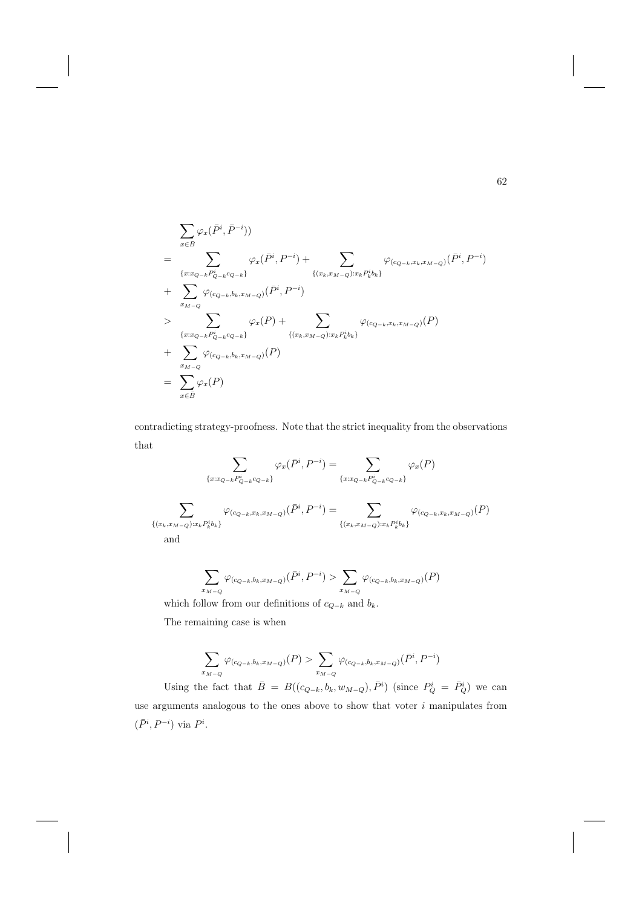$$
\begin{aligned}
& \sum_{x \in B} \varphi_x(\bar{P}^i, \bar{P}^{-i})) \\
= \; & \sum_{\{x: x_{Q-k} P^i_{Q-k} c_{Q-k}\}} \varphi_x(\bar{P}^i, P^{-i}) + \sum_{\{(x_k, x_{M-Q}): x_k P^i_k b_k\}} \varphi_{(c_{Q-k}, x_k, x_{M-Q})}(\bar{P}^i, P^{-i}) \\
+ \; & \sum_{x_{M-Q}} \varphi_{(c_{Q-k}, b_k, x_{M-Q})}(\bar{P}^i, P^{-i}) \\
> \; & \sum_{\{x: x_{Q-k} P^i_{Q-k} c_{Q-k}\}} \varphi_x(P) + \sum_{\{(x_k, x_{M-Q}): x_k P^i_k b_k\}} \varphi_{(c_{Q-k}, x_k, x_{M-Q})}(P) \\
+ \; & \sum_{x_{M-Q}} \varphi_{(c_{Q-k}, b_k, x_{M-Q})}(P) \\
= \; & \sum_{x \in \bar{B}} \varphi_x(P)
\end{aligned}
$$

contradicting strategy-proofness. Note that the strict inequality from the observations that

$$
\sum_{\{x: x_{Q-k} P^i_{Q-k} c_{Q-k}\}} \varphi_x(\bar{P}^i, P^{-i}) = \sum_{\{x: x_{Q-k} P^i_{Q-k} c_{Q-k}\}} \varphi_x(P)
$$

$$
\sum_{\{(x_k, x_{M-Q}): x_k P^i_k b_k\}} \varphi_{(c_{Q-k}, x_k, x_{M-Q})}(\bar{P}^i, P^{-i}) = \sum_{\{(x_k, x_{M-Q}): x_k P^i_k b_k\}} \varphi_{(c_{Q-k}, x_k, x_{M-Q})}(P)
$$

and

$$
\sum_{x_{M-Q}} \varphi_{(c_{Q-k}, b_k, x_{M-Q})}(\bar{P}^i, P^{-i}) > \sum_{x_{M-Q}} \varphi_{(c_{Q-k}, b_k, x_{M-Q})}(P)
$$

which follow from our definitions of $c_{Q-k}$ and $b_k$.

The remaining case is when

$$
\sum_{x_{M-Q}} \varphi_{(c_{Q-k}, b_k, x_{M-Q})}(P) > \sum_{x_{M-Q}} \varphi_{(c_{Q-k}, b_k, x_{M-Q})}(\bar{P}^i, P^{-i})
$$

Using the fact that $\bar{B} = B((c_{Q-k}, b_k, w_{M-Q}), \bar{P}^i)$ (since $P^i_Q = \bar{P}^i_Q$) we can use arguments analogous to the ones above to show that voter $i$ manipulates from $(\bar{P}^i, P^{-i})$ via $P^i$.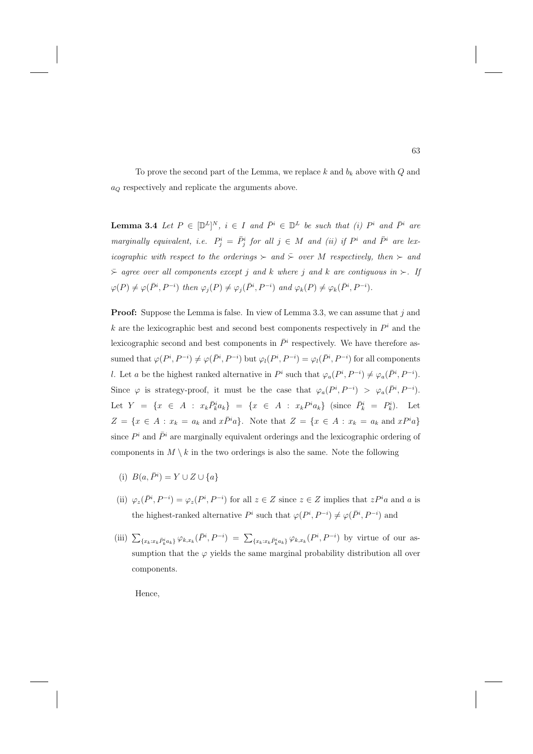To prove the second part of the Lemma, we replace $k$ and $b_k$ above with $Q$ and $a_Q$ respectively and replicate the arguments above.

**Lemma 3.4** *Let $P \in [\mathbb{D}^L]^N$, $i \in I$ and $\bar{P}^i \in \mathbb{D}^L$ be such that (i) $P^i$ and $\bar{P}^i$ are marginally equivalent, i.e. $P^i_j = \bar{P}^i_j$ for all $j \in M$ and (ii) if $P^i$ and $\bar{P}^i$ are lexicographic with respect to the orderings $\succ$ and $\bar{\succ}$ over $M$ respectively, then $\succ$ and $\bar{\succ}$ agree over all components except $j$ and $k$ where $j$ and $k$ are contiguous in $\succ$. If $\varphi(P) \neq \varphi(\bar{P}^i, P^{-i})$ then $\varphi_j(P) \neq \varphi_j(\bar{P}^i, P^{-i})$ and $\varphi_k(P) \neq \varphi_k(\bar{P}^i, P^{-i})$.*

**Proof:** Suppose the Lemma is false. In view of Lemma 3.3, we can assume that $j$ and $k$ are the lexicographic best and second best components respectively in $P^i$ and the lexicographic second and best components in $\bar{P}^i$ respectively. We have therefore assumed that $\varphi(P^i, P^{-i}) \neq \varphi(\bar{P}^i, P^{-i})$ but $\varphi_l(P^i, P^{-i}) = \varphi_l(\bar{P}^i, P^{-i})$ for all components $l$. Let $a$ be the highest ranked alternative in $P^i$ such that $\varphi_a(P^i, P^{-i}) \neq \varphi_a(\bar{P}^i, P^{-i})$. Since $\varphi$ is strategy-proof, it must be the case that $\varphi_a(P^i, P^{-i}) > \varphi_a(\bar{P}^i, P^{-i})$. Let $Y = \{x \in A : x_k \bar{P}^i_k a_k\} = \{x \in A : x_k P^i a_k\}$ (since $\bar{P}^i_k = P^i_k$). Let $Z = \{x \in A : x_k = a_k \text{ and } x\bar{P}^i a\}$. Note that $Z = \{x \in A : x_k = a_k \text{ and } xP^i a\}$ since $P^i$ and $\bar{P}^i$ are marginally equivalent orderings and the lexicographic ordering of components in $M \setminus k$ in the two orderings is also the same. Note the following

(i) $B(a, \bar{P}^i) = Y \cup Z \cup \{a\}$

(ii) $\varphi_z(\bar{P}^i, P^{-i}) = \varphi_z(P^i, P^{-i})$ for all $z \in Z$ since $z \in Z$ implies that $zP^i a$ and $a$ is the highest-ranked alternative $P^i$ such that $\varphi(P^i, P^{-i}) \neq \varphi(\bar{P}^i, P^{-i})$ and

(iii) $\sum_{\{x_k : x_k \bar{P}^i_k a_k\}} \varphi_{k,x_k}(\bar{P}^i, P^{-i}) = \sum_{\{x_k : x_k \bar{P}^i_k a_k\}} \varphi_{k,x_k}(P^i, P^{-i})$ by virtue of our assumption that the $\varphi$ yields the same marginal probability distribution all over components.

Hence,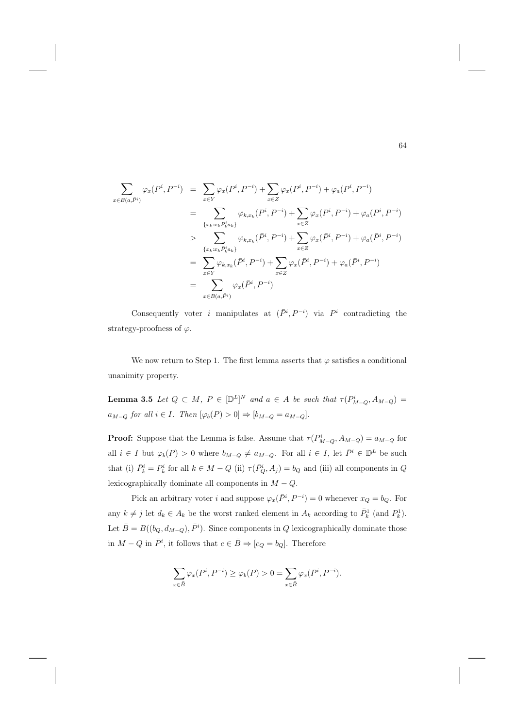$$
\begin{aligned}
\sum_{x\in B(a,\bar{P}^i)} \varphi_x(P^i,P^{-i}) &= \sum_{x\in Y}\varphi_x(P^i,P^{-i}) + \sum_{x\in Z}\varphi_x(P^i,P^{-i}) + \varphi_a(P^i,P^{-i}) \\
&= \sum_{\{x_k : x_k P^i_k a_k\}} \varphi_{k,x_k}(P^i,P^{-i}) + \sum_{x\in Z}\varphi_x(P^i,P^{-i}) + \varphi_a(P^i,P^{-i}) \\
&> \sum_{\{x_k : x_k \bar{P}^i_k a_k\}} \varphi_{k,x_k}(\bar{P}^i,P^{-i}) + \sum_{x\in Z}\varphi_x(\bar{P}^i,P^{-i}) + \varphi_a(\bar{P}^i,P^{-i}) \\
&= \sum_{x\in Y}\varphi_{k,x_k}(\bar{P}^i,P^{-i}) + \sum_{x\in Z}\varphi_x(\bar{P}^i,P^{-i}) + \varphi_a(\bar{P}^i,P^{-i}) \\
&= \sum_{x\in B(a,\bar{P}^i)} \varphi_x(\bar{P}^i,P^{-i})
\end{aligned}
$$

Consequently voter $i$ manipulates at $(\bar{P}^i, P^{-i})$ via $P^i$ contradicting the strategy-proofness of $\varphi$.

We now return to Step 1. The first lemma asserts that $\varphi$ satisfies a conditional unanimity property.

**Lemma 3.5** *Let $Q \subset M$, $P \in [\mathbb{D}^L]^N$ and $a \in A$ be such that $\tau(P^i_{M-Q}, A_{M-Q}) = a_{M-Q}$ for all $i \in I$. Then $[\varphi_b(P) > 0] \Rightarrow [b_{M-Q} = a_{M-Q}]$.*

**Proof:** Suppose that the Lemma is false. Assume that $\tau(P^i_{M-Q}, A_{M-Q}) = a_{M-Q}$ for all $i \in I$ but $\varphi_b(P) > 0$ where $b_{M-Q} \neq a_{M-Q}$. For all $i \in I$, let $\bar{P}^i \in \mathbb{D}^L$ be such that (i) $\bar{P}^i_k = P^i_k$ for all $k \in M - Q$ (ii) $\tau(\bar{P}^i_Q, A_j) = b_Q$ and (iii) all components in $Q$ lexicographically dominate all components in $M - Q$.

Pick an arbitrary voter $i$ and suppose $\varphi_x(\bar{P}^i, P^{-i}) = 0$ whenever $x_Q = b_Q$. For any $k \neq j$ let $d_k \in A_k$ be the worst ranked element in $A_k$ according to $\bar{P}^1_k$ (and $P^1_k$). Let $\bar{B} = B((b_Q, d_{M-Q}), \bar{P}^i)$. Since components in $Q$ lexicographically dominate those in $M - Q$ in $\bar{P}^i$, it follows that $c \in \bar{B} \Rightarrow [c_Q = b_Q]$. Therefore

$$
\sum_{x\in\bar{B}} \varphi_x(P^i,P^{-i}) \geq \varphi_b(P) > 0 = \sum_{x\in\bar{B}} \varphi_x(\bar{P}^i,P^{-i}).
$$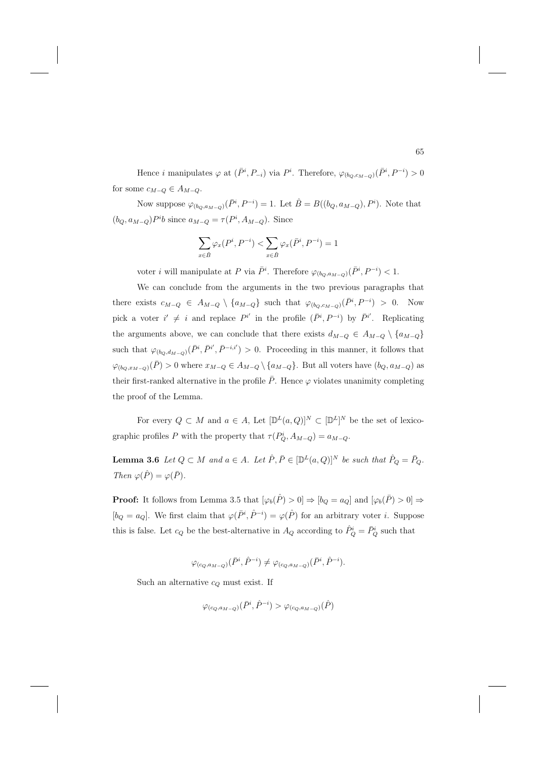Hence $i$ manipulates $\varphi$ at $(\bar{P}^i, P_{-i})$ via $P^i$. Therefore, $\varphi_{(b_Q, c_{M-Q})}(\bar{P}^i, P^{-i}) > 0$ for some $c_{M-Q} \in A_{M-Q}$.

Now suppose $\varphi_{(b_Q, a_{M-Q})}(\bar{P}^i, P^{-i}) = 1$. Let $\hat{B} = B((b_Q, a_{M-Q}), P^i)$. Note that $(b_Q, a_{M-Q}) P^i b$ since $a_{M-Q} = \tau(P^i, A_{M-Q})$. Since

$$\sum_{x \in \hat{B}} \varphi_x(P^i, P^{-i}) < \sum_{x \in \hat{B}} \varphi_x(\bar{P}^i, P^{-i}) = 1$$

voter $i$ will manipulate at $P$ via $\bar{P}^i$. Therefore $\varphi_{(b_Q, a_{M-Q})}(\bar{P}^i, P^{-i}) < 1$.

We can conclude from the arguments in the two previous paragraphs that there exists $c_{M-Q} \in A_{M-Q} \setminus \{a_{M-Q}\}$ such that $\varphi_{(b_Q, c_{M-Q})}(\bar{P}^i, P^{-i}) > 0$. Now pick a voter $i' \neq i$ and replace $P^{i'}$ in the profile $(\bar{P}^i, P^{-i})$ by $\bar{P}^{i'}$. Replicating the arguments above, we can conclude that there exists $d_{M-Q} \in A_{M-Q} \setminus \{a_{M-Q}\}$ such that $\varphi_{(b_Q, d_{M-Q})}(\bar{P}^i, \bar{P}^{i'}, \bar{P}^{-i,i'}) > 0$. Proceeding in this manner, it follows that $\varphi_{(b_Q, x_{M-Q})}(\bar{P}) > 0$ where $x_{M-Q} \in A_{M-Q} \setminus \{a_{M-Q}\}$. But all voters have $(b_Q, a_{M-Q})$ as their first-ranked alternative in the profile $\bar{P}$. Hence $\varphi$ violates unanimity completing the proof of the Lemma.

For every $Q \subset M$ and $a \in A$, Let $[\mathbb{D}^L(a, Q)]^N \subset [\mathbb{D}^L]^N$ be the set of lexicographic profiles $P$ with the property that $\tau(P^i_Q, A_{M-Q}) = a_{M-Q}$.

**Lemma 3.6** *Let $Q \subset M$ and $a \in A$. Let $\hat{P}, \bar{P} \in [\mathbb{D}^L(a, Q)]^N$ be such that $\hat{P}_Q = \bar{P}_Q$. Then $\varphi(\hat{P}) = \varphi(\bar{P})$.*

**Proof:** It follows from Lemma 3.5 that $[\varphi_b(\hat{P}) > 0] \Rightarrow [b_Q = a_Q]$ and $[\varphi_b(\bar{P}) > 0] \Rightarrow [b_Q = a_Q]$. We first claim that $\varphi(\bar{P}^i, \hat{P}^{-i}) = \varphi(\hat{P})$ for an arbitrary voter $i$. Suppose this is false. Let $c_Q$ be the best-alternative in $A_Q$ according to $\hat{P}^i_Q = \bar{P}^i_Q$ such that

$$\varphi_{(c_Q, a_{M-Q})}(\bar{P}^i, \hat{P}^{-i}) \neq \varphi_{(c_Q, a_{M-Q})}(\bar{P}^i, \hat{P}^{-i}).$$

Such an alternative $c_Q$ must exist. If

$$\varphi_{(c_Q, a_{M-Q})}(\bar{P}^i, \hat{P}^{-i}) > \varphi_{(c_Q, a_{M-Q})}(\hat{P})$$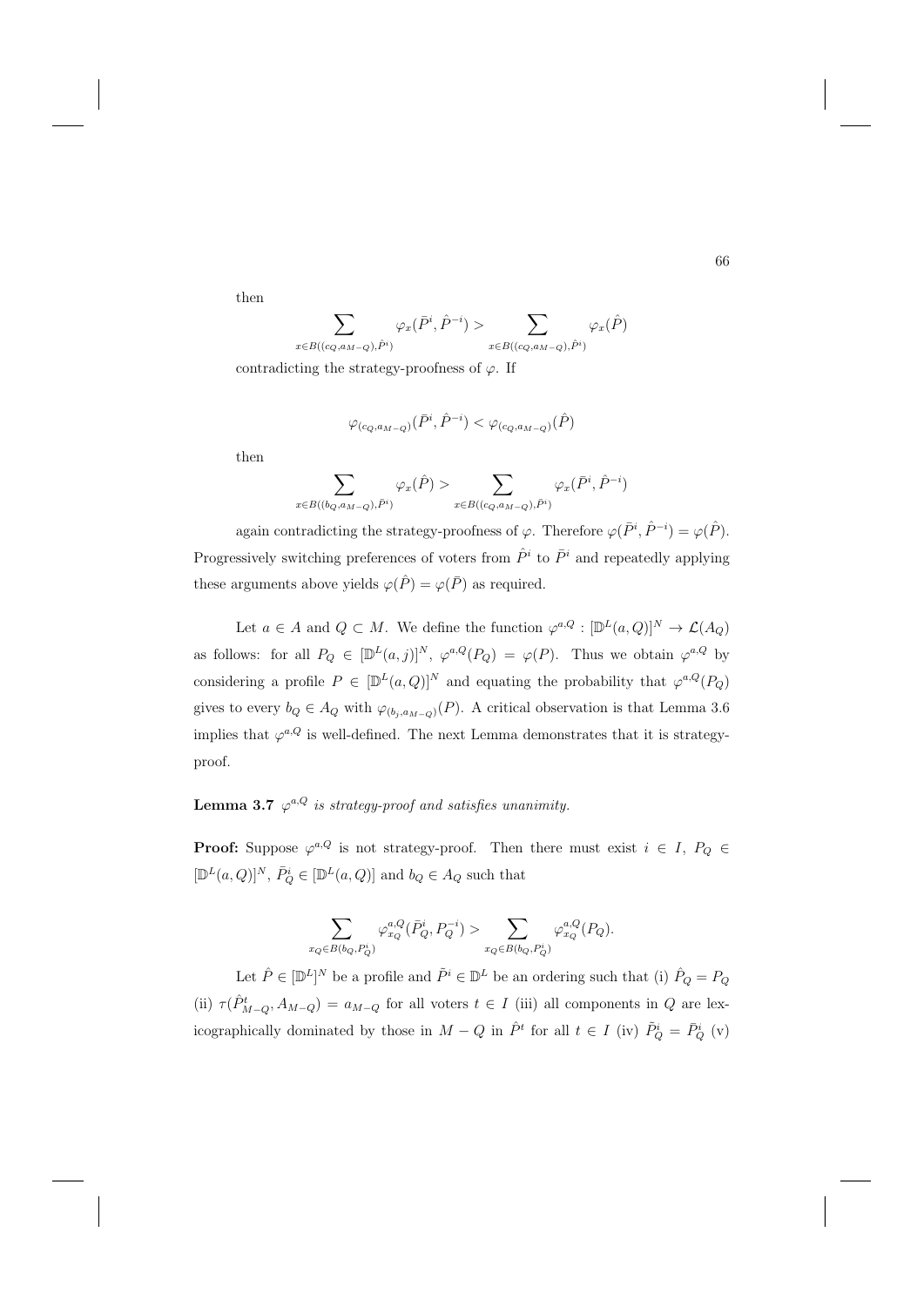then

$$\sum_{x \in B((c_Q, a_{M-Q}), \hat{P}^i)} \varphi_x(\bar{P}^i, \hat{P}^{-i}) > \sum_{x \in B((c_Q, a_{M-Q}), \hat{P}^i)} \varphi_x(\hat{P})$$

contradicting the strategy-proofness of $\varphi$. If

$$\varphi_{(c_Q, a_{M-Q})}(\bar{P}^i, \hat{P}^{-i}) < \varphi_{(c_Q, a_{M-Q})}(\hat{P})$$

then

$$\sum_{x \in B((b_Q, a_{M-Q}), \bar{P}^i)} \varphi_x(\hat{P}) > \sum_{x \in B((c_Q, a_{M-Q}), \bar{P}^i)} \varphi_x(\bar{P}^i, \hat{P}^{-i})$$

again contradicting the strategy-proofness of $\varphi$. Therefore $\varphi(\bar{P}^i, \hat{P}^{-i}) = \varphi(\hat{P})$. Progressively switching preferences of voters from $\hat{P}^i$ to $\bar{P}^i$ and repeatedly applying these arguments above yields $\varphi(\hat{P}) = \varphi(\bar{P})$ as required.

Let $a \in A$ and $Q \subset M$. We define the function $\varphi^{a,Q} : [\mathbb{D}^L(a, Q)]^N \to \mathcal{L}(A_Q)$ as follows: for all $P_Q \in [\mathbb{D}^L(a, j)]^N$, $\varphi^{a,Q}(P_Q) = \varphi(P)$. Thus we obtain $\varphi^{a,Q}$ by considering a profile $P \in [\mathbb{D}^L(a, Q)]^N$ and equating the probability that $\varphi^{a,Q}(P_Q)$ gives to every $b_Q \in A_Q$ with $\varphi_{(b_j, a_{M-Q})}(P)$. A critical observation is that Lemma 3.6 implies that $\varphi^{a,Q}$ is well-defined. The next Lemma demonstrates that it is strategy-proof.

**Lemma 3.7** *$\varphi^{a,Q}$ is strategy-proof and satisfies unanimity.*

**Proof:** Suppose $\varphi^{a,Q}$ is not strategy-proof. Then there must exist $i \in I$, $P_Q \in [\mathbb{D}^L(a, Q)]^N$, $\bar{P}^i_Q \in [\mathbb{D}^L(a, Q)]$ and $b_Q \in A_Q$ such that

$$\sum_{x_Q \in B(b_Q, P^i_Q)} \varphi^{a,Q}_{x_Q}(\bar{P}^i_Q, P^{-i}_Q) > \sum_{x_Q \in B(b_Q, P^i_Q)} \varphi^{a,Q}_{x_Q}(P_Q).$$

Let $\hat{P} \in [\mathbb{D}^L]^N$ be a profile and $\tilde{P}^i \in \mathbb{D}^L$ be an ordering such that (i) $\hat{P}_Q = P_Q$ (ii) $\tau(\hat{P}^t_{M-Q}, A_{M-Q}) = a_{M-Q}$ for all voters $t \in I$ (iii) all components in $Q$ are lexicographically dominated by those in $M - Q$ in $\hat{P}^t$ for all $t \in I$ (iv) $\tilde{P}^i_Q = \bar{P}^i_Q$ (v)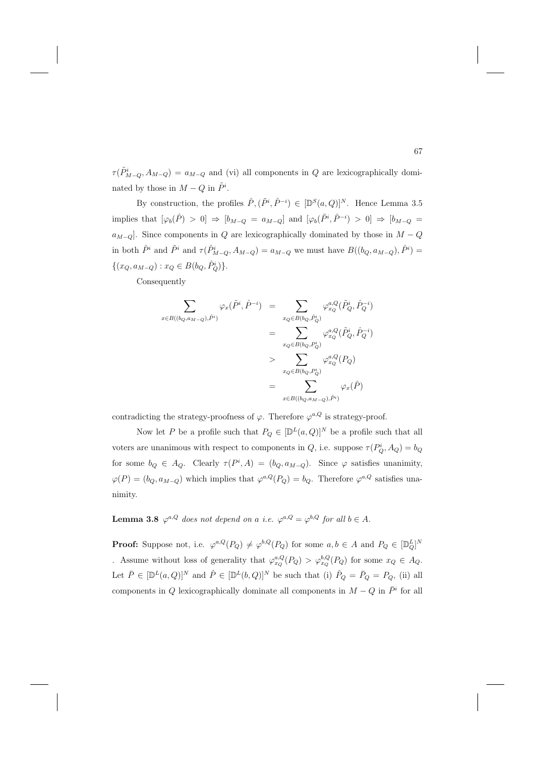$\tau(\tilde{P}^i_{M-Q}, A_{M-Q}) = a_{M-Q}$ and (vi) all components in $Q$ are lexicographically dominated by those in $M - Q$ in $\tilde{P}^i$.

By construction, the profiles $\hat{P}, (\tilde{P}^i, \hat{P}^{-i}) \in [\mathbb{D}^S(a,Q)]^N$. Hence Lemma 3.5 implies that $[\varphi_b(\hat{P}) > 0] \Rightarrow [b_{M-Q} = a_{M-Q}]$ and $[\varphi_b(\tilde{P}^i, \hat{P}^{-i}) > 0] \Rightarrow [b_{M-Q} = a_{M-Q}]$. Since components in $Q$ are lexicographically dominated by those in $M - Q$ in both $\hat{P}^i$ and $\tilde{P}^i$ and $\tau(\hat{P}^i_{M-Q}, A_{M-Q}) = a_{M-Q}$ we must have $B((b_Q, a_{M-Q}), \hat{P}^i) = \{(x_Q, a_{M-Q}) : x_Q \in B(b_Q, \hat{P}^i_Q)\}$.

Consequently

$$
\begin{aligned}
\sum_{x \in B((b_Q, a_{M-Q}), \hat{P}^i)} \varphi_x(\tilde{P}^i, \hat{P}^{-i}) &= \sum_{x_Q \in B(b_Q, \hat{P}^i_Q)} \varphi^{a,Q}_{x_Q}(\tilde{P}^i_Q, \hat{P}^{-i}_Q) \\
&= \sum_{x_Q \in B(b_Q, P^i_Q)} \varphi^{a,Q}_{x_Q}(\tilde{P}^i_Q, \hat{P}^{-i}_Q) \\
&> \sum_{x_Q \in B(b_Q, P^i_Q)} \varphi^{a,Q}_{x_Q}(P_Q) \\
&= \sum_{x \in B((b_Q, a_{M-Q}), \hat{P}^i)} \varphi_x(\hat{P})
\end{aligned}
$$

contradicting the strategy-proofness of $\varphi$. Therefore $\varphi^{a,Q}$ is strategy-proof.

Now let $P$ be a profile such that $P_Q \in [\mathbb{D}^L(a,Q)]^N$ be a profile such that all voters are unanimous with respect to components in $Q$, i.e. suppose $\tau(P^i_Q, A_Q) = b_Q$ for some $b_Q \in A_Q$. Clearly $\tau(P^i, A) = (b_Q, a_{M-Q})$. Since $\varphi$ satisfies unanimity, $\varphi(P) = (b_Q, a_{M-Q})$ which implies that $\varphi^{a,Q}(P_Q) = b_Q$. Therefore $\varphi^{a,Q}$ satisfies unanimity.

**Lemma 3.8** *$\varphi^{a,Q}$ does not depend on $a$ i.e. $\varphi^{a,Q} = \varphi^{b,Q}$ for all $b \in A$.*

**Proof:** Suppose not, i.e. $\varphi^{a,Q}(P_Q) \neq \varphi^{b,Q}(P_Q)$ for some $a, b \in A$ and $P_Q \in [\mathbb{D}^L_Q]^N$. Assume without loss of generality that $\varphi^{a,Q}_{x_Q}(P_Q) > \varphi^{b,Q}_{x_Q}(P_Q)$ for some $x_Q \in A_Q$. Let $\bar{P} \in [\mathbb{D}^L(a,Q)]^N$ and $\hat{P} \in [\mathbb{D}^L(b,Q)]^N$ be such that (i) $\hat{P}_Q = \bar{P}_Q = P_Q$, (ii) all components in $Q$ lexicographically dominate all components in $M - Q$ in $\bar{P}^i$ for all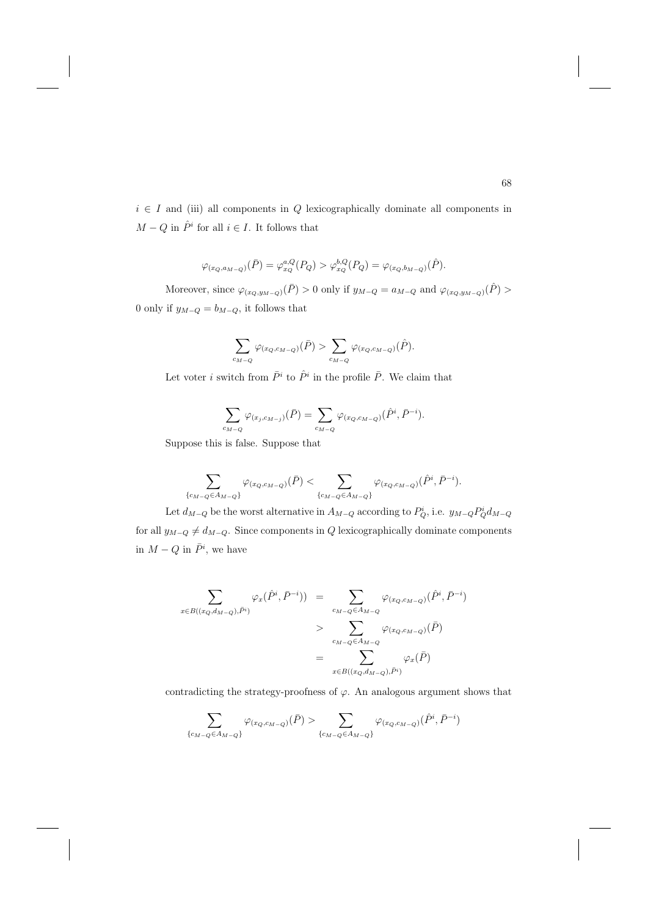$i \in I$ and (iii) all components in $Q$ lexicographically dominate all components in $M - Q$ in $\hat{P}^i$ for all $i \in I$. It follows that

$$\varphi_{(x_Q, a_{M-Q})}(\bar{P}) = \varphi^{a,Q}_{x_Q}(P_Q) > \varphi^{b,Q}_{x_Q}(P_Q) = \varphi_{(x_Q, b_{M-Q})}(\hat{P}).$$

Moreover, since $\varphi_{(x_Q, y_{M-Q})}(\bar{P}) > 0$ only if $y_{M-Q} = a_{M-Q}$ and $\varphi_{(x_Q, y_{M-Q})}(\hat{P}) > 0$ only if $y_{M-Q} = b_{M-Q}$, it follows that

$$\sum_{c_{M-Q}} \varphi_{(x_Q, c_{M-Q})}(\bar{P}) > \sum_{c_{M-Q}} \varphi_{(x_Q, c_{M-Q})}(\hat{P}).$$

Let voter $i$ switch from $\bar{P}^i$ to $\hat{P}^i$ in the profile $\bar{P}$. We claim that

$$\sum_{c_{M-Q}} \varphi_{(x_j, c_{M-j})}(\bar{P}) = \sum_{c_{M-Q}} \varphi_{(x_Q, c_{M-Q})}(\hat{P}^i, \bar{P}^{-i}).$$

Suppose this is false. Suppose that

$$\sum_{\{c_{M-Q} \in A_{M-Q}\}} \varphi_{(x_Q, c_{M-Q})}(\bar{P}) < \sum_{\{c_{M-Q} \in A_{M-Q}\}} \varphi_{(x_Q, c_{M-Q})}(\hat{P}^i, \bar{P}^{-i}).$$

Let $d_{M-Q}$ be the worst alternative in $A_{M-Q}$ according to $P^i_Q$, i.e. $y_{M-Q} P^i_Q d_{M-Q}$ for all $y_{M-Q} \neq d_{M-Q}$. Since components in $Q$ lexicographically dominate components in $M - Q$ in $\bar{P}^i$, we have

$$\begin{aligned}
\sum_{x \in B((x_Q, d_{M-Q}), \bar{P}^i)} \varphi_x(\hat{P}^i, \bar{P}^{-i})) &= \sum_{c_{M-Q} \in A_{M-Q}} \varphi_{(x_Q, c_{M-Q})}(\hat{P}^i, \bar{P}^{-i}) \\
&> \sum_{c_{M-Q} \in A_{M-Q}} \varphi_{(x_Q, c_{M-Q})}(\bar{P}) \\
&= \sum_{x \in B((x_Q, d_{M-Q}), \bar{P}^i)} \varphi_x(\bar{P})
\end{aligned}$$

contradicting the strategy-proofness of $\varphi$. An analogous argument shows that

$$\sum_{\{c_{M-Q} \in A_{M-Q}\}} \varphi_{(x_Q, c_{M-Q})}(\bar{P}) > \sum_{\{c_{M-Q} \in A_{M-Q}\}} \varphi_{(x_Q, c_{M-Q})}(\hat{P}^i, \bar{P}^{-i})$$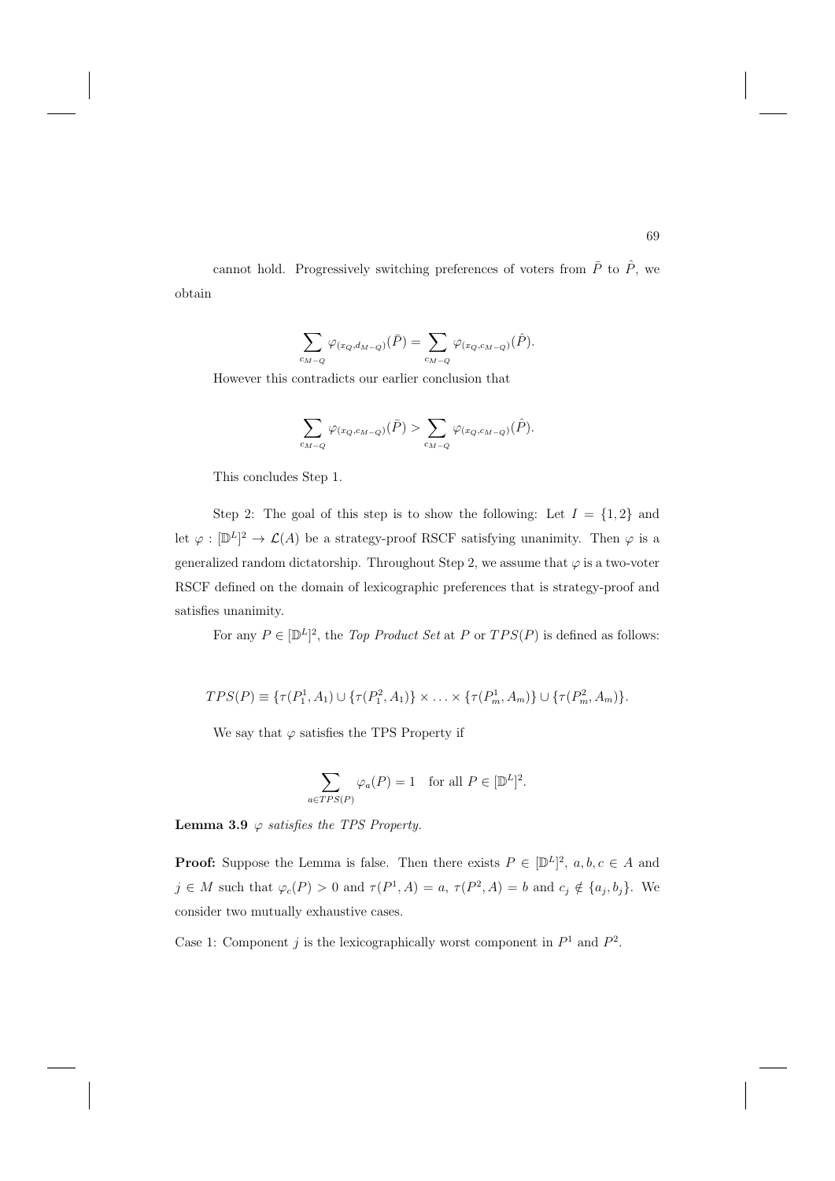cannot hold. Progressively switching preferences of voters from $\bar{P}$ to $\hat{P}$, we obtain

$$\sum_{c_{M-Q}} \varphi_{(x_Q, d_{M-Q})}(\bar{P}) = \sum_{c_{M-Q}} \varphi_{(x_Q, c_{M-Q})}(\hat{P}).$$

However this contradicts our earlier conclusion that

$$\sum_{c_{M-Q}} \varphi_{(x_Q, c_{M-Q})}(\bar{P}) > \sum_{c_{M-Q}} \varphi_{(x_Q, c_{M-Q})}(\hat{P}).$$

This concludes Step 1.

Step 2: The goal of this step is to show the following: Let $I = \{1, 2\}$ and let $\varphi : [\mathbb{D}^L]^2 \to \mathcal{L}(A)$ be a strategy-proof RSCF satisfying unanimity. Then $\varphi$ is a generalized random dictatorship. Throughout Step 2, we assume that $\varphi$ is a two-voter RSCF defined on the domain of lexicographic preferences that is strategy-proof and satisfies unanimity.

For any $P \in [\mathbb{D}^L]^2$, the *Top Product Set* at $P$ or $TPS(P)$ is defined as follows:

$$TPS(P) \equiv \{\tau(P_1^1, A_1) \cup \{\tau(P_1^2, A_1)\} \times \ldots \times \{\tau(P_m^1, A_m)\} \cup \{\tau(P_m^2, A_m)\}.$$

We say that $\varphi$ satisfies the TPS Property if

$$\sum_{a \in TPS(P)} \varphi_a(P) = 1 \quad \text{for all } P \in [\mathbb{D}^L]^2.$$

**Lemma 3.9** *$\varphi$ satisfies the TPS Property.*

**Proof:** Suppose the Lemma is false. Then there exists $P \in [\mathbb{D}^L]^2$, $a, b, c \in A$ and $j \in M$ such that $\varphi_c(P) > 0$ and $\tau(P^1, A) = a$, $\tau(P^2, A) = b$ and $c_j \notin \{a_j, b_j\}$. We consider two mutually exhaustive cases.

Case 1: Component $j$ is the lexicographically worst component in $P^1$ and $P^2$.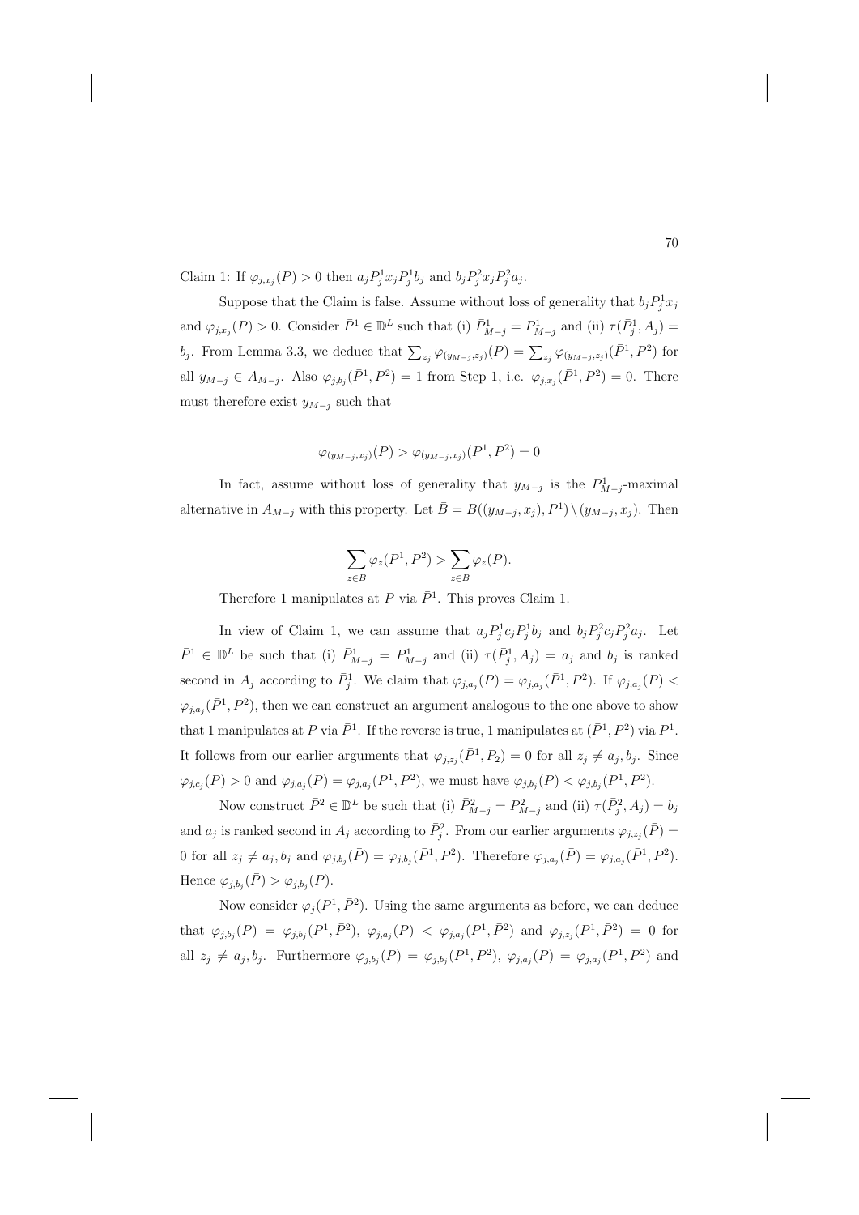Claim 1: If $\varphi_{j,x_j}(P) > 0$ then $a_j P_j^1 x_j P_j^1 b_j$ and $b_j P_j^2 x_j P_j^2 a_j$.

Suppose that the Claim is false. Assume without loss of generality that $b_j P_j^1 x_j$ and $\varphi_{j,x_j}(P) > 0$. Consider $\bar{P}^1 \in \mathbb{D}^L$ such that (i) $\bar{P}^1_{M-j} = P^1_{M-j}$ and (ii) $\tau(\bar{P}^1_j, A_j) = b_j$. From Lemma 3.3, we deduce that $\sum_{z_j} \varphi_{(y_{M-j}, z_j)}(P) = \sum_{z_j} \varphi_{(y_{M-j}, z_j)}(\bar{P}^1, P^2)$ for all $y_{M-j} \in A_{M-j}$. Also $\varphi_{j,b_j}(\bar{P}^1, P^2) = 1$ from Step 1, i.e. $\varphi_{j,x_j}(\bar{P}^1, P^2) = 0$. There must therefore exist $y_{M-j}$ such that

$$\varphi_{(y_{M-j}, x_j)}(P) > \varphi_{(y_{M-j}, x_j)}(\bar{P}^1, P^2) = 0$$

In fact, assume without loss of generality that $y_{M-j}$ is the $P^1_{M-j}$-maximal alternative in $A_{M-j}$ with this property. Let $\bar{B} = B((y_{M-j}, x_j), P^1) \setminus (y_{M-j}, x_j)$. Then

$$\sum_{z \in \bar{B}} \varphi_z(\bar{P}^1, P^2) > \sum_{z \in \bar{B}} \varphi_z(P).$$

Therefore 1 manipulates at $P$ via $\bar{P}^1$. This proves Claim 1.

In view of Claim 1, we can assume that $a_j P_j^1 c_j P_j^1 b_j$ and $b_j P_j^2 c_j P_j^2 a_j$. Let $\bar{P}^1 \in \mathbb{D}^L$ be such that (i) $\bar{P}^1_{M-j} = P^1_{M-j}$ and (ii) $\tau(\bar{P}^1_j, A_j) = a_j$ and $b_j$ is ranked second in $A_j$ according to $\bar{P}^1_j$. We claim that $\varphi_{j,a_j}(P) = \varphi_{j,a_j}(\bar{P}^1, P^2)$. If $\varphi_{j,a_j}(P) < \varphi_{j,a_j}(\bar{P}^1, P^2)$, then we can construct an argument analogous to the one above to show that 1 manipulates at $P$ via $\bar{P}^1$. If the reverse is true, 1 manipulates at $(\bar{P}^1, P^2)$ via $P^1$. It follows from our earlier arguments that $\varphi_{j,z_j}(\bar{P}^1, P_2) = 0$ for all $z_j \neq a_j, b_j$. Since $\varphi_{j,c_j}(P) > 0$ and $\varphi_{j,a_j}(P) = \varphi_{j,a_j}(\bar{P}^1, P^2)$, we must have $\varphi_{j,b_j}(P) < \varphi_{j,b_j}(\bar{P}^1, P^2)$.

Now construct $\bar{P}^2 \in \mathbb{D}^L$ be such that (i) $\bar{P}^2_{M-j} = P^2_{M-j}$ and (ii) $\tau(\bar{P}^2_j, A_j) = b_j$ and $a_j$ is ranked second in $A_j$ according to $\bar{P}^2_j$. From our earlier arguments $\varphi_{j,z_j}(\bar{P}) = 0$ for all $z_j \neq a_j, b_j$ and $\varphi_{j,b_j}(\bar{P}) = \varphi_{j,b_j}(\bar{P}^1, P^2)$. Therefore $\varphi_{j,a_j}(\bar{P}) = \varphi_{j,a_j}(\bar{P}^1, P^2)$. Hence $\varphi_{j,b_j}(\bar{P}) > \varphi_{j,b_j}(P)$.

Now consider $\varphi_j(P^1, \bar{P}^2)$. Using the same arguments as before, we can deduce that $\varphi_{j,b_j}(P) = \varphi_{j,b_j}(P^1, \bar{P}^2)$, $\varphi_{j,a_j}(P) < \varphi_{j,a_j}(P^1, \bar{P}^2)$ and $\varphi_{j,z_j}(P^1, \bar{P}^2) = 0$ for all $z_j \neq a_j, b_j$. Furthermore $\varphi_{j,b_j}(\bar{P}) = \varphi_{j,b_j}(P^1, \bar{P}^2)$, $\varphi_{j,a_j}(\bar{P}) = \varphi_{j,a_j}(P^1, \bar{P}^2)$ and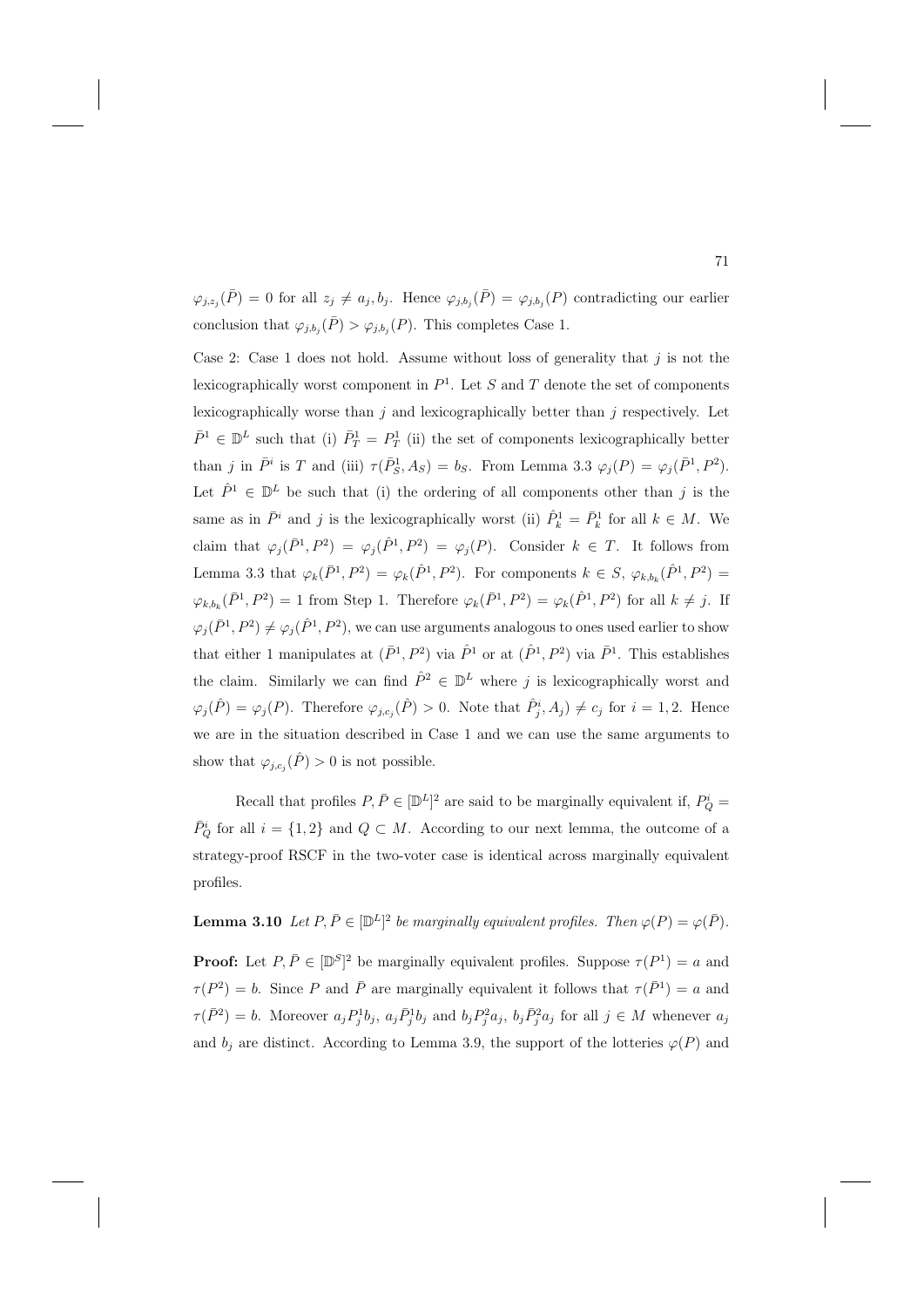$\varphi_{j,z_j}(\bar{P}) = 0$ for all $z_j \neq a_j, b_j$. Hence $\varphi_{j,b_j}(\bar{P}) = \varphi_{j,b_j}(P)$ contradicting our earlier conclusion that $\varphi_{j,b_j}(\bar{P}) > \varphi_{j,b_j}(P)$. This completes Case 1.

Case 2: Case 1 does not hold. Assume without loss of generality that $j$ is not the lexicographically worst component in $P^1$. Let $S$ and $T$ denote the set of components lexicographically worse than $j$ and lexicographically better than $j$ respectively. Let $\bar{P}^1 \in \mathbb{D}^L$ such that (i) $\bar{P}^1_T = P^1_T$ (ii) the set of components lexicographically better than $j$ in $\bar{P}^i$ is $T$ and (iii) $\tau(\bar{P}^1_S, A_S) = b_S$. From Lemma 3.3 $\varphi_j(P) = \varphi_j(\bar{P}^1, P^2)$. Let $\hat{P}^1 \in \mathbb{D}^L$ be such that (i) the ordering of all components other than $j$ is the same as in $\bar{P}^i$ and $j$ is the lexicographically worst (ii) $\hat{P}^1_k = \bar{P}^1_k$ for all $k \in M$. We claim that $\varphi_j(\bar{P}^1, P^2) = \varphi_j(\hat{P}^1, P^2) = \varphi_j(P)$. Consider $k \in T$. It follows from Lemma 3.3 that $\varphi_k(\bar{P}^1, P^2) = \varphi_k(\hat{P}^1, P^2)$. For components $k \in S$, $\varphi_{k,b_k}(\hat{P}^1, P^2) = \varphi_{k,b_k}(\bar{P}^1, P^2) = 1$ from Step 1. Therefore $\varphi_k(\bar{P}^1, P^2) = \varphi_k(\hat{P}^1, P^2)$ for all $k \neq j$. If $\varphi_j(\bar{P}^1, P^2) \neq \varphi_j(\hat{P}^1, P^2)$, we can use arguments analogous to ones used earlier to show that either 1 manipulates at $(\bar{P}^1, P^2)$ via $\hat{P}^1$ or at $(\hat{P}^1, P^2)$ via $\bar{P}^1$. This establishes the claim. Similarly we can find $\hat{P}^2 \in \mathbb{D}^L$ where $j$ is lexicographically worst and $\varphi_j(\hat{P}) = \varphi_j(P)$. Therefore $\varphi_{j,c_j}(\hat{P}) > 0$. Note that $\hat{P}^i_j, A_j) \neq c_j$ for $i = 1, 2$. Hence we are in the situation described in Case 1 and we can use the same arguments to show that $\varphi_{j,c_j}(\hat{P}) > 0$ is not possible.

Recall that profiles $P, \bar{P} \in [\mathbb{D}^L]^2$ are said to be marginally equivalent if, $P^i_Q = \bar{P}^i_Q$ for all $i = \{1, 2\}$ and $Q \subset M$. According to our next lemma, the outcome of a strategy-proof RSCF in the two-voter case is identical across marginally equivalent profiles.

**Lemma 3.10** *Let $P, \bar{P} \in [\mathbb{D}^L]^2$ be marginally equivalent profiles. Then $\varphi(P) = \varphi(\bar{P})$.*

**Proof:** Let $P, \bar{P} \in [\mathbb{D}^S]^2$ be marginally equivalent profiles. Suppose $\tau(P^1) = a$ and $\tau(P^2) = b$. Since $P$ and $\bar{P}$ are marginally equivalent it follows that $\tau(\bar{P}^1) = a$ and $\tau(\bar{P}^2) = b$. Moreover $a_j P^1_j b_j$, $a_j \bar{P}^1_j b_j$ and $b_j P^2_j a_j$, $b_j \bar{P}^2_j a_j$ for all $j \in M$ whenever $a_j$ and $b_j$ are distinct. According to Lemma 3.9, the support of the lotteries $\varphi(P)$ and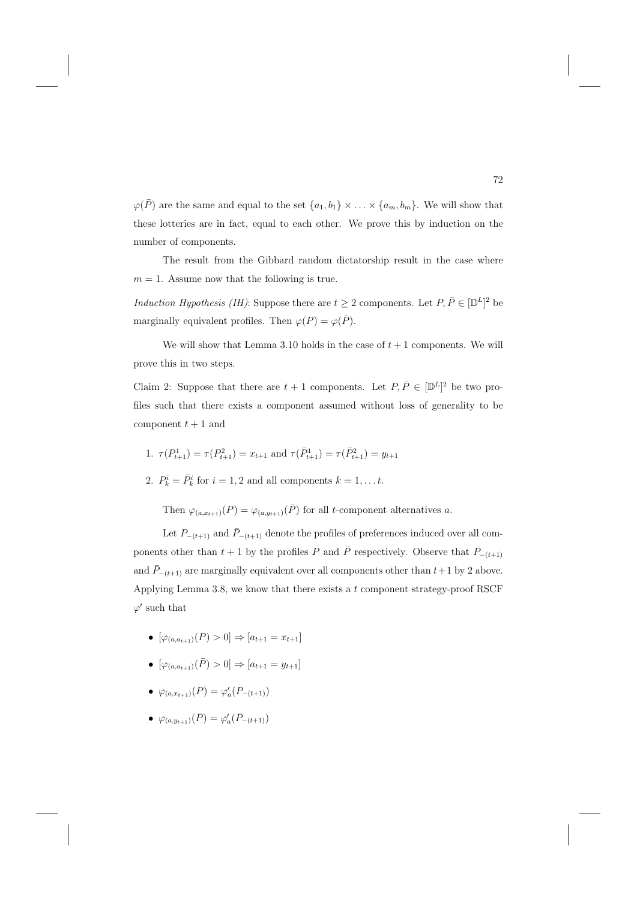$\varphi(\bar{P})$ are the same and equal to the set $\{a_1, b_1\} \times \ldots \times \{a_m, b_m\}$. We will show that these lotteries are in fact, equal to each other. We prove this by induction on the number of components.

The result from the Gibbard random dictatorship result in the case where $m = 1$. Assume now that the following is true.

*Induction Hypothesis (IH)*: Suppose there are $t \geq 2$ components. Let $P, \bar{P} \in [\mathbb{D}^L]^2$ be marginally equivalent profiles. Then $\varphi(P) = \varphi(\bar{P})$.

We will show that Lemma 3.10 holds in the case of $t+1$ components. We will prove this in two steps.

Claim 2: Suppose that there are $t+1$ components. Let $P, \bar{P} \in [\mathbb{D}^L]^2$ be two profiles such that there exists a component assumed without loss of generality to be component $t+1$ and

1. $\tau(P^1_{t+1}) = \tau(P^2_{t+1}) = x_{t+1}$ and $\tau(\bar{P}^1_{t+1}) = \tau(\bar{P}^2_{t+1}) = y_{t+1}$
2. $P^i_k = \bar{P}^i_k$ for $i = 1, 2$ and all components $k = 1, \ldots t$.

Then $\varphi_{(a, x_{t+1})}(P) = \varphi_{(a, y_{t+1})}(\bar{P})$ for all $t$-component alternatives $a$.

Let $P_{-(t+1)}$ and $\bar{P}_{-(t+1)}$ denote the profiles of preferences induced over all components other than $t+1$ by the profiles $P$ and $\bar{P}$ respectively. Observe that $P_{-(t+1)}$ and $\bar{P}_{-(t+1)}$ are marginally equivalent over all components other than $t+1$ by 2 above. Applying Lemma 3.8, we know that there exists a $t$ component strategy-proof RSCF $\varphi'$ such that

- $[\varphi_{(a, a_{t+1})}(P) > 0] \Rightarrow [a_{t+1} = x_{t+1}]$
- $[\varphi_{(a, a_{t+1})}(\bar{P}) > 0] \Rightarrow [a_{t+1} = y_{t+1}]$
- $\varphi_{(a, x_{t+1})}(P) = \varphi'_a(P_{-(t+1)})$
- $\varphi_{(a, y_{t+1})}(\bar{P}) = \varphi'_a(\bar{P}_{-(t+1)})$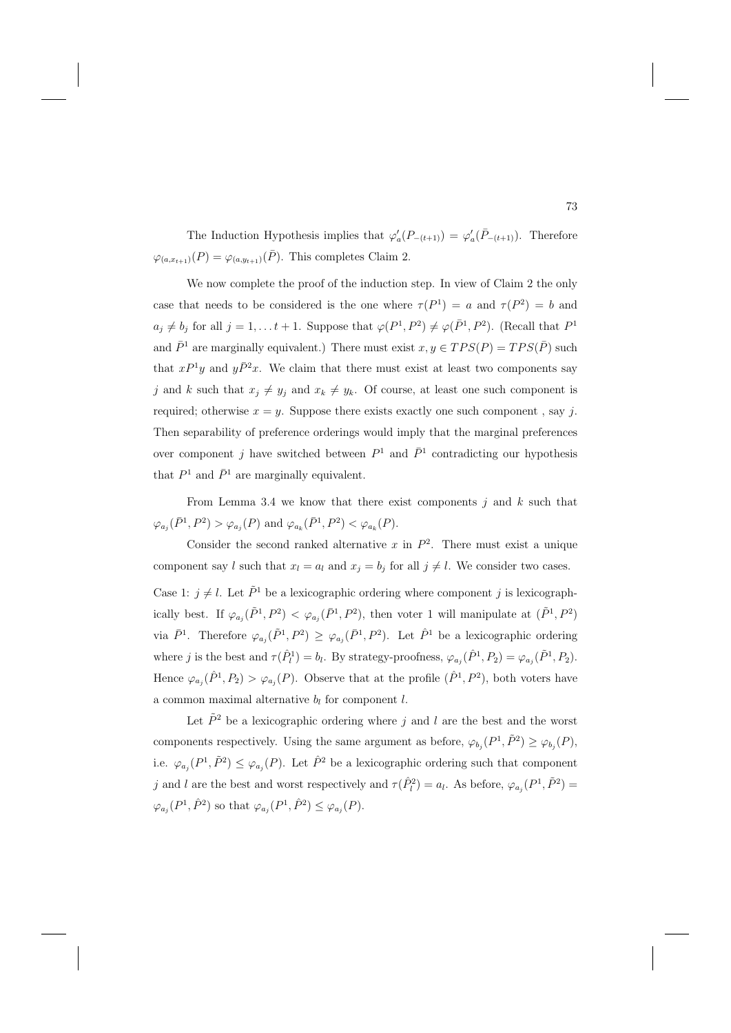The Induction Hypothesis implies that $\varphi'_a(P_{-(t+1)}) = \varphi'_a(\bar{P}_{-(t+1)})$. Therefore $\varphi_{(a,x_{t+1})}(P) = \varphi_{(a,y_{t+1})}(\bar{P})$. This completes Claim 2.

We now complete the proof of the induction step. In view of Claim 2 the only case that needs to be considered is the one where $\tau(P^1) = a$ and $\tau(P^2) = b$ and $a_j \neq b_j$ for all $j = 1, \ldots t+1$. Suppose that $\varphi(P^1, P^2) \neq \varphi(\bar{P}^1, P^2)$. (Recall that $P^1$ and $\bar{P}^1$ are marginally equivalent.) There must exist $x, y \in TPS(P) = TPS(\bar{P})$ such that $xP^1y$ and $y\bar{P}^2x$. We claim that there must exist at least two components say $j$ and $k$ such that $x_j \neq y_j$ and $x_k \neq y_k$. Of course, at least one such component is required; otherwise $x = y$. Suppose there exists exactly one such component , say $j$. Then separability of preference orderings would imply that the marginal preferences over component $j$ have switched between $P^1$ and $\bar{P}^1$ contradicting our hypothesis that $P^1$ and $\bar{P}^1$ are marginally equivalent.

From Lemma 3.4 we know that there exist components $j$ and $k$ such that $\varphi_{a_j}(\bar{P}^1, P^2) > \varphi_{a_j}(P)$ and $\varphi_{a_k}(\bar{P}^1, P^2) < \varphi_{a_k}(P)$.

Consider the second ranked alternative $x$ in $P^2$. There must exist a unique component say $l$ such that $x_l = a_l$ and $x_j = b_j$ for all $j \neq l$. We consider two cases.

Case 1: $j \neq l$. Let $\tilde{P}^1$ be a lexicographic ordering where component $j$ is lexicographically best. If $\varphi_{a_j}(\tilde{P}^1, P^2) < \varphi_{a_j}(\bar{P}^1, P^2)$, then voter 1 will manipulate at $(\tilde{P}^1, P^2)$ via $\bar{P}^1$. Therefore $\varphi_{a_j}(\tilde{P}^1, P^2) \geq \varphi_{a_j}(\bar{P}^1, P^2)$. Let $\hat{P}^1$ be a lexicographic ordering where $j$ is the best and $\tau(\hat{P}^1_l) = b_l$. By strategy-proofness, $\varphi_{a_j}(\hat{P}^1, P_2) = \varphi_{a_j}(\tilde{P}^1, P_2)$. Hence $\varphi_{a_j}(\hat{P}^1, P_2) > \varphi_{a_j}(P)$. Observe that at the profile $(\hat{P}^1, P^2)$, both voters have a common maximal alternative $b_l$ for component $l$.

Let $\tilde{P}^2$ be a lexicographic ordering where $j$ and $l$ are the best and the worst components respectively. Using the same argument as before, $\varphi_{b_j}(P^1, \tilde{P}^2) \geq \varphi_{b_j}(P)$, i.e. $\varphi_{a_j}(P^1, \tilde{P}^2) \leq \varphi_{a_j}(P)$. Let $\hat{P}^2$ be a lexicographic ordering such that component $j$ and $l$ are the best and worst respectively and $\tau(\hat{P}^2_l) = a_l$. As before, $\varphi_{a_j}(P^1, \tilde{P}^2) = \varphi_{a_j}(P^1, \hat{P}^2)$ so that $\varphi_{a_j}(P^1, \hat{P}^2) \leq \varphi_{a_j}(P)$.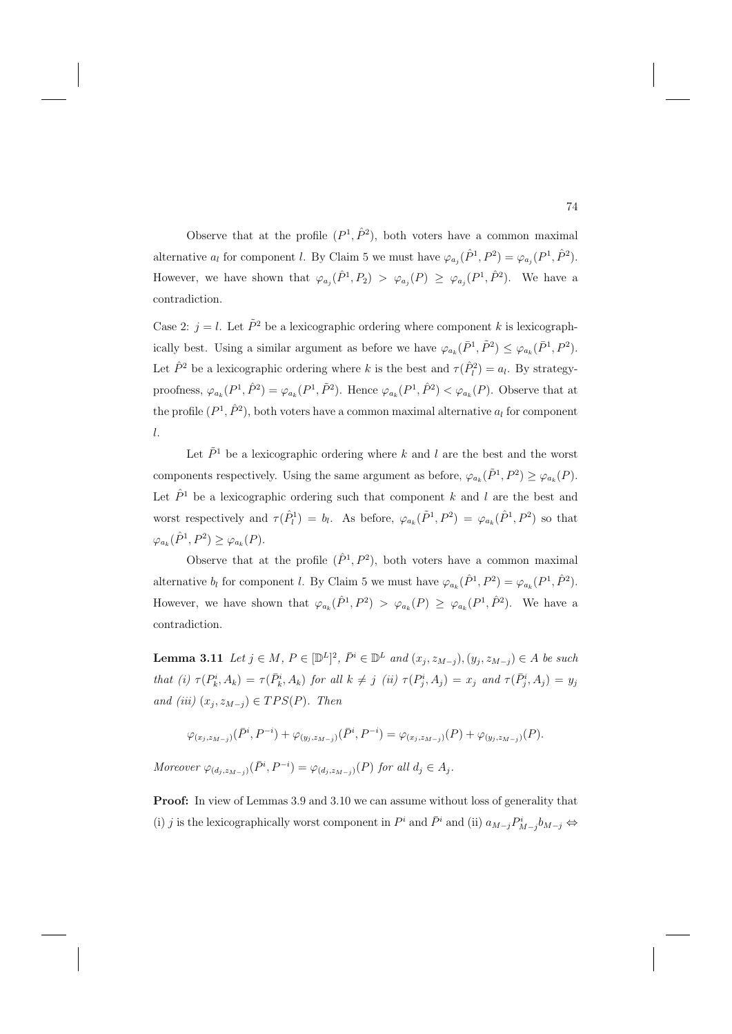Observe that at the profile $(P^1, \hat{P}^2)$, both voters have a common maximal alternative $a_l$ for component $l$. By Claim 5 we must have $\varphi_{a_j}(\hat{P}^1, P^2) = \varphi_{a_j}(P^1, \hat{P}^2)$. However, we have shown that $\varphi_{a_j}(\hat{P}^1, P_2) > \varphi_{a_j}(P) \geq \varphi_{a_j}(P^1, \hat{P}^2)$. We have a contradiction.

Case 2: $j = l$. Let $\tilde{P}^2$ be a lexicographic ordering where component $k$ is lexicographically best. Using a similar argument as before we have $\varphi_{a_k}(\bar{P}^1, \tilde{P}^2) \leq \varphi_{a_k}(\bar{P}^1, P^2)$. Let $\hat{P}^2$ be a lexicographic ordering where $k$ is the best and $\tau(\hat{P}^2_l) = a_l$. By strategy-proofness, $\varphi_{a_k}(P^1, \hat{P}^2) = \varphi_{a_k}(P^1, \tilde{P}^2)$. Hence $\varphi_{a_k}(P^1, \hat{P}^2) < \varphi_{a_k}(P)$. Observe that at the profile $(P^1, \hat{P}^2)$, both voters have a common maximal alternative $a_l$ for component $l$.

Let $\tilde{P}^1$ be a lexicographic ordering where $k$ and $l$ are the best and the worst components respectively. Using the same argument as before, $\varphi_{a_k}(\tilde{P}^1, P^2) \geq \varphi_{a_k}(P)$. Let $\hat{P}^1$ be a lexicographic ordering such that component $k$ and $l$ are the best and worst respectively and $\tau(\hat{P}^1_l) = b_l$. As before, $\varphi_{a_k}(\tilde{P}^1, P^2) = \varphi_{a_k}(\hat{P}^1, P^2)$ so that $\varphi_{a_k}(\hat{P}^1, P^2) \geq \varphi_{a_k}(P)$.

Observe that at the profile $(\hat{P}^1, P^2)$, both voters have a common maximal alternative $b_l$ for component $l$. By Claim 5 we must have $\varphi_{a_k}(\hat{P}^1, P^2) = \varphi_{a_k}(P^1, \hat{P}^2)$. However, we have shown that $\varphi_{a_k}(\hat{P}^1, P^2) > \varphi_{a_k}(P) \geq \varphi_{a_k}(P^1, \hat{P}^2)$. We have a contradiction.

**Lemma 3.11** *Let $j \in M$, $P \in [\mathbb{D}^L]^2$, $\bar{P}^i \in \mathbb{D}^L$ and $(x_j, z_{M-j}), (y_j, z_{M-j}) \in A$ be such that (i) $\tau(P^i_k, A_k) = \tau(\bar{P}^i_k, A_k)$ for all $k \neq j$ (ii) $\tau(P^i_j, A_j) = x_j$ and $\tau(\bar{P}^i_j, A_j) = y_j$ and (iii) $(x_j, z_{M-j}) \in TPS(P)$. Then*

$$\varphi_{(x_j,z_{M-j})}(\bar{P}^i, P^{-i}) + \varphi_{(y_j,z_{M-j})}(\bar{P}^i, P^{-i}) = \varphi_{(x_j,z_{M-j})}(P) + \varphi_{(y_j,z_{M-j})}(P).$$

*Moreover $\varphi_{(d_j,z_{M-j})}(\bar{P}^i, P^{-i}) = \varphi_{(d_j,z_{M-j})}(P)$ for all $d_j \in A_j$.*

**Proof:** In view of Lemmas 3.9 and 3.10 we can assume without loss of generality that (i) $j$ is the lexicographically worst component in $P^i$ and $\bar{P}^i$ and (ii) $a_{M-j} P^i_{M-j} b_{M-j} \Leftrightarrow$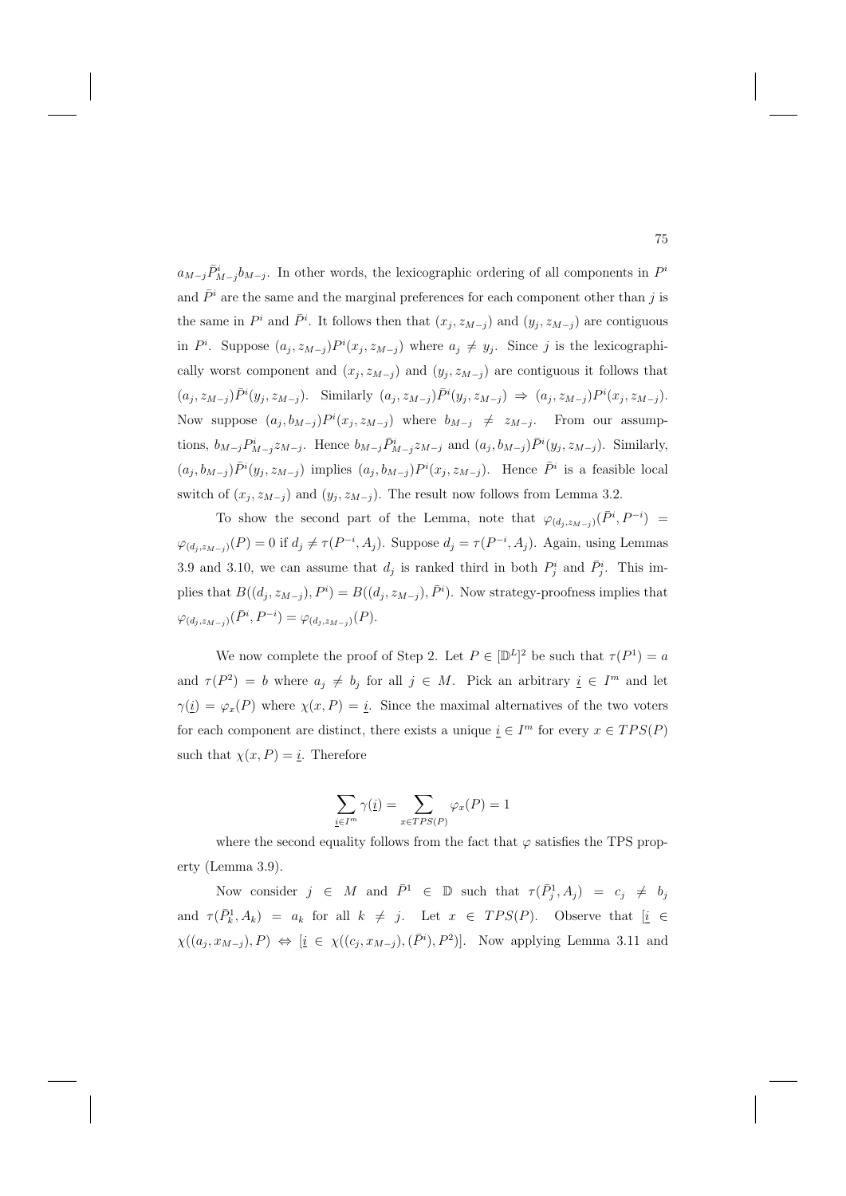$a_{M-j}\bar{P}^i_{M-j}b_{M-j}$. In other words, the lexicographic ordering of all components in $P^i$ and $\bar{P}^i$ are the same and the marginal preferences for each component other than $j$ is the same in $P^i$ and $\bar{P}^i$. It follows then that $(x_j, z_{M-j})$ and $(y_j, z_{M-j})$ are contiguous in $P^i$. Suppose $(a_j, z_{M-j})P^i(x_j, z_{M-j})$ where $a_j \neq y_j$. Since $j$ is the lexicographically worst component and $(x_j, z_{M-j})$ and $(y_j, z_{M-j})$ are contiguous it follows that $(a_j, z_{M-j})\bar{P}^i(y_j, z_{M-j})$. Similarly $(a_j, z_{M-j})\bar{P}^i(y_j, z_{M-j}) \Rightarrow (a_j, z_{M-j})P^i(x_j, z_{M-j})$. Now suppose $(a_j, b_{M-j})P^i(x_j, z_{M-j})$ where $b_{M-j} \neq z_{M-j}$. From our assumptions, $b_{M-j}P^i_{M-j}z_{M-j}$. Hence $b_{M-j}\bar{P}^i_{M-j}z_{M-j}$ and $(a_j, b_{M-j})\bar{P}^i(y_j, z_{M-j})$. Similarly, $(a_j, b_{M-j})\bar{P}^i(y_j, z_{M-j})$ implies $(a_j, b_{M-j})P^i(x_j, z_{M-j})$. Hence $\bar{P}^i$ is a feasible local switch of $(x_j, z_{M-j})$ and $(y_j, z_{M-j})$. The result now follows from Lemma 3.2.

To show the second part of the Lemma, note that $\varphi_{(d_j, z_{M-j})}(\bar{P}^i, P^{-i}) = \varphi_{(d_j, z_{M-j})}(P) = 0$ if $d_j \neq \tau(P^{-i}, A_j)$. Suppose $d_j = \tau(P^{-i}, A_j)$. Again, using Lemmas 3.9 and 3.10, we can assume that $d_j$ is ranked third in both $P^i_j$ and $\bar{P}^i_j$. This implies that $B((d_j, z_{M-j}), P^i) = B((d_j, z_{M-j}), \bar{P}^i)$. Now strategy-proofness implies that $\varphi_{(d_j, z_{M-j})}(\bar{P}^i, P^{-i}) = \varphi_{(d_j, z_{M-j})}(P)$.

We now complete the proof of Step 2. Let $P \in [\mathbb{D}^L]^2$ be such that $\tau(P^1) = a$ and $\tau(P^2) = b$ where $a_j \neq b_j$ for all $j \in M$. Pick an arbitrary $\underline{i} \in I^m$ and let $\gamma(\underline{i}) = \varphi_x(P)$ where $\chi(x, P) = \underline{i}$. Since the maximal alternatives of the two voters for each component are distinct, there exists a unique $\underline{i} \in I^m$ for every $x \in TPS(P)$ such that $\chi(x, P) = \underline{i}$. Therefore

$$\sum_{\underline{i} \in I^m} \gamma(\underline{i}) = \sum_{x \in TPS(P)} \varphi_x(P) = 1$$

where the second equality follows from the fact that $\varphi$ satisfies the TPS property (Lemma 3.9).

Now consider $j \in M$ and $\bar{P}^1 \in \mathbb{D}$ such that $\tau(\bar{P}^1_j, A_j) = c_j \neq b_j$ and $\tau(\bar{P}^1_k, A_k) = a_k$ for all $k \neq j$. Let $x \in TPS(P)$. Observe that $[\underline{i} \in \chi((a_j, x_{M-j}), P) \Leftrightarrow [\underline{i} \in \chi((c_j, x_{M-j}), (\bar{P}^i), P^2)]$. Now applying Lemma 3.11 and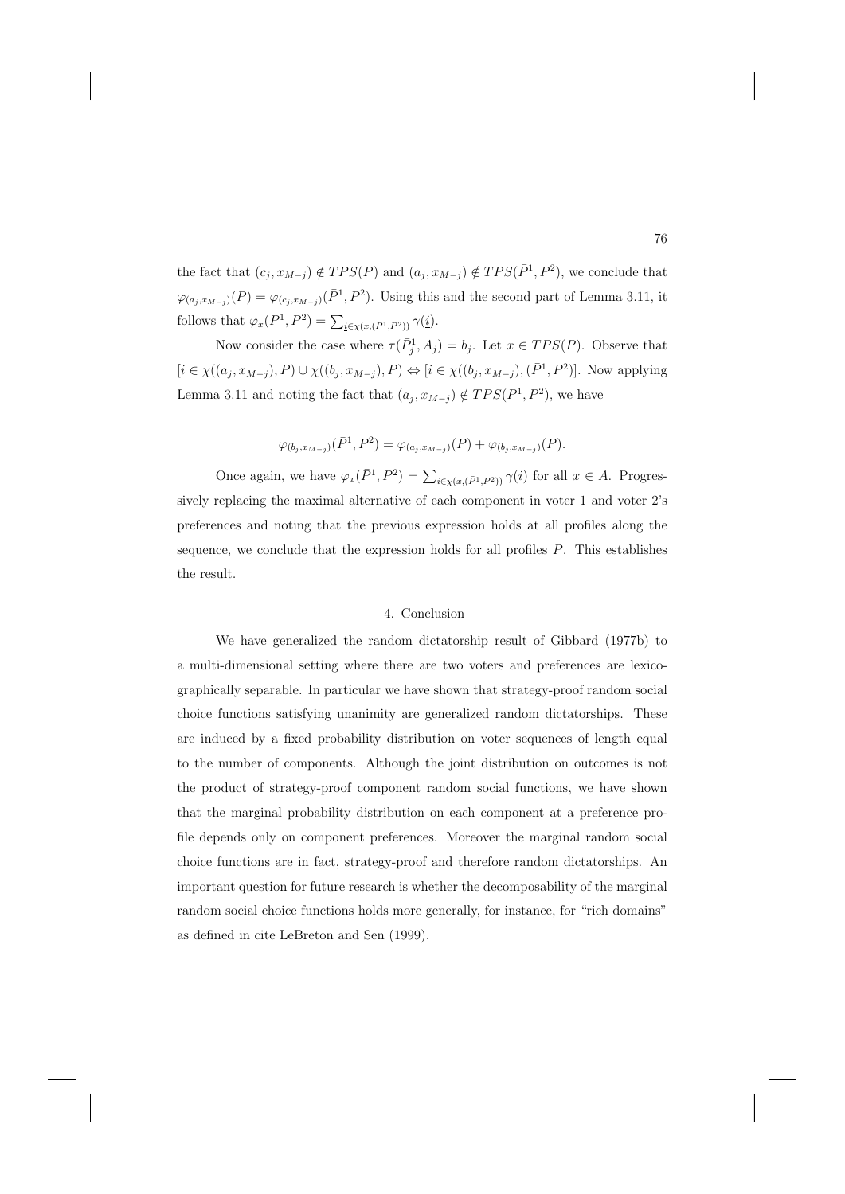the fact that $(c_j, x_{M-j}) \notin TPS(P)$ and $(a_j, x_{M-j}) \notin TPS(\bar{P}^1, P^2)$, we conclude that $\varphi_{(a_j, x_{M-j})}(P) = \varphi_{(c_j, x_{M-j})}(\bar{P}^1, P^2)$. Using this and the second part of Lemma 3.11, it follows that $\varphi_x(\bar{P}^1, P^2) = \sum_{\underline{i} \in \chi(x, (\bar{P}^1, P^2))} \gamma(\underline{i})$.

Now consider the case where $\tau(\bar{P}_j^1, A_j) = b_j$. Let $x \in TPS(P)$. Observe that $[\underline{i} \in \chi((a_j, x_{M-j}), P) \cup \chi((b_j, x_{M-j}), P) \Leftrightarrow [\underline{i} \in \chi((b_j, x_{M-j}), (\bar{P}^1, P^2)]$. Now applying Lemma 3.11 and noting the fact that $(a_j, x_{M-j}) \notin TPS(\bar{P}^1, P^2)$, we have

$$\varphi_{(b_j, x_{M-j})}(\bar{P}^1, P^2) = \varphi_{(a_j, x_{M-j})}(P) + \varphi_{(b_j, x_{M-j})}(P).$$

Once again, we have $\varphi_x(\bar{P}^1, P^2) = \sum_{\underline{i} \in \chi(x, (\bar{P}^1, P^2))} \gamma(\underline{i})$ for all $x \in A$. Progressively replacing the maximal alternative of each component in voter 1 and voter 2's preferences and noting that the previous expression holds at all profiles along the sequence, we conclude that the expression holds for all profiles $P$. This establishes the result.

## 4. Conclusion

We have generalized the random dictatorship result of Gibbard (1977b) to a multi-dimensional setting where there are two voters and preferences are lexicographically separable. In particular we have shown that strategy-proof random social choice functions satisfying unanimity are generalized random dictatorships. These are induced by a fixed probability distribution on voter sequences of length equal to the number of components. Although the joint distribution on outcomes is not the product of strategy-proof component random social functions, we have shown that the marginal probability distribution on each component at a preference profile depends only on component preferences. Moreover the marginal random social choice functions are in fact, strategy-proof and therefore random dictatorships. An important question for future research is whether the decomposability of the marginal random social choice functions holds more generally, for instance, for "rich domains" as defined in cite LeBreton and Sen (1999).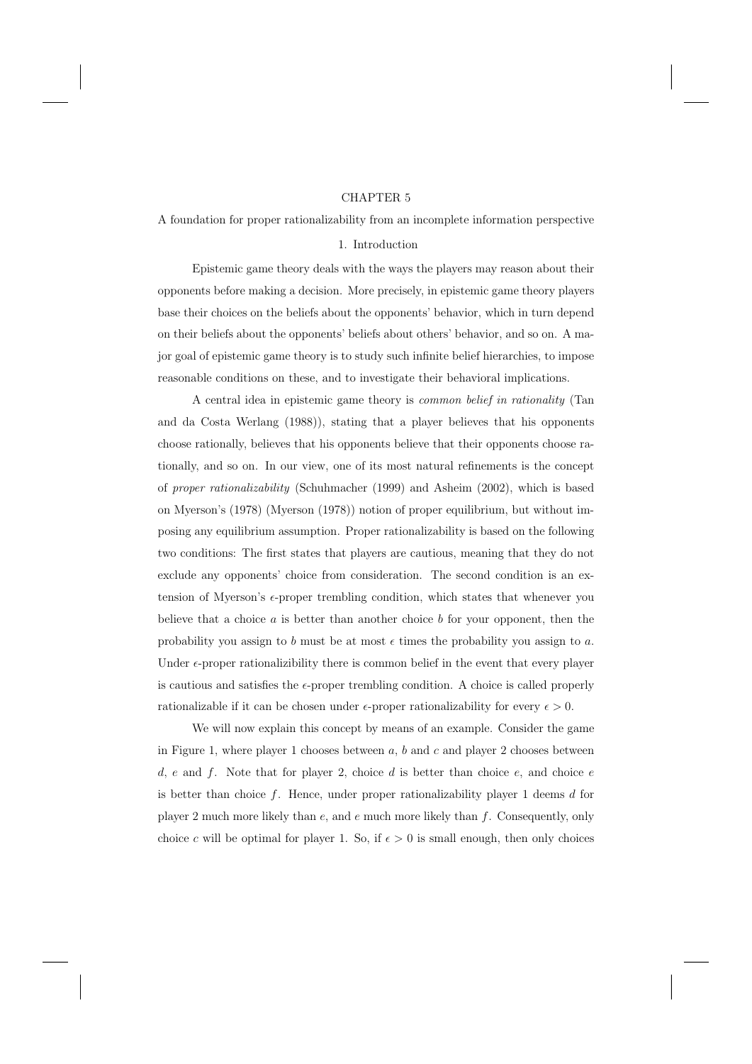# CHAPTER 5

## A foundation for proper rationalizability from an incomplete information perspective

### 1. Introduction

Epistemic game theory deals with the ways the players may reason about their opponents before making a decision. More precisely, in epistemic game theory players base their choices on the beliefs about the opponents' behavior, which in turn depend on their beliefs about the opponents' beliefs about others' behavior, and so on. A major goal of epistemic game theory is to study such infinite belief hierarchies, to impose reasonable conditions on these, and to investigate their behavioral implications.

A central idea in epistemic game theory is *common belief in rationality* (Tan and da Costa Werlang (1988)), stating that a player believes that his opponents choose rationally, believes that his opponents believe that their opponents choose rationally, and so on. In our view, one of its most natural refinements is the concept of *proper rationalizability* (Schuhmacher (1999) and Asheim (2002), which is based on Myerson's (1978) (Myerson (1978)) notion of proper equilibrium, but without imposing any equilibrium assumption. Proper rationalizability is based on the following two conditions: The first states that players are cautious, meaning that they do not exclude any opponents' choice from consideration. The second condition is an extension of Myerson's $\epsilon$-proper trembling condition, which states that whenever you believe that a choice $a$ is better than another choice $b$ for your opponent, then the probability you assign to $b$ must be at most $\epsilon$ times the probability you assign to $a$. Under $\epsilon$-proper rationalizibility there is common belief in the event that every player is cautious and satisfies the $\epsilon$-proper trembling condition. A choice is called properly rationalizable if it can be chosen under $\epsilon$-proper rationalizability for every $\epsilon > 0$.

We will now explain this concept by means of an example. Consider the game in Figure 1, where player 1 chooses between $a$, $b$ and $c$ and player 2 chooses between $d$, $e$ and $f$. Note that for player 2, choice $d$ is better than choice $e$, and choice $e$ is better than choice $f$. Hence, under proper rationalizability player 1 deems $d$ for player 2 much more likely than $e$, and $e$ much more likely than $f$. Consequently, only choice $c$ will be optimal for player 1. So, if $\epsilon > 0$ is small enough, then only choices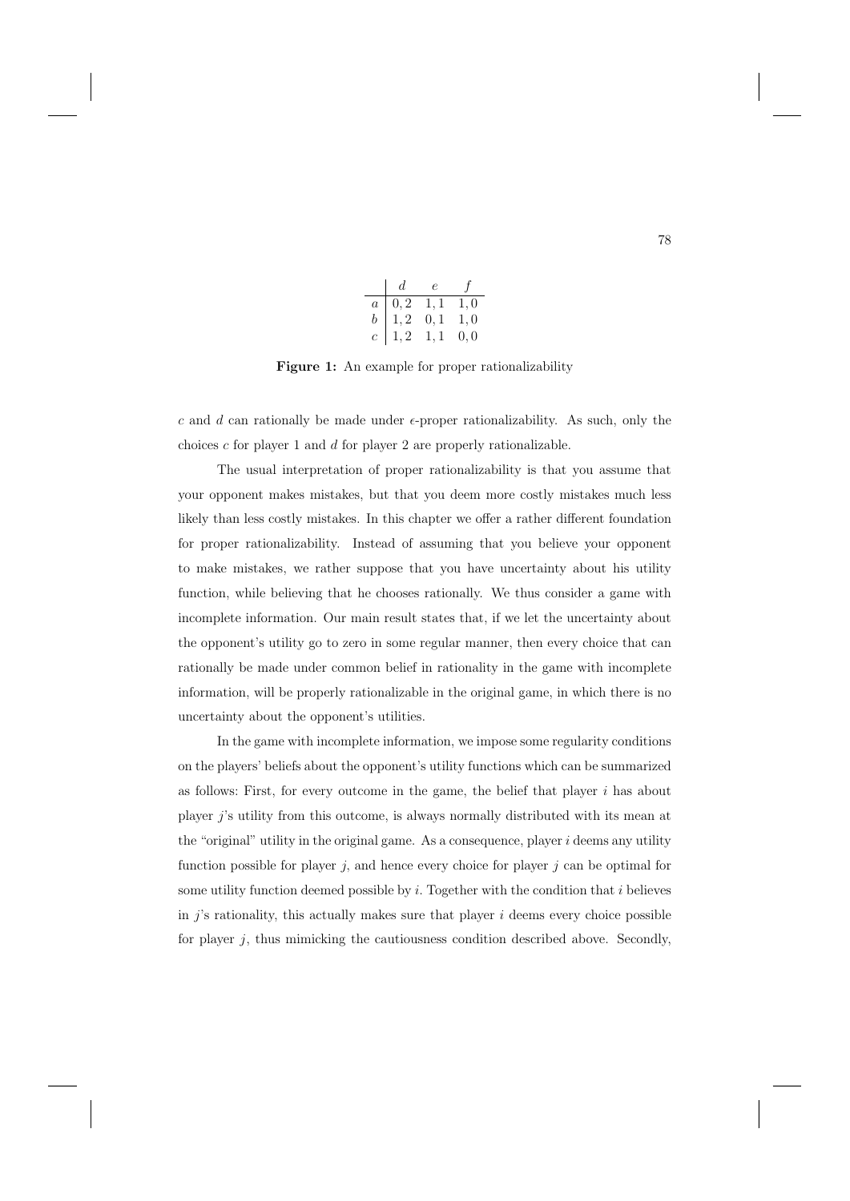|  | $d$ | $e$ | $f$ |
|---|---|---|---|
| $a$ | $0,2$ | $1,1$ | $1,0$ |
| $b$ | $1,2$ | $0,1$ | $1,0$ |
| $c$ | $1,2$ | $1,1$ | $0,0$ |

**Figure 1:** An example for proper rationalizability

$c$ and $d$ can rationally be made under $\epsilon$-proper rationalizability. As such, only the choices $c$ for player 1 and $d$ for player 2 are properly rationalizable.

The usual interpretation of proper rationalizability is that you assume that your opponent makes mistakes, but that you deem more costly mistakes much less likely than less costly mistakes. In this chapter we offer a rather different foundation for proper rationalizability. Instead of assuming that you believe your opponent to make mistakes, we rather suppose that you have uncertainty about his utility function, while believing that he chooses rationally. We thus consider a game with incomplete information. Our main result states that, if we let the uncertainty about the opponent's utility go to zero in some regular manner, then every choice that can rationally be made under common belief in rationality in the game with incomplete information, will be properly rationalizable in the original game, in which there is no uncertainty about the opponent's utilities.

In the game with incomplete information, we impose some regularity conditions on the players' beliefs about the opponent's utility functions which can be summarized as follows: First, for every outcome in the game, the belief that player $i$ has about player $j$'s utility from this outcome, is always normally distributed with its mean at the "original" utility in the original game. As a consequence, player $i$ deems any utility function possible for player $j$, and hence every choice for player $j$ can be optimal for some utility function deemed possible by $i$. Together with the condition that $i$ believes in $j$'s rationality, this actually makes sure that player $i$ deems every choice possible for player $j$, thus mimicking the cautiousness condition described above. Secondly,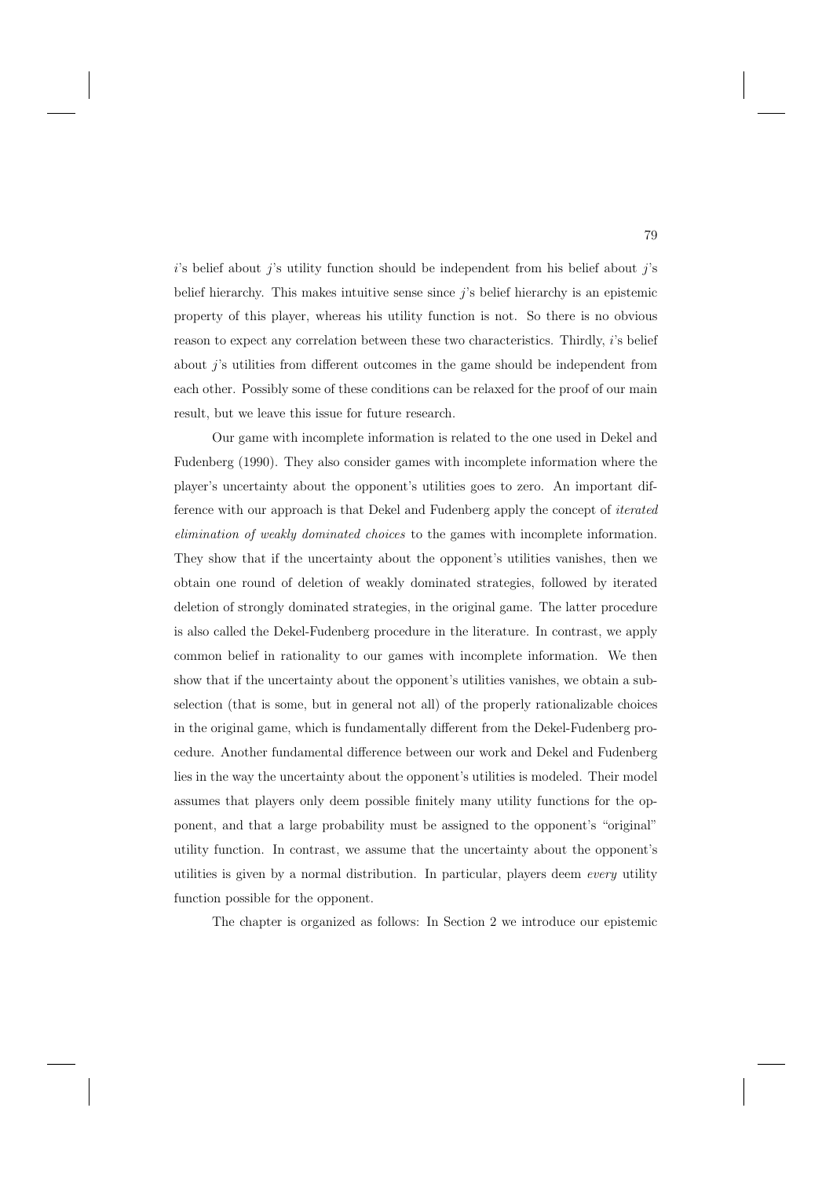$i$'s belief about $j$'s utility function should be independent from his belief about $j$'s belief hierarchy. This makes intuitive sense since $j$'s belief hierarchy is an epistemic property of this player, whereas his utility function is not. So there is no obvious reason to expect any correlation between these two characteristics. Thirdly, $i$'s belief about $j$'s utilities from different outcomes in the game should be independent from each other. Possibly some of these conditions can be relaxed for the proof of our main result, but we leave this issue for future research.

Our game with incomplete information is related to the one used in Dekel and Fudenberg (1990). They also consider games with incomplete information where the player's uncertainty about the opponent's utilities goes to zero. An important difference with our approach is that Dekel and Fudenberg apply the concept of *iterated elimination of weakly dominated choices* to the games with incomplete information. They show that if the uncertainty about the opponent's utilities vanishes, then we obtain one round of deletion of weakly dominated strategies, followed by iterated deletion of strongly dominated strategies, in the original game. The latter procedure is also called the Dekel-Fudenberg procedure in the literature. In contrast, we apply common belief in rationality to our games with incomplete information. We then show that if the uncertainty about the opponent's utilities vanishes, we obtain a subselection (that is some, but in general not all) of the properly rationalizable choices in the original game, which is fundamentally different from the Dekel-Fudenberg procedure. Another fundamental difference between our work and Dekel and Fudenberg lies in the way the uncertainty about the opponent's utilities is modeled. Their model assumes that players only deem possible finitely many utility functions for the opponent, and that a large probability must be assigned to the opponent's "original" utility function. In contrast, we assume that the uncertainty about the opponent's utilities is given by a normal distribution. In particular, players deem *every* utility function possible for the opponent.

The chapter is organized as follows: In Section 2 we introduce our epistemic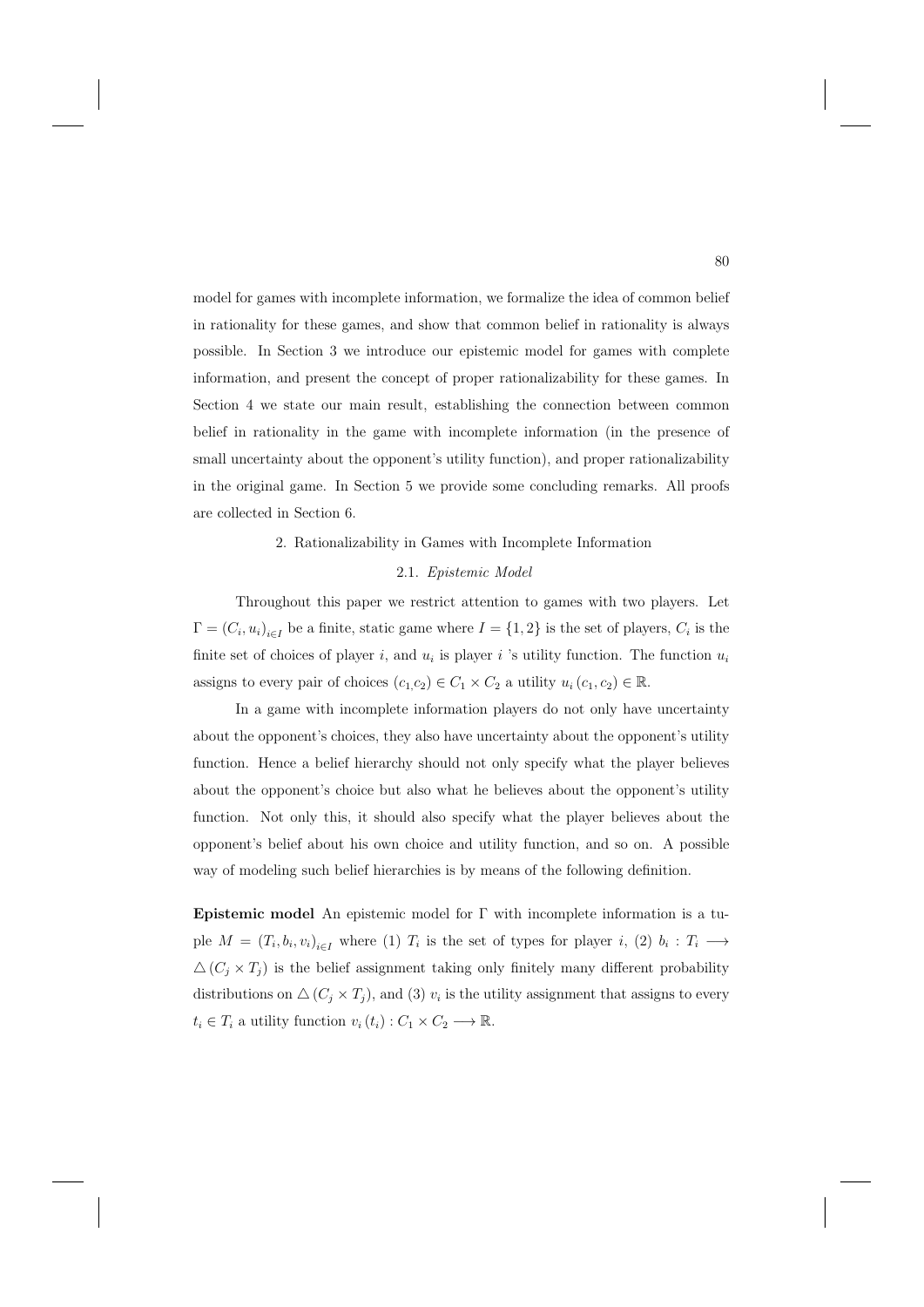model for games with incomplete information, we formalize the idea of common belief in rationality for these games, and show that common belief in rationality is always possible. In Section 3 we introduce our epistemic model for games with complete information, and present the concept of proper rationalizability for these games. In Section 4 we state our main result, establishing the connection between common belief in rationality in the game with incomplete information (in the presence of small uncertainty about the opponent's utility function), and proper rationalizability in the original game. In Section 5 we provide some concluding remarks. All proofs are collected in Section 6.

## 2. Rationalizability in Games with Incomplete Information

### 2.1. *Epistemic Model*

Throughout this paper we restrict attention to games with two players. Let $\Gamma = (C_i, u_i)_{i \in I}$ be a finite, static game where $I = \{1, 2\}$ is the set of players, $C_i$ is the finite set of choices of player $i$, and $u_i$ is player $i$ 's utility function. The function $u_i$ assigns to every pair of choices $(c_1, c_2) \in C_1 \times C_2$ a utility $u_i(c_1, c_2) \in \mathbb{R}$.

In a game with incomplete information players do not only have uncertainty about the opponent's choices, they also have uncertainty about the opponent's utility function. Hence a belief hierarchy should not only specify what the player believes about the opponent's choice but also what he believes about the opponent's utility function. Not only this, it should also specify what the player believes about the opponent's belief about his own choice and utility function, and so on. A possible way of modeling such belief hierarchies is by means of the following definition.

**Epistemic model** An epistemic model for $\Gamma$ with incomplete information is a tuple $M = (T_i, b_i, v_i)_{i \in I}$ where (1) $T_i$ is the set of types for player $i$, (2) $b_i : T_i \longrightarrow \triangle(C_j \times T_j)$ is the belief assignment taking only finitely many different probability distributions on $\triangle(C_j \times T_j)$, and (3) $v_i$ is the utility assignment that assigns to every $t_i \in T_i$ a utility function $v_i(t_i) : C_1 \times C_2 \longrightarrow \mathbb{R}$.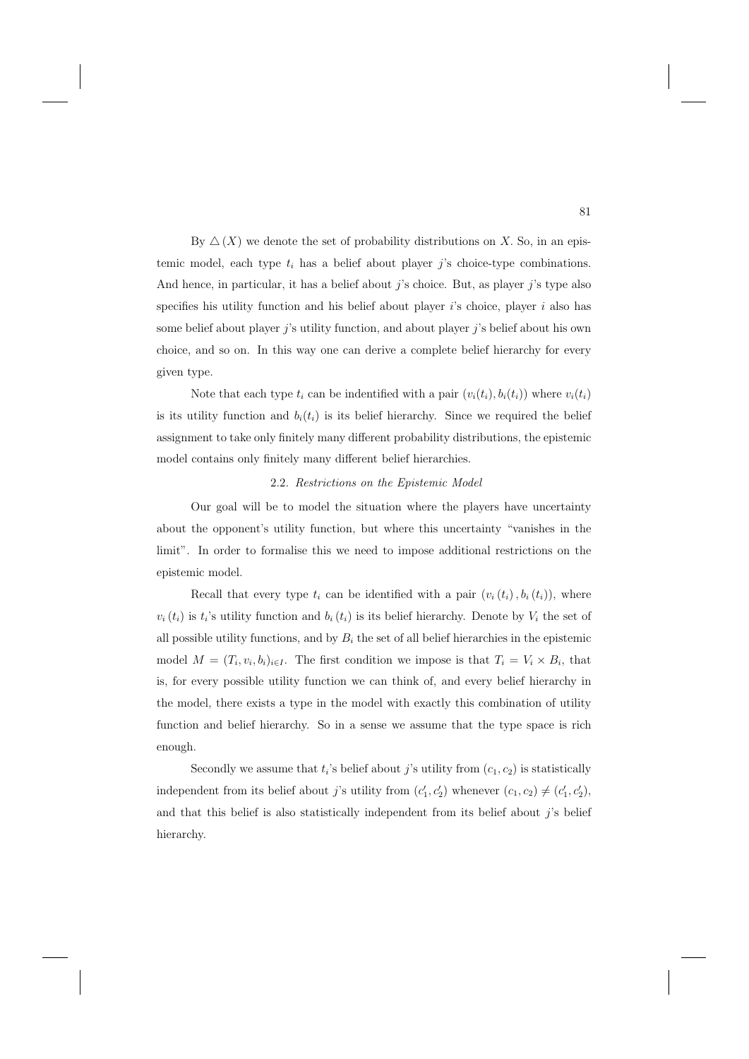By $\triangle(X)$ we denote the set of probability distributions on $X$. So, in an epistemic model, each type $t_i$ has a belief about player $j$'s choice-type combinations. And hence, in particular, it has a belief about $j$'s choice. But, as player $j$'s type also specifies his utility function and his belief about player $i$'s choice, player $i$ also has some belief about player $j$'s utility function, and about player $j$'s belief about his own choice, and so on. In this way one can derive a complete belief hierarchy for every given type.

Note that each type $t_i$ can be indentified with a pair $(v_i(t_i), b_i(t_i))$ where $v_i(t_i)$ is its utility function and $b_i(t_i)$ is its belief hierarchy. Since we required the belief assignment to take only finitely many different probability distributions, the epistemic model contains only finitely many different belief hierarchies.

### 2.2. *Restrictions on the Epistemic Model*

Our goal will be to model the situation where the players have uncertainty about the opponent's utility function, but where this uncertainty "vanishes in the limit". In order to formalise this we need to impose additional restrictions on the epistemic model.

Recall that every type $t_i$ can be identified with a pair $(v_i(t_i), b_i(t_i))$, where $v_i(t_i)$ is $t_i$'s utility function and $b_i(t_i)$ is its belief hierarchy. Denote by $V_i$ the set of all possible utility functions, and by $B_i$ the set of all belief hierarchies in the epistemic model $M = (T_i, v_i, b_i)_{i \in I}$. The first condition we impose is that $T_i = V_i \times B_i$, that is, for every possible utility function we can think of, and every belief hierarchy in the model, there exists a type in the model with exactly this combination of utility function and belief hierarchy. So in a sense we assume that the type space is rich enough.

Secondly we assume that $t_i$'s belief about $j$'s utility from $(c_1, c_2)$ is statistically independent from its belief about $j$'s utility from $(c_1', c_2')$ whenever $(c_1, c_2) \neq (c_1', c_2')$, and that this belief is also statistically independent from its belief about $j$'s belief hierarchy.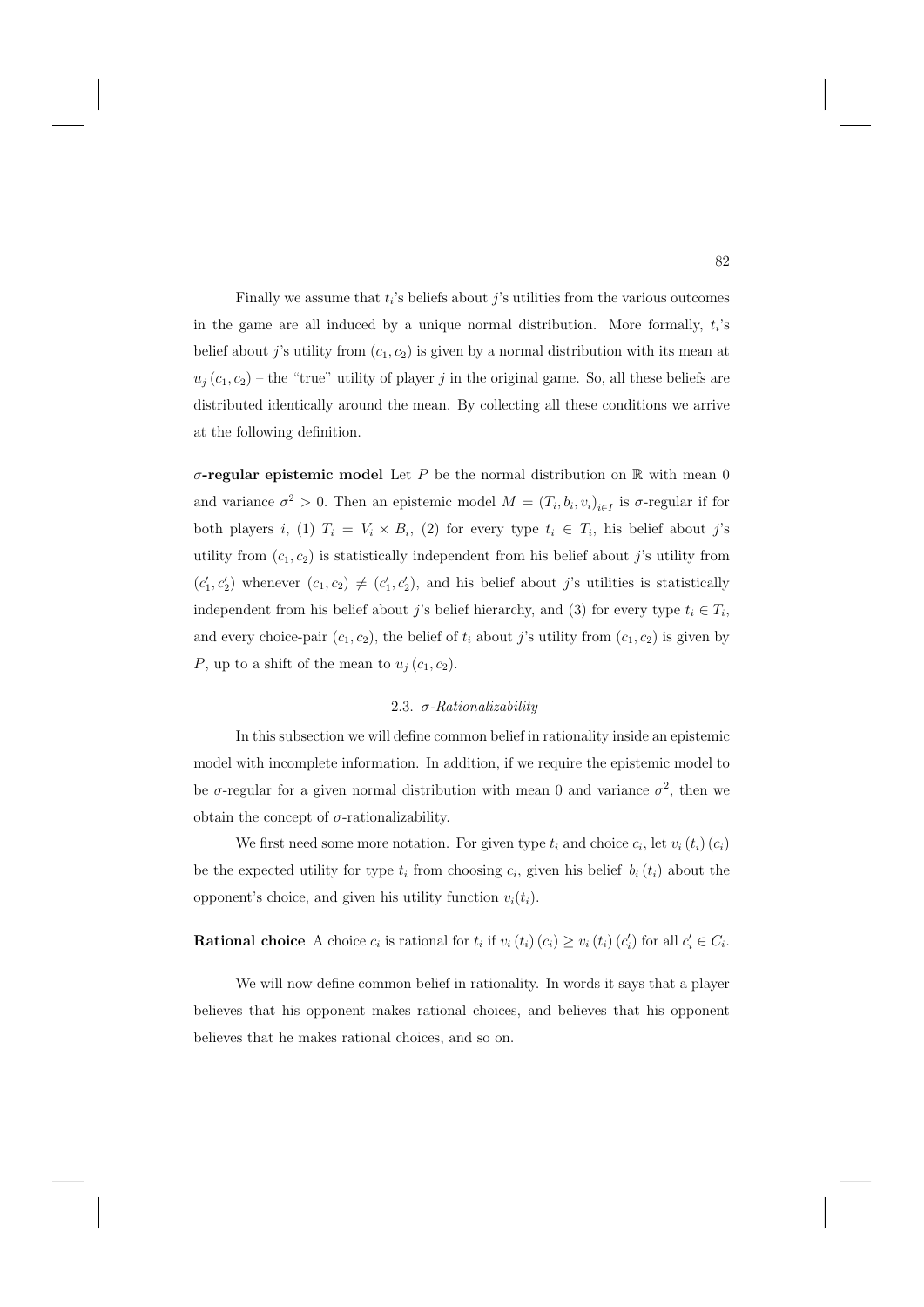Finally we assume that $t_i$'s beliefs about $j$'s utilities from the various outcomes in the game are all induced by a unique normal distribution. More formally, $t_i$'s belief about $j$'s utility from $(c_1, c_2)$ is given by a normal distribution with its mean at $u_j(c_1, c_2)$ – the "true" utility of player $j$ in the original game. So, all these beliefs are distributed identically around the mean. By collecting all these conditions we arrive at the following definition.

**$\sigma$-regular epistemic model** Let $P$ be the normal distribution on $\mathbb{R}$ with mean 0 and variance $\sigma^2 > 0$. Then an epistemic model $M = (T_i, b_i, v_i)_{i \in I}$ is $\sigma$-regular if for both players $i$, (1) $T_i = V_i \times B_i$, (2) for every type $t_i \in T_i$, his belief about $j$'s utility from $(c_1, c_2)$ is statistically independent from his belief about $j$'s utility from $(c_1', c_2')$ whenever $(c_1, c_2) \neq (c_1', c_2')$, and his belief about $j$'s utilities is statistically independent from his belief about $j$'s belief hierarchy, and (3) for every type $t_i \in T_i$, and every choice-pair $(c_1, c_2)$, the belief of $t_i$ about $j$'s utility from $(c_1, c_2)$ is given by $P$, up to a shift of the mean to $u_j(c_1, c_2)$.

### 2.3. *$\sigma$-Rationalizability*

In this subsection we will define common belief in rationality inside an epistemic model with incomplete information. In addition, if we require the epistemic model to be $\sigma$-regular for a given normal distribution with mean 0 and variance $\sigma^2$, then we obtain the concept of $\sigma$-rationalizability.

We first need some more notation. For given type $t_i$ and choice $c_i$, let $v_i(t_i)(c_i)$ be the expected utility for type $t_i$ from choosing $c_i$, given his belief $b_i(t_i)$ about the opponent's choice, and given his utility function $v_i(t_i)$.

**Rational choice** A choice $c_i$ is rational for $t_i$ if $v_i(t_i)(c_i) \geq v_i(t_i)(c_i')$ for all $c_i' \in C_i$.

We will now define common belief in rationality. In words it says that a player believes that his opponent makes rational choices, and believes that his opponent believes that he makes rational choices, and so on.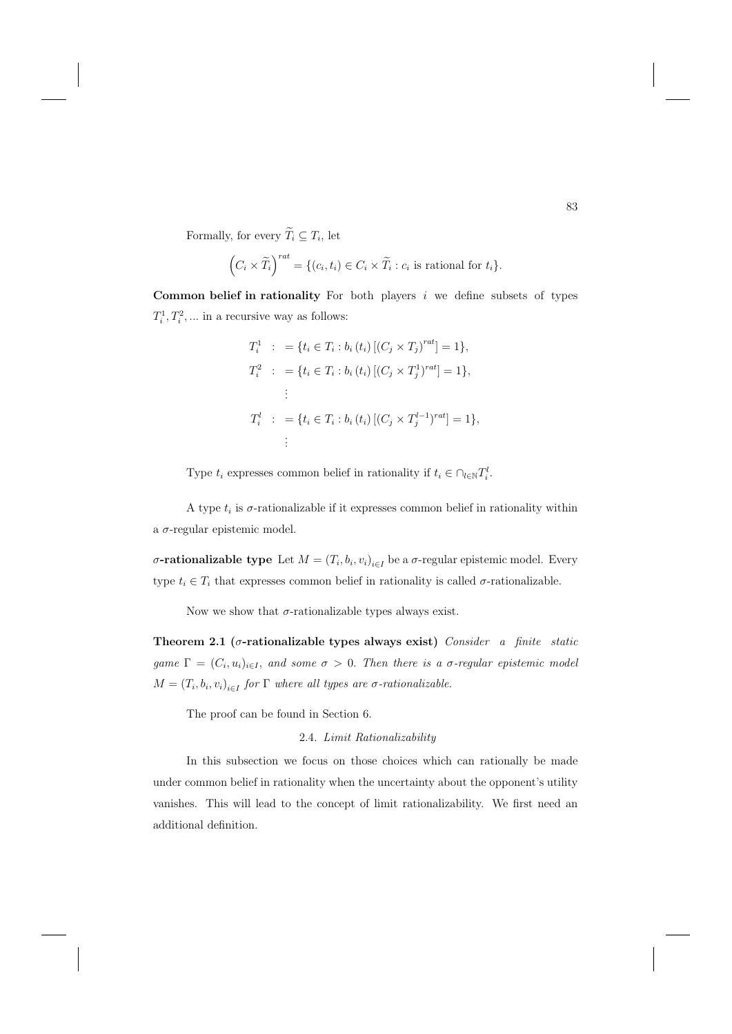Formally, for every $\widetilde{T}_i \subseteq T_i$, let

$$\left(C_i \times \widetilde{T}_i\right)^{rat} = \{(c_i, t_i) \in C_i \times \widetilde{T}_i : c_i \text{ is rational for } t_i\}.$$

**Common belief in rationality** For both players $i$ we define subsets of types $T_i^1, T_i^2, \ldots$ in a recursive way as follows:

$$\begin{aligned}
T_i^1 \ &: \ = \{t_i \in T_i : b_i(t_i)\left[(C_j \times T_j)^{rat}\right] = 1\}, \\
T_i^2 \ &: \ = \{t_i \in T_i : b_i(t_i)\left[(C_j \times T_j^1)^{rat}\right] = 1\}, \\
&\ \ \vdots \\
T_i^l \ &: \ = \{t_i \in T_i : b_i(t_i)\left[(C_j \times T_j^{l-1})^{rat}\right] = 1\}, \\
&\ \ \vdots
\end{aligned}$$

Type $t_i$ expresses common belief in rationality if $t_i \in \cap_{l \in \mathbb{N}} T_i^l$.

A type $t_i$ is $\sigma$-rationalizable if it expresses common belief in rationality within a $\sigma$-regular epistemic model.

**$\sigma$-rationalizable type** Let $M = (T_i, b_i, v_i)_{i \in I}$ be a $\sigma$-regular epistemic model. Every type $t_i \in T_i$ that expresses common belief in rationality is called $\sigma$-rationalizable.

Now we show that $\sigma$-rationalizable types always exist.

**Theorem 2.1 ($\sigma$-rationalizable types always exist)** *Consider a finite static game $\Gamma = (C_i, u_i)_{i \in I}$, and some $\sigma > 0$. Then there is a $\sigma$-regular epistemic model $M = (T_i, b_i, v_i)_{i \in I}$ for $\Gamma$ where all types are $\sigma$-rationalizable.*

The proof can be found in Section 6.

### 2.4. *Limit Rationalizability*

In this subsection we focus on those choices which can rationally be made under common belief in rationality when the uncertainty about the opponent's utility vanishes. This will lead to the concept of limit rationalizability. We first need an additional definition.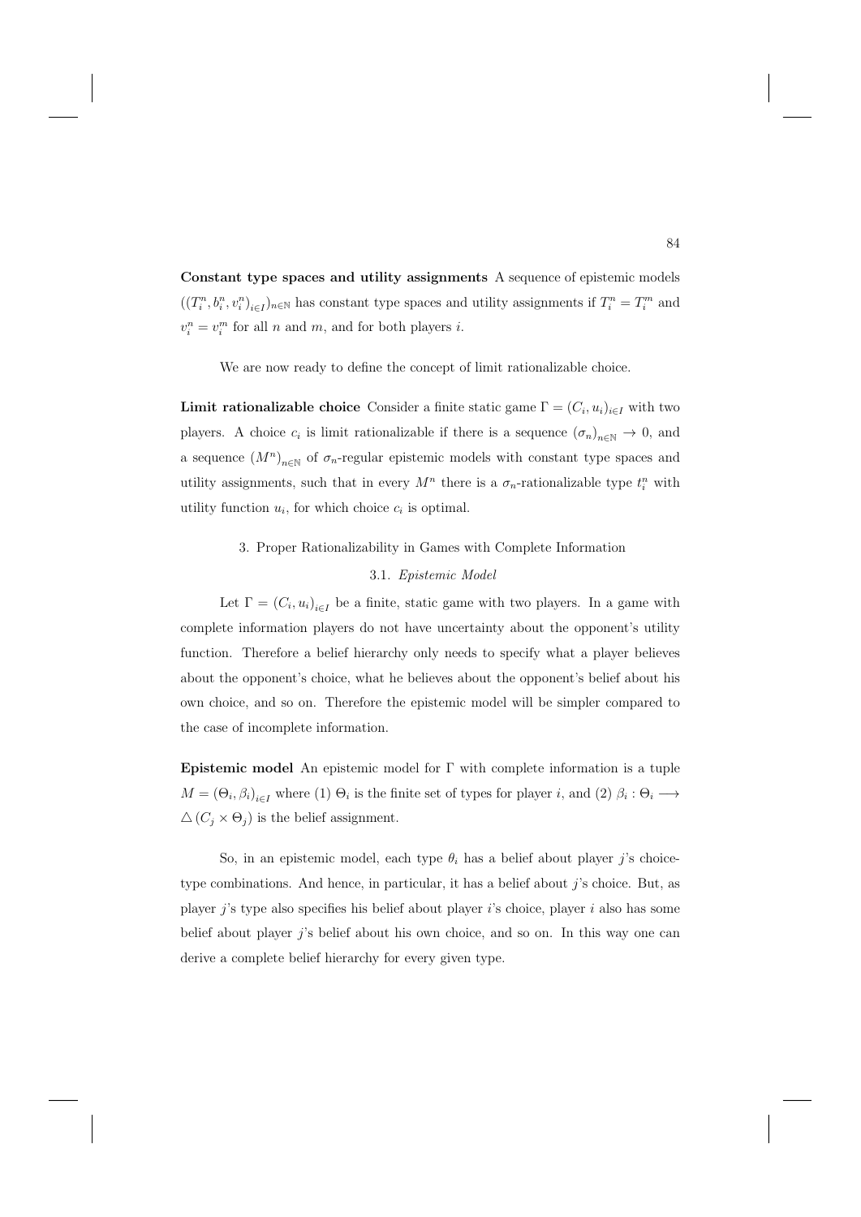**Constant type spaces and utility assignments** A sequence of epistemic models $((T_i^n, b_i^n, v_i^n)_{i \in I})_{n \in \mathbb{N}}$ has constant type spaces and utility assignments if $T_i^n = T_i^m$ and $v_i^n = v_i^m$ for all $n$ and $m$, and for both players $i$.

We are now ready to define the concept of limit rationalizable choice.

**Limit rationalizable choice** Consider a finite static game $\Gamma = (C_i, u_i)_{i \in I}$ with two players. A choice $c_i$ is limit rationalizable if there is a sequence $(\sigma_n)_{n \in \mathbb{N}} \to 0$, and a sequence $(M^n)_{n \in \mathbb{N}}$ of $\sigma_n$-regular epistemic models with constant type spaces and utility assignments, such that in every $M^n$ there is a $\sigma_n$-rationalizable type $t_i^n$ with utility function $u_i$, for which choice $c_i$ is optimal.

## 3. Proper Rationalizability in Games with Complete Information

### 3.1. *Epistemic Model*

Let $\Gamma = (C_i, u_i)_{i \in I}$ be a finite, static game with two players. In a game with complete information players do not have uncertainty about the opponent's utility function. Therefore a belief hierarchy only needs to specify what a player believes about the opponent's choice, what he believes about the opponent's belief about his own choice, and so on. Therefore the epistemic model will be simpler compared to the case of incomplete information.

**Epistemic model** An epistemic model for $\Gamma$ with complete information is a tuple $M = (\Theta_i, \beta_i)_{i \in I}$ where (1) $\Theta_i$ is the finite set of types for player $i$, and (2) $\beta_i : \Theta_i \longrightarrow \triangle(C_j \times \Theta_j)$ is the belief assignment.

So, in an epistemic model, each type $\theta_i$ has a belief about player $j$'s choice-type combinations. And hence, in particular, it has a belief about $j$'s choice. But, as player $j$'s type also specifies his belief about player $i$'s choice, player $i$ also has some belief about player $j$'s belief about his own choice, and so on. In this way one can derive a complete belief hierarchy for every given type.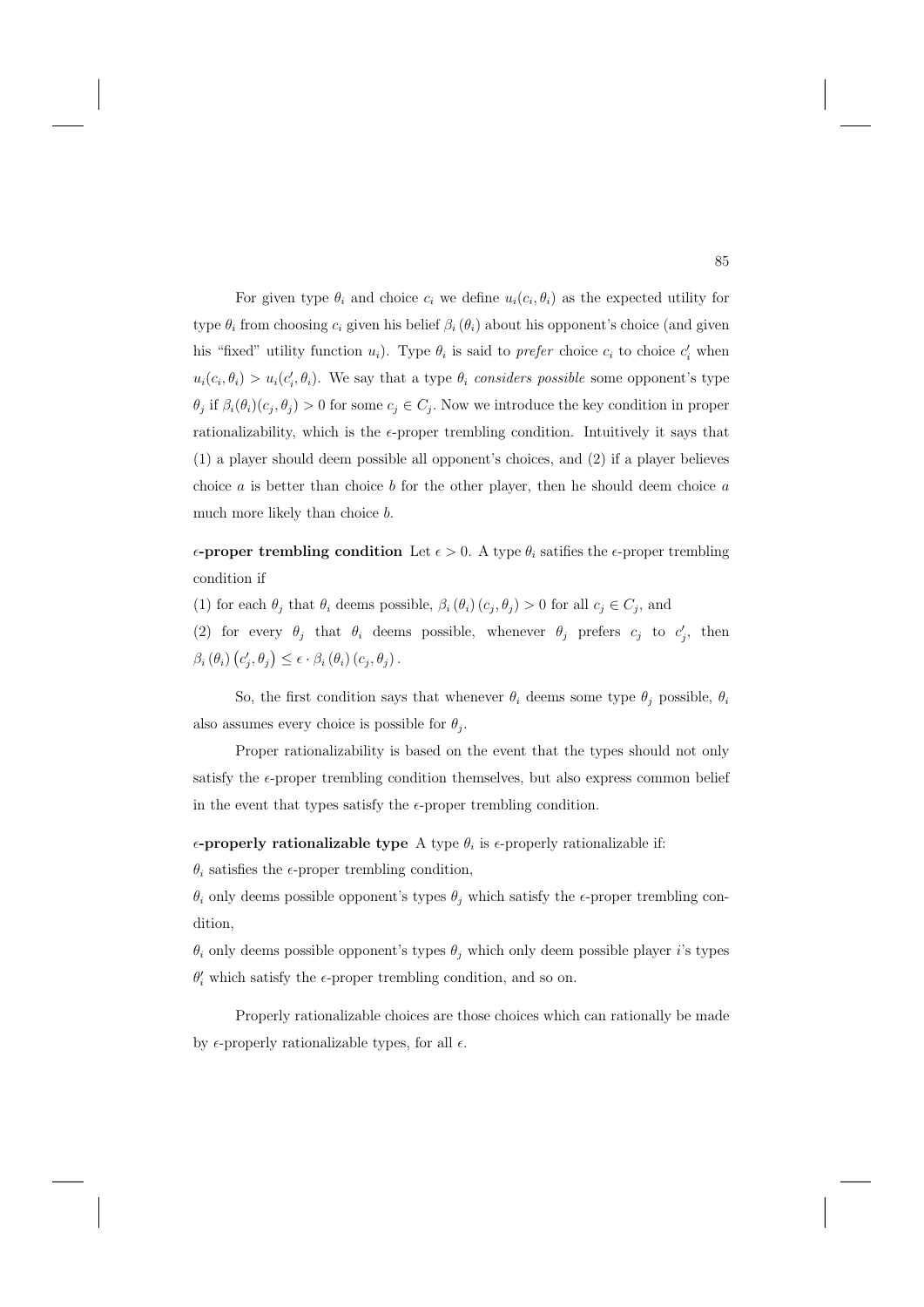For given type $\theta_i$ and choice $c_i$ we define $u_i(c_i, \theta_i)$ as the expected utility for type $\theta_i$ from choosing $c_i$ given his belief $\beta_i(\theta_i)$ about his opponent's choice (and given his "fixed" utility function $u_i$). Type $\theta_i$ is said to *prefer* choice $c_i$ to choice $c_i'$ when $u_i(c_i, \theta_i) > u_i(c_i', \theta_i)$. We say that a type $\theta_i$ *considers possible* some opponent's type $\theta_j$ if $\beta_i(\theta_i)(c_j, \theta_j) > 0$ for some $c_j \in C_j$. Now we introduce the key condition in proper rationalizability, which is the $\epsilon$-proper trembling condition. Intuitively it says that (1) a player should deem possible all opponent's choices, and (2) if a player believes choice $a$ is better than choice $b$ for the other player, then he should deem choice $a$ much more likely than choice $b$.

**$\epsilon$-proper trembling condition** Let $\epsilon > 0$. A type $\theta_i$ satifies the $\epsilon$-proper trembling condition if

(1) for each $\theta_j$ that $\theta_i$ deems possible, $\beta_i(\theta_i)(c_j, \theta_j) > 0$ for all $c_j \in C_j$, and

(2) for every $\theta_j$ that $\theta_i$ deems possible, whenever $\theta_j$ prefers $c_j$ to $c_j'$, then $\beta_i(\theta_i)(c_j', \theta_j) \leq \epsilon \cdot \beta_i(\theta_i)(c_j, \theta_j)$.

So, the first condition says that whenever $\theta_i$ deems some type $\theta_j$ possible, $\theta_i$ also assumes every choice is possible for $\theta_j$.

Proper rationalizability is based on the event that the types should not only satisfy the $\epsilon$-proper trembling condition themselves, but also express common belief in the event that types satisfy the $\epsilon$-proper trembling condition.

**$\epsilon$-properly rationalizable type** A type $\theta_i$ is $\epsilon$-properly rationalizable if:

$\theta_i$ satisfies the $\epsilon$-proper trembling condition,

$\theta_i$ only deems possible opponent's types $\theta_j$ which satisfy the $\epsilon$-proper trembling condition,

$\theta_i$ only deems possible opponent's types $\theta_j$ which only deem possible player $i$'s types $\theta_i'$ which satisfy the $\epsilon$-proper trembling condition, and so on.

Properly rationalizable choices are those choices which can rationally be made by $\epsilon$-properly rationalizable types, for all $\epsilon$.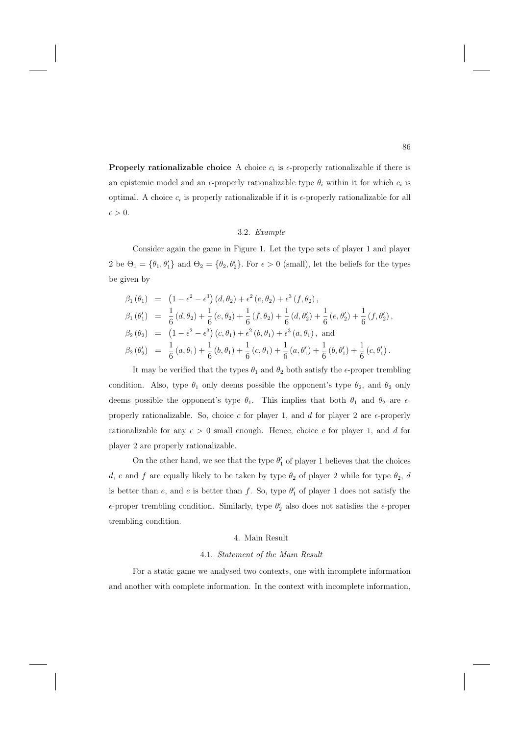**Properly rationalizable choice** A choice $c_i$ is $\epsilon$-properly rationalizable if there is an epistemic model and an $\epsilon$-properly rationalizable type $\theta_i$ within it for which $c_i$ is optimal. A choice $c_i$ is properly rationalizable if it is $\epsilon$-properly rationalizable for all $\epsilon > 0$.

### 3.2. *Example*

Consider again the game in Figure 1. Let the type sets of player 1 and player 2 be $\Theta_1 = \{\theta_1, \theta_1'\}$ and $\Theta_2 = \{\theta_2, \theta_2'\}$. For $\epsilon > 0$ (small), let the beliefs for the types be given by

$$
\begin{aligned}
\beta_1(\theta_1) &= \left(1 - \epsilon^2 - \epsilon^3\right)(d, \theta_2) + \epsilon^2 (e, \theta_2) + \epsilon^3 (f, \theta_2), \\
\beta_1(\theta_1') &= \frac{1}{6}(d, \theta_2) + \frac{1}{6}(e, \theta_2) + \frac{1}{6}(f, \theta_2) + \frac{1}{6}(d, \theta_2') + \frac{1}{6}(e, \theta_2') + \frac{1}{6}(f, \theta_2'), \\
\beta_2(\theta_2) &= \left(1 - \epsilon^2 - \epsilon^3\right)(c, \theta_1) + \epsilon^2 (b, \theta_1) + \epsilon^3 (a, \theta_1), \text{ and} \\
\beta_2(\theta_2') &= \frac{1}{6}(a, \theta_1) + \frac{1}{6}(b, \theta_1) + \frac{1}{6}(c, \theta_1) + \frac{1}{6}(a, \theta_1') + \frac{1}{6}(b, \theta_1') + \frac{1}{6}(c, \theta_1').
\end{aligned}
$$

It may be verified that the types $\theta_1$ and $\theta_2$ both satisfy the $\epsilon$-proper trembling condition. Also, type $\theta_1$ only deems possible the opponent's type $\theta_2$, and $\theta_2$ only deems possible the opponent's type $\theta_1$. This implies that both $\theta_1$ and $\theta_2$ are $\epsilon$-properly rationalizable. So, choice $c$ for player 1, and $d$ for player 2 are $\epsilon$-properly rationalizable for any $\epsilon > 0$ small enough. Hence, choice $c$ for player 1, and $d$ for player 2 are properly rationalizable.

On the other hand, we see that the type $\theta_1'$ of player 1 believes that the choices $d$, $e$ and $f$ are equally likely to be taken by type $\theta_2$ of player 2 while for type $\theta_2$, $d$ is better than $e$, and $e$ is better than $f$. So, type $\theta_1'$ of player 1 does not satisfy the $\epsilon$-proper trembling condition. Similarly, type $\theta_2'$ also does not satisfies the $\epsilon$-proper trembling condition.

## 4. Main Result

### 4.1. *Statement of the Main Result*

For a static game we analysed two contexts, one with incomplete information and another with complete information. In the context with incomplete information,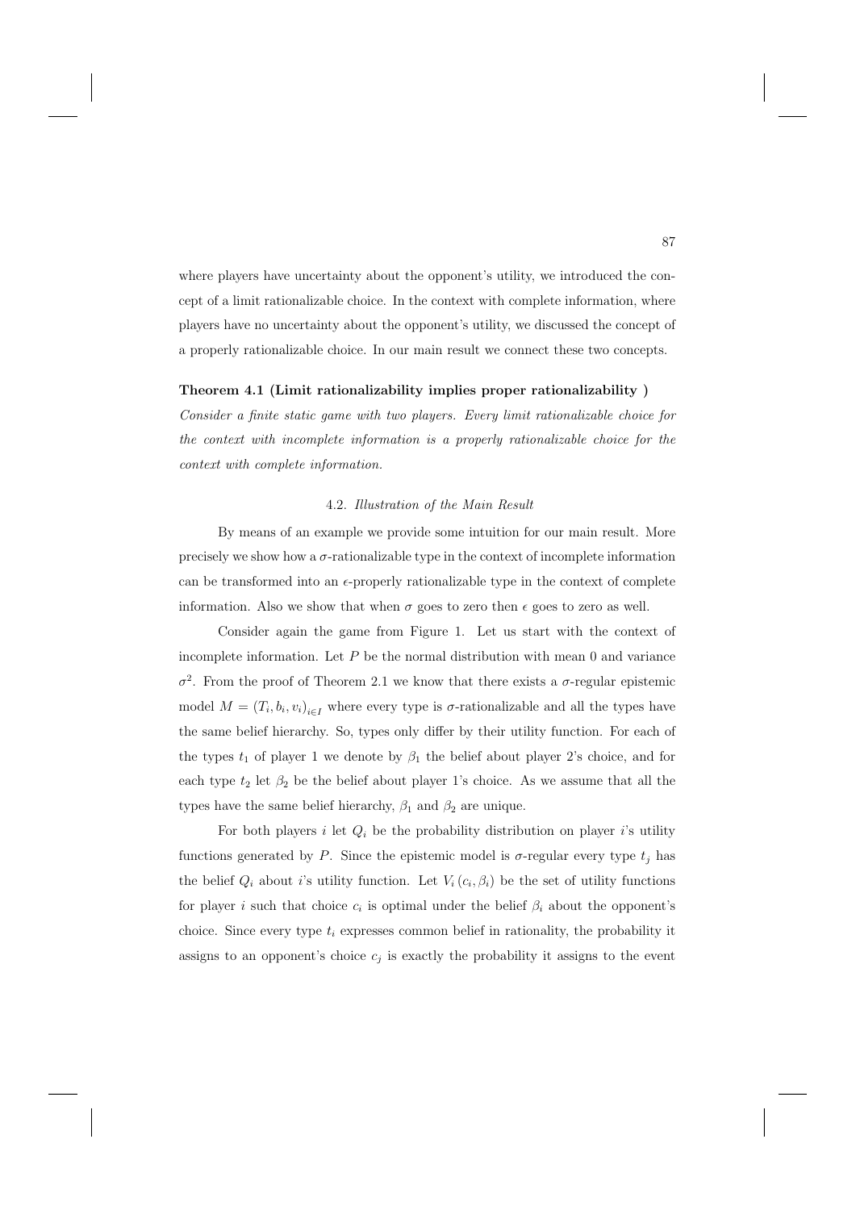where players have uncertainty about the opponent's utility, we introduced the concept of a limit rationalizable choice. In the context with complete information, where players have no uncertainty about the opponent's utility, we discussed the concept of a properly rationalizable choice. In our main result we connect these two concepts.

**Theorem 4.1 (Limit rationalizability implies proper rationalizability )**

*Consider a finite static game with two players. Every limit rationalizable choice for the context with incomplete information is a properly rationalizable choice for the context with complete information.*

### 4.2. *Illustration of the Main Result*

By means of an example we provide some intuition for our main result. More precisely we show how a $\sigma$-rationalizable type in the context of incomplete information can be transformed into an $\epsilon$-properly rationalizable type in the context of complete information. Also we show that when $\sigma$ goes to zero then $\epsilon$ goes to zero as well.

Consider again the game from Figure 1. Let us start with the context of incomplete information. Let $P$ be the normal distribution with mean 0 and variance $\sigma^2$. From the proof of Theorem 2.1 we know that there exists a $\sigma$-regular epistemic model $M = (T_i, b_i, v_i)_{i \in I}$ where every type is $\sigma$-rationalizable and all the types have the same belief hierarchy. So, types only differ by their utility function. For each of the types $t_1$ of player 1 we denote by $\beta_1$ the belief about player 2's choice, and for each type $t_2$ let $\beta_2$ be the belief about player 1's choice. As we assume that all the types have the same belief hierarchy, $\beta_1$ and $\beta_2$ are unique.

For both players $i$ let $Q_i$ be the probability distribution on player $i$'s utility functions generated by $P$. Since the epistemic model is $\sigma$-regular every type $t_j$ has the belief $Q_i$ about $i$'s utility function. Let $V_i(c_i, \beta_i)$ be the set of utility functions for player $i$ such that choice $c_i$ is optimal under the belief $\beta_i$ about the opponent's choice. Since every type $t_i$ expresses common belief in rationality, the probability it assigns to an opponent's choice $c_j$ is exactly the probability it assigns to the event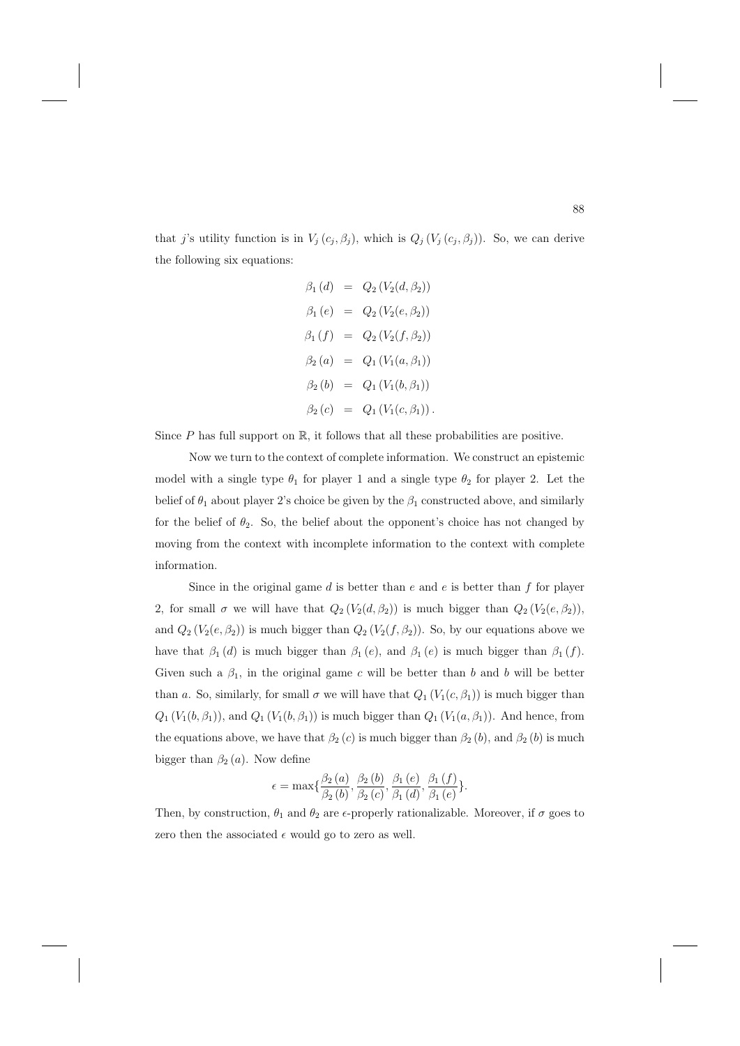that $j$'s utility function is in $V_j(c_j, \beta_j)$, which is $Q_j(V_j(c_j, \beta_j))$. So, we can derive the following six equations:

$$
\begin{aligned}
\beta_1(d) &= Q_2(V_2(d, \beta_2)) \\
\beta_1(e) &= Q_2(V_2(e, \beta_2)) \\
\beta_1(f) &= Q_2(V_2(f, \beta_2)) \\
\beta_2(a) &= Q_1(V_1(a, \beta_1)) \\
\beta_2(b) &= Q_1(V_1(b, \beta_1)) \\
\beta_2(c) &= Q_1(V_1(c, \beta_1)).
\end{aligned}
$$

Since $P$ has full support on $\mathbb{R}$, it follows that all these probabilities are positive.

Now we turn to the context of complete information. We construct an epistemic model with a single type $\theta_1$ for player 1 and a single type $\theta_2$ for player 2. Let the belief of $\theta_1$ about player 2's choice be given by the $\beta_1$ constructed above, and similarly for the belief of $\theta_2$. So, the belief about the opponent's choice has not changed by moving from the context with incomplete information to the context with complete information.

Since in the original game $d$ is better than $e$ and $e$ is better than $f$ for player 2, for small $\sigma$ we will have that $Q_2(V_2(d, \beta_2))$ is much bigger than $Q_2(V_2(e, \beta_2))$, and $Q_2(V_2(e, \beta_2))$ is much bigger than $Q_2(V_2(f, \beta_2))$. So, by our equations above we have that $\beta_1(d)$ is much bigger than $\beta_1(e)$, and $\beta_1(e)$ is much bigger than $\beta_1(f)$. Given such a $\beta_1$, in the original game $c$ will be better than $b$ and $b$ will be better than $a$. So, similarly, for small $\sigma$ we will have that $Q_1(V_1(c, \beta_1))$ is much bigger than $Q_1(V_1(b, \beta_1))$, and $Q_1(V_1(b, \beta_1))$ is much bigger than $Q_1(V_1(a, \beta_1))$. And hence, from the equations above, we have that $\beta_2(c)$ is much bigger than $\beta_2(b)$, and $\beta_2(b)$ is much bigger than $\beta_2(a)$. Now define

$$
\epsilon = \max\{\frac{\beta_2(a)}{\beta_2(b)}, \frac{\beta_2(b)}{\beta_2(c)}, \frac{\beta_1(e)}{\beta_1(d)}, \frac{\beta_1(f)}{\beta_1(e)}\}.
$$

Then, by construction, $\theta_1$ and $\theta_2$ are $\epsilon$-properly rationalizable. Moreover, if $\sigma$ goes to zero then the associated $\epsilon$ would go to zero as well.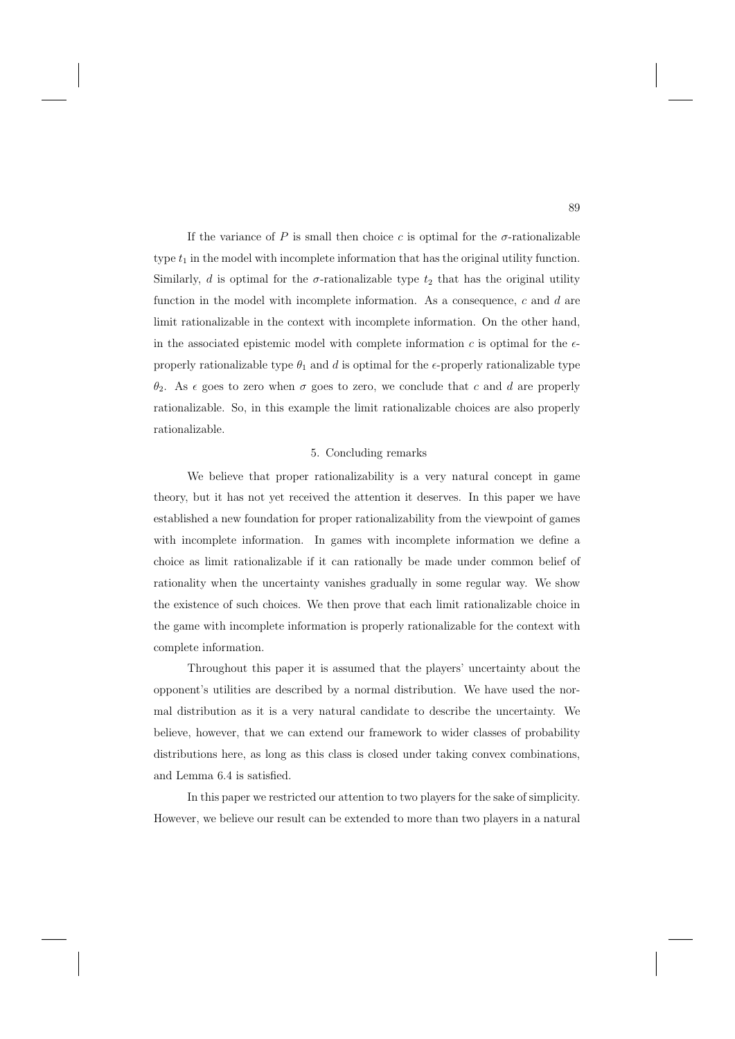If the variance of $P$ is small then choice $c$ is optimal for the $\sigma$-rationalizable type $t_1$ in the model with incomplete information that has the original utility function. Similarly, $d$ is optimal for the $\sigma$-rationalizable type $t_2$ that has the original utility function in the model with incomplete information. As a consequence, $c$ and $d$ are limit rationalizable in the context with incomplete information. On the other hand, in the associated epistemic model with complete information $c$ is optimal for the $\epsilon$-properly rationalizable type $\theta_1$ and $d$ is optimal for the $\epsilon$-properly rationalizable type $\theta_2$. As $\epsilon$ goes to zero when $\sigma$ goes to zero, we conclude that $c$ and $d$ are properly rationalizable. So, in this example the limit rationalizable choices are also properly rationalizable.

## 5. Concluding remarks

We believe that proper rationalizability is a very natural concept in game theory, but it has not yet received the attention it deserves. In this paper we have established a new foundation for proper rationalizability from the viewpoint of games with incomplete information. In games with incomplete information we define a choice as limit rationalizable if it can rationally be made under common belief of rationality when the uncertainty vanishes gradually in some regular way. We show the existence of such choices. We then prove that each limit rationalizable choice in the game with incomplete information is properly rationalizable for the context with complete information.

Throughout this paper it is assumed that the players' uncertainty about the opponent's utilities are described by a normal distribution. We have used the normal distribution as it is a very natural candidate to describe the uncertainty. We believe, however, that we can extend our framework to wider classes of probability distributions here, as long as this class is closed under taking convex combinations, and Lemma 6.4 is satisfied.

In this paper we restricted our attention to two players for the sake of simplicity. However, we believe our result can be extended to more than two players in a natural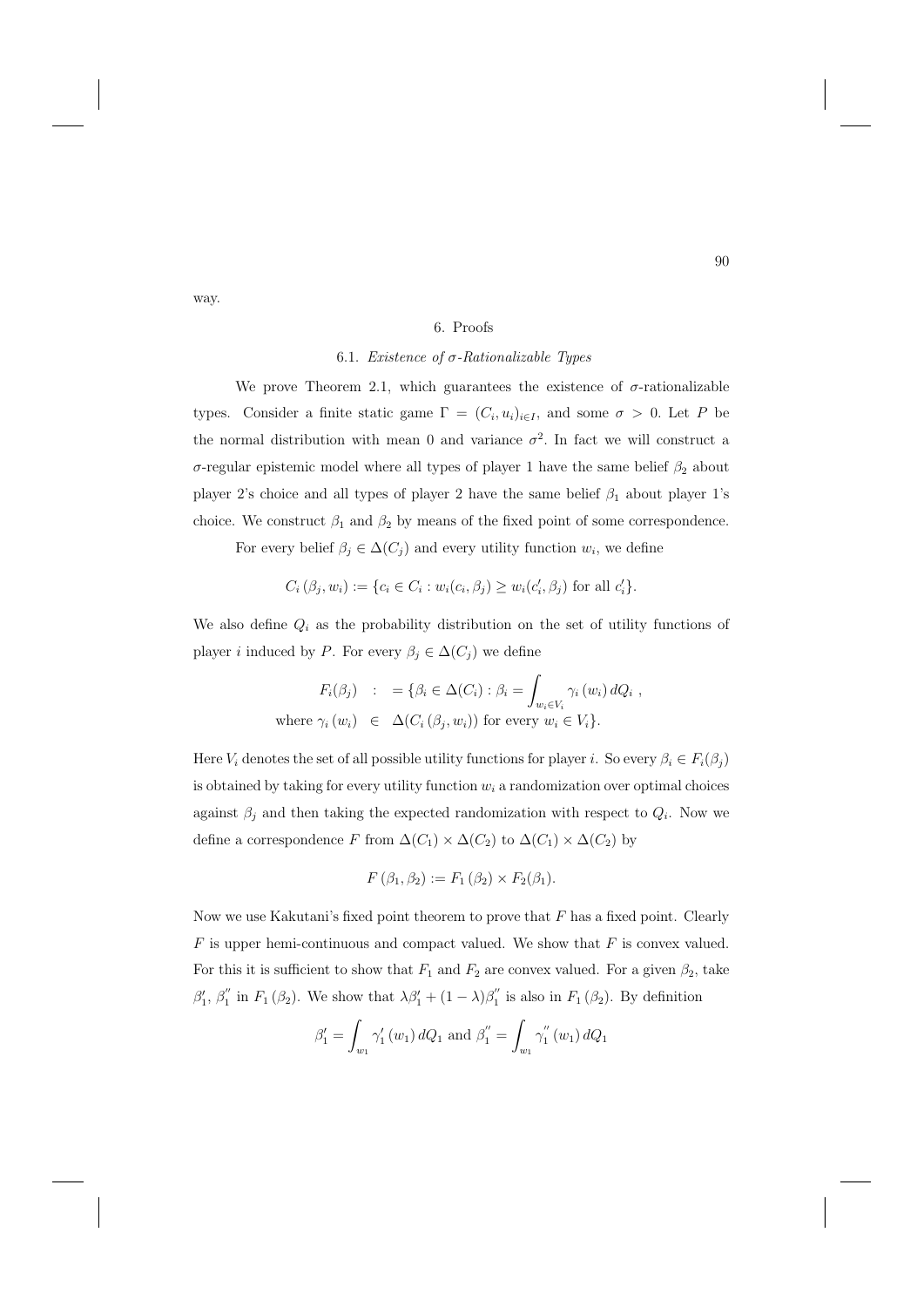way.

## 6. Proofs

### 6.1. *Existence of σ-Rationalizable Types*

We prove Theorem 2.1, which guarantees the existence of $\sigma$-rationalizable types. Consider a finite static game $\Gamma = (C_i, u_i)_{i \in I}$, and some $\sigma > 0$. Let $P$ be the normal distribution with mean 0 and variance $\sigma^2$. In fact we will construct a $\sigma$-regular epistemic model where all types of player 1 have the same belief $\beta_2$ about player 2's choice and all types of player 2 have the same belief $\beta_1$ about player 1's choice. We construct $\beta_1$ and $\beta_2$ by means of the fixed point of some correspondence.

For every belief $\beta_j \in \Delta(C_j)$ and every utility function $w_i$, we define

$$C_i(\beta_j, w_i) := \{c_i \in C_i : w_i(c_i, \beta_j) \geq w_i(c_i', \beta_j) \text{ for all } c_i'\}.$$

We also define $Q_i$ as the probability distribution on the set of utility functions of player $i$ induced by $P$. For every $\beta_j \in \Delta(C_j)$ we define

$$\begin{aligned} F_i(\beta_j) \quad &: \quad = \{\beta_i \in \Delta(C_i) : \beta_i = \int_{w_i \in V_i} \gamma_i(w_i)\, dQ_i \ , \\ \text{where } \gamma_i(w_i) \quad &\in \quad \Delta(C_i(\beta_j, w_i)) \text{ for every } w_i \in V_i\}. \end{aligned}$$

Here $V_i$ denotes the set of all possible utility functions for player $i$. So every $\beta_i \in F_i(\beta_j)$ is obtained by taking for every utility function $w_i$ a randomization over optimal choices against $\beta_j$ and then taking the expected randomization with respect to $Q_i$. Now we define a correspondence $F$ from $\Delta(C_1) \times \Delta(C_2)$ to $\Delta(C_1) \times \Delta(C_2)$ by

$$F(\beta_1, \beta_2) := F_1(\beta_2) \times F_2(\beta_1).$$

Now we use Kakutani's fixed point theorem to prove that $F$ has a fixed point. Clearly $F$ is upper hemi-continuous and compact valued. We show that $F$ is convex valued. For this it is sufficient to show that $F_1$ and $F_2$ are convex valued. For a given $\beta_2$, take $\beta_1'$, $\beta_1''$ in $F_1(\beta_2)$. We show that $\lambda\beta_1' + (1-\lambda)\beta_1''$ is also in $F_1(\beta_2)$. By definition

$$\beta_1' = \int_{w_1} \gamma_1'(w_1)\, dQ_1 \text{ and } \beta_1'' = \int_{w_1} \gamma_1''(w_1)\, dQ_1$$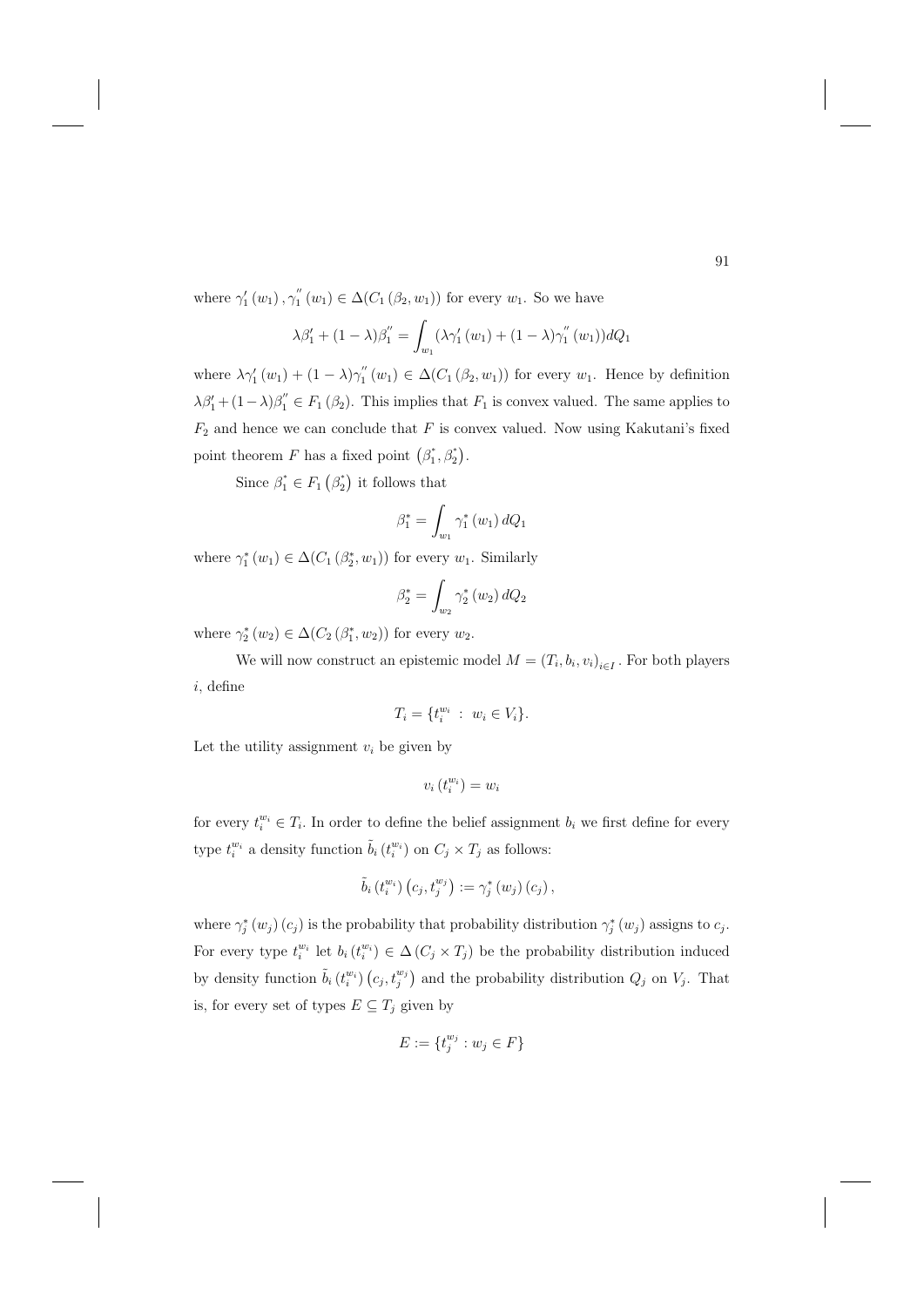where $\gamma_1'(w_1), \gamma_1''(w_1) \in \Delta(C_1(\beta_2, w_1))$ for every $w_1$. So we have

$$\lambda\beta_1' + (1-\lambda)\beta_1'' = \int_{w_1} (\lambda\gamma_1'(w_1) + (1-\lambda)\gamma_1''(w_1))dQ_1$$

where $\lambda\gamma_1'(w_1) + (1-\lambda)\gamma_1''(w_1) \in \Delta(C_1(\beta_2, w_1))$ for every $w_1$. Hence by definition $\lambda\beta_1' + (1-\lambda)\beta_1'' \in F_1(\beta_2)$. This implies that $F_1$ is convex valued. The same applies to $F_2$ and hence we can conclude that $F$ is convex valued. Now using Kakutani's fixed point theorem $F$ has a fixed point $(\beta_1^*, \beta_2^*)$.

Since $\beta_1^* \in F_1(\beta_2^*)$ it follows that

$$\beta_1^* = \int_{w_1} \gamma_1^*(w_1)\, dQ_1$$

where $\gamma_1^*(w_1) \in \Delta(C_1(\beta_2^*, w_1))$ for every $w_1$. Similarly

$$\beta_2^* = \int_{w_2} \gamma_2^*(w_2)\, dQ_2$$

where $\gamma_2^*(w_2) \in \Delta(C_2(\beta_1^*, w_2))$ for every $w_2$.

We will now construct an epistemic model $M = (T_i, b_i, v_i)_{i \in I}$. For both players $i$, define

$$T_i = \{t_i^{w_i} \;:\; w_i \in V_i\}.$$

Let the utility assignment $v_i$ be given by

$$v_i(t_i^{w_i}) = w_i$$

for every $t_i^{w_i} \in T_i$. In order to define the belief assignment $b_i$ we first define for every type $t_i^{w_i}$ a density function $\tilde{b}_i(t_i^{w_i})$ on $C_j \times T_j$ as follows:

$$\tilde{b}_i(t_i^{w_i})(c_j, t_j^{w_j}) := \gamma_j^*(w_j)(c_j),$$

where $\gamma_j^*(w_j)(c_j)$ is the probability that probability distribution $\gamma_j^*(w_j)$ assigns to $c_j$. For every type $t_i^{w_i}$ let $b_i(t_i^{w_i}) \in \Delta(C_j \times T_j)$ be the probability distribution induced by density function $\tilde{b}_i(t_i^{w_i})(c_j, t_j^{w_j})$ and the probability distribution $Q_j$ on $V_j$. That is, for every set of types $E \subseteq T_j$ given by

$$E := \{t_j^{w_j} : w_j \in F\}$$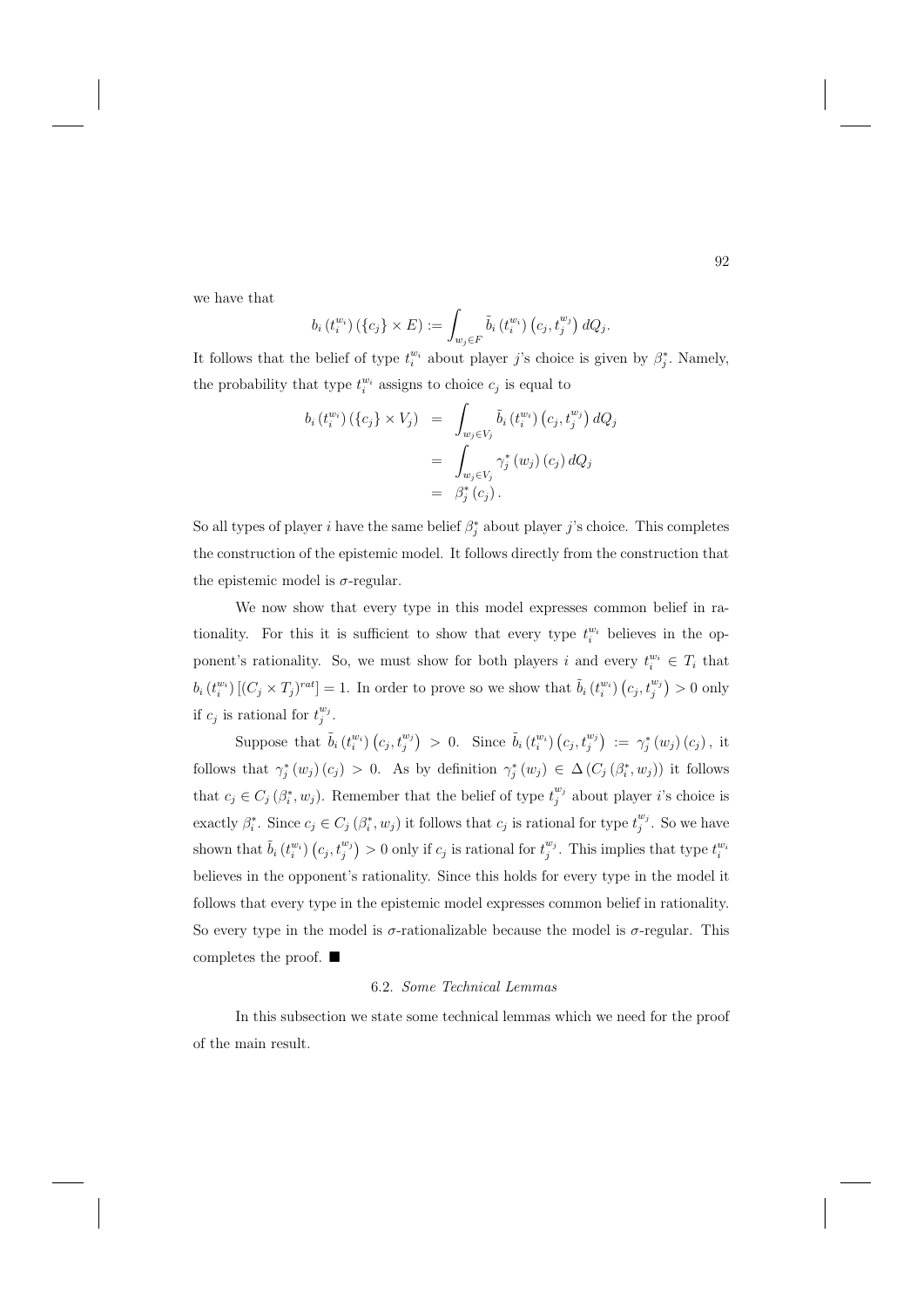we have that

$$b_i\left(t_i^{w_i}\right)\left(\{c_j\} \times E\right) := \int_{w_j \in F} \tilde{b}_i\left(t_i^{w_i}\right)\left(c_j, t_j^{w_j}\right) dQ_j.$$

It follows that the belief of type $t_i^{w_i}$ about player $j$'s choice is given by $\beta_j^*$. Namely, the probability that type $t_i^{w_i}$ assigns to choice $c_j$ is equal to

$$\begin{aligned}
b_i\left(t_i^{w_i}\right)\left(\{c_j\} \times V_j\right) &= \int_{w_j \in V_j} \tilde{b}_i\left(t_i^{w_i}\right)\left(c_j, t_j^{w_j}\right) dQ_j \\
&= \int_{w_j \in V_j} \gamma_j^*\left(w_j\right)\left(c_j\right) dQ_j \\
&= \beta_j^*\left(c_j\right).
\end{aligned}$$

So all types of player $i$ have the same belief $\beta_j^*$ about player $j$'s choice. This completes the construction of the epistemic model. It follows directly from the construction that the epistemic model is $\sigma$-regular.

We now show that every type in this model expresses common belief in rationality. For this it is sufficient to show that every type $t_i^{w_i}$ believes in the opponent's rationality. So, we must show for both players $i$ and every $t_i^{w_i} \in T_i$ that $b_i\left(t_i^{w_i}\right)\left[(C_j \times T_j)^{rat}\right] = 1$. In order to prove so we show that $\tilde{b}_i\left(t_i^{w_i}\right)\left(c_j, t_j^{w_j}\right) > 0$ only if $c_j$ is rational for $t_j^{w_j}$.

Suppose that $\tilde{b}_i\left(t_i^{w_i}\right)\left(c_j, t_j^{w_j}\right) > 0$. Since $\tilde{b}_i\left(t_i^{w_i}\right)\left(c_j, t_j^{w_j}\right) := \gamma_j^*\left(w_j\right)\left(c_j\right)$, it follows that $\gamma_j^*\left(w_j\right)\left(c_j\right) > 0$. As by definition $\gamma_j^*\left(w_j\right) \in \Delta\left(C_j\left(\beta_i^*, w_j\right)\right)$ it follows that $c_j \in C_j\left(\beta_i^*, w_j\right)$. Remember that the belief of type $t_j^{w_j}$ about player $i$'s choice is exactly $\beta_i^*$. Since $c_j \in C_j\left(\beta_i^*, w_j\right)$ it follows that $c_j$ is rational for type $t_j^{w_j}$. So we have shown that $\tilde{b}_i\left(t_i^{w_i}\right)\left(c_j, t_j^{w_j}\right) > 0$ only if $c_j$ is rational for $t_j^{w_j}$. This implies that type $t_i^{w_i}$ believes in the opponent's rationality. Since this holds for every type in the model it follows that every type in the epistemic model expresses common belief in rationality. So every type in the model is $\sigma$-rationalizable because the model is $\sigma$-regular. This completes the proof. ■

### 6.2. *Some Technical Lemmas*

In this subsection we state some technical lemmas which we need for the proof of the main result.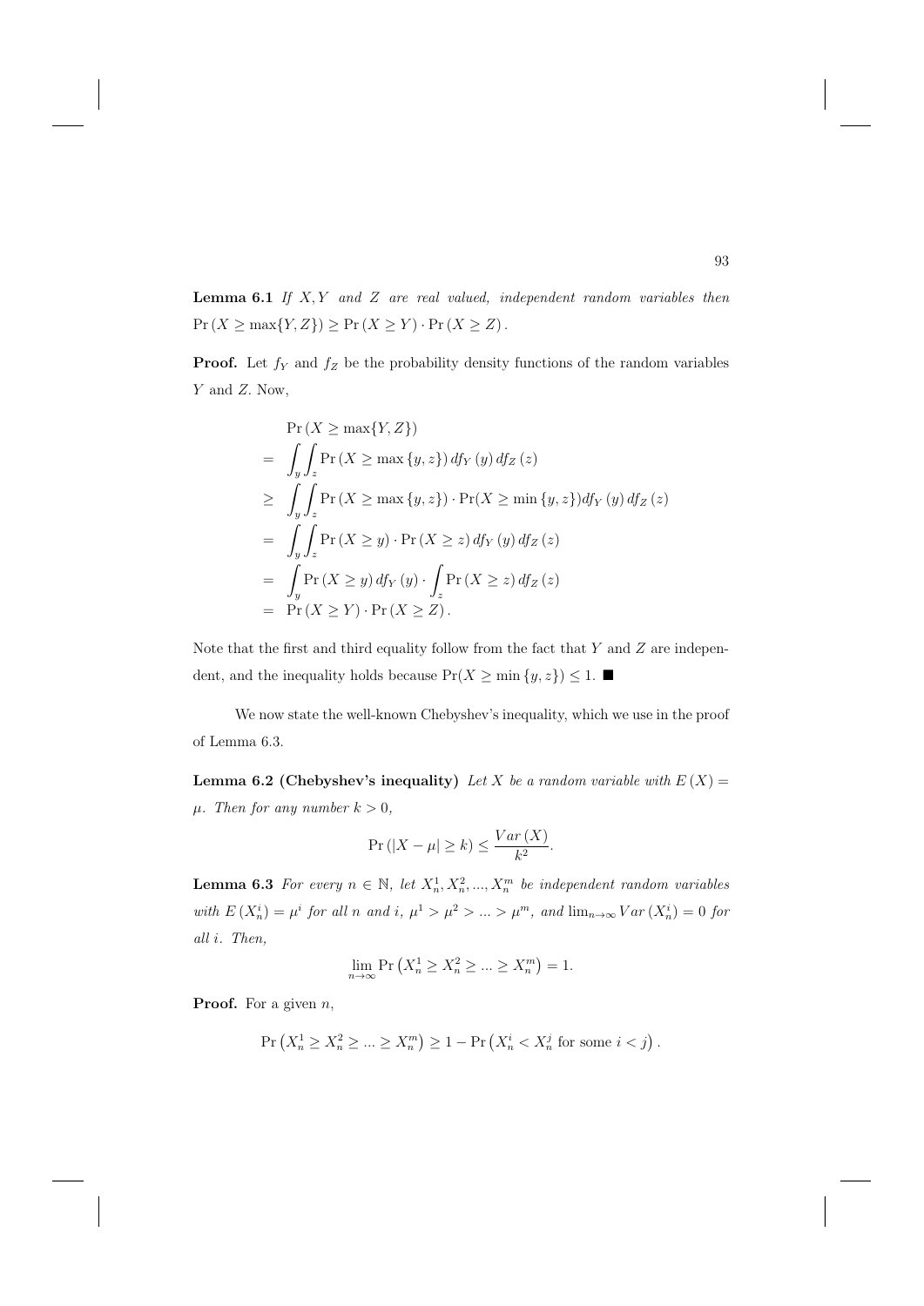**Lemma 6.1** *If $X, Y$ and $Z$ are real valued, independent random variables then* $\Pr(X \geq \max\{Y, Z\}) \geq \Pr(X \geq Y) \cdot \Pr(X \geq Z)$.

**Proof.** Let $f_Y$ and $f_Z$ be the probability density functions of the random variables $Y$ and $Z$. Now,

$$
\begin{aligned}
& \Pr(X \geq \max\{Y, Z\}) \\
= & \int_y \int_z \Pr(X \geq \max\{y, z\}) \, df_Y(y) \, df_Z(z) \\
\geq & \int_y \int_z \Pr(X \geq \max\{y, z\}) \cdot \Pr(X \geq \min\{y, z\}) df_Y(y) \, df_Z(z) \\
= & \int_y \int_z \Pr(X \geq y) \cdot \Pr(X \geq z) \, df_Y(y) \, df_Z(z) \\
= & \int_y \Pr(X \geq y) \, df_Y(y) \cdot \int_z \Pr(X \geq z) \, df_Z(z) \\
= & \Pr(X \geq Y) \cdot \Pr(X \geq Z).
\end{aligned}
$$

Note that the first and third equality follow from the fact that $Y$ and $Z$ are independent, and the inequality holds because $\Pr(X \geq \min\{y, z\}) \leq 1$. ■

We now state the well-known Chebyshev's inequality, which we use in the proof of Lemma 6.3.

**Lemma 6.2 (Chebyshev's inequality)** *Let $X$ be a random variable with $E(X) = \mu$. Then for any number $k > 0$,*

$$\Pr(|X - \mu| \geq k) \leq \frac{Var(X)}{k^2}.$$

**Lemma 6.3** *For every $n \in \mathbb{N}$, let $X_n^1, X_n^2, ..., X_n^m$ be independent random variables with $E(X_n^i) = \mu^i$ for all $n$ and $i$, $\mu^1 > \mu^2 > ... > \mu^m$, and $\lim_{n\to\infty} Var(X_n^i) = 0$ for all $i$. Then,*

$$\lim_{n\to\infty} \Pr(X_n^1 \geq X_n^2 \geq ... \geq X_n^m) = 1.$$

**Proof.** For a given $n$,

$$\Pr(X_n^1 \geq X_n^2 \geq ... \geq X_n^m) \geq 1 - \Pr(X_n^i < X_n^j \text{ for some } i < j).$$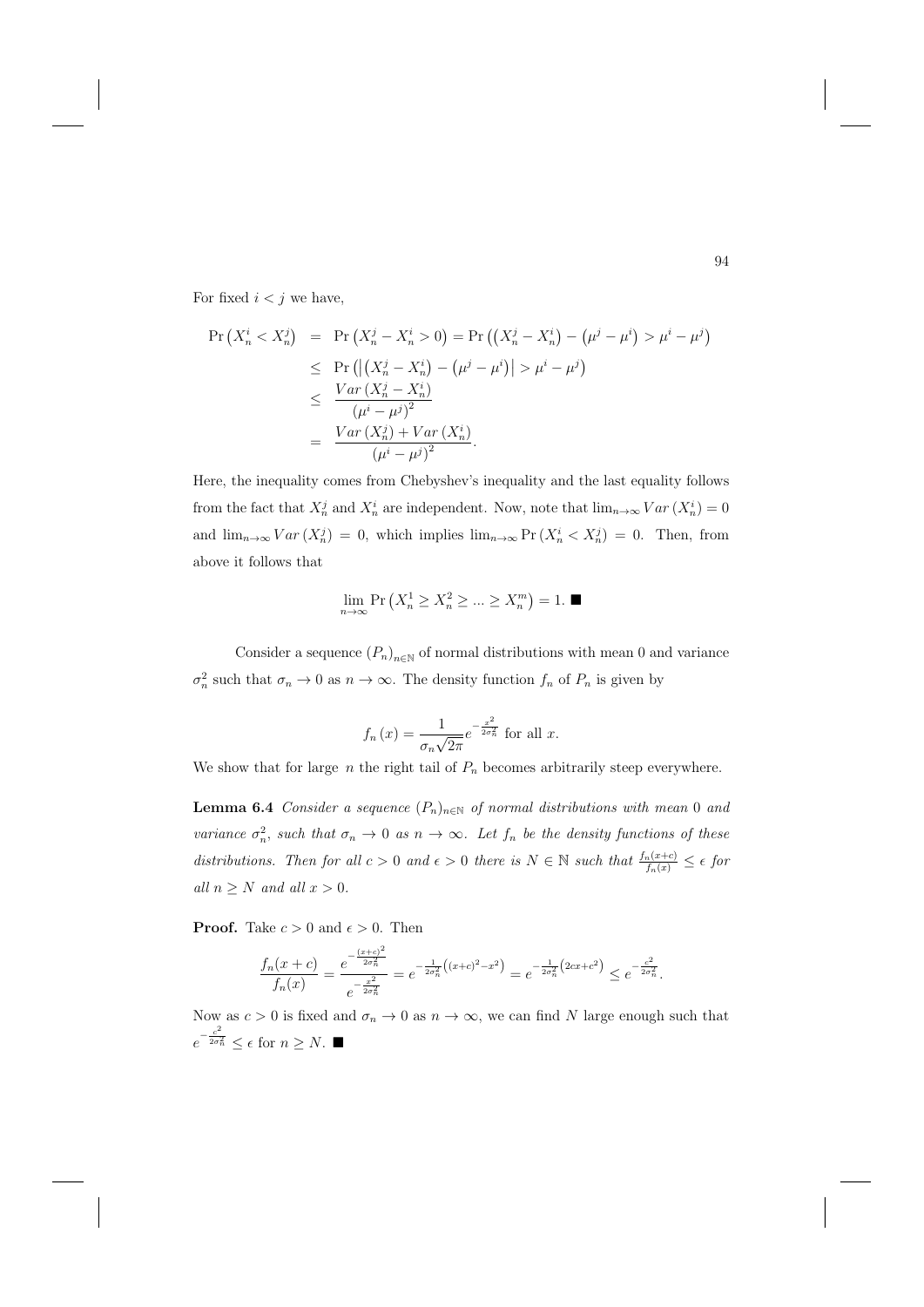For fixed $i < j$ we have,

$$\begin{aligned}
\Pr\left(X_n^i < X_n^j\right) &= \Pr\left(X_n^j - X_n^i > 0\right) = \Pr\left(\left(X_n^j - X_n^i\right) - \left(\mu^j - \mu^i\right) > \mu^i - \mu^j\right) \\
&\leq \Pr\left(\left|\left(X_n^j - X_n^i\right) - \left(\mu^j - \mu^i\right)\right| > \mu^i - \mu^j\right) \\
&\leq \frac{Var\left(X_n^j - X_n^i\right)}{\left(\mu^i - \mu^j\right)^2} \\
&= \frac{Var\left(X_n^j\right) + Var\left(X_n^i\right)}{\left(\mu^i - \mu^j\right)^2}.
\end{aligned}$$

Here, the inequality comes from Chebyshev's inequality and the last equality follows from the fact that $X_n^j$ and $X_n^i$ are independent. Now, note that $\lim_{n\to\infty} Var\left(X_n^i\right) = 0$ and $\lim_{n\to\infty} Var\left(X_n^j\right) = 0$, which implies $\lim_{n\to\infty} \Pr\left(X_n^i < X_n^j\right) = 0$. Then, from above it follows that

$$\lim_{n\to\infty} \Pr\left(X_n^1 \geq X_n^2 \geq \ldots \geq X_n^m\right) = 1. \blacksquare$$

Consider a sequence $(P_n)_{n\in\mathbb{N}}$ of normal distributions with mean 0 and variance $\sigma_n^2$ such that $\sigma_n \to 0$ as $n \to \infty$. The density function $f_n$ of $P_n$ is given by

$$f_n(x) = \frac{1}{\sigma_n\sqrt{2\pi}} e^{-\frac{x^2}{2\sigma_n^2}} \text{ for all } x.$$

We show that for large $n$ the right tail of $P_n$ becomes arbitrarily steep everywhere.

**Lemma 6.4** *Consider a sequence $(P_n)_{n\in\mathbb{N}}$ of normal distributions with mean 0 and variance $\sigma_n^2$, such that $\sigma_n \to 0$ as $n \to \infty$. Let $f_n$ be the density functions of these distributions. Then for all $c > 0$ and $\epsilon > 0$ there is $N \in \mathbb{N}$ such that $\frac{f_n(x+c)}{f_n(x)} \leq \epsilon$ for all $n \geq N$ and all $x > 0$.*

**Proof.** Take $c > 0$ and $\epsilon > 0$. Then

$$\frac{f_n(x+c)}{f_n(x)} = \frac{e^{-\frac{(x+c)^2}{2\sigma_n^2}}}{e^{-\frac{x^2}{2\sigma_n^2}}} = e^{-\frac{1}{2\sigma_n^2}\left((x+c)^2 - x^2\right)} = e^{-\frac{1}{2\sigma_n^2}\left(2cx + c^2\right)} \leq e^{-\frac{c^2}{2\sigma_n^2}}.$$

Now as $c > 0$ is fixed and $\sigma_n \to 0$ as $n \to \infty$, we can find $N$ large enough such that $e^{-\frac{c^2}{2\sigma_n^2}} \leq \epsilon$ for $n \geq N$. $\blacksquare$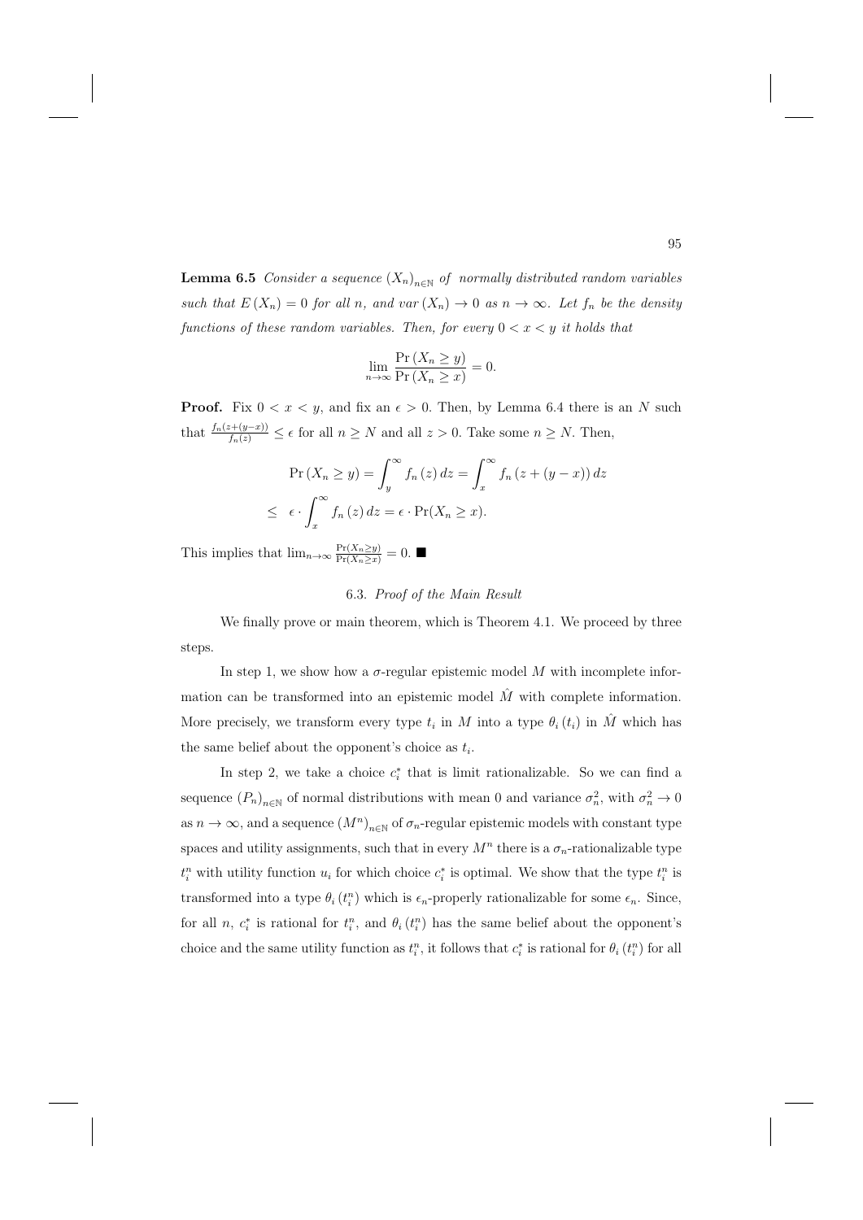**Lemma 6.5** *Consider a sequence $(X_n)_{n \in \mathbb{N}}$ of normally distributed random variables such that $E(X_n) = 0$ for all $n$, and $var(X_n) \to 0$ as $n \to \infty$. Let $f_n$ be the density functions of these random variables. Then, for every $0 < x < y$ it holds that*

$$\lim_{n \to \infty} \frac{\Pr(X_n \geq y)}{\Pr(X_n \geq x)} = 0.$$

**Proof.** Fix $0 < x < y$, and fix an $\epsilon > 0$. Then, by Lemma 6.4 there is an $N$ such that $\frac{f_n(z+(y-x))}{f_n(z)} \leq \epsilon$ for all $n \geq N$ and all $z > 0$. Take some $n \geq N$. Then,

$$\Pr(X_n \geq y) = \int_y^\infty f_n(z)\,dz = \int_x^\infty f_n(z + (y-x))\,dz$$

$$\leq \quad \epsilon \cdot \int_x^\infty f_n(z)\,dz = \epsilon \cdot \Pr(X_n \geq x).$$

This implies that $\lim_{n \to \infty} \frac{\Pr(X_n \geq y)}{\Pr(X_n \geq x)} = 0$. ■

### 6.3. *Proof of the Main Result*

We finally prove or main theorem, which is Theorem 4.1. We proceed by three steps.

In step 1, we show how a $\sigma$-regular epistemic model $M$ with incomplete information can be transformed into an epistemic model $\hat{M}$ with complete information. More precisely, we transform every type $t_i$ in $M$ into a type $\theta_i(t_i)$ in $\hat{M}$ which has the same belief about the opponent's choice as $t_i$.

In step 2, we take a choice $c_i^*$ that is limit rationalizable. So we can find a sequence $(P_n)_{n \in \mathbb{N}}$ of normal distributions with mean 0 and variance $\sigma_n^2$, with $\sigma_n^2 \to 0$ as $n \to \infty$, and a sequence $(M^n)_{n \in \mathbb{N}}$ of $\sigma_n$-regular epistemic models with constant type spaces and utility assignments, such that in every $M^n$ there is a $\sigma_n$-rationalizable type $t_i^n$ with utility function $u_i$ for which choice $c_i^*$ is optimal. We show that the type $t_i^n$ is transformed into a type $\theta_i(t_i^n)$ which is $\epsilon_n$-properly rationalizable for some $\epsilon_n$. Since, for all $n$, $c_i^*$ is rational for $t_i^n$, and $\theta_i(t_i^n)$ has the same belief about the opponent's choice and the same utility function as $t_i^n$, it follows that $c_i^*$ is rational for $\theta_i(t_i^n)$ for all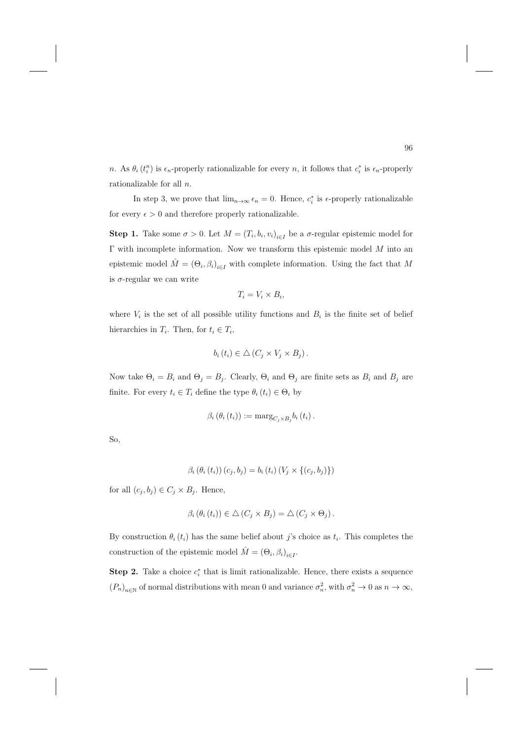$n$. As $\theta_i(t_i^n)$ is $\epsilon_n$-properly rationalizable for every $n$, it follows that $c_i^*$ is $\epsilon_n$-properly rationalizable for all $n$.

In step 3, we prove that $\lim_{n\to\infty} \epsilon_n = 0$. Hence, $c_i^*$ is $\epsilon$-properly rationalizable for every $\epsilon > 0$ and therefore properly rationalizable.

**Step 1.** Take some $\sigma > 0$. Let $M = (T_i, b_i, v_i)_{i\in I}$ be a $\sigma$-regular epistemic model for $\Gamma$ with incomplete information. Now we transform this epistemic model $M$ into an epistemic model $\hat{M} = (\Theta_i, \beta_i)_{i\in I}$ with complete information. Using the fact that $M$ is $\sigma$-regular we can write

$$T_i = V_i \times B_i,$$

where $V_i$ is the set of all possible utility functions and $B_i$ is the finite set of belief hierarchies in $T_i$. Then, for $t_i \in T_i$,

$$b_i(t_i) \in \triangle(C_j \times V_j \times B_j).$$

Now take $\Theta_i = B_i$ and $\Theta_j = B_j$. Clearly, $\Theta_i$ and $\Theta_j$ are finite sets as $B_i$ and $B_j$ are finite. For every $t_i \in T_i$ define the type $\theta_i(t_i) \in \Theta_i$ by

$$\beta_i(\theta_i(t_i)) := \text{marg}_{C_j \times B_j} b_i(t_i).$$

So,

$$\beta_i(\theta_i(t_i))(c_j, b_j) = b_i(t_i)(V_j \times \{(c_j, b_j)\})$$

for all $(c_j, b_j) \in C_j \times B_j$. Hence,

$$\beta_i(\theta_i(t_i)) \in \triangle(C_j \times B_j) = \triangle(C_j \times \Theta_j).$$

By construction $\theta_i(t_i)$ has the same belief about $j$'s choice as $t_i$. This completes the construction of the epistemic model $\hat{M} = (\Theta_i, \beta_i)_{i\in I}$.

**Step 2.** Take a choice $c_i^*$ that is limit rationalizable. Hence, there exists a sequence $(P_n)_{n\in\mathbb{N}}$ of normal distributions with mean 0 and variance $\sigma_n^2$, with $\sigma_n^2 \to 0$ as $n \to \infty$,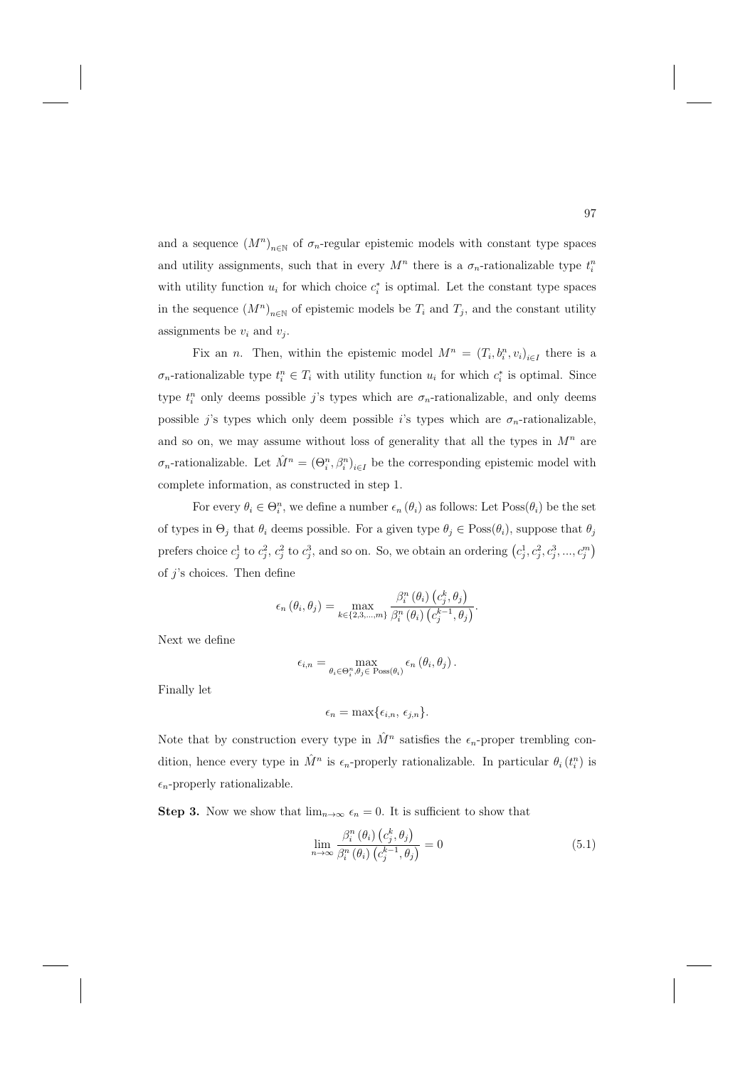and a sequence $(M^n)_{n\in\mathbb{N}}$ of $\sigma_n$-regular epistemic models with constant type spaces and utility assignments, such that in every $M^n$ there is a $\sigma_n$-rationalizable type $t_i^n$ with utility function $u_i$ for which choice $c_i^*$ is optimal. Let the constant type spaces in the sequence $(M^n)_{n\in\mathbb{N}}$ of epistemic models be $T_i$ and $T_j$, and the constant utility assignments be $v_i$ and $v_j$.

Fix an $n$. Then, within the epistemic model $M^n = (T_i, b_i^n, v_i)_{i\in I}$ there is a $\sigma_n$-rationalizable type $t_i^n \in T_i$ with utility function $u_i$ for which $c_i^*$ is optimal. Since type $t_i^n$ only deems possible $j$'s types which are $\sigma_n$-rationalizable, and only deems possible $j$'s types which only deem possible $i$'s types which are $\sigma_n$-rationalizable, and so on, we may assume without loss of generality that all the types in $M^n$ are $\sigma_n$-rationalizable. Let $\hat{M}^n = (\Theta_i^n, \beta_i^n)_{i\in I}$ be the corresponding epistemic model with complete information, as constructed in step 1.

For every $\theta_i \in \Theta_i^n$, we define a number $\epsilon_n(\theta_i)$ as follows: Let $\text{Poss}(\theta_i)$ be the set of types in $\Theta_j$ that $\theta_i$ deems possible. For a given type $\theta_j \in \text{Poss}(\theta_i)$, suppose that $\theta_j$ prefers choice $c_j^1$ to $c_j^2$, $c_j^2$ to $c_j^3$, and so on. So, we obtain an ordering $(c_j^1, c_j^2, c_j^3, ..., c_j^m)$ of $j$'s choices. Then define

$$\epsilon_n(\theta_i, \theta_j) = \max_{k\in\{2,3,...,m\}} \frac{\beta_i^n(\theta_i)(c_j^k, \theta_j)}{\beta_i^n(\theta_i)(c_j^{k-1}, \theta_j)}.$$

Next we define

$$\epsilon_{i,n} = \max_{\theta_i\in\Theta_i^n, \theta_j\in\, \text{Poss}(\theta_i)} \epsilon_n(\theta_i, \theta_j).$$

Finally let

$$\epsilon_n = \max\{\epsilon_{i,n},\ \epsilon_{j,n}\}.$$

Note that by construction every type in $\hat{M}^n$ satisfies the $\epsilon_n$-proper trembling condition, hence every type in $\hat{M}^n$ is $\epsilon_n$-properly rationalizable. In particular $\theta_i(t_i^n)$ is $\epsilon_n$-properly rationalizable.

**Step 3.** Now we show that $\lim_{n\to\infty} \epsilon_n = 0$. It is sufficient to show that

$$\lim_{n\to\infty} \frac{\beta_i^n(\theta_i)(c_j^k, \theta_j)}{\beta_i^n(\theta_i)(c_j^{k-1}, \theta_j)} = 0 \tag{5.1}$$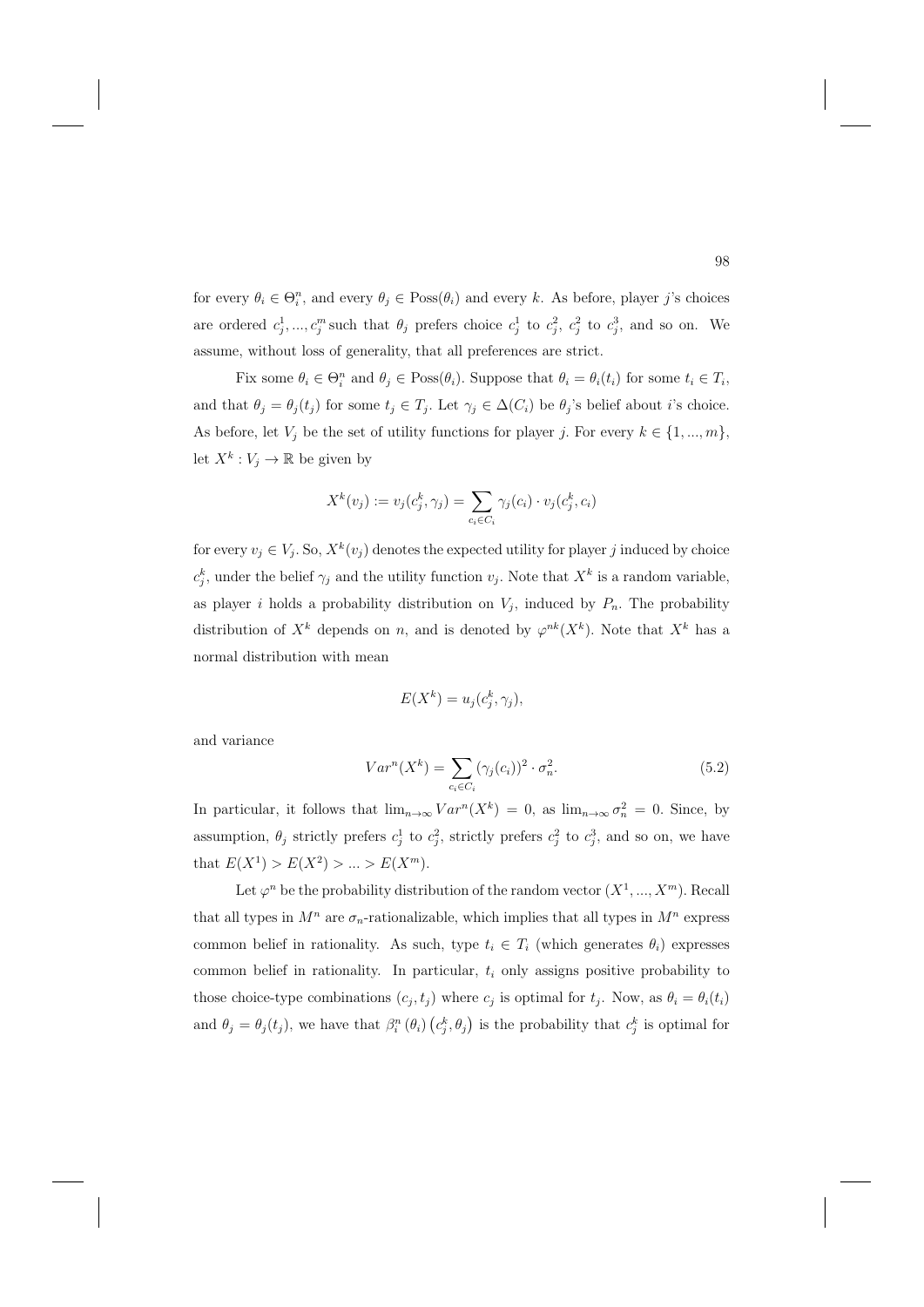for every $\theta_i \in \Theta_i^n$, and every $\theta_j \in \text{Poss}(\theta_i)$ and every $k$. As before, player $j$'s choices are ordered $c_j^1, ..., c_j^m$ such that $\theta_j$ prefers choice $c_j^1$ to $c_j^2$, $c_j^2$ to $c_j^3$, and so on. We assume, without loss of generality, that all preferences are strict.

Fix some $\theta_i \in \Theta_i^n$ and $\theta_j \in \text{Poss}(\theta_i)$. Suppose that $\theta_i = \theta_i(t_i)$ for some $t_i \in T_i$, and that $\theta_j = \theta_j(t_j)$ for some $t_j \in T_j$. Let $\gamma_j \in \Delta(C_i)$ be $\theta_j$'s belief about $i$'s choice. As before, let $V_j$ be the set of utility functions for player $j$. For every $k \in \{1, ..., m\}$, let $X^k : V_j \to \mathbb{R}$ be given by

$$X^k(v_j) := v_j(c_j^k, \gamma_j) = \sum_{c_i \in C_i} \gamma_j(c_i) \cdot v_j(c_j^k, c_i)$$

for every $v_j \in V_j$. So, $X^k(v_j)$ denotes the expected utility for player $j$ induced by choice $c_j^k$, under the belief $\gamma_j$ and the utility function $v_j$. Note that $X^k$ is a random variable, as player $i$ holds a probability distribution on $V_j$, induced by $P_n$. The probability distribution of $X^k$ depends on $n$, and is denoted by $\varphi^{nk}(X^k)$. Note that $X^k$ has a normal distribution with mean

$$E(X^k) = u_j(c_j^k, \gamma_j),$$

and variance

$$Var^n(X^k) = \sum_{c_i \in C_i} (\gamma_j(c_i))^2 \cdot \sigma_n^2. \tag{5.2}$$

In particular, it follows that $\lim_{n\to\infty} Var^n(X^k) = 0$, as $\lim_{n\to\infty} \sigma_n^2 = 0$. Since, by assumption, $\theta_j$ strictly prefers $c_j^1$ to $c_j^2$, strictly prefers $c_j^2$ to $c_j^3$, and so on, we have that $E(X^1) > E(X^2) > ... > E(X^m)$.

Let $\varphi^n$ be the probability distribution of the random vector $(X^1, ..., X^m)$. Recall that all types in $M^n$ are $\sigma_n$-rationalizable, which implies that all types in $M^n$ express common belief in rationality. As such, type $t_i \in T_i$ (which generates $\theta_i$) expresses common belief in rationality. In particular, $t_i$ only assigns positive probability to those choice-type combinations $(c_j, t_j)$ where $c_j$ is optimal for $t_j$. Now, as $\theta_i = \theta_i(t_i)$ and $\theta_j = \theta_j(t_j)$, we have that $\beta_i^n(\theta_i)(c_j^k, \theta_j)$ is the probability that $c_j^k$ is optimal for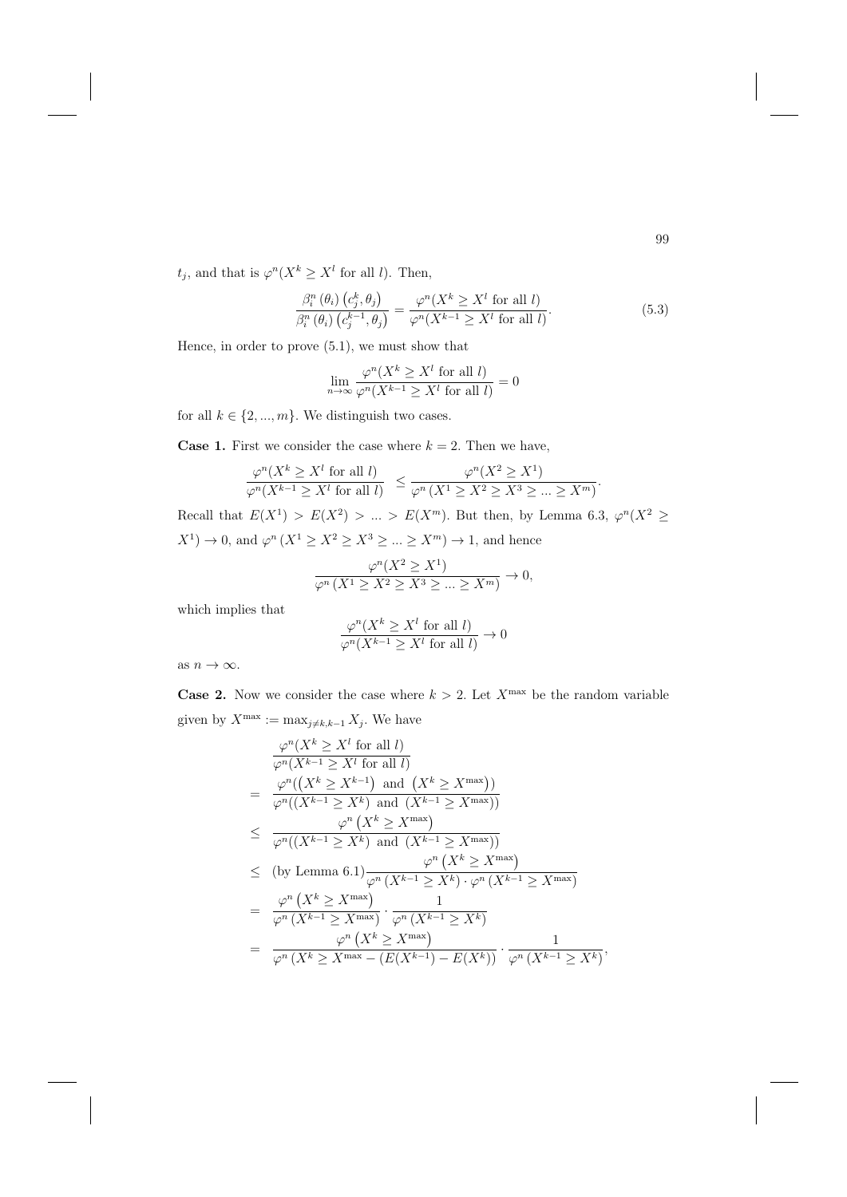$t_j$, and that is $\varphi^n(X^k \geq X^l \text{ for all } l)$. Then,

$$\frac{\beta_i^n(\theta_i)\left(c_j^k, \theta_j\right)}{\beta_i^n(\theta_i)\left(c_j^{k-1}, \theta_j\right)} = \frac{\varphi^n(X^k \geq X^l \text{ for all } l)}{\varphi^n(X^{k-1} \geq X^l \text{ for all } l)}. \tag{5.3}$$

Hence, in order to prove (5.1), we must show that

$$\lim_{n\to\infty} \frac{\varphi^n(X^k \geq X^l \text{ for all } l)}{\varphi^n(X^{k-1} \geq X^l \text{ for all } l)} = 0$$

for all $k \in \{2, ..., m\}$. We distinguish two cases.

**Case 1.** First we consider the case where $k = 2$. Then we have,

$$\frac{\varphi^n(X^k \geq X^l \text{ for all } l)}{\varphi^n(X^{k-1} \geq X^l \text{ for all } l)} \leq \frac{\varphi^n(X^2 \geq X^1)}{\varphi^n(X^1 \geq X^2 \geq X^3 \geq ... \geq X^m)}.$$

Recall that $E(X^1) > E(X^2) > ... > E(X^m)$. But then, by Lemma 6.3, $\varphi^n(X^2 \geq X^1) \to 0$, and $\varphi^n(X^1 \geq X^2 \geq X^3 \geq ... \geq X^m) \to 1$, and hence

$$\frac{\varphi^n(X^2 \geq X^1)}{\varphi^n(X^1 \geq X^2 \geq X^3 \geq ... \geq X^m)} \to 0,$$

which implies that

$$\frac{\varphi^n(X^k \geq X^l \text{ for all } l)}{\varphi^n(X^{k-1} \geq X^l \text{ for all } l)} \to 0$$

as $n \to \infty$.

**Case 2.** Now we consider the case where $k > 2$. Let $X^{\max}$ be the random variable given by $X^{\max} := \max_{j \neq k, k-1} X_j$. We have

$$\begin{aligned}
& \frac{\varphi^n(X^k \geq X^l \text{ for all } l)}{\varphi^n(X^{k-1} \geq X^l \text{ for all } l)} \\
= \; & \frac{\varphi^n(\left(X^k \geq X^{k-1}\right) \text{ and } \left(X^k \geq X^{\max}\right))}{\varphi^n((X^{k-1} \geq X^k) \text{ and } (X^{k-1} \geq X^{\max}))} \\
\leq \; & \frac{\varphi^n\left(X^k \geq X^{\max}\right)}{\varphi^n((X^{k-1} \geq X^k) \text{ and } (X^{k-1} \geq X^{\max}))} \\
\leq \; & \text{(by Lemma 6.1)} \frac{\varphi^n\left(X^k \geq X^{\max}\right)}{\varphi^n\left(X^{k-1} \geq X^k\right) \cdot \varphi^n\left(X^{k-1} \geq X^{\max}\right)} \\
= \; & \frac{\varphi^n\left(X^k \geq X^{\max}\right)}{\varphi^n\left(X^{k-1} \geq X^{\max}\right)} \cdot \frac{1}{\varphi^n\left(X^{k-1} \geq X^k\right)} \\
= \; & \frac{\varphi^n\left(X^k \geq X^{\max}\right)}{\varphi^n\left(X^k \geq X^{\max} - (E(X^{k-1}) - E(X^k)\right)} \cdot \frac{1}{\varphi^n\left(X^{k-1} \geq X^k\right)},
\end{aligned}$$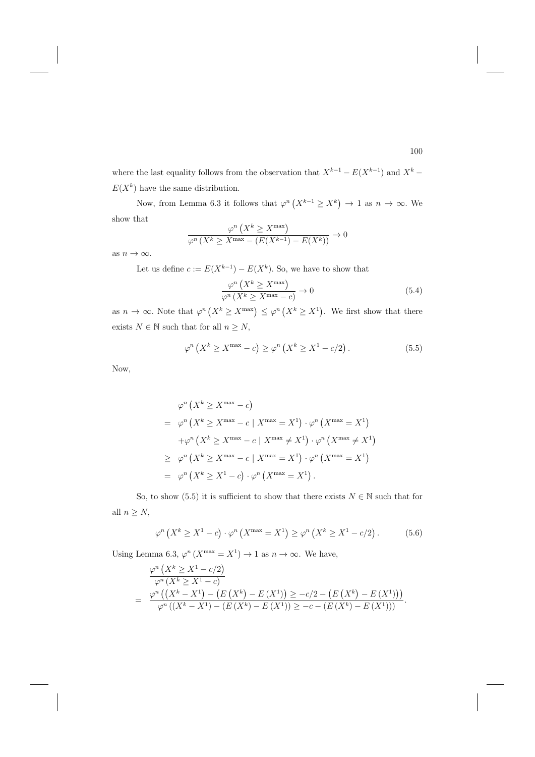where the last equality follows from the observation that $X^{k-1} - E(X^{k-1})$ and $X^k - E(X^k)$ have the same distribution.

Now, from Lemma 6.3 it follows that $\varphi^n\left(X^{k-1} \geq X^k\right) \to 1$ as $n \to \infty$. We show that

$$\frac{\varphi^n\left(X^k \geq X^{\max}\right)}{\varphi^n\left(X^k \geq X^{\max} - (E(X^{k-1}) - E(X^k)\right)} \to 0$$

as $n \to \infty$.

Let us define $c := E(X^{k-1}) - E(X^k)$. So, we have to show that

$$\frac{\varphi^n\left(X^k \geq X^{\max}\right)}{\varphi^n\left(X^k \geq X^{\max} - c\right)} \to 0 \tag{5.4}$$

as $n \to \infty$. Note that $\varphi^n\left(X^k \geq X^{\max}\right) \leq \varphi^n\left(X^k \geq X^1\right)$. We first show that there exists $N \in \mathbb{N}$ such that for all $n \geq N$,

$$\varphi^n\left(X^k \geq X^{\max} - c\right) \geq \varphi^n\left(X^k \geq X^1 - c/2\right). \tag{5.5}$$

Now,

$$\begin{aligned}
& \varphi^n\left(X^k \geq X^{\max} - c\right) \\
= \; & \varphi^n\left(X^k \geq X^{\max} - c \mid X^{\max} = X^1\right) \cdot \varphi^n\left(X^{\max} = X^1\right) \\
& + \varphi^n\left(X^k \geq X^{\max} - c \mid X^{\max} \neq X^1\right) \cdot \varphi^n\left(X^{\max} \neq X^1\right) \\
\geq \; & \varphi^n\left(X^k \geq X^{\max} - c \mid X^{\max} = X^1\right) \cdot \varphi^n\left(X^{\max} = X^1\right) \\
= \; & \varphi^n\left(X^k \geq X^1 - c\right) \cdot \varphi^n\left(X^{\max} = X^1\right).
\end{aligned}$$

So, to show (5.5) it is sufficient to show that there exists $N \in \mathbb{N}$ such that for all $n \geq N$,

$$\varphi^n\left(X^k \geq X^1 - c\right) \cdot \varphi^n\left(X^{\max} = X^1\right) \geq \varphi^n\left(X^k \geq X^1 - c/2\right). \tag{5.6}$$

Using Lemma 6.3, $\varphi^n\left(X^{\max} = X^1\right) \to 1$ as $n \to \infty$. We have,

$$\begin{aligned}
& \frac{\varphi^n\left(X^k \geq X^1 - c/2\right)}{\varphi^n\left(X^k \geq X^1 - c\right)} \\
= \; & \frac{\varphi^n\left(\left(X^k - X^1\right) - \left(E\left(X^k\right) - E\left(X^1\right)\right) \geq -c/2 - \left(E\left(X^k\right) - E\left(X^1\right)\right)\right)}{\varphi^n\left(\left(X^k - X^1\right) - \left(E\left(X^k\right) - E\left(X^1\right)\right) \geq -c - \left(E\left(X^k\right) - E\left(X^1\right)\right)\right)}.
\end{aligned}$$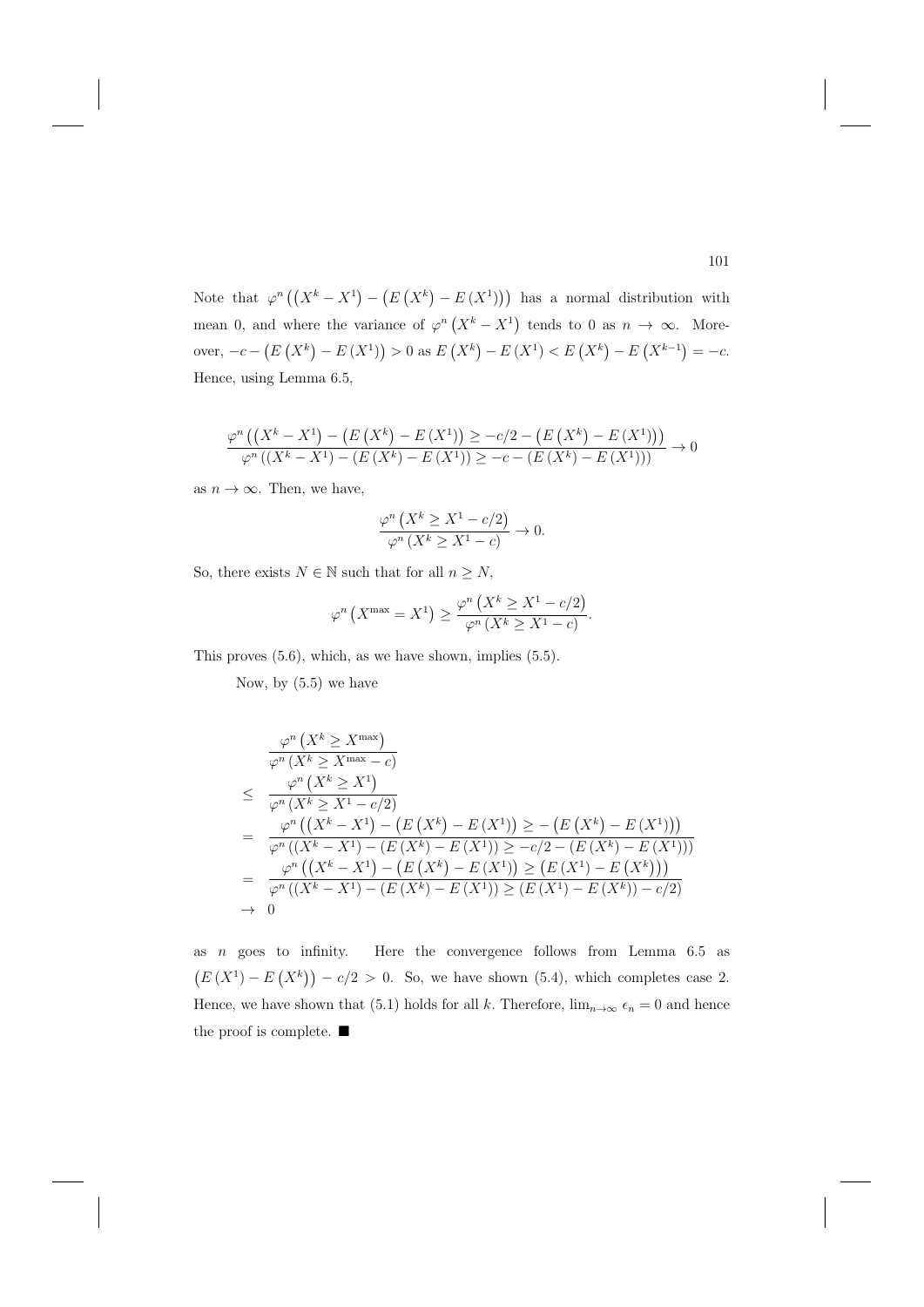Note that $\varphi^n\left(\left(X^k - X^1\right) - \left(E\left(X^k\right) - E\left(X^1\right)\right)\right)$ has a normal distribution with mean 0, and where the variance of $\varphi^n\left(X^k - X^1\right)$ tends to 0 as $n \to \infty$. Moreover, $-c - \left(E\left(X^k\right) - E\left(X^1\right)\right) > 0$ as $E\left(X^k\right) - E\left(X^1\right) < E\left(X^k\right) - E\left(X^{k-1}\right) = -c$. Hence, using Lemma 6.5,

$$\frac{\varphi^n\left(\left(X^k - X^1\right) - \left(E\left(X^k\right) - E\left(X^1\right)\right) \geq -c/2 - \left(E\left(X^k\right) - E\left(X^1\right)\right)\right)}{\varphi^n\left(\left(X^k - X^1\right) - \left(E\left(X^k\right) - E\left(X^1\right)\right) \geq -c - \left(E\left(X^k\right) - E\left(X^1\right)\right)\right)} \to 0$$

as $n \to \infty$. Then, we have,

$$\frac{\varphi^n\left(X^k \geq X^1 - c/2\right)}{\varphi^n\left(X^k \geq X^1 - c\right)} \to 0.$$

So, there exists $N \in \mathbb{N}$ such that for all $n \geq N$,

$$\varphi^n\left(X^{\max} = X^1\right) \geq \frac{\varphi^n\left(X^k \geq X^1 - c/2\right)}{\varphi^n\left(X^k \geq X^1 - c\right)}.$$

This proves (5.6), which, as we have shown, implies (5.5).

Now, by (5.5) we have

$$\begin{aligned}
& \frac{\varphi^n\left(X^k \geq X^{\max}\right)}{\varphi^n\left(X^k \geq X^{\max} - c\right)} \\
\leq\ & \frac{\varphi^n\left(X^k \geq X^1\right)}{\varphi^n\left(X^k \geq X^1 - c/2\right)} \\
=\ & \frac{\varphi^n\left(\left(X^k - X^1\right) - \left(E\left(X^k\right) - E\left(X^1\right)\right) \geq -\left(E\left(X^k\right) - E\left(X^1\right)\right)\right)}{\varphi^n\left(\left(X^k - X^1\right) - \left(E\left(X^k\right) - E\left(X^1\right)\right) \geq -c/2 - \left(E\left(X^k\right) - E\left(X^1\right)\right)\right)} \\
=\ & \frac{\varphi^n\left(\left(X^k - X^1\right) - \left(E\left(X^k\right) - E\left(X^1\right)\right) \geq \left(E\left(X^1\right) - E\left(X^k\right)\right)\right)}{\varphi^n\left(\left(X^k - X^1\right) - \left(E\left(X^k\right) - E\left(X^1\right)\right) \geq \left(E\left(X^1\right) - E\left(X^k\right)\right) - c/2\right)} \\
\to\ & 0
\end{aligned}$$

as $n$ goes to infinity. Here the convergence follows from Lemma 6.5 as $\left(E\left(X^1\right) - E\left(X^k\right)\right) - c/2 > 0$. So, we have shown (5.4), which completes case 2. Hence, we have shown that (5.1) holds for all $k$. Therefore, $\lim_{n\to\infty} \epsilon_n = 0$ and hence the proof is complete. ■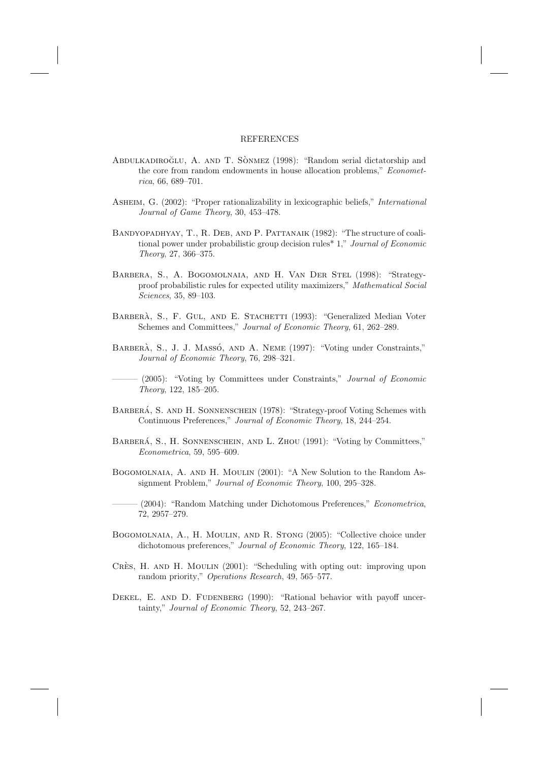## REFERENCES

Abdulkadiroğlu, A. and T. Sònmez (1998): "Random serial dictatorship and the core from random endowments in house allocation problems," *Econometrica*, 66, 689–701.

Asheim, G. (2002): "Proper rationalizability in lexicographic beliefs," *International Journal of Game Theory*, 30, 453–478.

Bandyopadhyay, T., R. Deb, and P. Pattanaik (1982): "The structure of coalitional power under probabilistic group decision rules* 1," *Journal of Economic Theory*, 27, 366–375.

Barbera, S., A. Bogomolnaia, and H. Van Der Stel (1998): "Strategy-proof probabilistic rules for expected utility maximizers," *Mathematical Social Sciences*, 35, 89–103.

Barberà, S., F. Gul, and E. Stachetti (1993): "Generalized Median Voter Schemes and Committees," *Journal of Economic Theory*, 61, 262–289.

Barberà, S., J. J. Massó, and A. Neme (1997): "Voting under Constraints," *Journal of Economic Theory*, 76, 298–321.

——— (2005): "Voting by Committees under Constraints," *Journal of Economic Theory*, 122, 185–205.

Barberá, S. and H. Sonnenschein (1978): "Strategy-proof Voting Schemes with Continuous Preferences," *Journal of Economic Theory*, 18, 244–254.

Barberá, S., H. Sonnenschein, and L. Zhou (1991): "Voting by Committees," *Econometrica*, 59, 595–609.

Bogomolnaia, A. and H. Moulin (2001): "A New Solution to the Random Assignment Problem," *Journal of Economic Theory*, 100, 295–328.

——— (2004): "Random Matching under Dichotomous Preferences," *Econometrica*, 72, 2957–279.

Bogomolnaia, A., H. Moulin, and R. Stong (2005): "Collective choice under dichotomous preferences," *Journal of Economic Theory*, 122, 165–184.

Crès, H. and H. Moulin (2001): "Scheduling with opting out: improving upon random priority," *Operations Research*, 49, 565–577.

Dekel, E. and D. Fudenberg (1990): "Rational behavior with payoff uncertainty," *Journal of Economic Theory*, 52, 243–267.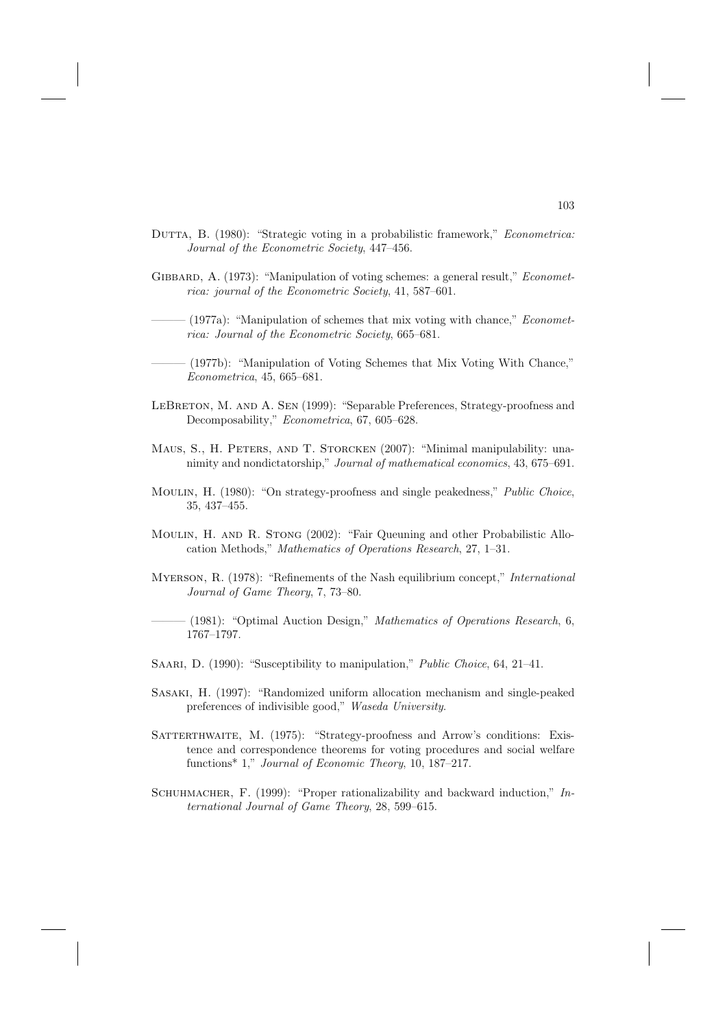Dutta, B. (1980): "Strategic voting in a probabilistic framework," *Econometrica: Journal of the Econometric Society*, 447–456.

Gibbard, A. (1973): "Manipulation of voting schemes: a general result," *Econometrica: journal of the Econometric Society*, 41, 587–601.

——— (1977a): "Manipulation of schemes that mix voting with chance," *Econometrica: Journal of the Econometric Society*, 665–681.

——— (1977b): "Manipulation of Voting Schemes that Mix Voting With Chance," *Econometrica*, 45, 665–681.

LeBreton, M. and A. Sen (1999): "Separable Preferences, Strategy-proofness and Decomposability," *Econometrica*, 67, 605–628.

Maus, S., H. Peters, and T. Storcken (2007): "Minimal manipulability: unanimity and nondictatorship," *Journal of mathematical economics*, 43, 675–691.

Moulin, H. (1980): "On strategy-proofness and single peakedness," *Public Choice*, 35, 437–455.

Moulin, H. and R. Stong (2002): "Fair Queuning and other Probabilistic Allocation Methods," *Mathematics of Operations Research*, 27, 1–31.

Myerson, R. (1978): "Refinements of the Nash equilibrium concept," *International Journal of Game Theory*, 7, 73–80.

——— (1981): "Optimal Auction Design," *Mathematics of Operations Research*, 6, 1767–1797.

Saari, D. (1990): "Susceptibility to manipulation," *Public Choice*, 64, 21–41.

Sasaki, H. (1997): "Randomized uniform allocation mechanism and single-peaked preferences of indivisible good," *Waseda University*.

Satterthwaite, M. (1975): "Strategy-proofness and Arrow's conditions: Existence and correspondence theorems for voting procedures and social welfare functions* 1," *Journal of Economic Theory*, 10, 187–217.

Schuhmacher, F. (1999): "Proper rationalizability and backward induction," *International Journal of Game Theory*, 28, 599–615.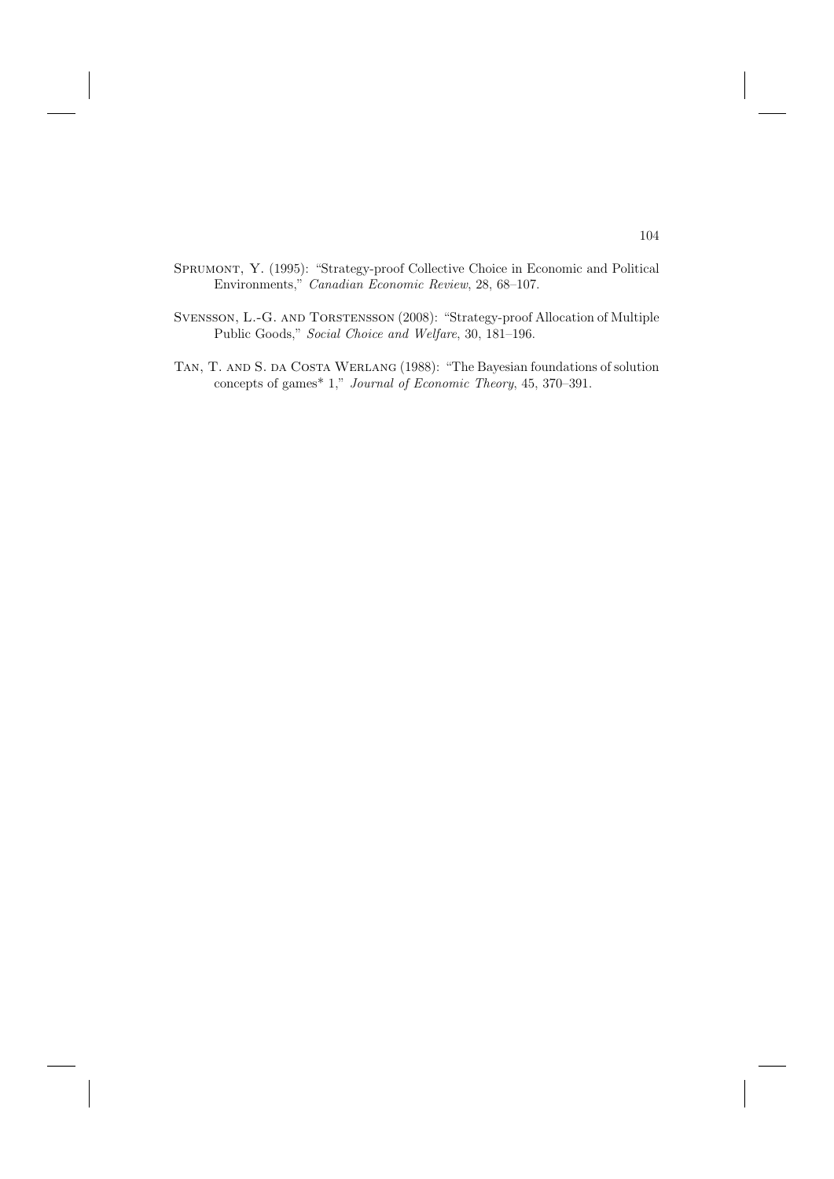Sprumont, Y. (1995): "Strategy-proof Collective Choice in Economic and Political Environments," *Canadian Economic Review*, 28, 68–107.

Svensson, L.-G. and Torstensson (2008): "Strategy-proof Allocation of Multiple Public Goods," *Social Choice and Welfare*, 30, 181–196.

Tan, T. and S. da Costa Werlang (1988): "The Bayesian foundations of solution concepts of games* 1," *Journal of Economic Theory*, 45, 370–391.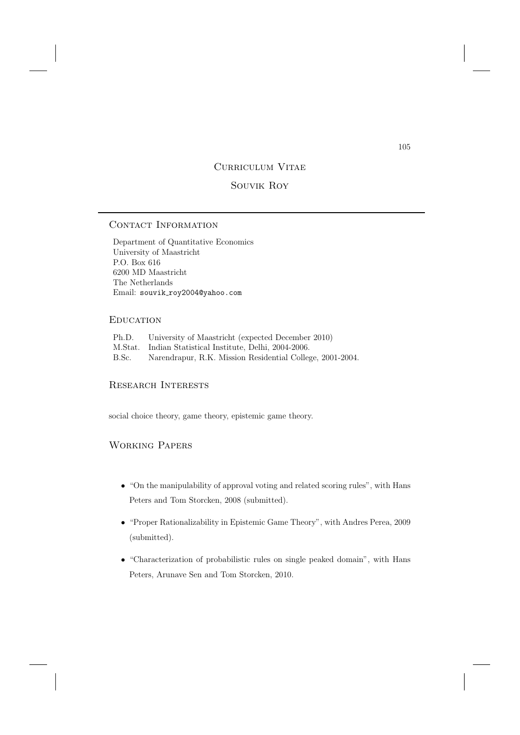# Curriculum Vitae

## Souvik Roy

---

### Contact Information

Department of Quantitative Economics
University of Maastricht
P.O. Box 616
6200 MD Maastricht
The Netherlands
Email: `souvik_roy2004@yahoo.com`

### Education

| | |
|---|---|
| Ph.D. | University of Maastricht (expected December 2010) |
| M.Stat. | Indian Statistical Institute, Delhi, 2004-2006. |
| B.Sc. | Narendrapur, R.K. Mission Residential College, 2001-2004. |

### Research Interests

social choice theory, game theory, epistemic game theory.

### Working Papers

- "On the manipulability of approval voting and related scoring rules", with Hans Peters and Tom Storcken, 2008 (submitted).
- "Proper Rationalizability in Epistemic Game Theory", with Andres Perea, 2009 (submitted).
- "Characterization of probabilistic rules on single peaked domain", with Hans Peters, Arunave Sen and Tom Storcken, 2010.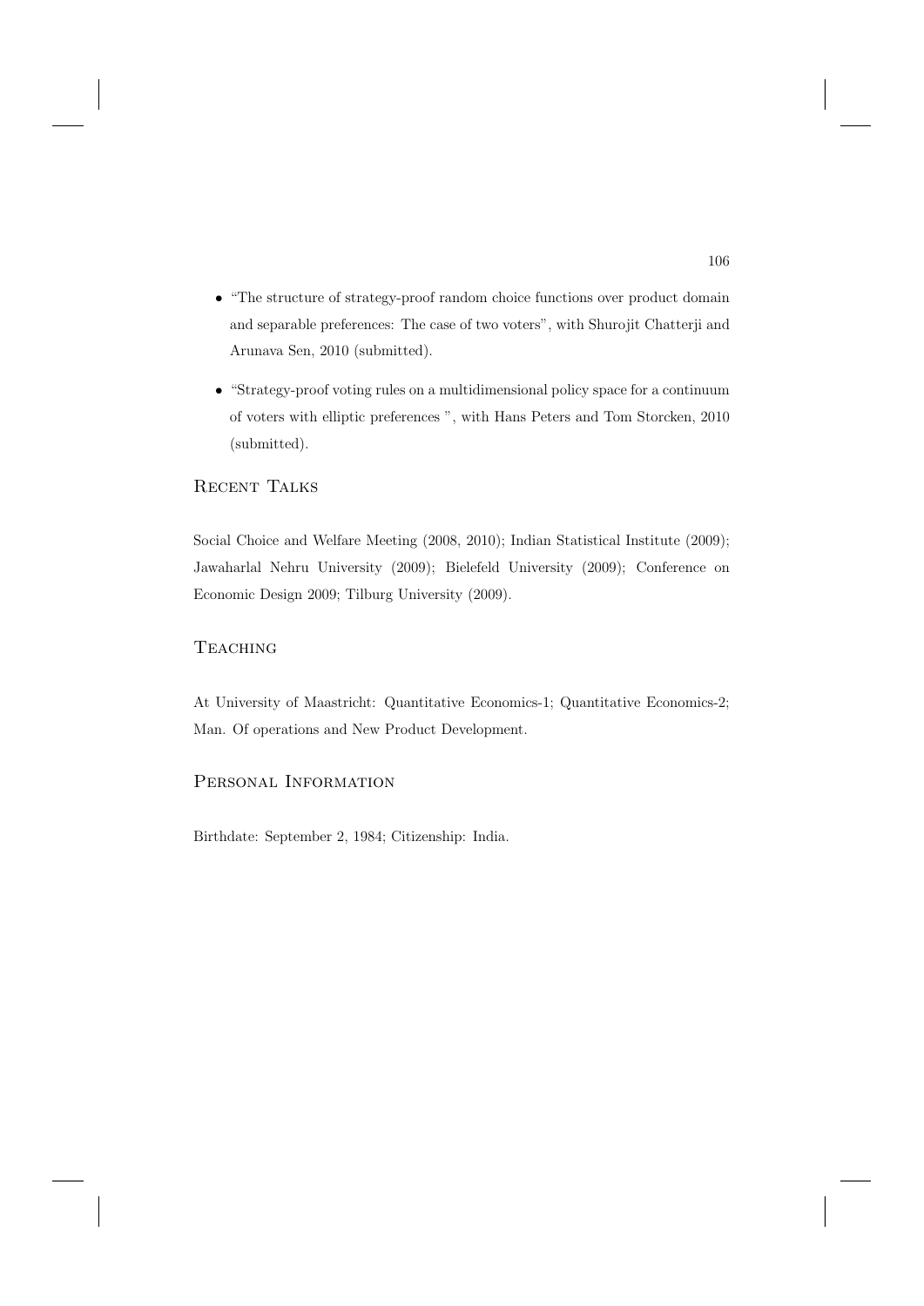- "The structure of strategy-proof random choice functions over product domain and separable preferences: The case of two voters", with Shurojit Chatterji and Arunava Sen, 2010 (submitted).

- "Strategy-proof voting rules on a multidimensional policy space for a continuum of voters with elliptic preferences ", with Hans Peters and Tom Storcken, 2010 (submitted).

## Recent Talks

Social Choice and Welfare Meeting (2008, 2010); Indian Statistical Institute (2009); Jawaharlal Nehru University (2009); Bielefeld University (2009); Conference on Economic Design 2009; Tilburg University (2009).

## Teaching

At University of Maastricht: Quantitative Economics-1; Quantitative Economics-2; Man. Of operations and New Product Development.

## Personal Information

Birthdate: September 2, 1984; Citizenship: India.